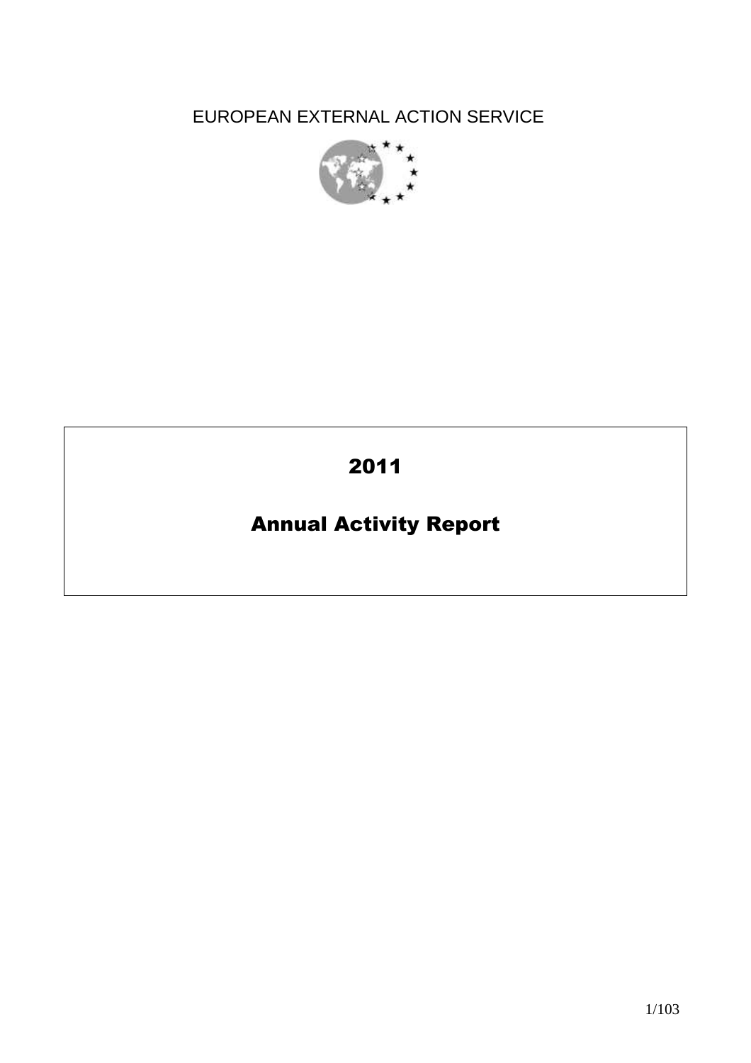EUROPEAN EXTERNAL ACTION SERVICE

# 2011

# Annual Activity Report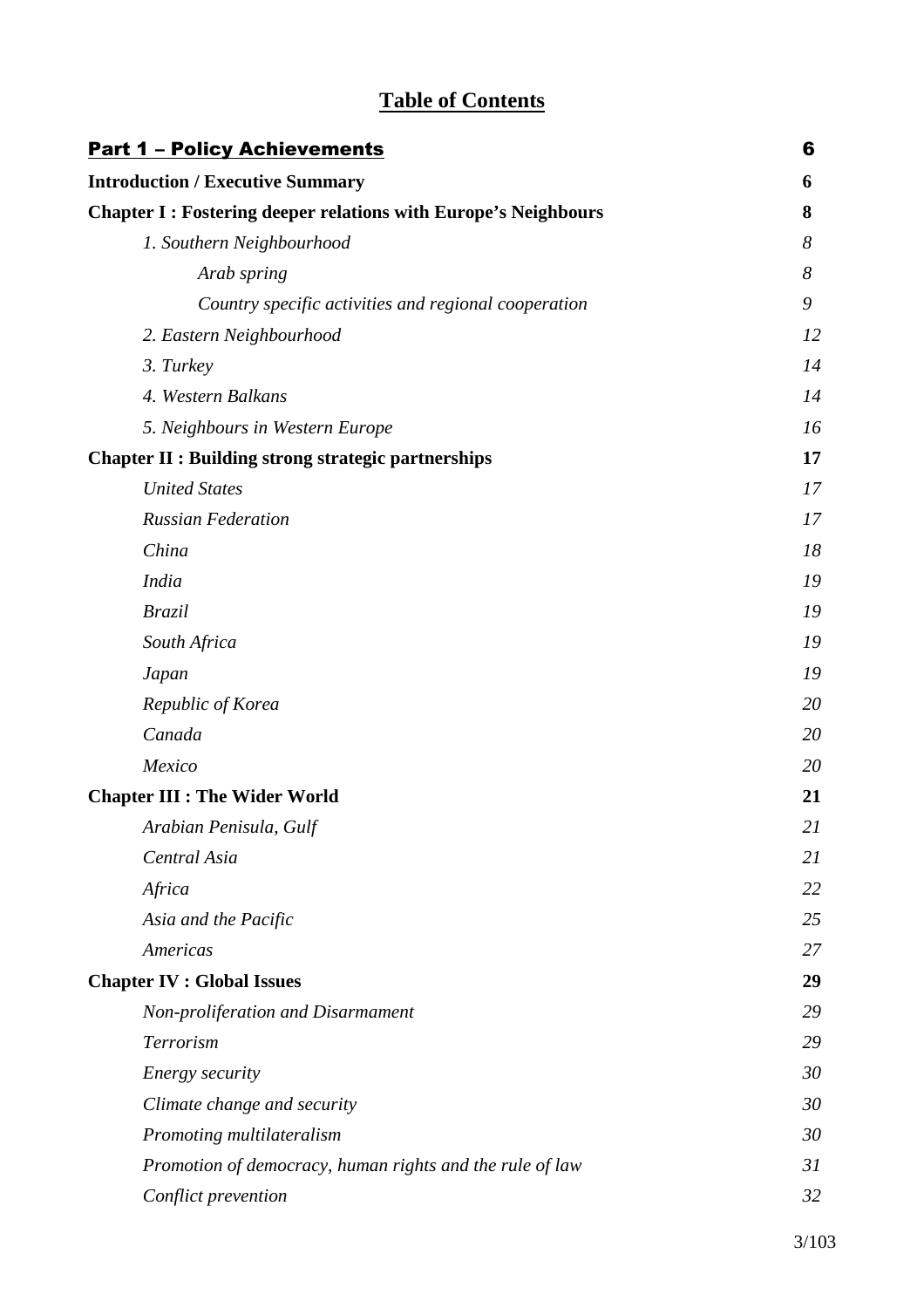# Table of Contents

| | |
|---|---|
| **Part 1 – Policy Achievements** | **6** |
| **Introduction / Executive Summary** | **6** |
| **Chapter I : Fostering deeper relations with Europe's Neighbours** | **8** |
| *1. Southern Neighbourhood* | *8* |
| *Arab spring* | *8* |
| *Country specific activities and regional cooperation* | *9* |
| *2. Eastern Neighbourhood* | *12* |
| *3. Turkey* | *14* |
| *4. Western Balkans* | *14* |
| *5. Neighbours in Western Europe* | *16* |
| **Chapter II : Building strong strategic partnerships** | **17** |
| *United States* | *17* |
| *Russian Federation* | *17* |
| *China* | *18* |
| *India* | *19* |
| *Brazil* | *19* |
| *South Africa* | *19* |
| *Japan* | *19* |
| *Republic of Korea* | *20* |
| *Canada* | *20* |
| *Mexico* | *20* |
| **Chapter III : The Wider World** | **21** |
| *Arabian Penisula, Gulf* | *21* |
| *Central Asia* | *21* |
| *Africa* | *22* |
| *Asia and the Pacific* | *25* |
| *Americas* | *27* |
| **Chapter IV : Global Issues** | **29** |
| *Non-proliferation and Disarmament* | *29* |
| *Terrorism* | *29* |
| *Energy security* | *30* |
| *Climate change and security* | *30* |
| *Promoting multilateralism* | *30* |
| *Promotion of democracy, human rights and the rule of law* | *31* |
| *Conflict prevention* | *32* |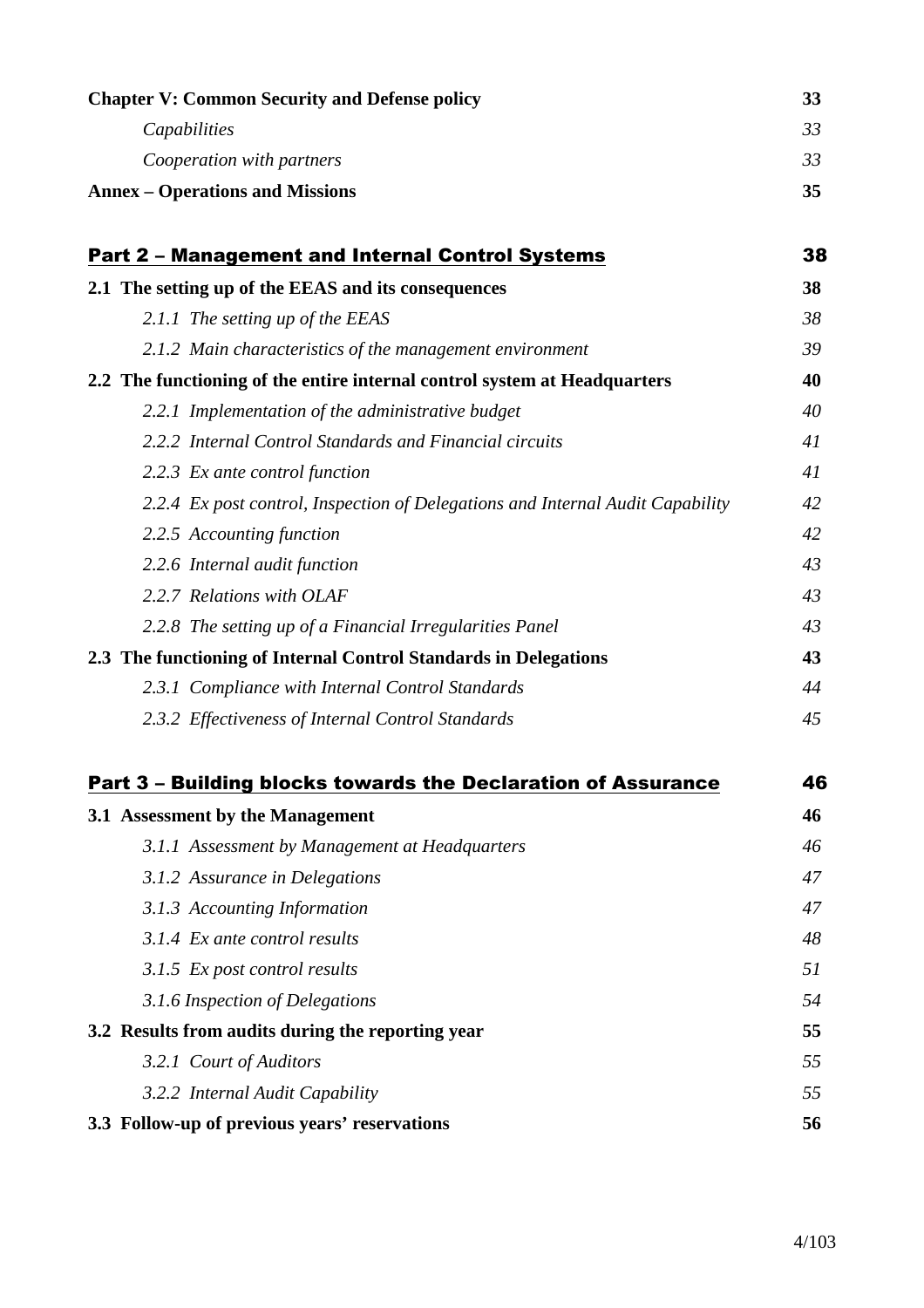| | |
|---|---|
| **Chapter V: Common Security and Defense policy** | **33** |
| *Capabilities* | *33* |
| *Cooperation with partners* | *33* |
| **Annex – Operations and Missions** | **35** |
| **Part 2 – Management and Internal Control Systems** | **38** |
| **2.1 The setting up of the EEAS and its consequences** | **38** |
| *2.1.1 The setting up of the EEAS* | *38* |
| *2.1.2 Main characteristics of the management environment* | *39* |
| **2.2 The functioning of the entire internal control system at Headquarters** | **40** |
| *2.2.1 Implementation of the administrative budget* | *40* |
| *2.2.2 Internal Control Standards and Financial circuits* | *41* |
| *2.2.3 Ex ante control function* | *41* |
| *2.2.4 Ex post control, Inspection of Delegations and Internal Audit Capability* | *42* |
| *2.2.5 Accounting function* | *42* |
| *2.2.6 Internal audit function* | *43* |
| *2.2.7 Relations with OLAF* | *43* |
| *2.2.8 The setting up of a Financial Irregularities Panel* | *43* |
| **2.3 The functioning of Internal Control Standards in Delegations** | **43** |
| *2.3.1 Compliance with Internal Control Standards* | *44* |
| *2.3.2 Effectiveness of Internal Control Standards* | *45* |
| **Part 3 – Building blocks towards the Declaration of Assurance** | **46** |
| **3.1 Assessment by the Management** | **46** |
| *3.1.1 Assessment by Management at Headquarters* | *46* |
| *3.1.2 Assurance in Delegations* | *47* |
| *3.1.3 Accounting Information* | *47* |
| *3.1.4 Ex ante control results* | *48* |
| *3.1.5 Ex post control results* | *51* |
| *3.1.6 Inspection of Delegations* | *54* |
| **3.2 Results from audits during the reporting year** | **55** |
| *3.2.1 Court of Auditors* | *55* |
| *3.2.2 Internal Audit Capability* | *55* |
| **3.3 Follow-up of previous years' reservations** | **56** |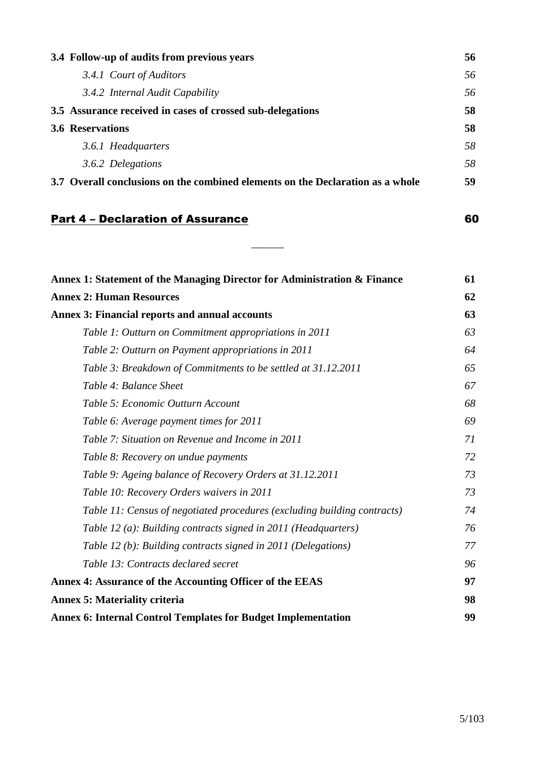| | |
|---|---|
| **3.4 Follow-up of audits from previous years** | **56** |
| *3.4.1 Court of Auditors* | *56* |
| *3.4.2 Internal Audit Capability* | *56* |
| **3.5 Assurance received in cases of crossed sub-delegations** | **58** |
| **3.6 Reservations** | **58** |
| *3.6.1 Headquarters* | *58* |
| *3.6.2 Delegations* | *58* |
| **3.7 Overall conclusions on the combined elements on the Declaration as a whole** | **59** |

**Part 4 – Declaration of Assurance** **60**

______

| | |
|---|---|
| **Annex 1: Statement of the Managing Director for Administration & Finance** | **61** |
| **Annex 2: Human Resources** | **62** |
| **Annex 3: Financial reports and annual accounts** | **63** |
| *Table 1: Outturn on Commitment appropriations in 2011* | *63* |
| *Table 2: Outturn on Payment appropriations in 2011* | *64* |
| *Table 3: Breakdown of Commitments to be settled at 31.12.2011* | *65* |
| *Table 4: Balance Sheet* | *67* |
| *Table 5: Economic Outturn Account* | *68* |
| *Table 6: Average payment times for 2011* | *69* |
| *Table 7: Situation on Revenue and Income in 2011* | *71* |
| *Table 8: Recovery on undue payments* | *72* |
| *Table 9: Ageing balance of Recovery Orders at 31.12.2011* | *73* |
| *Table 10: Recovery Orders waivers in 2011* | *73* |
| *Table 11: Census of negotiated procedures (excluding building contracts)* | *74* |
| *Table 12 (a): Building contracts signed in 2011 (Headquarters)* | *76* |
| *Table 12 (b): Building contracts signed in 2011 (Delegations)* | *77* |
| *Table 13: Contracts declared secret* | *96* |
| **Annex 4: Assurance of the Accounting Officer of the EEAS** | **97** |
| **Annex 5: Materiality criteria** | **98** |
| **Annex 6: Internal Control Templates for Budget Implementation** | **99** |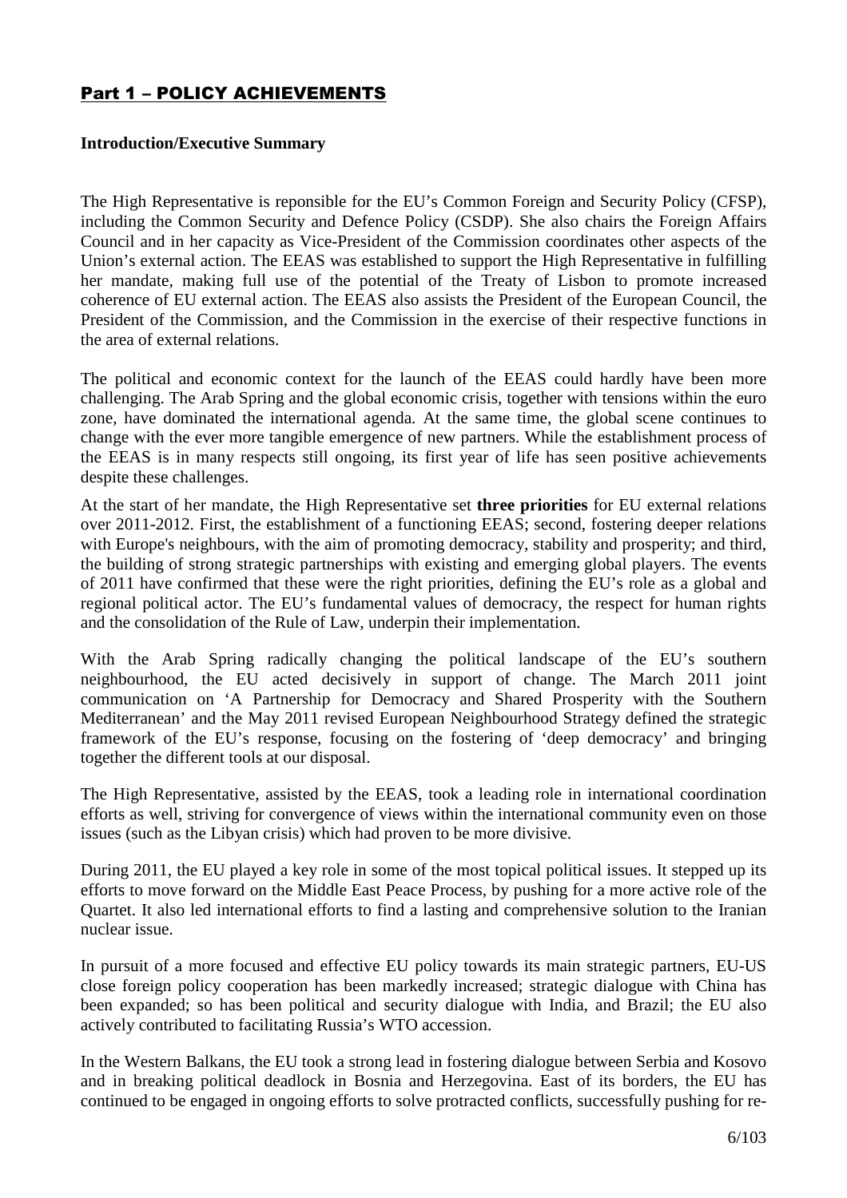# Part 1 – POLICY ACHIEVEMENTS

**Introduction/Executive Summary**

The High Representative is reponsible for the EU's Common Foreign and Security Policy (CFSP), including the Common Security and Defence Policy (CSDP). She also chairs the Foreign Affairs Council and in her capacity as Vice-President of the Commission coordinates other aspects of the Union's external action. The EEAS was established to support the High Representative in fulfilling her mandate, making full use of the potential of the Treaty of Lisbon to promote increased coherence of EU external action. The EEAS also assists the President of the European Council, the President of the Commission, and the Commission in the exercise of their respective functions in the area of external relations.

The political and economic context for the launch of the EEAS could hardly have been more challenging. The Arab Spring and the global economic crisis, together with tensions within the euro zone, have dominated the international agenda. At the same time, the global scene continues to change with the ever more tangible emergence of new partners. While the establishment process of the EEAS is in many respects still ongoing, its first year of life has seen positive achievements despite these challenges.

At the start of her mandate, the High Representative set **three priorities** for EU external relations over 2011-2012. First, the establishment of a functioning EEAS; second, fostering deeper relations with Europe's neighbours, with the aim of promoting democracy, stability and prosperity; and third, the building of strong strategic partnerships with existing and emerging global players. The events of 2011 have confirmed that these were the right priorities, defining the EU's role as a global and regional political actor. The EU's fundamental values of democracy, the respect for human rights and the consolidation of the Rule of Law, underpin their implementation.

With the Arab Spring radically changing the political landscape of the EU's southern neighbourhood, the EU acted decisively in support of change. The March 2011 joint communication on 'A Partnership for Democracy and Shared Prosperity with the Southern Mediterranean' and the May 2011 revised European Neighbourhood Strategy defined the strategic framework of the EU's response, focusing on the fostering of 'deep democracy' and bringing together the different tools at our disposal.

The High Representative, assisted by the EEAS, took a leading role in international coordination efforts as well, striving for convergence of views within the international community even on those issues (such as the Libyan crisis) which had proven to be more divisive.

During 2011, the EU played a key role in some of the most topical political issues. It stepped up its efforts to move forward on the Middle East Peace Process, by pushing for a more active role of the Quartet. It also led international efforts to find a lasting and comprehensive solution to the Iranian nuclear issue.

In pursuit of a more focused and effective EU policy towards its main strategic partners, EU-US close foreign policy cooperation has been markedly increased; strategic dialogue with China has been expanded; so has been political and security dialogue with India, and Brazil; the EU also actively contributed to facilitating Russia's WTO accession.

In the Western Balkans, the EU took a strong lead in fostering dialogue between Serbia and Kosovo and in breaking political deadlock in Bosnia and Herzegovina. East of its borders, the EU has continued to be engaged in ongoing efforts to solve protracted conflicts, successfully pushing for re-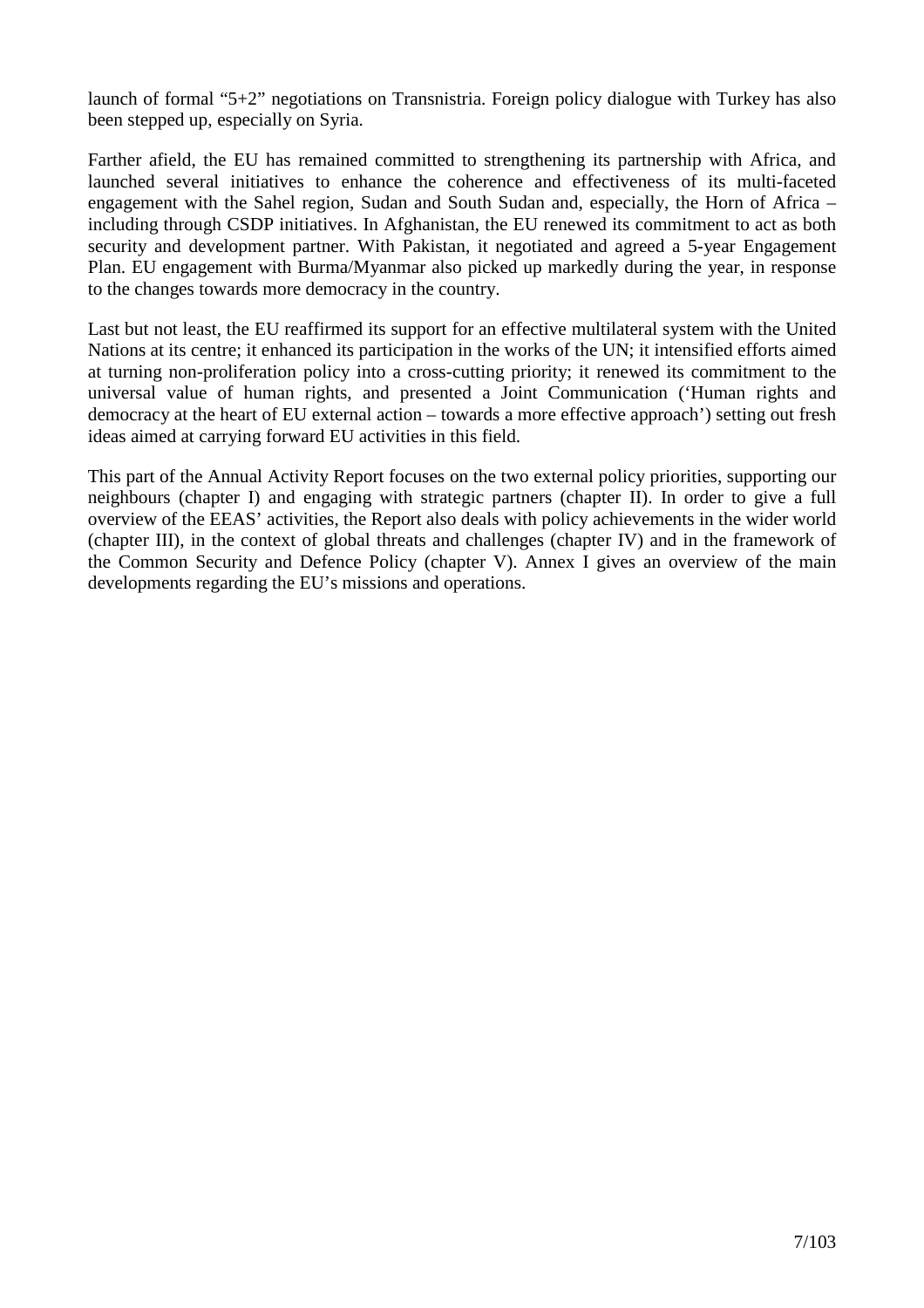launch of formal "5+2" negotiations on Transnistria. Foreign policy dialogue with Turkey has also been stepped up, especially on Syria.

Farther afield, the EU has remained committed to strengthening its partnership with Africa, and launched several initiatives to enhance the coherence and effectiveness of its multi-faceted engagement with the Sahel region, Sudan and South Sudan and, especially, the Horn of Africa – including through CSDP initiatives. In Afghanistan, the EU renewed its commitment to act as both security and development partner. With Pakistan, it negotiated and agreed a 5-year Engagement Plan. EU engagement with Burma/Myanmar also picked up markedly during the year, in response to the changes towards more democracy in the country.

Last but not least, the EU reaffirmed its support for an effective multilateral system with the United Nations at its centre; it enhanced its participation in the works of the UN; it intensified efforts aimed at turning non-proliferation policy into a cross-cutting priority; it renewed its commitment to the universal value of human rights, and presented a Joint Communication ('Human rights and democracy at the heart of EU external action – towards a more effective approach') setting out fresh ideas aimed at carrying forward EU activities in this field.

This part of the Annual Activity Report focuses on the two external policy priorities, supporting our neighbours (chapter I) and engaging with strategic partners (chapter II). In order to give a full overview of the EEAS' activities, the Report also deals with policy achievements in the wider world (chapter III), in the context of global threats and challenges (chapter IV) and in the framework of the Common Security and Defence Policy (chapter V). Annex I gives an overview of the main developments regarding the EU's missions and operations.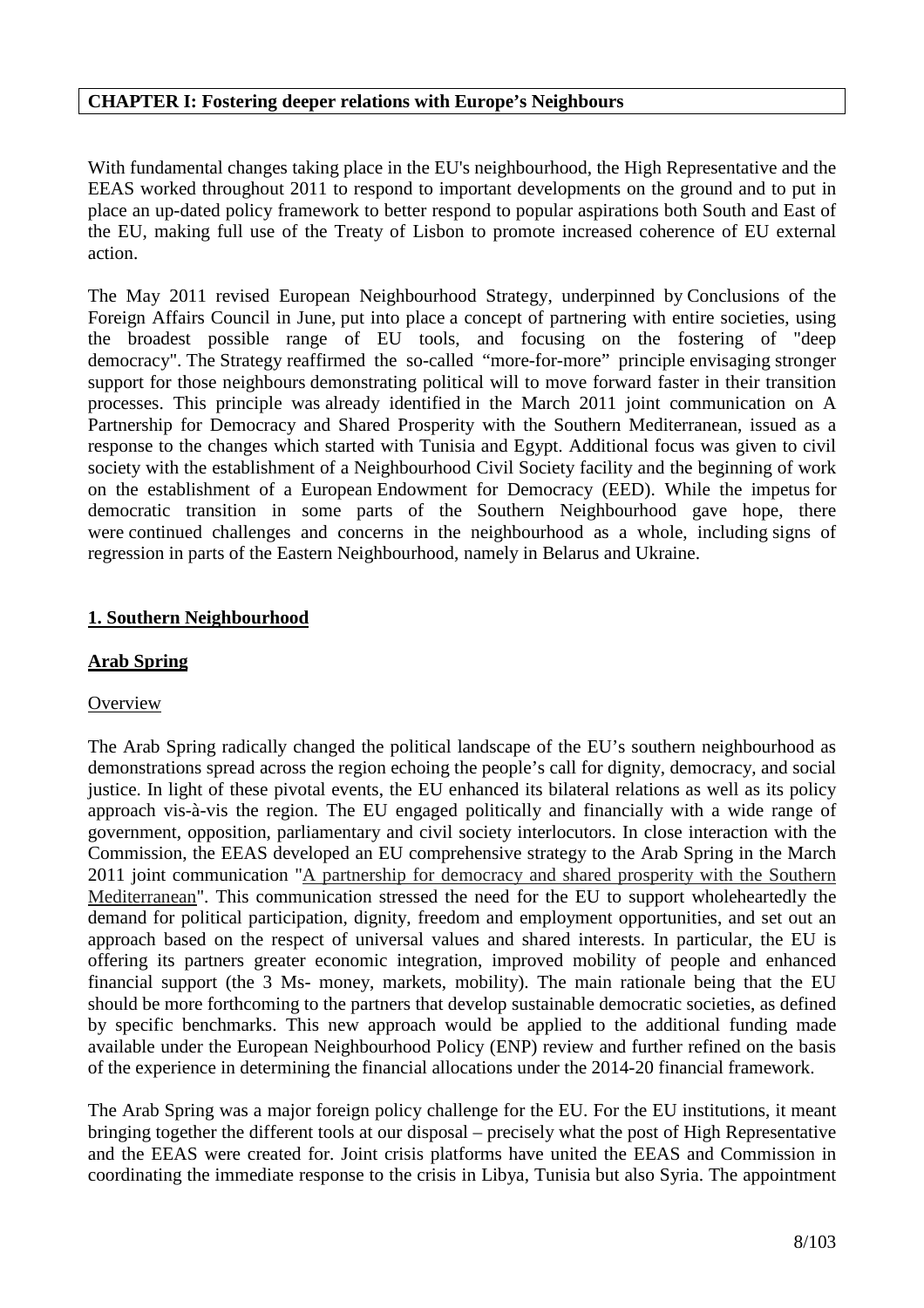# CHAPTER I: Fostering deeper relations with Europe's Neighbours

With fundamental changes taking place in the EU's neighbourhood, the High Representative and the EEAS worked throughout 2011 to respond to important developments on the ground and to put in place an up-dated policy framework to better respond to popular aspirations both South and East of the EU, making full use of the Treaty of Lisbon to promote increased coherence of EU external action.

The May 2011 revised European Neighbourhood Strategy, underpinned by Conclusions of the Foreign Affairs Council in June, put into place a concept of partnering with entire societies, using the broadest possible range of EU tools, and focusing on the fostering of "deep democracy". The Strategy reaffirmed the so-called "more-for-more" principle envisaging stronger support for those neighbours demonstrating political will to move forward faster in their transition processes. This principle was already identified in the March 2011 joint communication on A Partnership for Democracy and Shared Prosperity with the Southern Mediterranean, issued as a response to the changes which started with Tunisia and Egypt. Additional focus was given to civil society with the establishment of a Neighbourhood Civil Society facility and the beginning of work on the establishment of a European Endowment for Democracy (EED). While the impetus for democratic transition in some parts of the Southern Neighbourhood gave hope, there were continued challenges and concerns in the neighbourhood as a whole, including signs of regression in parts of the Eastern Neighbourhood, namely in Belarus and Ukraine.

## 1. Southern Neighbourhood

### Arab Spring

#### Overview

The Arab Spring radically changed the political landscape of the EU's southern neighbourhood as demonstrations spread across the region echoing the people's call for dignity, democracy, and social justice. In light of these pivotal events, the EU enhanced its bilateral relations as well as its policy approach vis-à-vis the region. The EU engaged politically and financially with a wide range of government, opposition, parliamentary and civil society interlocutors. In close interaction with the Commission, the EEAS developed an EU comprehensive strategy to the Arab Spring in the March 2011 joint communication "A partnership for democracy and shared prosperity with the Southern Mediterranean". This communication stressed the need for the EU to support wholeheartedly the demand for political participation, dignity, freedom and employment opportunities, and set out an approach based on the respect of universal values and shared interests. In particular, the EU is offering its partners greater economic integration, improved mobility of people and enhanced financial support (the 3 Ms- money, markets, mobility). The main rationale being that the EU should be more forthcoming to the partners that develop sustainable democratic societies, as defined by specific benchmarks. This new approach would be applied to the additional funding made available under the European Neighbourhood Policy (ENP) review and further refined on the basis of the experience in determining the financial allocations under the 2014-20 financial framework.

The Arab Spring was a major foreign policy challenge for the EU. For the EU institutions, it meant bringing together the different tools at our disposal – precisely what the post of High Representative and the EEAS were created for. Joint crisis platforms have united the EEAS and Commission in coordinating the immediate response to the crisis in Libya, Tunisia but also Syria. The appointment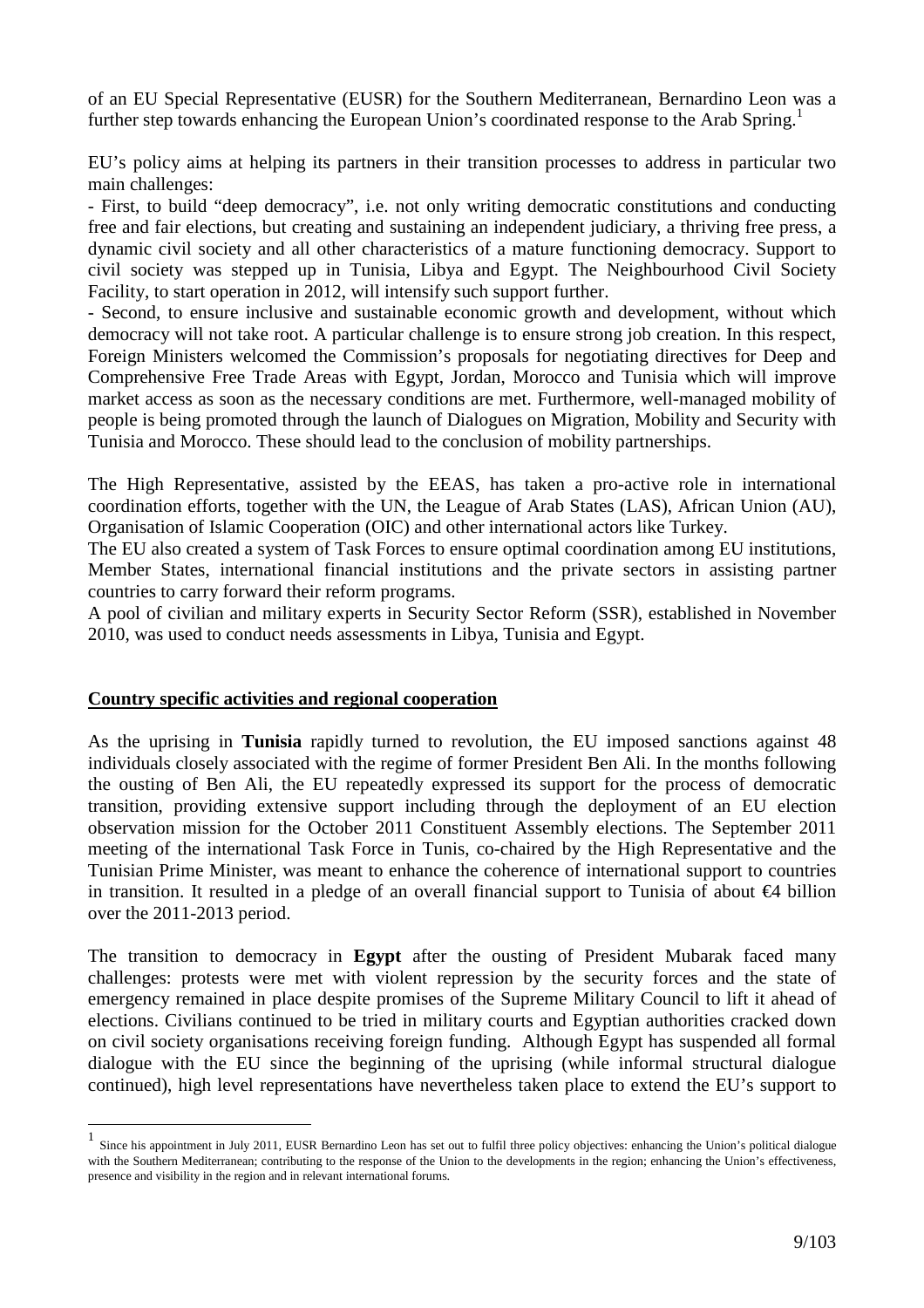of an EU Special Representative (EUSR) for the Southern Mediterranean, Bernardino Leon was a further step towards enhancing the European Union's coordinated response to the Arab Spring.[1]

EU's policy aims at helping its partners in their transition processes to address in particular two main challenges:

- First, to build "deep democracy", i.e. not only writing democratic constitutions and conducting free and fair elections, but creating and sustaining an independent judiciary, a thriving free press, a dynamic civil society and all other characteristics of a mature functioning democracy. Support to civil society was stepped up in Tunisia, Libya and Egypt. The Neighbourhood Civil Society Facility, to start operation in 2012, will intensify such support further.
- Second, to ensure inclusive and sustainable economic growth and development, without which democracy will not take root. A particular challenge is to ensure strong job creation. In this respect, Foreign Ministers welcomed the Commission's proposals for negotiating directives for Deep and Comprehensive Free Trade Areas with Egypt, Jordan, Morocco and Tunisia which will improve market access as soon as the necessary conditions are met. Furthermore, well-managed mobility of people is being promoted through the launch of Dialogues on Migration, Mobility and Security with Tunisia and Morocco. These should lead to the conclusion of mobility partnerships.

The High Representative, assisted by the EEAS, has taken a pro-active role in international coordination efforts, together with the UN, the League of Arab States (LAS), African Union (AU), Organisation of Islamic Cooperation (OIC) and other international actors like Turkey.

The EU also created a system of Task Forces to ensure optimal coordination among EU institutions, Member States, international financial institutions and the private sectors in assisting partner countries to carry forward their reform programs.

A pool of civilian and military experts in Security Sector Reform (SSR), established in November 2010, was used to conduct needs assessments in Libya, Tunisia and Egypt.

## Country specific activities and regional cooperation

As the uprising in **Tunisia** rapidly turned to revolution, the EU imposed sanctions against 48 individuals closely associated with the regime of former President Ben Ali. In the months following the ousting of Ben Ali, the EU repeatedly expressed its support for the process of democratic transition, providing extensive support including through the deployment of an EU election observation mission for the October 2011 Constituent Assembly elections. The September 2011 meeting of the international Task Force in Tunis, co-chaired by the High Representative and the Tunisian Prime Minister, was meant to enhance the coherence of international support to countries in transition. It resulted in a pledge of an overall financial support to Tunisia of about €4 billion over the 2011-2013 period.

The transition to democracy in **Egypt** after the ousting of President Mubarak faced many challenges: protests were met with violent repression by the security forces and the state of emergency remained in place despite promises of the Supreme Military Council to lift it ahead of elections. Civilians continued to be tried in military courts and Egyptian authorities cracked down on civil society organisations receiving foreign funding. Although Egypt has suspended all formal dialogue with the EU since the beginning of the uprising (while informal structural dialogue continued), high level representations have nevertheless taken place to extend the EU's support to

---

[1] Since his appointment in July 2011, EUSR Bernardino Leon has set out to fulfil three policy objectives: enhancing the Union's political dialogue with the Southern Mediterranean; contributing to the response of the Union to the developments in the region; enhancing the Union's effectiveness, presence and visibility in the region and in relevant international forums.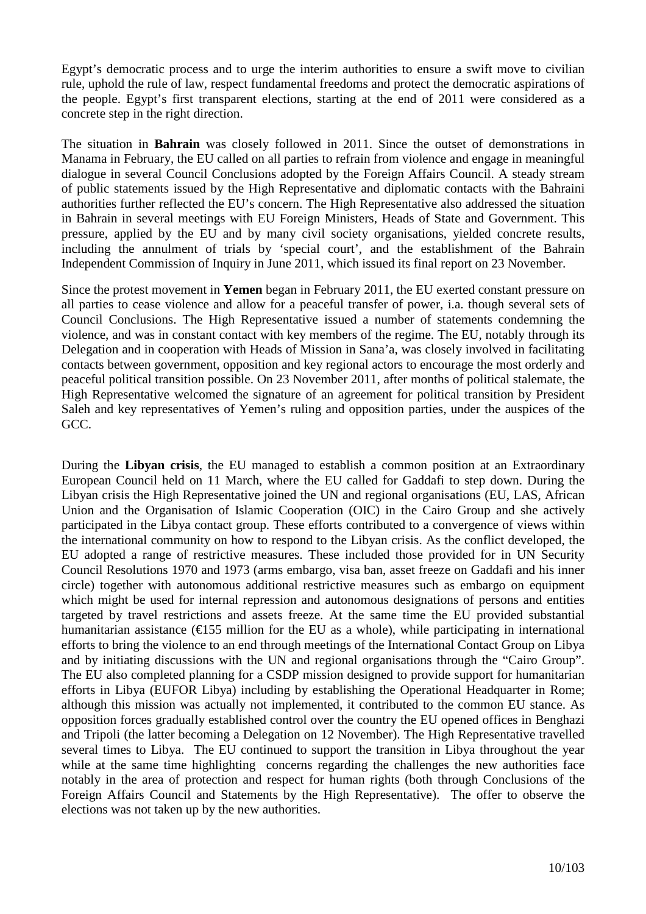Egypt's democratic process and to urge the interim authorities to ensure a swift move to civilian rule, uphold the rule of law, respect fundamental freedoms and protect the democratic aspirations of the people. Egypt's first transparent elections, starting at the end of 2011 were considered as a concrete step in the right direction.

The situation in **Bahrain** was closely followed in 2011. Since the outset of demonstrations in Manama in February, the EU called on all parties to refrain from violence and engage in meaningful dialogue in several Council Conclusions adopted by the Foreign Affairs Council. A steady stream of public statements issued by the High Representative and diplomatic contacts with the Bahraini authorities further reflected the EU's concern. The High Representative also addressed the situation in Bahrain in several meetings with EU Foreign Ministers, Heads of State and Government. This pressure, applied by the EU and by many civil society organisations, yielded concrete results, including the annulment of trials by 'special court', and the establishment of the Bahrain Independent Commission of Inquiry in June 2011, which issued its final report on 23 November.

Since the protest movement in **Yemen** began in February 2011, the EU exerted constant pressure on all parties to cease violence and allow for a peaceful transfer of power, i.a. though several sets of Council Conclusions. The High Representative issued a number of statements condemning the violence, and was in constant contact with key members of the regime. The EU, notably through its Delegation and in cooperation with Heads of Mission in Sana'a, was closely involved in facilitating contacts between government, opposition and key regional actors to encourage the most orderly and peaceful political transition possible. On 23 November 2011, after months of political stalemate, the High Representative welcomed the signature of an agreement for political transition by President Saleh and key representatives of Yemen's ruling and opposition parties, under the auspices of the GCC.

During the **Libyan crisis**, the EU managed to establish a common position at an Extraordinary European Council held on 11 March, where the EU called for Gaddafi to step down. During the Libyan crisis the High Representative joined the UN and regional organisations (EU, LAS, African Union and the Organisation of Islamic Cooperation (OIC) in the Cairo Group and she actively participated in the Libya contact group. These efforts contributed to a convergence of views within the international community on how to respond to the Libyan crisis. As the conflict developed, the EU adopted a range of restrictive measures. These included those provided for in UN Security Council Resolutions 1970 and 1973 (arms embargo, visa ban, asset freeze on Gaddafi and his inner circle) together with autonomous additional restrictive measures such as embargo on equipment which might be used for internal repression and autonomous designations of persons and entities targeted by travel restrictions and assets freeze. At the same time the EU provided substantial humanitarian assistance (€155 million for the EU as a whole), while participating in international efforts to bring the violence to an end through meetings of the International Contact Group on Libya and by initiating discussions with the UN and regional organisations through the "Cairo Group". The EU also completed planning for a CSDP mission designed to provide support for humanitarian efforts in Libya (EUFOR Libya) including by establishing the Operational Headquarter in Rome; although this mission was actually not implemented, it contributed to the common EU stance. As opposition forces gradually established control over the country the EU opened offices in Benghazi and Tripoli (the latter becoming a Delegation on 12 November). The High Representative travelled several times to Libya. The EU continued to support the transition in Libya throughout the year while at the same time highlighting concerns regarding the challenges the new authorities face notably in the area of protection and respect for human rights (both through Conclusions of the Foreign Affairs Council and Statements by the High Representative). The offer to observe the elections was not taken up by the new authorities.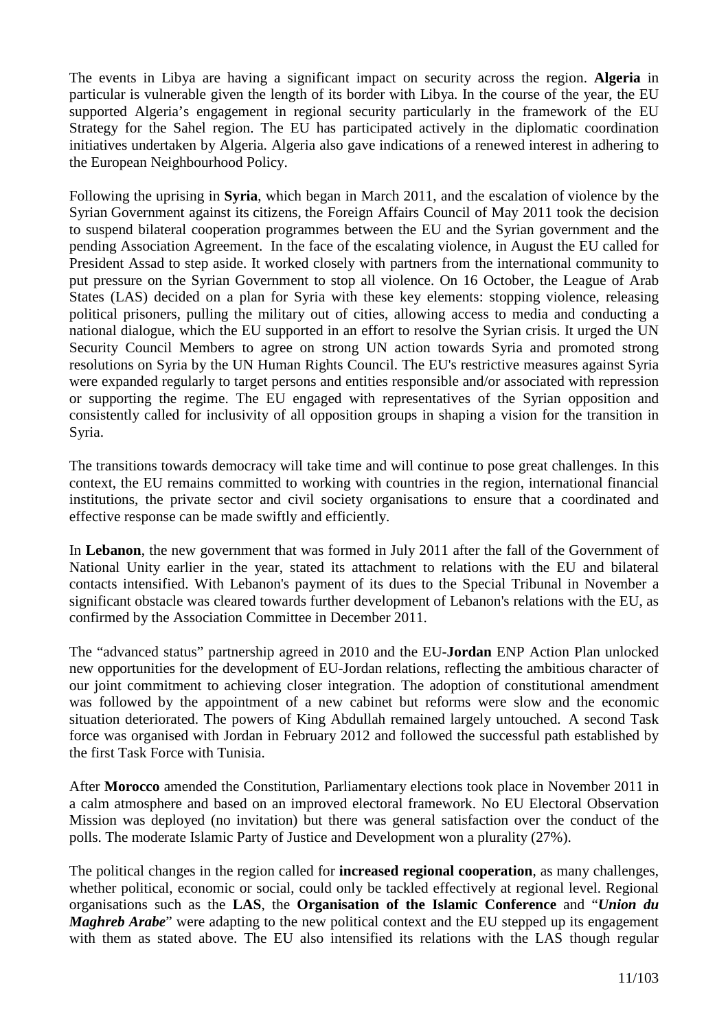The events in Libya are having a significant impact on security across the region. **Algeria** in particular is vulnerable given the length of its border with Libya. In the course of the year, the EU supported Algeria's engagement in regional security particularly in the framework of the EU Strategy for the Sahel region. The EU has participated actively in the diplomatic coordination initiatives undertaken by Algeria. Algeria also gave indications of a renewed interest in adhering to the European Neighbourhood Policy.

Following the uprising in **Syria**, which began in March 2011, and the escalation of violence by the Syrian Government against its citizens, the Foreign Affairs Council of May 2011 took the decision to suspend bilateral cooperation programmes between the EU and the Syrian government and the pending Association Agreement. In the face of the escalating violence, in August the EU called for President Assad to step aside. It worked closely with partners from the international community to put pressure on the Syrian Government to stop all violence. On 16 October, the League of Arab States (LAS) decided on a plan for Syria with these key elements: stopping violence, releasing political prisoners, pulling the military out of cities, allowing access to media and conducting a national dialogue, which the EU supported in an effort to resolve the Syrian crisis. It urged the UN Security Council Members to agree on strong UN action towards Syria and promoted strong resolutions on Syria by the UN Human Rights Council. The EU's restrictive measures against Syria were expanded regularly to target persons and entities responsible and/or associated with repression or supporting the regime. The EU engaged with representatives of the Syrian opposition and consistently called for inclusivity of all opposition groups in shaping a vision for the transition in Syria.

The transitions towards democracy will take time and will continue to pose great challenges. In this context, the EU remains committed to working with countries in the region, international financial institutions, the private sector and civil society organisations to ensure that a coordinated and effective response can be made swiftly and efficiently.

In **Lebanon**, the new government that was formed in July 2011 after the fall of the Government of National Unity earlier in the year, stated its attachment to relations with the EU and bilateral contacts intensified. With Lebanon's payment of its dues to the Special Tribunal in November a significant obstacle was cleared towards further development of Lebanon's relations with the EU, as confirmed by the Association Committee in December 2011.

The "advanced status" partnership agreed in 2010 and the EU-**Jordan** ENP Action Plan unlocked new opportunities for the development of EU-Jordan relations, reflecting the ambitious character of our joint commitment to achieving closer integration. The adoption of constitutional amendment was followed by the appointment of a new cabinet but reforms were slow and the economic situation deteriorated. The powers of King Abdullah remained largely untouched. A second Task force was organised with Jordan in February 2012 and followed the successful path established by the first Task Force with Tunisia.

After **Morocco** amended the Constitution, Parliamentary elections took place in November 2011 in a calm atmosphere and based on an improved electoral framework. No EU Electoral Observation Mission was deployed (no invitation) but there was general satisfaction over the conduct of the polls. The moderate Islamic Party of Justice and Development won a plurality (27%).

The political changes in the region called for **increased regional cooperation**, as many challenges, whether political, economic or social, could only be tackled effectively at regional level. Regional organisations such as the **LAS**, the **Organisation of the Islamic Conference** and "***Union du Maghreb Arabe***" were adapting to the new political context and the EU stepped up its engagement with them as stated above. The EU also intensified its relations with the LAS though regular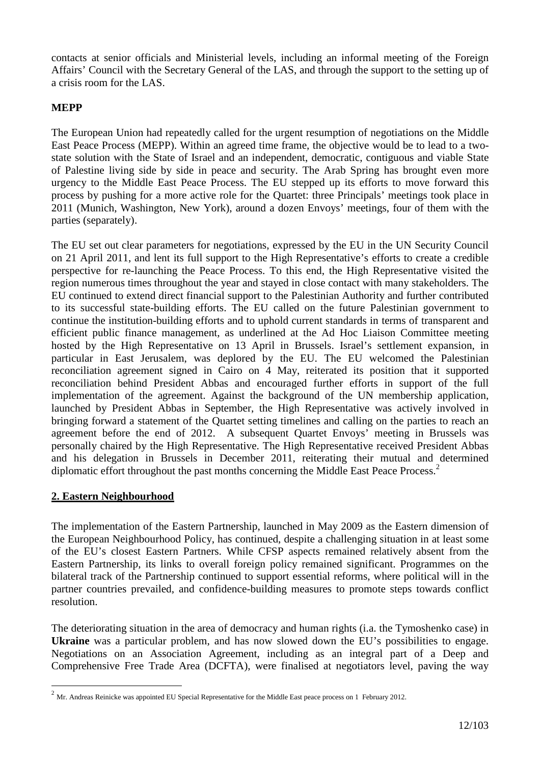contacts at senior officials and Ministerial levels, including an informal meeting of the Foreign Affairs' Council with the Secretary General of the LAS, and through the support to the setting up of a crisis room for the LAS.

**MEPP**

The European Union had repeatedly called for the urgent resumption of negotiations on the Middle East Peace Process (MEPP). Within an agreed time frame, the objective would be to lead to a two-state solution with the State of Israel and an independent, democratic, contiguous and viable State of Palestine living side by side in peace and security. The Arab Spring has brought even more urgency to the Middle East Peace Process. The EU stepped up its efforts to move forward this process by pushing for a more active role for the Quartet: three Principals' meetings took place in 2011 (Munich, Washington, New York), around a dozen Envoys' meetings, four of them with the parties (separately).

The EU set out clear parameters for negotiations, expressed by the EU in the UN Security Council on 21 April 2011, and lent its full support to the High Representative's efforts to create a credible perspective for re-launching the Peace Process. To this end, the High Representative visited the region numerous times throughout the year and stayed in close contact with many stakeholders. The EU continued to extend direct financial support to the Palestinian Authority and further contributed to its successful state-building efforts. The EU called on the future Palestinian government to continue the institution-building efforts and to uphold current standards in terms of transparent and efficient public finance management, as underlined at the Ad Hoc Liaison Committee meeting hosted by the High Representative on 13 April in Brussels. Israel's settlement expansion, in particular in East Jerusalem, was deplored by the EU. The EU welcomed the Palestinian reconciliation agreement signed in Cairo on 4 May, reiterated its position that it supported reconciliation behind President Abbas and encouraged further efforts in support of the full implementation of the agreement. Against the background of the UN membership application, launched by President Abbas in September, the High Representative was actively involved in bringing forward a statement of the Quartet setting timelines and calling on the parties to reach an agreement before the end of 2012. A subsequent Quartet Envoys' meeting in Brussels was personally chaired by the High Representative. The High Representative received President Abbas and his delegation in Brussels in December 2011, reiterating their mutual and determined diplomatic effort throughout the past months concerning the Middle East Peace Process.[2]

## 2. Eastern Neighbourhood

The implementation of the Eastern Partnership, launched in May 2009 as the Eastern dimension of the European Neighbourhood Policy, has continued, despite a challenging situation in at least some of the EU's closest Eastern Partners. While CFSP aspects remained relatively absent from the Eastern Partnership, its links to overall foreign policy remained significant. Programmes on the bilateral track of the Partnership continued to support essential reforms, where political will in the partner countries prevailed, and confidence-building measures to promote steps towards conflict resolution.

The deteriorating situation in the area of democracy and human rights (i.a. the Tymoshenko case) in **Ukraine** was a particular problem, and has now slowed down the EU's possibilities to engage. Negotiations on an Association Agreement, including as an integral part of a Deep and Comprehensive Free Trade Area (DCFTA), were finalised at negotiators level, paving the way

[2] Mr. Andreas Reinicke was appointed EU Special Representative for the Middle East peace process on 1 February 2012.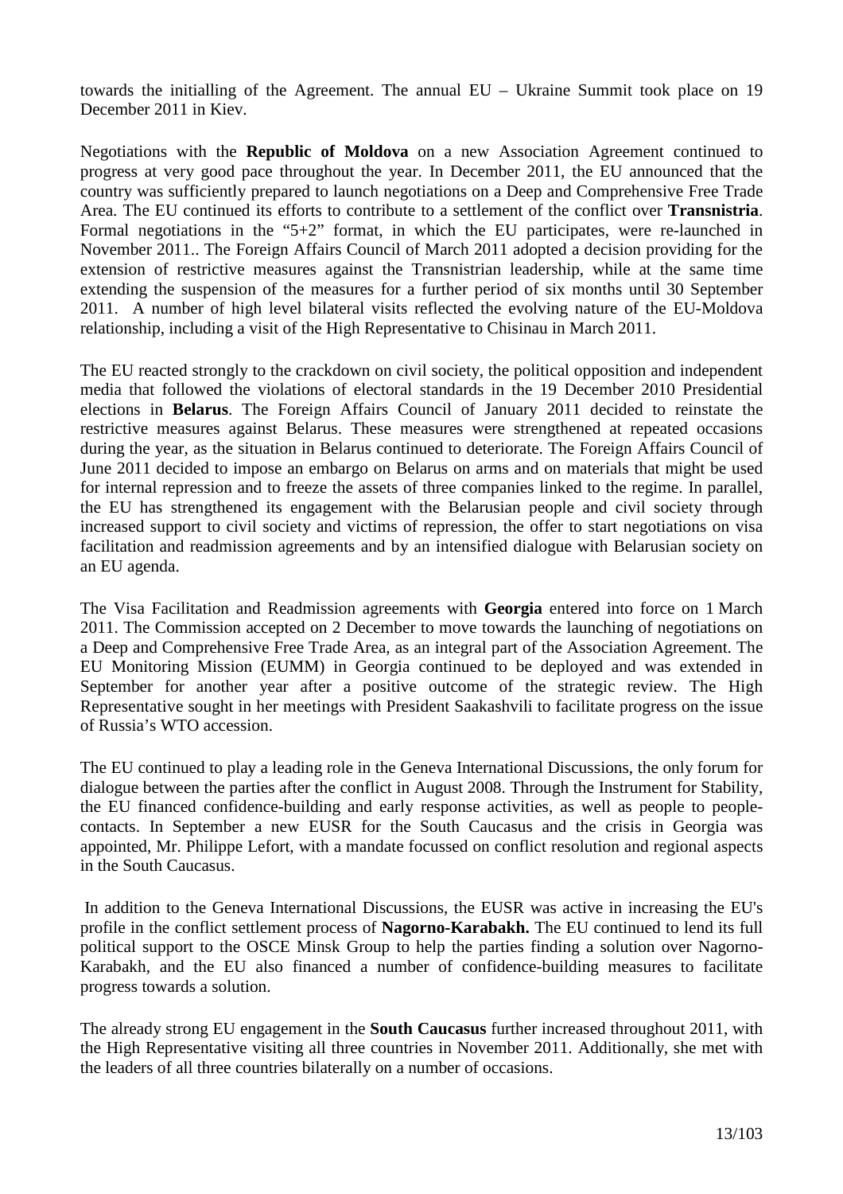towards the initialling of the Agreement. The annual EU – Ukraine Summit took place on 19 December 2011 in Kiev.

Negotiations with the **Republic of Moldova** on a new Association Agreement continued to progress at very good pace throughout the year. In December 2011, the EU announced that the country was sufficiently prepared to launch negotiations on a Deep and Comprehensive Free Trade Area. The EU continued its efforts to contribute to a settlement of the conflict over **Transnistria**. Formal negotiations in the "5+2" format, in which the EU participates, were re-launched in November 2011.. The Foreign Affairs Council of March 2011 adopted a decision providing for the extension of restrictive measures against the Transnistrian leadership, while at the same time extending the suspension of the measures for a further period of six months until 30 September 2011. A number of high level bilateral visits reflected the evolving nature of the EU-Moldova relationship, including a visit of the High Representative to Chisinau in March 2011.

The EU reacted strongly to the crackdown on civil society, the political opposition and independent media that followed the violations of electoral standards in the 19 December 2010 Presidential elections in **Belarus**. The Foreign Affairs Council of January 2011 decided to reinstate the restrictive measures against Belarus. These measures were strengthened at repeated occasions during the year, as the situation in Belarus continued to deteriorate. The Foreign Affairs Council of June 2011 decided to impose an embargo on Belarus on arms and on materials that might be used for internal repression and to freeze the assets of three companies linked to the regime. In parallel, the EU has strengthened its engagement with the Belarusian people and civil society through increased support to civil society and victims of repression, the offer to start negotiations on visa facilitation and readmission agreements and by an intensified dialogue with Belarusian society on an EU agenda.

The Visa Facilitation and Readmission agreements with **Georgia** entered into force on 1 March 2011. The Commission accepted on 2 December to move towards the launching of negotiations on a Deep and Comprehensive Free Trade Area, as an integral part of the Association Agreement. The EU Monitoring Mission (EUMM) in Georgia continued to be deployed and was extended in September for another year after a positive outcome of the strategic review. The High Representative sought in her meetings with President Saakashvili to facilitate progress on the issue of Russia's WTO accession.

The EU continued to play a leading role in the Geneva International Discussions, the only forum for dialogue between the parties after the conflict in August 2008. Through the Instrument for Stability, the EU financed confidence-building and early response activities, as well as people to people-contacts. In September a new EUSR for the South Caucasus and the crisis in Georgia was appointed, Mr. Philippe Lefort, with a mandate focussed on conflict resolution and regional aspects in the South Caucasus.

In addition to the Geneva International Discussions, the EUSR was active in increasing the EU's profile in the conflict settlement process of **Nagorno-Karabakh.** The EU continued to lend its full political support to the OSCE Minsk Group to help the parties finding a solution over Nagorno-Karabakh, and the EU also financed a number of confidence-building measures to facilitate progress towards a solution.

The already strong EU engagement in the **South Caucasus** further increased throughout 2011, with the High Representative visiting all three countries in November 2011. Additionally, she met with the leaders of all three countries bilaterally on a number of occasions.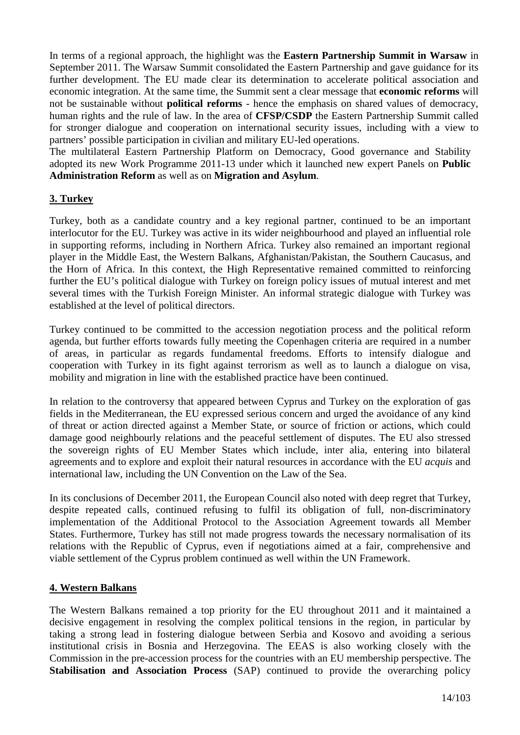In terms of a regional approach, the highlight was the **Eastern Partnership Summit in Warsaw** in September 2011. The Warsaw Summit consolidated the Eastern Partnership and gave guidance for its further development. The EU made clear its determination to accelerate political association and economic integration. At the same time, the Summit sent a clear message that **economic reforms** will not be sustainable without **political reforms** - hence the emphasis on shared values of democracy, human rights and the rule of law. In the area of **CFSP/CSDP** the Eastern Partnership Summit called for stronger dialogue and cooperation on international security issues, including with a view to partners' possible participation in civilian and military EU-led operations.

The multilateral Eastern Partnership Platform on Democracy, Good governance and Stability adopted its new Work Programme 2011-13 under which it launched new expert Panels on **Public Administration Reform** as well as on **Migration and Asylum**.

## 3. Turkey

Turkey, both as a candidate country and a key regional partner, continued to be an important interlocutor for the EU. Turkey was active in its wider neighbourhood and played an influential role in supporting reforms, including in Northern Africa. Turkey also remained an important regional player in the Middle East, the Western Balkans, Afghanistan/Pakistan, the Southern Caucasus, and the Horn of Africa. In this context, the High Representative remained committed to reinforcing further the EU's political dialogue with Turkey on foreign policy issues of mutual interest and met several times with the Turkish Foreign Minister. An informal strategic dialogue with Turkey was established at the level of political directors.

Turkey continued to be committed to the accession negotiation process and the political reform agenda, but further efforts towards fully meeting the Copenhagen criteria are required in a number of areas, in particular as regards fundamental freedoms. Efforts to intensify dialogue and cooperation with Turkey in its fight against terrorism as well as to launch a dialogue on visa, mobility and migration in line with the established practice have been continued.

In relation to the controversy that appeared between Cyprus and Turkey on the exploration of gas fields in the Mediterranean, the EU expressed serious concern and urged the avoidance of any kind of threat or action directed against a Member State, or source of friction or actions, which could damage good neighbourly relations and the peaceful settlement of disputes. The EU also stressed the sovereign rights of EU Member States which include, inter alia, entering into bilateral agreements and to explore and exploit their natural resources in accordance with the EU *acquis* and international law, including the UN Convention on the Law of the Sea.

In its conclusions of December 2011, the European Council also noted with deep regret that Turkey, despite repeated calls, continued refusing to fulfil its obligation of full, non-discriminatory implementation of the Additional Protocol to the Association Agreement towards all Member States. Furthermore, Turkey has still not made progress towards the necessary normalisation of its relations with the Republic of Cyprus, even if negotiations aimed at a fair, comprehensive and viable settlement of the Cyprus problem continued as well within the UN Framework.

## 4. Western Balkans

The Western Balkans remained a top priority for the EU throughout 2011 and it maintained a decisive engagement in resolving the complex political tensions in the region, in particular by taking a strong lead in fostering dialogue between Serbia and Kosovo and avoiding a serious institutional crisis in Bosnia and Herzegovina. The EEAS is also working closely with the Commission in the pre-accession process for the countries with an EU membership perspective. The **Stabilisation and Association Process** (SAP) continued to provide the overarching policy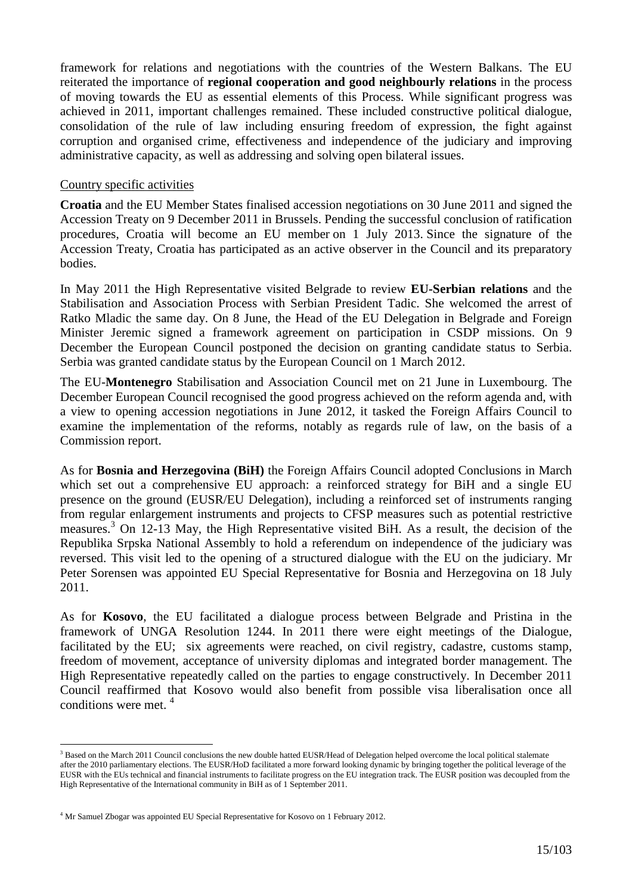framework for relations and negotiations with the countries of the Western Balkans. The EU reiterated the importance of **regional cooperation and good neighbourly relations** in the process of moving towards the EU as essential elements of this Process. While significant progress was achieved in 2011, important challenges remained. These included constructive political dialogue, consolidation of the rule of law including ensuring freedom of expression, the fight against corruption and organised crime, effectiveness and independence of the judiciary and improving administrative capacity, as well as addressing and solving open bilateral issues.

Country specific activities

**Croatia** and the EU Member States finalised accession negotiations on 30 June 2011 and signed the Accession Treaty on 9 December 2011 in Brussels. Pending the successful conclusion of ratification procedures, Croatia will become an EU member on 1 July 2013. Since the signature of the Accession Treaty, Croatia has participated as an active observer in the Council and its preparatory bodies.

In May 2011 the High Representative visited Belgrade to review **EU-Serbian relations** and the Stabilisation and Association Process with Serbian President Tadic. She welcomed the arrest of Ratko Mladic the same day. On 8 June, the Head of the EU Delegation in Belgrade and Foreign Minister Jeremic signed a framework agreement on participation in CSDP missions. On 9 December the European Council postponed the decision on granting candidate status to Serbia. Serbia was granted candidate status by the European Council on 1 March 2012.

The EU-**Montenegro** Stabilisation and Association Council met on 21 June in Luxembourg. The December European Council recognised the good progress achieved on the reform agenda and, with a view to opening accession negotiations in June 2012, it tasked the Foreign Affairs Council to examine the implementation of the reforms, notably as regards rule of law, on the basis of a Commission report.

As for **Bosnia and Herzegovina (BiH)** the Foreign Affairs Council adopted Conclusions in March which set out a comprehensive EU approach: a reinforced strategy for BiH and a single EU presence on the ground (EUSR/EU Delegation), including a reinforced set of instruments ranging from regular enlargement instruments and projects to CFSP measures such as potential restrictive measures.[3] On 12-13 May, the High Representative visited BiH. As a result, the decision of the Republika Srpska National Assembly to hold a referendum on independence of the judiciary was reversed. This visit led to the opening of a structured dialogue with the EU on the judiciary. Mr Peter Sorensen was appointed EU Special Representative for Bosnia and Herzegovina on 18 July 2011.

As for **Kosovo**, the EU facilitated a dialogue process between Belgrade and Pristina in the framework of UNGA Resolution 1244. In 2011 there were eight meetings of the Dialogue, facilitated by the EU; six agreements were reached, on civil registry, cadastre, customs stamp, freedom of movement, acceptance of university diplomas and integrated border management. The High Representative repeatedly called on the parties to engage constructively. In December 2011 Council reaffirmed that Kosovo would also benefit from possible visa liberalisation once all conditions were met.[4]

[3] Based on the March 2011 Council conclusions the new double hatted EUSR/Head of Delegation helped overcome the local political stalemate after the 2010 parliamentary elections. The EUSR/HoD facilitated a more forward looking dynamic by bringing together the political leverage of the EUSR with the EUs technical and financial instruments to facilitate progress on the EU integration track. The EUSR position was decoupled from the High Representative of the International community in BiH as of 1 September 2011.

[4] Mr Samuel Zbogar was appointed EU Special Representative for Kosovo on 1 February 2012.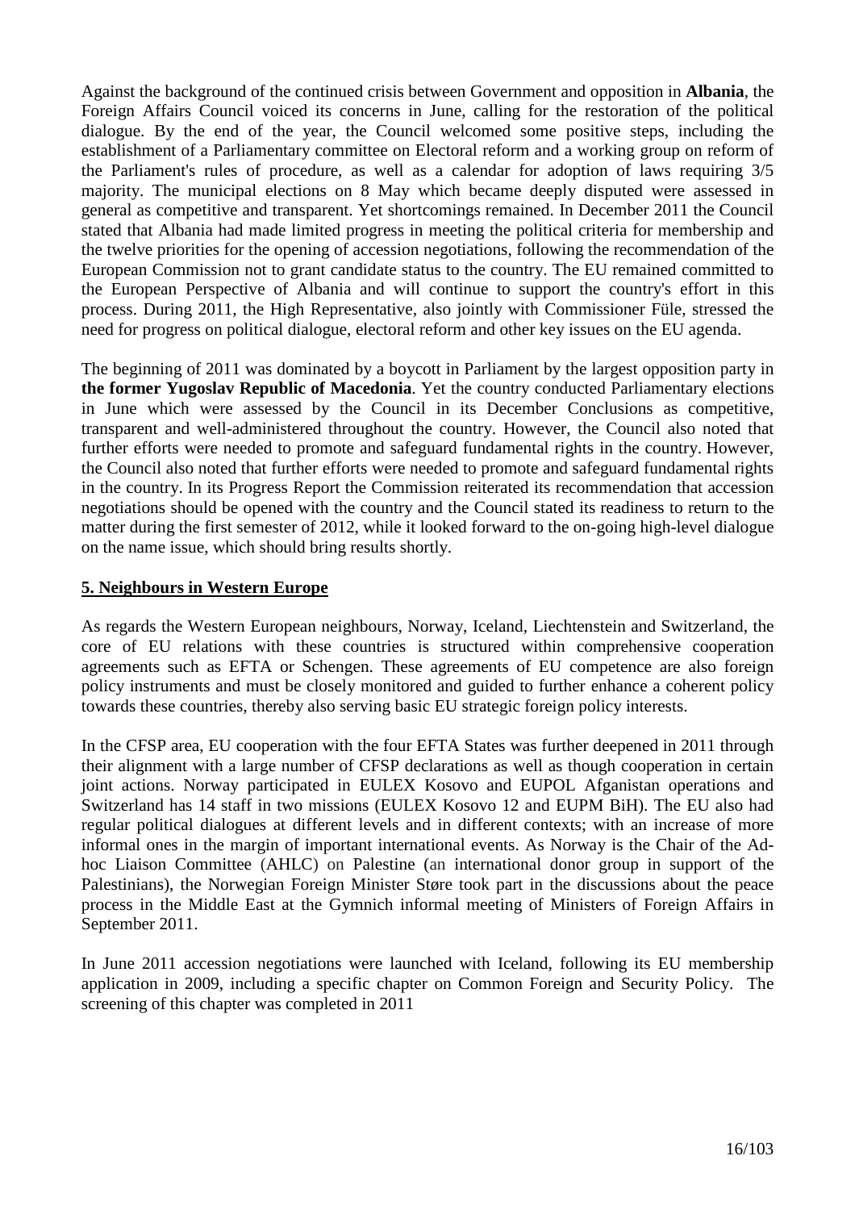Against the background of the continued crisis between Government and opposition in **Albania**, the Foreign Affairs Council voiced its concerns in June, calling for the restoration of the political dialogue. By the end of the year, the Council welcomed some positive steps, including the establishment of a Parliamentary committee on Electoral reform and a working group on reform of the Parliament's rules of procedure, as well as a calendar for adoption of laws requiring 3/5 majority. The municipal elections on 8 May which became deeply disputed were assessed in general as competitive and transparent. Yet shortcomings remained. In December 2011 the Council stated that Albania had made limited progress in meeting the political criteria for membership and the twelve priorities for the opening of accession negotiations, following the recommendation of the European Commission not to grant candidate status to the country. The EU remained committed to the European Perspective of Albania and will continue to support the country's effort in this process. During 2011, the High Representative, also jointly with Commissioner Füle, stressed the need for progress on political dialogue, electoral reform and other key issues on the EU agenda.

The beginning of 2011 was dominated by a boycott in Parliament by the largest opposition party in **the former Yugoslav Republic of Macedonia**. Yet the country conducted Parliamentary elections in June which were assessed by the Council in its December Conclusions as competitive, transparent and well-administered throughout the country. However, the Council also noted that further efforts were needed to promote and safeguard fundamental rights in the country. However, the Council also noted that further efforts were needed to promote and safeguard fundamental rights in the country. In its Progress Report the Commission reiterated its recommendation that accession negotiations should be opened with the country and the Council stated its readiness to return to the matter during the first semester of 2012, while it looked forward to the on-going high-level dialogue on the name issue, which should bring results shortly.

## 5. Neighbours in Western Europe

As regards the Western European neighbours, Norway, Iceland, Liechtenstein and Switzerland, the core of EU relations with these countries is structured within comprehensive cooperation agreements such as EFTA or Schengen. These agreements of EU competence are also foreign policy instruments and must be closely monitored and guided to further enhance a coherent policy towards these countries, thereby also serving basic EU strategic foreign policy interests.

In the CFSP area, EU cooperation with the four EFTA States was further deepened in 2011 through their alignment with a large number of CFSP declarations as well as though cooperation in certain joint actions. Norway participated in EULEX Kosovo and EUPOL Afganistan operations and Switzerland has 14 staff in two missions (EULEX Kosovo 12 and EUPM BiH). The EU also had regular political dialogues at different levels and in different contexts; with an increase of more informal ones in the margin of important international events. As Norway is the Chair of the Ad-hoc Liaison Committee (AHLC) on Palestine (an international donor group in support of the Palestinians), the Norwegian Foreign Minister Støre took part in the discussions about the peace process in the Middle East at the Gymnich informal meeting of Ministers of Foreign Affairs in September 2011.

In June 2011 accession negotiations were launched with Iceland, following its EU membership application in 2009, including a specific chapter on Common Foreign and Security Policy. The screening of this chapter was completed in 2011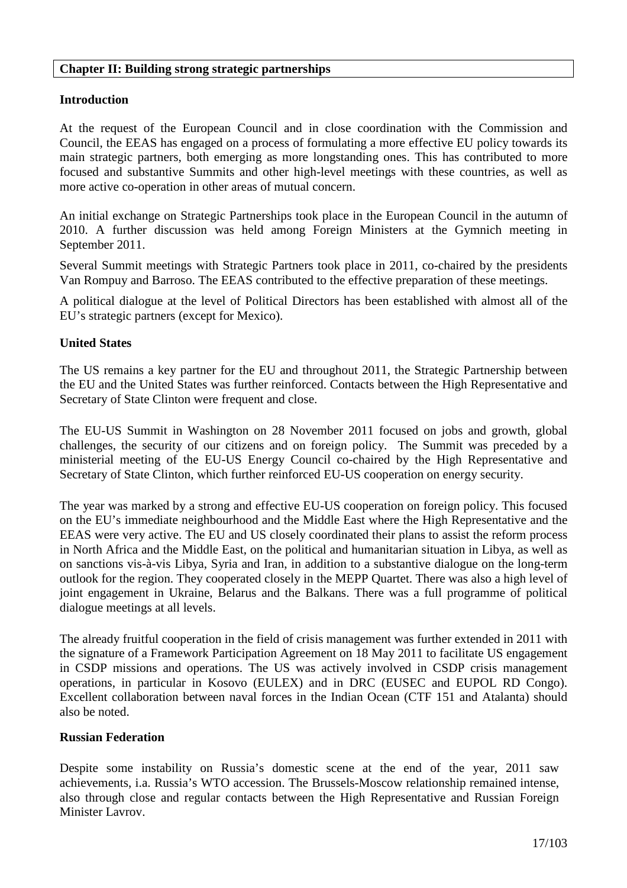## Chapter II: Building strong strategic partnerships

### Introduction

At the request of the European Council and in close coordination with the Commission and Council, the EEAS has engaged on a process of formulating a more effective EU policy towards its main strategic partners, both emerging as more longstanding ones. This has contributed to more focused and substantive Summits and other high-level meetings with these countries, as well as more active co-operation in other areas of mutual concern.

An initial exchange on Strategic Partnerships took place in the European Council in the autumn of 2010. A further discussion was held among Foreign Ministers at the Gymnich meeting in September 2011.

Several Summit meetings with Strategic Partners took place in 2011, co-chaired by the presidents Van Rompuy and Barroso. The EEAS contributed to the effective preparation of these meetings.

A political dialogue at the level of Political Directors has been established with almost all of the EU's strategic partners (except for Mexico).

### United States

The US remains a key partner for the EU and throughout 2011, the Strategic Partnership between the EU and the United States was further reinforced. Contacts between the High Representative and Secretary of State Clinton were frequent and close.

The EU-US Summit in Washington on 28 November 2011 focused on jobs and growth, global challenges, the security of our citizens and on foreign policy. The Summit was preceded by a ministerial meeting of the EU-US Energy Council co-chaired by the High Representative and Secretary of State Clinton, which further reinforced EU-US cooperation on energy security.

The year was marked by a strong and effective EU-US cooperation on foreign policy. This focused on the EU's immediate neighbourhood and the Middle East where the High Representative and the EEAS were very active. The EU and US closely coordinated their plans to assist the reform process in North Africa and the Middle East, on the political and humanitarian situation in Libya, as well as on sanctions vis-à-vis Libya, Syria and Iran, in addition to a substantive dialogue on the long-term outlook for the region. They cooperated closely in the MEPP Quartet. There was also a high level of joint engagement in Ukraine, Belarus and the Balkans. There was a full programme of political dialogue meetings at all levels.

The already fruitful cooperation in the field of crisis management was further extended in 2011 with the signature of a Framework Participation Agreement on 18 May 2011 to facilitate US engagement in CSDP missions and operations. The US was actively involved in CSDP crisis management operations, in particular in Kosovo (EULEX) and in DRC (EUSEC and EUPOL RD Congo). Excellent collaboration between naval forces in the Indian Ocean (CTF 151 and Atalanta) should also be noted.

### Russian Federation

Despite some instability on Russia's domestic scene at the end of the year, 2011 saw achievements, i.a. Russia's WTO accession. The Brussels-Moscow relationship remained intense, also through close and regular contacts between the High Representative and Russian Foreign Minister Lavrov.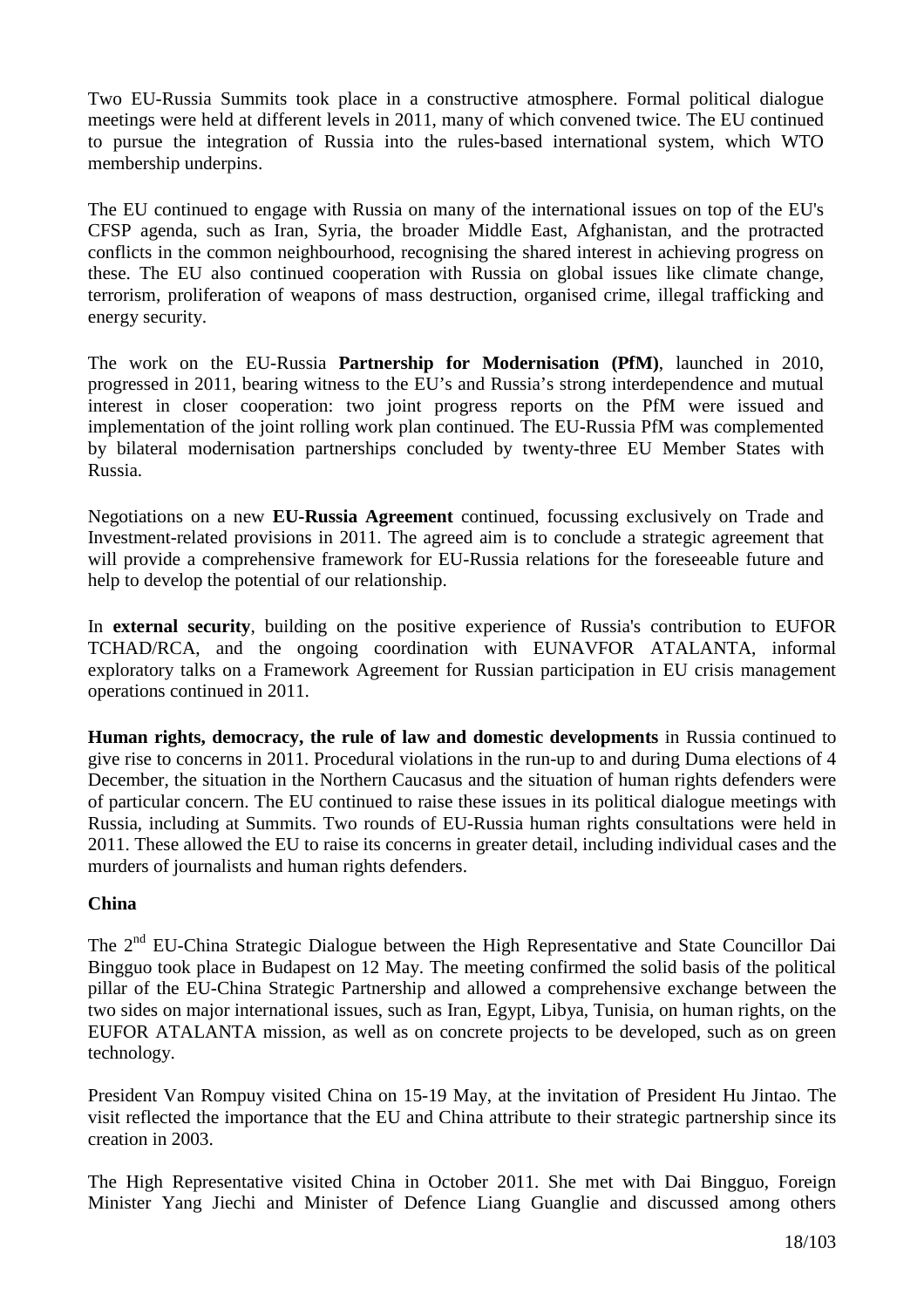Two EU-Russia Summits took place in a constructive atmosphere. Formal political dialogue meetings were held at different levels in 2011, many of which convened twice. The EU continued to pursue the integration of Russia into the rules-based international system, which WTO membership underpins.

The EU continued to engage with Russia on many of the international issues on top of the EU's CFSP agenda, such as Iran, Syria, the broader Middle East, Afghanistan, and the protracted conflicts in the common neighbourhood, recognising the shared interest in achieving progress on these. The EU also continued cooperation with Russia on global issues like climate change, terrorism, proliferation of weapons of mass destruction, organised crime, illegal trafficking and energy security.

The work on the EU-Russia **Partnership for Modernisation (PfM)**, launched in 2010, progressed in 2011, bearing witness to the EU's and Russia's strong interdependence and mutual interest in closer cooperation: two joint progress reports on the PfM were issued and implementation of the joint rolling work plan continued. The EU-Russia PfM was complemented by bilateral modernisation partnerships concluded by twenty-three EU Member States with Russia.

Negotiations on a new **EU-Russia Agreement** continued, focussing exclusively on Trade and Investment-related provisions in 2011. The agreed aim is to conclude a strategic agreement that will provide a comprehensive framework for EU-Russia relations for the foreseeable future and help to develop the potential of our relationship.

In **external security**, building on the positive experience of Russia's contribution to EUFOR TCHAD/RCA, and the ongoing coordination with EUNAVFOR ATALANTA, informal exploratory talks on a Framework Agreement for Russian participation in EU crisis management operations continued in 2011.

**Human rights, democracy, the rule of law and domestic developments** in Russia continued to give rise to concerns in 2011. Procedural violations in the run-up to and during Duma elections of 4 December, the situation in the Northern Caucasus and the situation of human rights defenders were of particular concern. The EU continued to raise these issues in its political dialogue meetings with Russia, including at Summits. Two rounds of EU-Russia human rights consultations were held in 2011. These allowed the EU to raise its concerns in greater detail, including individual cases and the murders of journalists and human rights defenders.

**China**

The 2nd EU-China Strategic Dialogue between the High Representative and State Councillor Dai Bingguo took place in Budapest on 12 May. The meeting confirmed the solid basis of the political pillar of the EU-China Strategic Partnership and allowed a comprehensive exchange between the two sides on major international issues, such as Iran, Egypt, Libya, Tunisia, on human rights, on the EUFOR ATALANTA mission, as well as on concrete projects to be developed, such as on green technology.

President Van Rompuy visited China on 15-19 May, at the invitation of President Hu Jintao. The visit reflected the importance that the EU and China attribute to their strategic partnership since its creation in 2003.

The High Representative visited China in October 2011. She met with Dai Bingguo, Foreign Minister Yang Jiechi and Minister of Defence Liang Guanglie and discussed among others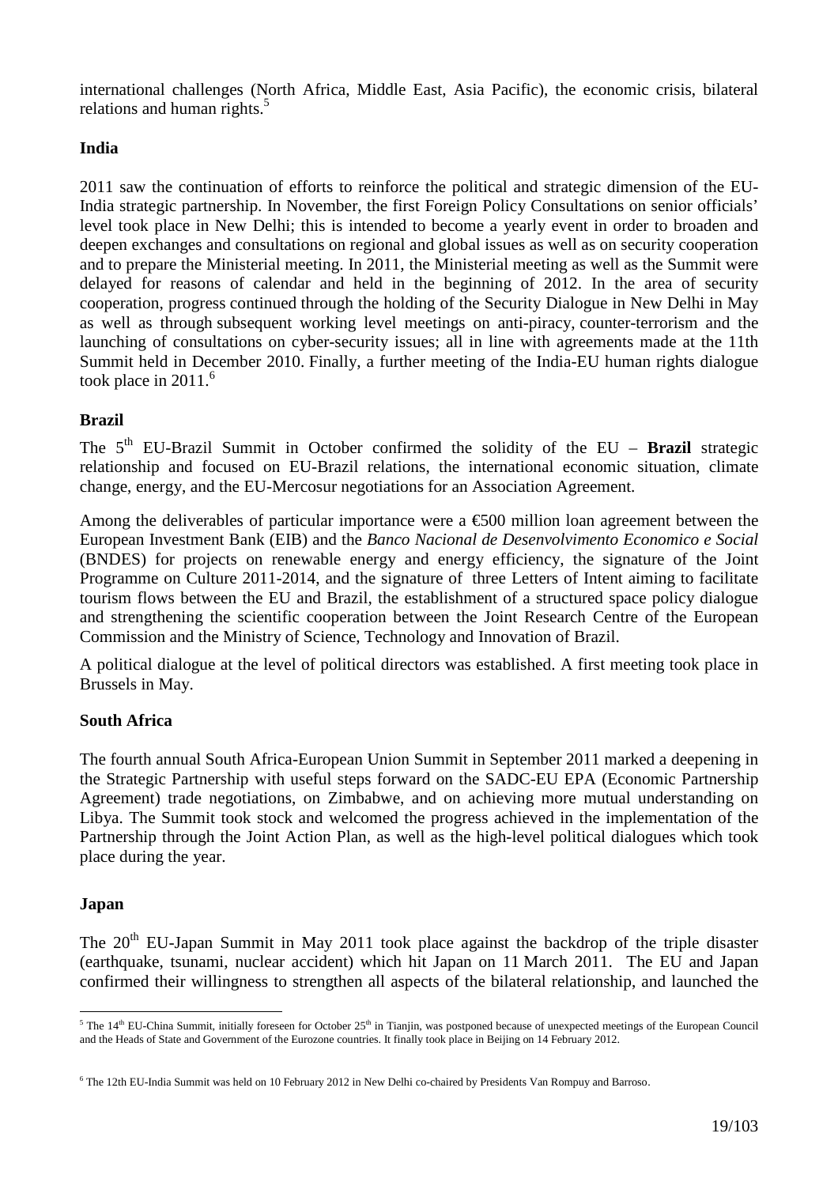international challenges (North Africa, Middle East, Asia Pacific), the economic crisis, bilateral relations and human rights.[5]

## India

2011 saw the continuation of efforts to reinforce the political and strategic dimension of the EU-India strategic partnership. In November, the first Foreign Policy Consultations on senior officials' level took place in New Delhi; this is intended to become a yearly event in order to broaden and deepen exchanges and consultations on regional and global issues as well as on security cooperation and to prepare the Ministerial meeting. In 2011, the Ministerial meeting as well as the Summit were delayed for reasons of calendar and held in the beginning of 2012. In the area of security cooperation, progress continued through the holding of the Security Dialogue in New Delhi in May as well as through subsequent working level meetings on anti-piracy, counter-terrorism and the launching of consultations on cyber-security issues; all in line with agreements made at the 11th Summit held in December 2010. Finally, a further meeting of the India-EU human rights dialogue took place in 2011.[6]

## Brazil

The 5th EU-Brazil Summit in October confirmed the solidity of the EU – **Brazil** strategic relationship and focused on EU-Brazil relations, the international economic situation, climate change, energy, and the EU-Mercosur negotiations for an Association Agreement.

Among the deliverables of particular importance were a €500 million loan agreement between the European Investment Bank (EIB) and the *Banco Nacional de Desenvolvimento Economico e Social* (BNDES) for projects on renewable energy and energy efficiency, the signature of the Joint Programme on Culture 2011-2014, and the signature of three Letters of Intent aiming to facilitate tourism flows between the EU and Brazil, the establishment of a structured space policy dialogue and strengthening the scientific cooperation between the Joint Research Centre of the European Commission and the Ministry of Science, Technology and Innovation of Brazil.

A political dialogue at the level of political directors was established. A first meeting took place in Brussels in May.

## South Africa

The fourth annual South Africa-European Union Summit in September 2011 marked a deepening in the Strategic Partnership with useful steps forward on the SADC-EU EPA (Economic Partnership Agreement) trade negotiations, on Zimbabwe, and on achieving more mutual understanding on Libya. The Summit took stock and welcomed the progress achieved in the implementation of the Partnership through the Joint Action Plan, as well as the high-level political dialogues which took place during the year.

## Japan

The 20th EU-Japan Summit in May 2011 took place against the backdrop of the triple disaster (earthquake, tsunami, nuclear accident) which hit Japan on 11 March 2011. The EU and Japan confirmed their willingness to strengthen all aspects of the bilateral relationship, and launched the

---

[5] The 14th EU-China Summit, initially foreseen for October 25th in Tianjin, was postponed because of unexpected meetings of the European Council and the Heads of State and Government of the Eurozone countries. It finally took place in Beijing on 14 February 2012.

[6] The 12th EU-India Summit was held on 10 February 2012 in New Delhi co-chaired by Presidents Van Rompuy and Barroso.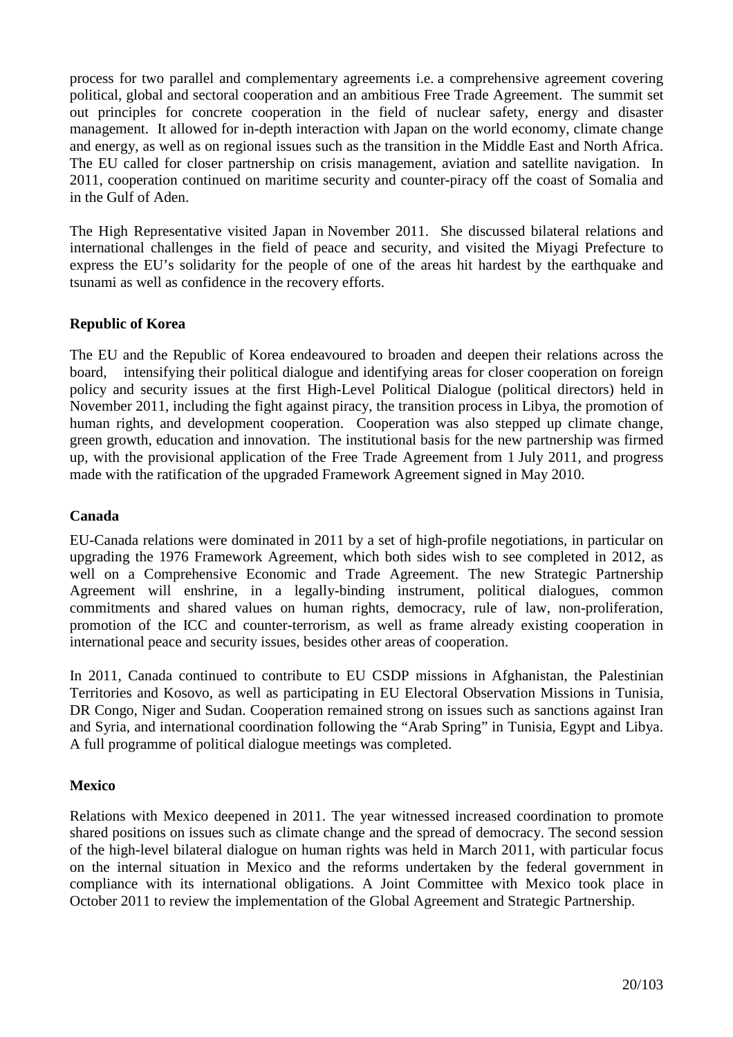process for two parallel and complementary agreements i.e. a comprehensive agreement covering political, global and sectoral cooperation and an ambitious Free Trade Agreement. The summit set out principles for concrete cooperation in the field of nuclear safety, energy and disaster management. It allowed for in-depth interaction with Japan on the world economy, climate change and energy, as well as on regional issues such as the transition in the Middle East and North Africa. The EU called for closer partnership on crisis management, aviation and satellite navigation. In 2011, cooperation continued on maritime security and counter-piracy off the coast of Somalia and in the Gulf of Aden.

The High Representative visited Japan in November 2011. She discussed bilateral relations and international challenges in the field of peace and security, and visited the Miyagi Prefecture to express the EU's solidarity for the people of one of the areas hit hardest by the earthquake and tsunami as well as confidence in the recovery efforts.

**Republic of Korea**

The EU and the Republic of Korea endeavoured to broaden and deepen their relations across the board, intensifying their political dialogue and identifying areas for closer cooperation on foreign policy and security issues at the first High-Level Political Dialogue (political directors) held in November 2011, including the fight against piracy, the transition process in Libya, the promotion of human rights, and development cooperation. Cooperation was also stepped up climate change, green growth, education and innovation. The institutional basis for the new partnership was firmed up, with the provisional application of the Free Trade Agreement from 1 July 2011, and progress made with the ratification of the upgraded Framework Agreement signed in May 2010.

**Canada**

EU-Canada relations were dominated in 2011 by a set of high-profile negotiations, in particular on upgrading the 1976 Framework Agreement, which both sides wish to see completed in 2012, as well on a Comprehensive Economic and Trade Agreement. The new Strategic Partnership Agreement will enshrine, in a legally-binding instrument, political dialogues, common commitments and shared values on human rights, democracy, rule of law, non-proliferation, promotion of the ICC and counter-terrorism, as well as frame already existing cooperation in international peace and security issues, besides other areas of cooperation.

In 2011, Canada continued to contribute to EU CSDP missions in Afghanistan, the Palestinian Territories and Kosovo, as well as participating in EU Electoral Observation Missions in Tunisia, DR Congo, Niger and Sudan. Cooperation remained strong on issues such as sanctions against Iran and Syria, and international coordination following the "Arab Spring" in Tunisia, Egypt and Libya. A full programme of political dialogue meetings was completed.

**Mexico**

Relations with Mexico deepened in 2011. The year witnessed increased coordination to promote shared positions on issues such as climate change and the spread of democracy. The second session of the high-level bilateral dialogue on human rights was held in March 2011, with particular focus on the internal situation in Mexico and the reforms undertaken by the federal government in compliance with its international obligations. A Joint Committee with Mexico took place in October 2011 to review the implementation of the Global Agreement and Strategic Partnership.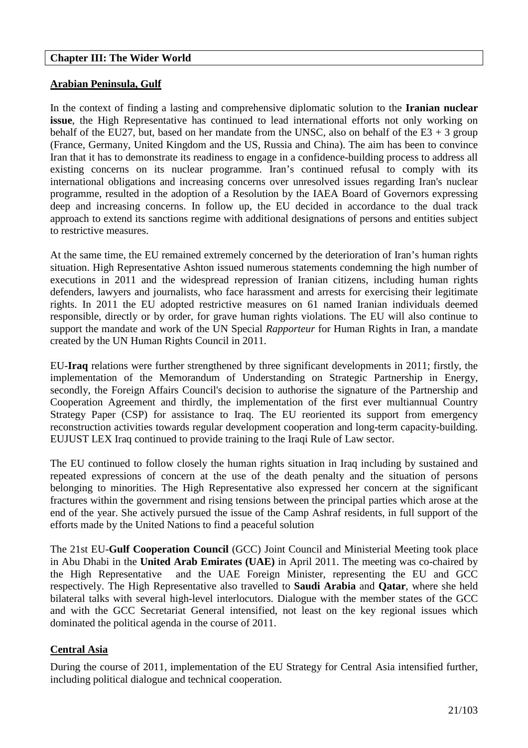## Chapter III: The Wider World

### Arabian Peninsula, Gulf

In the context of finding a lasting and comprehensive diplomatic solution to the **Iranian nuclear issue**, the High Representative has continued to lead international efforts not only working on behalf of the EU27, but, based on her mandate from the UNSC, also on behalf of the E3 + 3 group (France, Germany, United Kingdom and the US, Russia and China). The aim has been to convince Iran that it has to demonstrate its readiness to engage in a confidence-building process to address all existing concerns on its nuclear programme. Iran's continued refusal to comply with its international obligations and increasing concerns over unresolved issues regarding Iran's nuclear programme, resulted in the adoption of a Resolution by the IAEA Board of Governors expressing deep and increasing concerns. In follow up, the EU decided in accordance to the dual track approach to extend its sanctions regime with additional designations of persons and entities subject to restrictive measures.

At the same time, the EU remained extremely concerned by the deterioration of Iran's human rights situation. High Representative Ashton issued numerous statements condemning the high number of executions in 2011 and the widespread repression of Iranian citizens, including human rights defenders, lawyers and journalists, who face harassment and arrests for exercising their legitimate rights. In 2011 the EU adopted restrictive measures on 61 named Iranian individuals deemed responsible, directly or by order, for grave human rights violations. The EU will also continue to support the mandate and work of the UN Special *Rapporteur* for Human Rights in Iran, a mandate created by the UN Human Rights Council in 2011.

EU-**Iraq** relations were further strengthened by three significant developments in 2011; firstly, the implementation of the Memorandum of Understanding on Strategic Partnership in Energy, secondly, the Foreign Affairs Council's decision to authorise the signature of the Partnership and Cooperation Agreement and thirdly, the implementation of the first ever multiannual Country Strategy Paper (CSP) for assistance to Iraq. The EU reoriented its support from emergency reconstruction activities towards regular development cooperation and long-term capacity-building. EUJUST LEX Iraq continued to provide training to the Iraqi Rule of Law sector.

The EU continued to follow closely the human rights situation in Iraq including by sustained and repeated expressions of concern at the use of the death penalty and the situation of persons belonging to minorities. The High Representative also expressed her concern at the significant fractures within the government and rising tensions between the principal parties which arose at the end of the year. She actively pursued the issue of the Camp Ashraf residents, in full support of the efforts made by the United Nations to find a peaceful solution

The 21st EU-**Gulf Cooperation Council** (GCC) Joint Council and Ministerial Meeting took place in Abu Dhabi in the **United Arab Emirates (UAE)** in April 2011. The meeting was co-chaired by the High Representative and the UAE Foreign Minister, representing the EU and GCC respectively. The High Representative also travelled to **Saudi Arabia** and **Qatar**, where she held bilateral talks with several high-level interlocutors. Dialogue with the member states of the GCC and with the GCC Secretariat General intensified, not least on the key regional issues which dominated the political agenda in the course of 2011.

### Central Asia

During the course of 2011, implementation of the EU Strategy for Central Asia intensified further, including political dialogue and technical cooperation.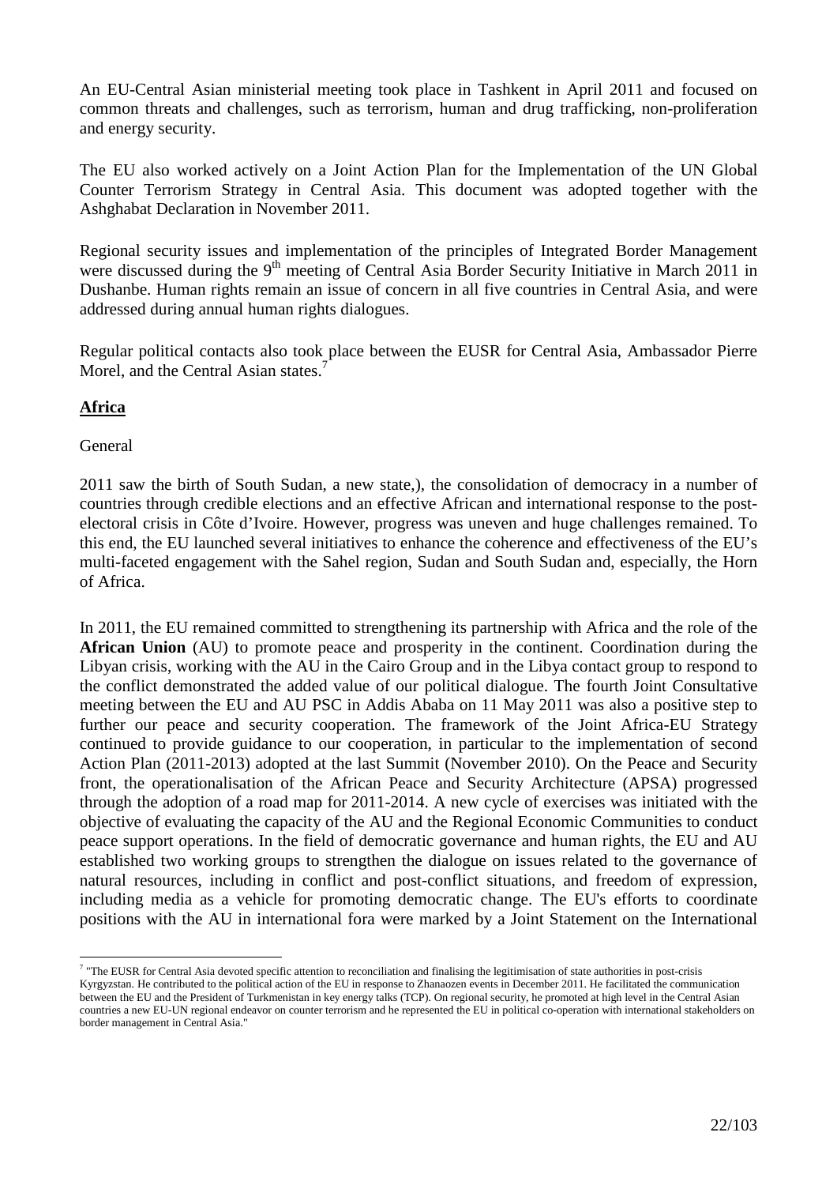An EU-Central Asian ministerial meeting took place in Tashkent in April 2011 and focused on common threats and challenges, such as terrorism, human and drug trafficking, non-proliferation and energy security.

The EU also worked actively on a Joint Action Plan for the Implementation of the UN Global Counter Terrorism Strategy in Central Asia. This document was adopted together with the Ashghabat Declaration in November 2011.

Regional security issues and implementation of the principles of Integrated Border Management were discussed during the 9th meeting of Central Asia Border Security Initiative in March 2011 in Dushanbe. Human rights remain an issue of concern in all five countries in Central Asia, and were addressed during annual human rights dialogues.

Regular political contacts also took place between the EUSR for Central Asia, Ambassador Pierre Morel, and the Central Asian states.[7]

## Africa

General

2011 saw the birth of South Sudan, a new state,), the consolidation of democracy in a number of countries through credible elections and an effective African and international response to the post-electoral crisis in Côte d'Ivoire. However, progress was uneven and huge challenges remained. To this end, the EU launched several initiatives to enhance the coherence and effectiveness of the EU's multi-faceted engagement with the Sahel region, Sudan and South Sudan and, especially, the Horn of Africa.

In 2011, the EU remained committed to strengthening its partnership with Africa and the role of the **African Union** (AU) to promote peace and prosperity in the continent. Coordination during the Libyan crisis, working with the AU in the Cairo Group and in the Libya contact group to respond to the conflict demonstrated the added value of our political dialogue. The fourth Joint Consultative meeting between the EU and AU PSC in Addis Ababa on 11 May 2011 was also a positive step to further our peace and security cooperation. The framework of the Joint Africa-EU Strategy continued to provide guidance to our cooperation, in particular to the implementation of second Action Plan (2011-2013) adopted at the last Summit (November 2010). On the Peace and Security front, the operationalisation of the African Peace and Security Architecture (APSA) progressed through the adoption of a road map for 2011-2014. A new cycle of exercises was initiated with the objective of evaluating the capacity of the AU and the Regional Economic Communities to conduct peace support operations. In the field of democratic governance and human rights, the EU and AU established two working groups to strengthen the dialogue on issues related to the governance of natural resources, including in conflict and post-conflict situations, and freedom of expression, including media as a vehicle for promoting democratic change. The EU's efforts to coordinate positions with the AU in international fora were marked by a Joint Statement on the International

---

[7] "The EUSR for Central Asia devoted specific attention to reconciliation and finalising the legitimisation of state authorities in post-crisis Kyrgyzstan. He contributed to the political action of the EU in response to Zhanaozen events in December 2011. He facilitated the communication between the EU and the President of Turkmenistan in key energy talks (TCP). On regional security, he promoted at high level in the Central Asian countries a new EU-UN regional endeavor on counter terrorism and he represented the EU in political co-operation with international stakeholders on border management in Central Asia."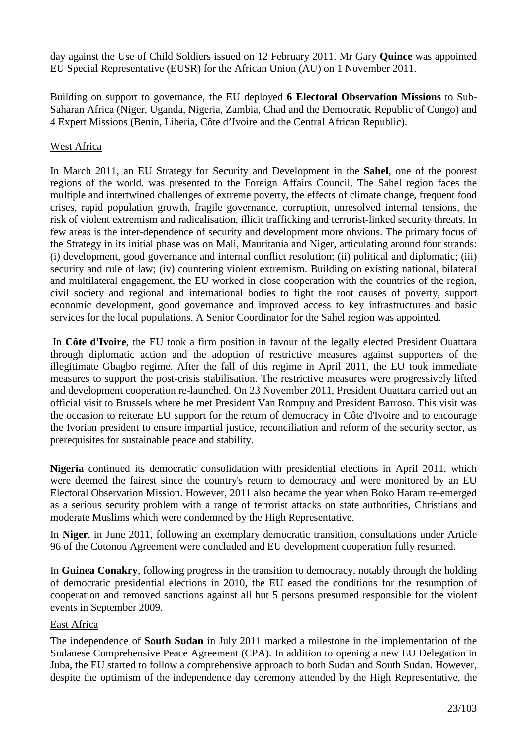day against the Use of Child Soldiers issued on 12 February 2011. Mr Gary **Quince** was appointed EU Special Representative (EUSR) for the African Union (AU) on 1 November 2011.

Building on support to governance, the EU deployed **6 Electoral Observation Missions** to Sub-Saharan Africa (Niger, Uganda, Nigeria, Zambia, Chad and the Democratic Republic of Congo) and 4 Expert Missions (Benin, Liberia, Côte d'Ivoire and the Central African Republic).

West Africa

In March 2011, an EU Strategy for Security and Development in the **Sahel**, one of the poorest regions of the world, was presented to the Foreign Affairs Council. The Sahel region faces the multiple and intertwined challenges of extreme poverty, the effects of climate change, frequent food crises, rapid population growth, fragile governance, corruption, unresolved internal tensions, the risk of violent extremism and radicalisation, illicit trafficking and terrorist-linked security threats. In few areas is the inter-dependence of security and development more obvious. The primary focus of the Strategy in its initial phase was on Mali, Mauritania and Niger, articulating around four strands: (i) development, good governance and internal conflict resolution; (ii) political and diplomatic; (iii) security and rule of law; (iv) countering violent extremism. Building on existing national, bilateral and multilateral engagement, the EU worked in close cooperation with the countries of the region, civil society and regional and international bodies to fight the root causes of poverty, support economic development, good governance and improved access to key infrastructures and basic services for the local populations. A Senior Coordinator for the Sahel region was appointed.

In **Côte d'Ivoire**, the EU took a firm position in favour of the legally elected President Ouattara through diplomatic action and the adoption of restrictive measures against supporters of the illegitimate Gbagbo regime. After the fall of this regime in April 2011, the EU took immediate measures to support the post-crisis stabilisation. The restrictive measures were progressively lifted and development cooperation re-launched. On 23 November 2011, President Ouattara carried out an official visit to Brussels where he met President Van Rompuy and President Barroso. This visit was the occasion to reiterate EU support for the return of democracy in Côte d'Ivoire and to encourage the Ivorian president to ensure impartial justice, reconciliation and reform of the security sector, as prerequisites for sustainable peace and stability.

**Nigeria** continued its democratic consolidation with presidential elections in April 2011, which were deemed the fairest since the country's return to democracy and were monitored by an EU Electoral Observation Mission. However, 2011 also became the year when Boko Haram re-emerged as a serious security problem with a range of terrorist attacks on state authorities, Christians and moderate Muslims which were condemned by the High Representative.

In **Niger**, in June 2011, following an exemplary democratic transition, consultations under Article 96 of the Cotonou Agreement were concluded and EU development cooperation fully resumed.

In **Guinea Conakry**, following progress in the transition to democracy, notably through the holding of democratic presidential elections in 2010, the EU eased the conditions for the resumption of cooperation and removed sanctions against all but 5 persons presumed responsible for the violent events in September 2009.

East Africa

The independence of **South Sudan** in July 2011 marked a milestone in the implementation of the Sudanese Comprehensive Peace Agreement (CPA). In addition to opening a new EU Delegation in Juba, the EU started to follow a comprehensive approach to both Sudan and South Sudan. However, despite the optimism of the independence day ceremony attended by the High Representative, the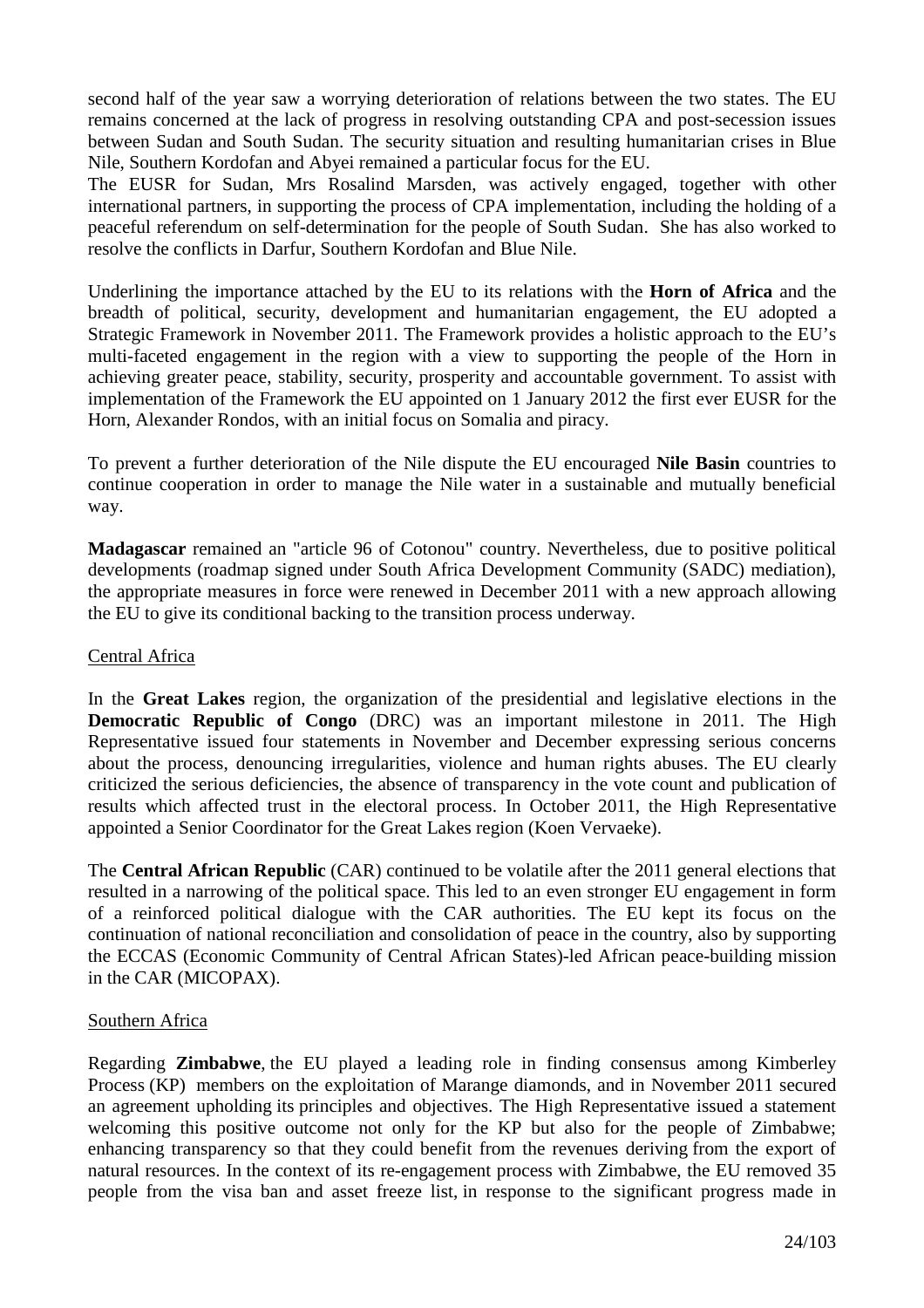second half of the year saw a worrying deterioration of relations between the two states. The EU remains concerned at the lack of progress in resolving outstanding CPA and post-secession issues between Sudan and South Sudan. The security situation and resulting humanitarian crises in Blue Nile, Southern Kordofan and Abyei remained a particular focus for the EU.
The EUSR for Sudan, Mrs Rosalind Marsden, was actively engaged, together with other international partners, in supporting the process of CPA implementation, including the holding of a peaceful referendum on self-determination for the people of South Sudan. She has also worked to resolve the conflicts in Darfur, Southern Kordofan and Blue Nile.

Underlining the importance attached by the EU to its relations with the **Horn of Africa** and the breadth of political, security, development and humanitarian engagement, the EU adopted a Strategic Framework in November 2011. The Framework provides a holistic approach to the EU's multi-faceted engagement in the region with a view to supporting the people of the Horn in achieving greater peace, stability, security, prosperity and accountable government. To assist with implementation of the Framework the EU appointed on 1 January 2012 the first ever EUSR for the Horn, Alexander Rondos, with an initial focus on Somalia and piracy.

To prevent a further deterioration of the Nile dispute the EU encouraged **Nile Basin** countries to continue cooperation in order to manage the Nile water in a sustainable and mutually beneficial way.

**Madagascar** remained an "article 96 of Cotonou" country. Nevertheless, due to positive political developments (roadmap signed under South Africa Development Community (SADC) mediation), the appropriate measures in force were renewed in December 2011 with a new approach allowing the EU to give its conditional backing to the transition process underway.

Central Africa

In the **Great Lakes** region, the organization of the presidential and legislative elections in the **Democratic Republic of Congo** (DRC) was an important milestone in 2011. The High Representative issued four statements in November and December expressing serious concerns about the process, denouncing irregularities, violence and human rights abuses. The EU clearly criticized the serious deficiencies, the absence of transparency in the vote count and publication of results which affected trust in the electoral process. In October 2011, the High Representative appointed a Senior Coordinator for the Great Lakes region (Koen Vervaeke).

The **Central African Republic** (CAR) continued to be volatile after the 2011 general elections that resulted in a narrowing of the political space. This led to an even stronger EU engagement in form of a reinforced political dialogue with the CAR authorities. The EU kept its focus on the continuation of national reconciliation and consolidation of peace in the country, also by supporting the ECCAS (Economic Community of Central African States)-led African peace-building mission in the CAR (MICOPAX).

Southern Africa

Regarding **Zimbabwe**, the EU played a leading role in finding consensus among Kimberley Process (KP) members on the exploitation of Marange diamonds, and in November 2011 secured an agreement upholding its principles and objectives. The High Representative issued a statement welcoming this positive outcome not only for the KP but also for the people of Zimbabwe; enhancing transparency so that they could benefit from the revenues deriving from the export of natural resources. In the context of its re-engagement process with Zimbabwe, the EU removed 35 people from the visa ban and asset freeze list, in response to the significant progress made in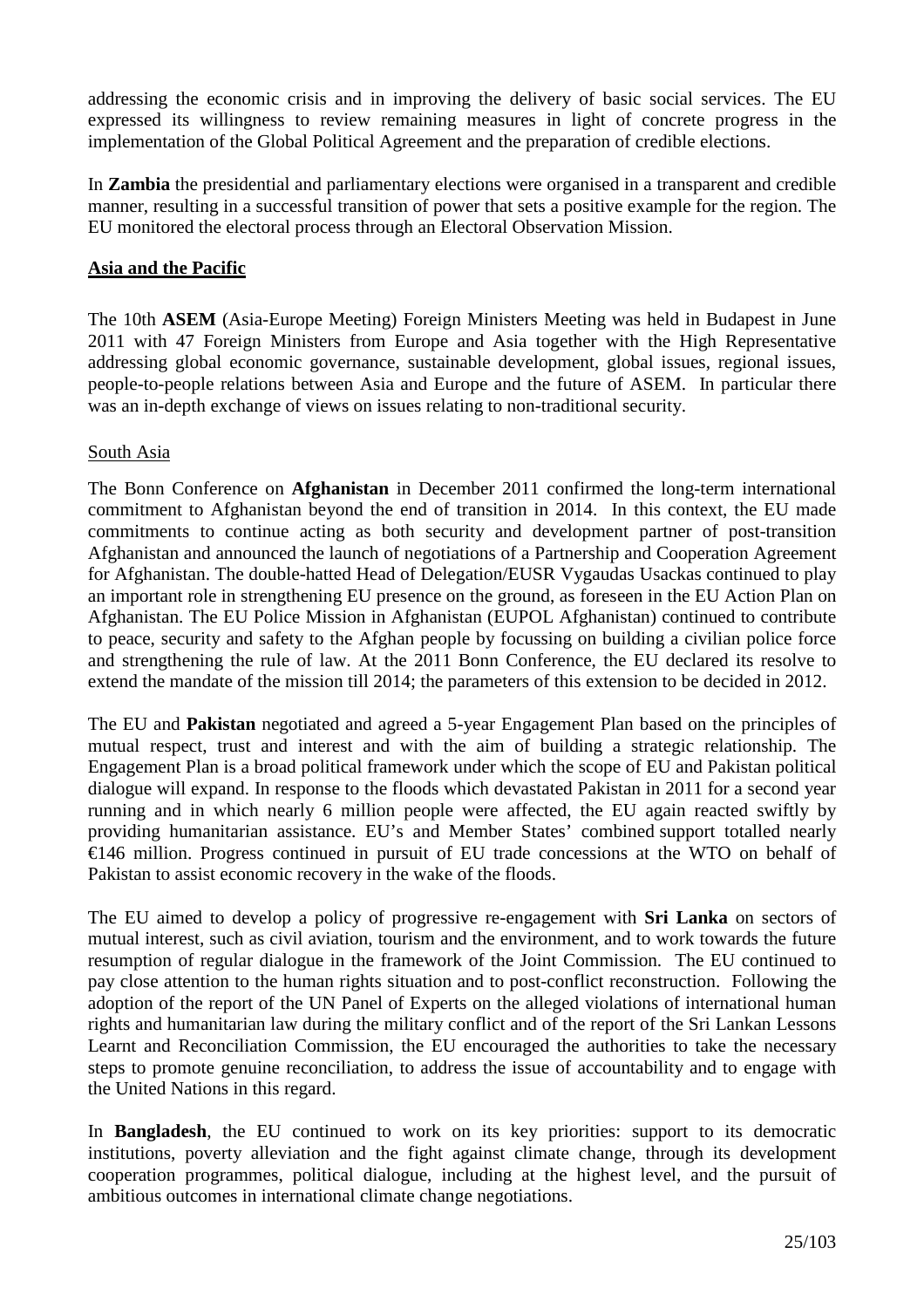addressing the economic crisis and in improving the delivery of basic social services. The EU expressed its willingness to review remaining measures in light of concrete progress in the implementation of the Global Political Agreement and the preparation of credible elections.

In **Zambia** the presidential and parliamentary elections were organised in a transparent and credible manner, resulting in a successful transition of power that sets a positive example for the region. The EU monitored the electoral process through an Electoral Observation Mission.

## Asia and the Pacific

The 10th **ASEM** (Asia-Europe Meeting) Foreign Ministers Meeting was held in Budapest in June 2011 with 47 Foreign Ministers from Europe and Asia together with the High Representative addressing global economic governance, sustainable development, global issues, regional issues, people-to-people relations between Asia and Europe and the future of ASEM. In particular there was an in-depth exchange of views on issues relating to non-traditional security.

### South Asia

The Bonn Conference on **Afghanistan** in December 2011 confirmed the long-term international commitment to Afghanistan beyond the end of transition in 2014. In this context, the EU made commitments to continue acting as both security and development partner of post-transition Afghanistan and announced the launch of negotiations of a Partnership and Cooperation Agreement for Afghanistan. The double-hatted Head of Delegation/EUSR Vygaudas Usackas continued to play an important role in strengthening EU presence on the ground, as foreseen in the EU Action Plan on Afghanistan. The EU Police Mission in Afghanistan (EUPOL Afghanistan) continued to contribute to peace, security and safety to the Afghan people by focussing on building a civilian police force and strengthening the rule of law. At the 2011 Bonn Conference, the EU declared its resolve to extend the mandate of the mission till 2014; the parameters of this extension to be decided in 2012.

The EU and **Pakistan** negotiated and agreed a 5-year Engagement Plan based on the principles of mutual respect, trust and interest and with the aim of building a strategic relationship. The Engagement Plan is a broad political framework under which the scope of EU and Pakistan political dialogue will expand. In response to the floods which devastated Pakistan in 2011 for a second year running and in which nearly 6 million people were affected, the EU again reacted swiftly by providing humanitarian assistance. EU's and Member States' combined support totalled nearly €146 million. Progress continued in pursuit of EU trade concessions at the WTO on behalf of Pakistan to assist economic recovery in the wake of the floods.

The EU aimed to develop a policy of progressive re-engagement with **Sri Lanka** on sectors of mutual interest, such as civil aviation, tourism and the environment, and to work towards the future resumption of regular dialogue in the framework of the Joint Commission. The EU continued to pay close attention to the human rights situation and to post-conflict reconstruction. Following the adoption of the report of the UN Panel of Experts on the alleged violations of international human rights and humanitarian law during the military conflict and of the report of the Sri Lankan Lessons Learnt and Reconciliation Commission, the EU encouraged the authorities to take the necessary steps to promote genuine reconciliation, to address the issue of accountability and to engage with the United Nations in this regard.

In **Bangladesh**, the EU continued to work on its key priorities: support to its democratic institutions, poverty alleviation and the fight against climate change, through its development cooperation programmes, political dialogue, including at the highest level, and the pursuit of ambitious outcomes in international climate change negotiations.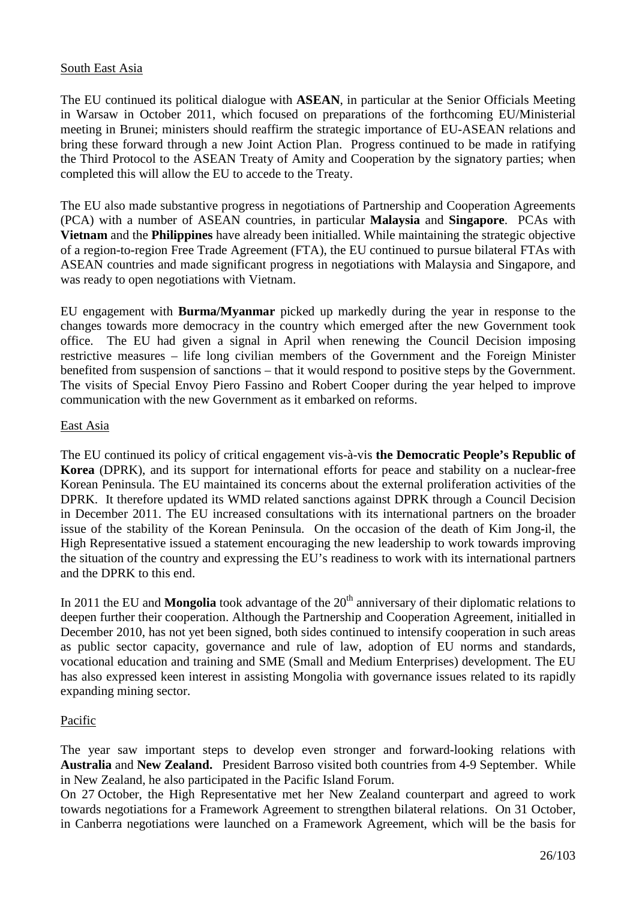<u>South East Asia</u>

The EU continued its political dialogue with **ASEAN**, in particular at the Senior Officials Meeting in Warsaw in October 2011, which focused on preparations of the forthcoming EU/Ministerial meeting in Brunei; ministers should reaffirm the strategic importance of EU-ASEAN relations and bring these forward through a new Joint Action Plan. Progress continued to be made in ratifying the Third Protocol to the ASEAN Treaty of Amity and Cooperation by the signatory parties; when completed this will allow the EU to accede to the Treaty.

The EU also made substantive progress in negotiations of Partnership and Cooperation Agreements (PCA) with a number of ASEAN countries, in particular **Malaysia** and **Singapore**. PCAs with **Vietnam** and the **Philippines** have already been initialled. While maintaining the strategic objective of a region-to-region Free Trade Agreement (FTA), the EU continued to pursue bilateral FTAs with ASEAN countries and made significant progress in negotiations with Malaysia and Singapore, and was ready to open negotiations with Vietnam.

EU engagement with **Burma/Myanmar** picked up markedly during the year in response to the changes towards more democracy in the country which emerged after the new Government took office. The EU had given a signal in April when renewing the Council Decision imposing restrictive measures – life long civilian members of the Government and the Foreign Minister benefited from suspension of sanctions – that it would respond to positive steps by the Government. The visits of Special Envoy Piero Fassino and Robert Cooper during the year helped to improve communication with the new Government as it embarked on reforms.

<u>East Asia</u>

The EU continued its policy of critical engagement vis-à-vis **the Democratic People's Republic of Korea** (DPRK), and its support for international efforts for peace and stability on a nuclear-free Korean Peninsula. The EU maintained its concerns about the external proliferation activities of the DPRK. It therefore updated its WMD related sanctions against DPRK through a Council Decision in December 2011. The EU increased consultations with its international partners on the broader issue of the stability of the Korean Peninsula. On the occasion of the death of Kim Jong-il, the High Representative issued a statement encouraging the new leadership to work towards improving the situation of the country and expressing the EU's readiness to work with its international partners and the DPRK to this end.

In 2011 the EU and **Mongolia** took advantage of the 20th anniversary of their diplomatic relations to deepen further their cooperation. Although the Partnership and Cooperation Agreement, initialled in December 2010, has not yet been signed, both sides continued to intensify cooperation in such areas as public sector capacity, governance and rule of law, adoption of EU norms and standards, vocational education and training and SME (Small and Medium Enterprises) development. The EU has also expressed keen interest in assisting Mongolia with governance issues related to its rapidly expanding mining sector.

<u>Pacific</u>

The year saw important steps to develop even stronger and forward-looking relations with **Australia** and **New Zealand.** President Barroso visited both countries from 4-9 September. While in New Zealand, he also participated in the Pacific Island Forum.

On 27 October, the High Representative met her New Zealand counterpart and agreed to work towards negotiations for a Framework Agreement to strengthen bilateral relations. On 31 October, in Canberra negotiations were launched on a Framework Agreement, which will be the basis for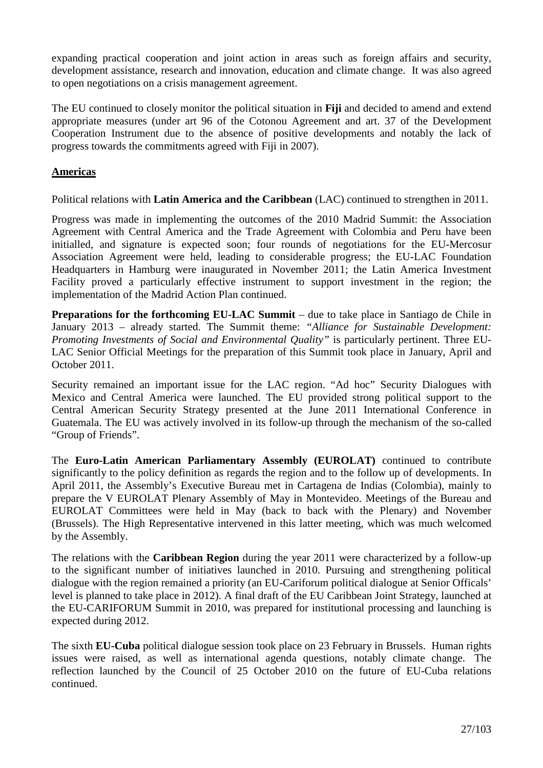expanding practical cooperation and joint action in areas such as foreign affairs and security, development assistance, research and innovation, education and climate change. It was also agreed to open negotiations on a crisis management agreement.

The EU continued to closely monitor the political situation in **Fiji** and decided to amend and extend appropriate measures (under art 96 of the Cotonou Agreement and art. 37 of the Development Cooperation Instrument due to the absence of positive developments and notably the lack of progress towards the commitments agreed with Fiji in 2007).

**Americas**

Political relations with **Latin America and the Caribbean** (LAC) continued to strengthen in 2011.

Progress was made in implementing the outcomes of the 2010 Madrid Summit: the Association Agreement with Central America and the Trade Agreement with Colombia and Peru have been initialled, and signature is expected soon; four rounds of negotiations for the EU-Mercosur Association Agreement were held, leading to considerable progress; the EU-LAC Foundation Headquarters in Hamburg were inaugurated in November 2011; the Latin America Investment Facility proved a particularly effective instrument to support investment in the region; the implementation of the Madrid Action Plan continued.

**Preparations for the forthcoming EU-LAC Summit** – due to take place in Santiago de Chile in January 2013 – already started. The Summit theme: *"Alliance for Sustainable Development: Promoting Investments of Social and Environmental Quality"* is particularly pertinent. Three EU-LAC Senior Official Meetings for the preparation of this Summit took place in January, April and October 2011.

Security remained an important issue for the LAC region. "Ad hoc" Security Dialogues with Mexico and Central America were launched. The EU provided strong political support to the Central American Security Strategy presented at the June 2011 International Conference in Guatemala. The EU was actively involved in its follow-up through the mechanism of the so-called "Group of Friends".

The **Euro-Latin American Parliamentary Assembly (EUROLAT)** continued to contribute significantly to the policy definition as regards the region and to the follow up of developments. In April 2011, the Assembly's Executive Bureau met in Cartagena de Indias (Colombia), mainly to prepare the V EUROLAT Plenary Assembly of May in Montevideo. Meetings of the Bureau and EUROLAT Committees were held in May (back to back with the Plenary) and November (Brussels). The High Representative intervened in this latter meeting, which was much welcomed by the Assembly.

The relations with the **Caribbean Region** during the year 2011 were characterized by a follow-up to the significant number of initiatives launched in 2010. Pursuing and strengthening political dialogue with the region remained a priority (an EU-Cariforum political dialogue at Senior Officals' level is planned to take place in 2012). A final draft of the EU Caribbean Joint Strategy, launched at the EU-CARIFORUM Summit in 2010, was prepared for institutional processing and launching is expected during 2012.

The sixth **EU-Cuba** political dialogue session took place on 23 February in Brussels. Human rights issues were raised, as well as international agenda questions, notably climate change. The reflection launched by the Council of 25 October 2010 on the future of EU-Cuba relations continued.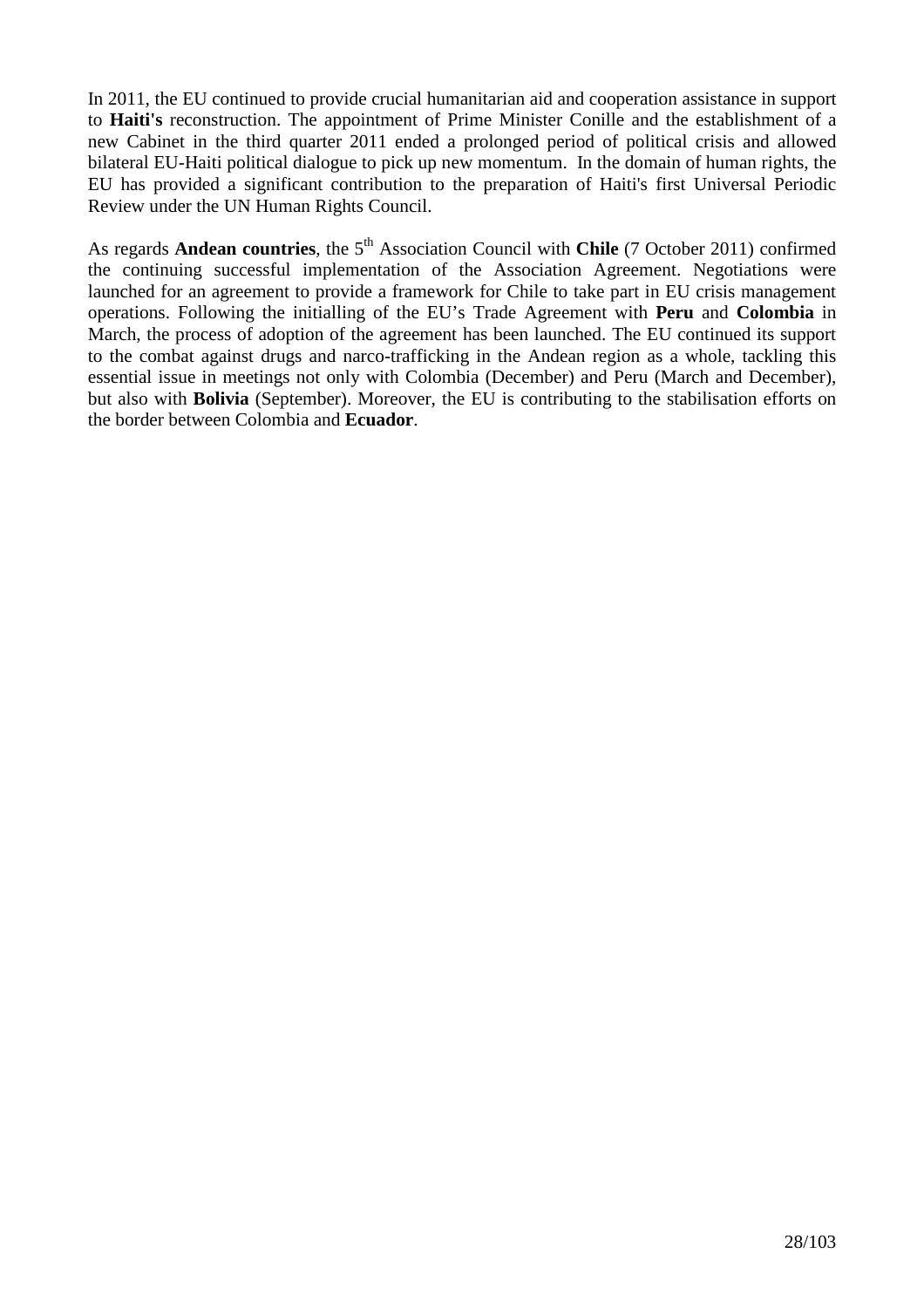In 2011, the EU continued to provide crucial humanitarian aid and cooperation assistance in support to **Haiti's** reconstruction. The appointment of Prime Minister Conille and the establishment of a new Cabinet in the third quarter 2011 ended a prolonged period of political crisis and allowed bilateral EU-Haiti political dialogue to pick up new momentum. In the domain of human rights, the EU has provided a significant contribution to the preparation of Haiti's first Universal Periodic Review under the UN Human Rights Council.

As regards **Andean countries**, the 5th Association Council with **Chile** (7 October 2011) confirmed the continuing successful implementation of the Association Agreement. Negotiations were launched for an agreement to provide a framework for Chile to take part in EU crisis management operations. Following the initialling of the EU's Trade Agreement with **Peru** and **Colombia** in March, the process of adoption of the agreement has been launched. The EU continued its support to the combat against drugs and narco-trafficking in the Andean region as a whole, tackling this essential issue in meetings not only with Colombia (December) and Peru (March and December), but also with **Bolivia** (September). Moreover, the EU is contributing to the stabilisation efforts on the border between Colombia and **Ecuador**.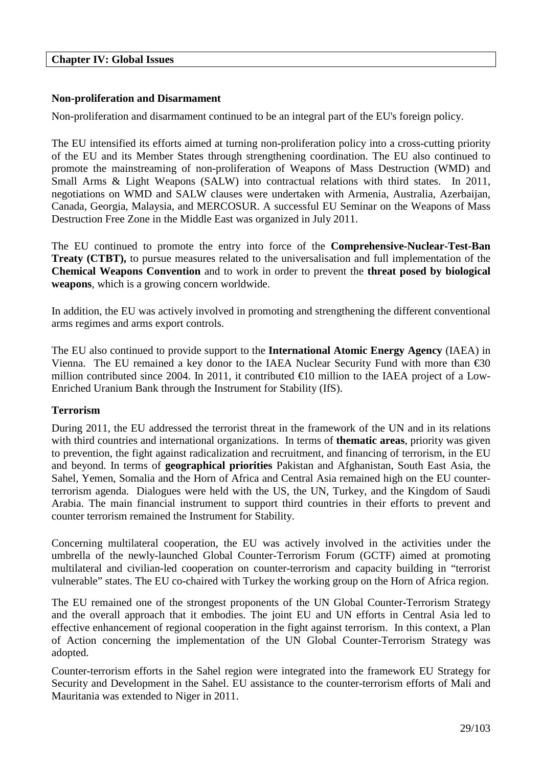# Chapter IV: Global Issues

## Non-proliferation and Disarmament

Non-proliferation and disarmament continued to be an integral part of the EU's foreign policy.

The EU intensified its efforts aimed at turning non-proliferation policy into a cross-cutting priority of the EU and its Member States through strengthening coordination. The EU also continued to promote the mainstreaming of non-proliferation of Weapons of Mass Destruction (WMD) and Small Arms & Light Weapons (SALW) into contractual relations with third states. In 2011, negotiations on WMD and SALW clauses were undertaken with Armenia, Australia, Azerbaijan, Canada, Georgia, Malaysia, and MERCOSUR. A successful EU Seminar on the Weapons of Mass Destruction Free Zone in the Middle East was organized in July 2011.

The EU continued to promote the entry into force of the **Comprehensive-Nuclear-Test-Ban Treaty (CTBT),** to pursue measures related to the universalisation and full implementation of the **Chemical Weapons Convention** and to work in order to prevent the **threat posed by biological weapons**, which is a growing concern worldwide.

In addition, the EU was actively involved in promoting and strengthening the different conventional arms regimes and arms export controls.

The EU also continued to provide support to the **International Atomic Energy Agency** (IAEA) in Vienna. The EU remained a key donor to the IAEA Nuclear Security Fund with more than €30 million contributed since 2004. In 2011, it contributed €10 million to the IAEA project of a Low-Enriched Uranium Bank through the Instrument for Stability (IfS).

## Terrorism

During 2011, the EU addressed the terrorist threat in the framework of the UN and in its relations with third countries and international organizations. In terms of **thematic areas**, priority was given to prevention, the fight against radicalization and recruitment, and financing of terrorism, in the EU and beyond. In terms of **geographical priorities** Pakistan and Afghanistan, South East Asia, the Sahel, Yemen, Somalia and the Horn of Africa and Central Asia remained high on the EU counter-terrorism agenda. Dialogues were held with the US, the UN, Turkey, and the Kingdom of Saudi Arabia. The main financial instrument to support third countries in their efforts to prevent and counter terrorism remained the Instrument for Stability.

Concerning multilateral cooperation, the EU was actively involved in the activities under the umbrella of the newly-launched Global Counter-Terrorism Forum (GCTF) aimed at promoting multilateral and civilian-led cooperation on counter-terrorism and capacity building in "terrorist vulnerable" states. The EU co-chaired with Turkey the working group on the Horn of Africa region.

The EU remained one of the strongest proponents of the UN Global Counter-Terrorism Strategy and the overall approach that it embodies. The joint EU and UN efforts in Central Asia led to effective enhancement of regional cooperation in the fight against terrorism. In this context, a Plan of Action concerning the implementation of the UN Global Counter-Terrorism Strategy was adopted.

Counter-terrorism efforts in the Sahel region were integrated into the framework EU Strategy for Security and Development in the Sahel. EU assistance to the counter-terrorism efforts of Mali and Mauritania was extended to Niger in 2011.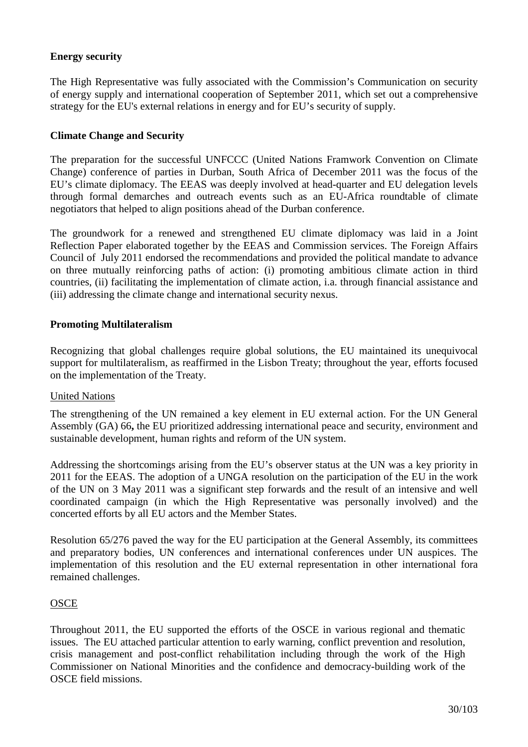**Energy security**

The High Representative was fully associated with the Commission's Communication on security of energy supply and international cooperation of September 2011, which set out a comprehensive strategy for the EU's external relations in energy and for EU's security of supply.

**Climate Change and Security**

The preparation for the successful UNFCCC (United Nations Framwork Convention on Climate Change) conference of parties in Durban, South Africa of December 2011 was the focus of the EU's climate diplomacy. The EEAS was deeply involved at head-quarter and EU delegation levels through formal demarches and outreach events such as an EU-Africa roundtable of climate negotiators that helped to align positions ahead of the Durban conference.

The groundwork for a renewed and strengthened EU climate diplomacy was laid in a Joint Reflection Paper elaborated together by the EEAS and Commission services. The Foreign Affairs Council of July 2011 endorsed the recommendations and provided the political mandate to advance on three mutually reinforcing paths of action: (i) promoting ambitious climate action in third countries, (ii) facilitating the implementation of climate action, i.a. through financial assistance and (iii) addressing the climate change and international security nexus.

**Promoting Multilateralism**

Recognizing that global challenges require global solutions, the EU maintained its unequivocal support for multilateralism, as reaffirmed in the Lisbon Treaty; throughout the year, efforts focused on the implementation of the Treaty.

United Nations

The strengthening of the UN remained a key element in EU external action. For the UN General Assembly (GA) 66**,** the EU prioritized addressing international peace and security, environment and sustainable development, human rights and reform of the UN system.

Addressing the shortcomings arising from the EU's observer status at the UN was a key priority in 2011 for the EEAS. The adoption of a UNGA resolution on the participation of the EU in the work of the UN on 3 May 2011 was a significant step forwards and the result of an intensive and well coordinated campaign (in which the High Representative was personally involved) and the concerted efforts by all EU actors and the Member States.

Resolution 65/276 paved the way for the EU participation at the General Assembly, its committees and preparatory bodies, UN conferences and international conferences under UN auspices. The implementation of this resolution and the EU external representation in other international fora remained challenges.

OSCE

Throughout 2011, the EU supported the efforts of the OSCE in various regional and thematic issues. The EU attached particular attention to early warning, conflict prevention and resolution, crisis management and post-conflict rehabilitation including through the work of the High Commissioner on National Minorities and the confidence and democracy-building work of the OSCE field missions.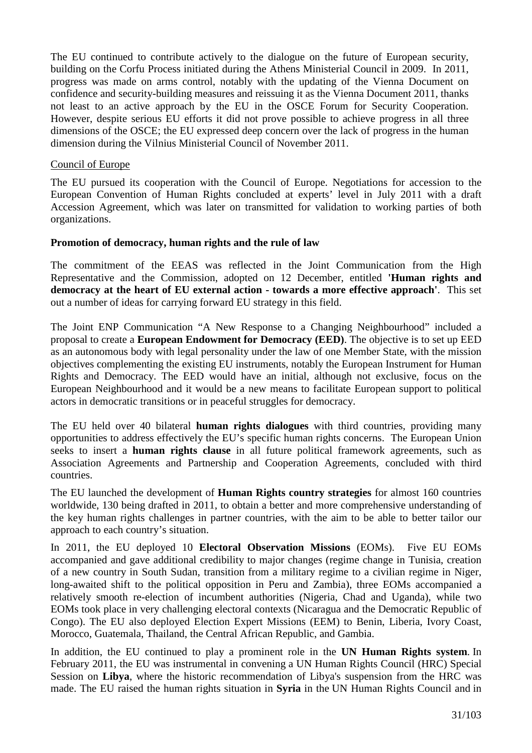The EU continued to contribute actively to the dialogue on the future of European security, building on the Corfu Process initiated during the Athens Ministerial Council in 2009. In 2011, progress was made on arms control, notably with the updating of the Vienna Document on confidence and security-building measures and reissuing it as the Vienna Document 2011, thanks not least to an active approach by the EU in the OSCE Forum for Security Cooperation. However, despite serious EU efforts it did not prove possible to achieve progress in all three dimensions of the OSCE; the EU expressed deep concern over the lack of progress in the human dimension during the Vilnius Ministerial Council of November 2011.

Council of Europe

The EU pursued its cooperation with the Council of Europe. Negotiations for accession to the European Convention of Human Rights concluded at experts' level in July 2011 with a draft Accession Agreement, which was later on transmitted for validation to working parties of both organizations.

**Promotion of democracy, human rights and the rule of law**

The commitment of the EEAS was reflected in the Joint Communication from the High Representative and the Commission, adopted on 12 December, entitled **'Human rights and democracy at the heart of EU external action - towards a more effective approach'**. This set out a number of ideas for carrying forward EU strategy in this field.

The Joint ENP Communication "A New Response to a Changing Neighbourhood" included a proposal to create a **European Endowment for Democracy (EED)**. The objective is to set up EED as an autonomous body with legal personality under the law of one Member State, with the mission objectives complementing the existing EU instruments, notably the European Instrument for Human Rights and Democracy. The EED would have an initial, although not exclusive, focus on the European Neighbourhood and it would be a new means to facilitate European support to political actors in democratic transitions or in peaceful struggles for democracy.

The EU held over 40 bilateral **human rights dialogues** with third countries, providing many opportunities to address effectively the EU's specific human rights concerns. The European Union seeks to insert a **human rights clause** in all future political framework agreements, such as Association Agreements and Partnership and Cooperation Agreements, concluded with third countries.

The EU launched the development of **Human Rights country strategies** for almost 160 countries worldwide, 130 being drafted in 2011, to obtain a better and more comprehensive understanding of the key human rights challenges in partner countries, with the aim to be able to better tailor our approach to each country's situation.

In 2011, the EU deployed 10 **Electoral Observation Missions** (EOMs). Five EU EOMs accompanied and gave additional credibility to major changes (regime change in Tunisia, creation of a new country in South Sudan, transition from a military regime to a civilian regime in Niger, long-awaited shift to the political opposition in Peru and Zambia), three EOMs accompanied a relatively smooth re-election of incumbent authorities (Nigeria, Chad and Uganda), while two EOMs took place in very challenging electoral contexts (Nicaragua and the Democratic Republic of Congo). The EU also deployed Election Expert Missions (EEM) to Benin, Liberia, Ivory Coast, Morocco, Guatemala, Thailand, the Central African Republic, and Gambia.

In addition, the EU continued to play a prominent role in the **UN Human Rights system**. In February 2011, the EU was instrumental in convening a UN Human Rights Council (HRC) Special Session on **Libya**, where the historic recommendation of Libya's suspension from the HRC was made. The EU raised the human rights situation in **Syria** in the UN Human Rights Council and in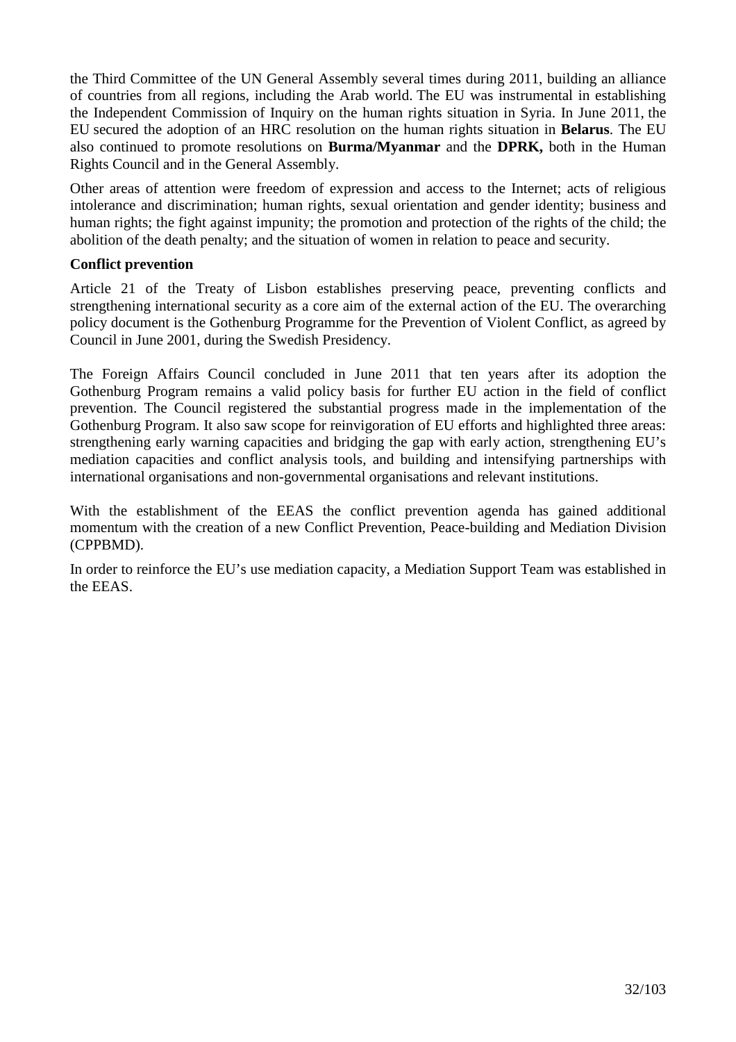the Third Committee of the UN General Assembly several times during 2011, building an alliance of countries from all regions, including the Arab world. The EU was instrumental in establishing the Independent Commission of Inquiry on the human rights situation in Syria. In June 2011, the EU secured the adoption of an HRC resolution on the human rights situation in **Belarus**. The EU also continued to promote resolutions on **Burma/Myanmar** and the **DPRK,** both in the Human Rights Council and in the General Assembly.

Other areas of attention were freedom of expression and access to the Internet; acts of religious intolerance and discrimination; human rights, sexual orientation and gender identity; business and human rights; the fight against impunity; the promotion and protection of the rights of the child; the abolition of the death penalty; and the situation of women in relation to peace and security.

**Conflict prevention**

Article 21 of the Treaty of Lisbon establishes preserving peace, preventing conflicts and strengthening international security as a core aim of the external action of the EU. The overarching policy document is the Gothenburg Programme for the Prevention of Violent Conflict, as agreed by Council in June 2001, during the Swedish Presidency.

The Foreign Affairs Council concluded in June 2011 that ten years after its adoption the Gothenburg Program remains a valid policy basis for further EU action in the field of conflict prevention. The Council registered the substantial progress made in the implementation of the Gothenburg Program. It also saw scope for reinvigoration of EU efforts and highlighted three areas: strengthening early warning capacities and bridging the gap with early action, strengthening EU's mediation capacities and conflict analysis tools, and building and intensifying partnerships with international organisations and non-governmental organisations and relevant institutions.

With the establishment of the EEAS the conflict prevention agenda has gained additional momentum with the creation of a new Conflict Prevention, Peace-building and Mediation Division (CPPBMD).

In order to reinforce the EU's use mediation capacity, a Mediation Support Team was established in the EEAS.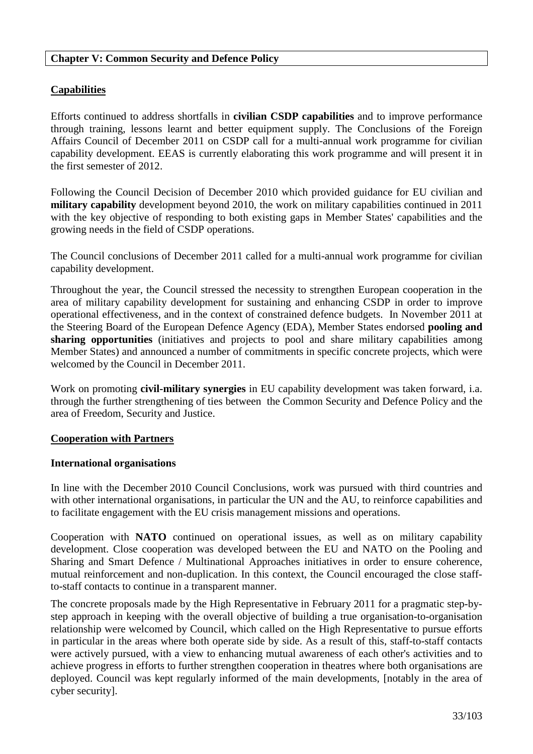## Chapter V: Common Security and Defence Policy

### Capabilities

Efforts continued to address shortfalls in **civilian CSDP capabilities** and to improve performance through training, lessons learnt and better equipment supply. The Conclusions of the Foreign Affairs Council of December 2011 on CSDP call for a multi-annual work programme for civilian capability development. EEAS is currently elaborating this work programme and will present it in the first semester of 2012.

Following the Council Decision of December 2010 which provided guidance for EU civilian and **military capability** development beyond 2010, the work on military capabilities continued in 2011 with the key objective of responding to both existing gaps in Member States' capabilities and the growing needs in the field of CSDP operations.

The Council conclusions of December 2011 called for a multi-annual work programme for civilian capability development.

Throughout the year, the Council stressed the necessity to strengthen European cooperation in the area of military capability development for sustaining and enhancing CSDP in order to improve operational effectiveness, and in the context of constrained defence budgets. In November 2011 at the Steering Board of the European Defence Agency (EDA), Member States endorsed **pooling and sharing opportunities** (initiatives and projects to pool and share military capabilities among Member States) and announced a number of commitments in specific concrete projects, which were welcomed by the Council in December 2011.

Work on promoting **civil-military synergies** in EU capability development was taken forward, i.a. through the further strengthening of ties between the Common Security and Defence Policy and the area of Freedom, Security and Justice.

### Cooperation with Partners

#### International organisations

In line with the December 2010 Council Conclusions, work was pursued with third countries and with other international organisations, in particular the UN and the AU, to reinforce capabilities and to facilitate engagement with the EU crisis management missions and operations.

Cooperation with **NATO** continued on operational issues, as well as on military capability development. Close cooperation was developed between the EU and NATO on the Pooling and Sharing and Smart Defence / Multinational Approaches initiatives in order to ensure coherence, mutual reinforcement and non-duplication. In this context, the Council encouraged the close staff-to-staff contacts to continue in a transparent manner.

The concrete proposals made by the High Representative in February 2011 for a pragmatic step-by-step approach in keeping with the overall objective of building a true organisation-to-organisation relationship were welcomed by Council, which called on the High Representative to pursue efforts in particular in the areas where both operate side by side. As a result of this, staff-to-staff contacts were actively pursued, with a view to enhancing mutual awareness of each other's activities and to achieve progress in efforts to further strengthen cooperation in theatres where both organisations are deployed. Council was kept regularly informed of the main developments, [notably in the area of cyber security].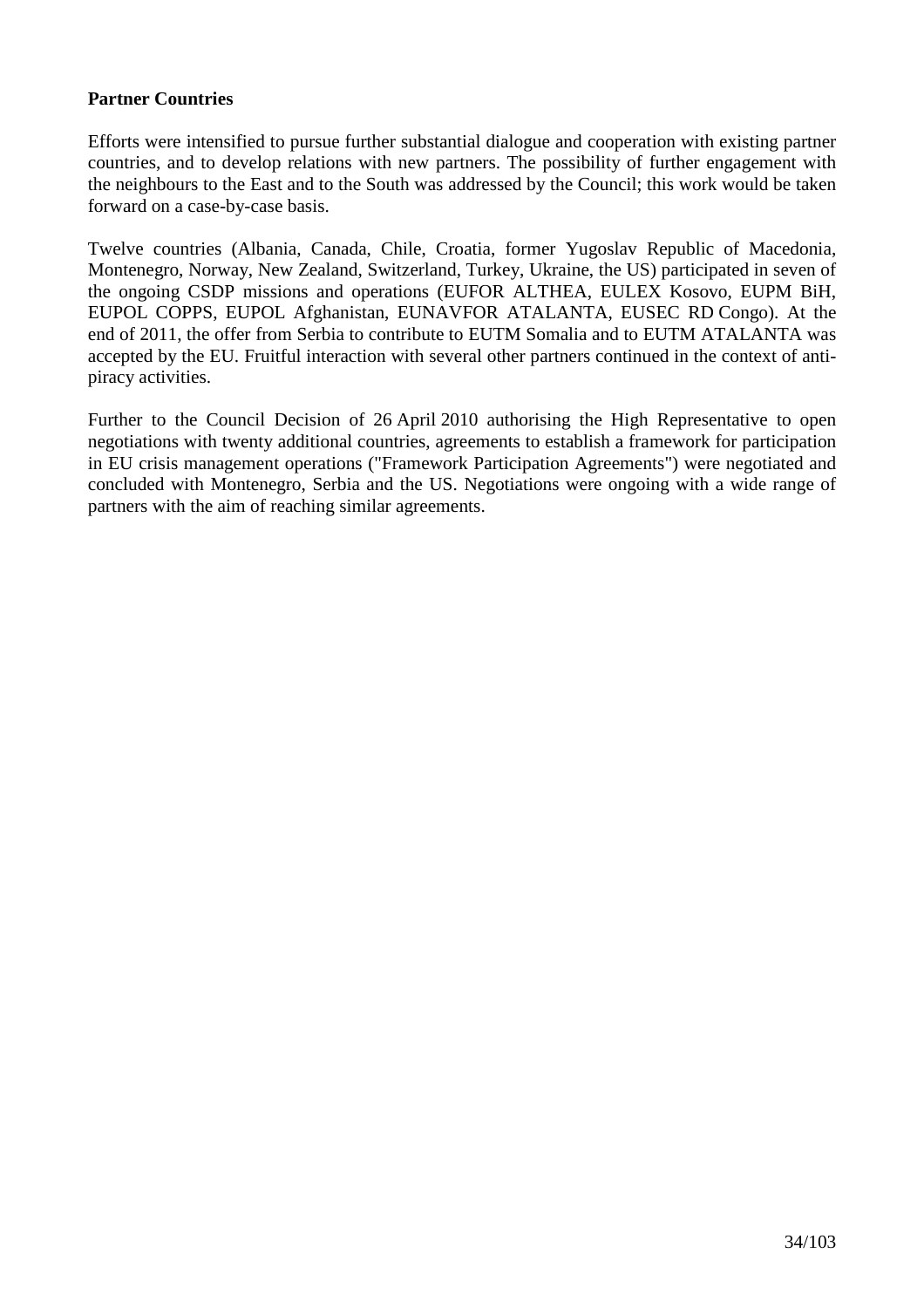**Partner Countries**

Efforts were intensified to pursue further substantial dialogue and cooperation with existing partner countries, and to develop relations with new partners. The possibility of further engagement with the neighbours to the East and to the South was addressed by the Council; this work would be taken forward on a case-by-case basis.

Twelve countries (Albania, Canada, Chile, Croatia, former Yugoslav Republic of Macedonia, Montenegro, Norway, New Zealand, Switzerland, Turkey, Ukraine, the US) participated in seven of the ongoing CSDP missions and operations (EUFOR ALTHEA, EULEX Kosovo, EUPM BiH, EUPOL COPPS, EUPOL Afghanistan, EUNAVFOR ATALANTA, EUSEC RD Congo). At the end of 2011, the offer from Serbia to contribute to EUTM Somalia and to EUTM ATALANTA was accepted by the EU. Fruitful interaction with several other partners continued in the context of anti-piracy activities.

Further to the Council Decision of 26 April 2010 authorising the High Representative to open negotiations with twenty additional countries, agreements to establish a framework for participation in EU crisis management operations ("Framework Participation Agreements") were negotiated and concluded with Montenegro, Serbia and the US. Negotiations were ongoing with a wide range of partners with the aim of reaching similar agreements.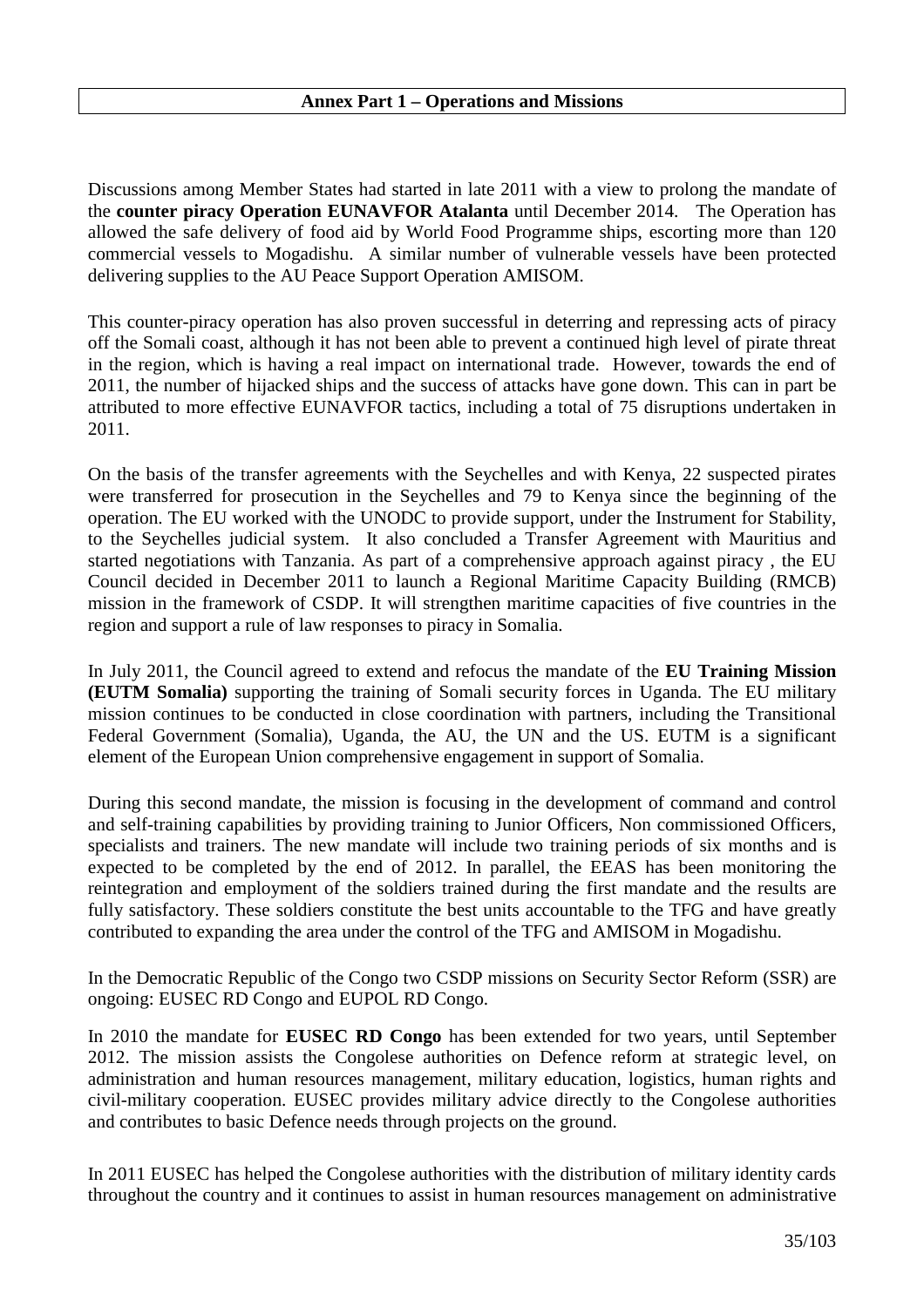## Annex Part 1 – Operations and Missions

Discussions among Member States had started in late 2011 with a view to prolong the mandate of the **counter piracy Operation EUNAVFOR Atalanta** until December 2014. The Operation has allowed the safe delivery of food aid by World Food Programme ships, escorting more than 120 commercial vessels to Mogadishu. A similar number of vulnerable vessels have been protected delivering supplies to the AU Peace Support Operation AMISOM.

This counter-piracy operation has also proven successful in deterring and repressing acts of piracy off the Somali coast, although it has not been able to prevent a continued high level of pirate threat in the region, which is having a real impact on international trade. However, towards the end of 2011, the number of hijacked ships and the success of attacks have gone down. This can in part be attributed to more effective EUNAVFOR tactics, including a total of 75 disruptions undertaken in 2011.

On the basis of the transfer agreements with the Seychelles and with Kenya, 22 suspected pirates were transferred for prosecution in the Seychelles and 79 to Kenya since the beginning of the operation. The EU worked with the UNODC to provide support, under the Instrument for Stability, to the Seychelles judicial system. It also concluded a Transfer Agreement with Mauritius and started negotiations with Tanzania. As part of a comprehensive approach against piracy , the EU Council decided in December 2011 to launch a Regional Maritime Capacity Building (RMCB) mission in the framework of CSDP. It will strengthen maritime capacities of five countries in the region and support a rule of law responses to piracy in Somalia.

In July 2011, the Council agreed to extend and refocus the mandate of the **EU Training Mission (EUTM Somalia)** supporting the training of Somali security forces in Uganda. The EU military mission continues to be conducted in close coordination with partners, including the Transitional Federal Government (Somalia), Uganda, the AU, the UN and the US. EUTM is a significant element of the European Union comprehensive engagement in support of Somalia.

During this second mandate, the mission is focusing in the development of command and control and self-training capabilities by providing training to Junior Officers, Non commissioned Officers, specialists and trainers. The new mandate will include two training periods of six months and is expected to be completed by the end of 2012. In parallel, the EEAS has been monitoring the reintegration and employment of the soldiers trained during the first mandate and the results are fully satisfactory. These soldiers constitute the best units accountable to the TFG and have greatly contributed to expanding the area under the control of the TFG and AMISOM in Mogadishu.

In the Democratic Republic of the Congo two CSDP missions on Security Sector Reform (SSR) are ongoing: EUSEC RD Congo and EUPOL RD Congo.

In 2010 the mandate for **EUSEC RD Congo** has been extended for two years, until September 2012. The mission assists the Congolese authorities on Defence reform at strategic level, on administration and human resources management, military education, logistics, human rights and civil-military cooperation. EUSEC provides military advice directly to the Congolese authorities and contributes to basic Defence needs through projects on the ground.

In 2011 EUSEC has helped the Congolese authorities with the distribution of military identity cards throughout the country and it continues to assist in human resources management on administrative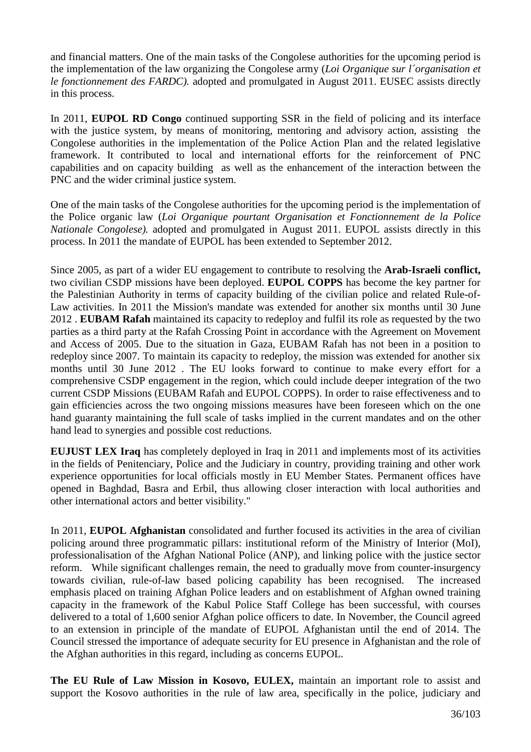and financial matters. One of the main tasks of the Congolese authorities for the upcoming period is the implementation of the law organizing the Congolese army (*Loi Organique sur l´organisation et le fonctionnement des FARDC).* adopted and promulgated in August 2011. EUSEC assists directly in this process.

In 2011, **EUPOL RD Congo** continued supporting SSR in the field of policing and its interface with the justice system, by means of monitoring, mentoring and advisory action, assisting the Congolese authorities in the implementation of the Police Action Plan and the related legislative framework. It contributed to local and international efforts for the reinforcement of PNC capabilities and on capacity building as well as the enhancement of the interaction between the PNC and the wider criminal justice system.

One of the main tasks of the Congolese authorities for the upcoming period is the implementation of the Police organic law (*Loi Organique pourtant Organisation et Fonctionnement de la Police Nationale Congolese).* adopted and promulgated in August 2011. EUPOL assists directly in this process. In 2011 the mandate of EUPOL has been extended to September 2012.

Since 2005, as part of a wider EU engagement to contribute to resolving the **Arab-Israeli conflict,** two civilian CSDP missions have been deployed. **EUPOL COPPS** has become the key partner for the Palestinian Authority in terms of capacity building of the civilian police and related Rule-of-Law activities. In 2011 the Mission's mandate was extended for another six months until 30 June 2012 . **EUBAM Rafah** maintained its capacity to redeploy and fulfil its role as requested by the two parties as a third party at the Rafah Crossing Point in accordance with the Agreement on Movement and Access of 2005. Due to the situation in Gaza, EUBAM Rafah has not been in a position to redeploy since 2007. To maintain its capacity to redeploy, the mission was extended for another six months until 30 June 2012 . The EU looks forward to continue to make every effort for a comprehensive CSDP engagement in the region, which could include deeper integration of the two current CSDP Missions (EUBAM Rafah and EUPOL COPPS). In order to raise effectiveness and to gain efficiencies across the two ongoing missions measures have been foreseen which on the one hand guaranty maintaining the full scale of tasks implied in the current mandates and on the other hand lead to synergies and possible cost reductions.

**EUJUST LEX Iraq** has completely deployed in Iraq in 2011 and implements most of its activities in the fields of Penitenciary, Police and the Judiciary in country, providing training and other work experience opportunities for local officials mostly in EU Member States. Permanent offices have opened in Baghdad, Basra and Erbil, thus allowing closer interaction with local authorities and other international actors and better visibility."

In 2011, **EUPOL Afghanistan** consolidated and further focused its activities in the area of civilian policing around three programmatic pillars: institutional reform of the Ministry of Interior (MoI), professionalisation of the Afghan National Police (ANP), and linking police with the justice sector reform. While significant challenges remain, the need to gradually move from counter-insurgency towards civilian, rule-of-law based policing capability has been recognised. The increased emphasis placed on training Afghan Police leaders and on establishment of Afghan owned training capacity in the framework of the Kabul Police Staff College has been successful, with courses delivered to a total of 1,600 senior Afghan police officers to date. In November, the Council agreed to an extension in principle of the mandate of EUPOL Afghanistan until the end of 2014. The Council stressed the importance of adequate security for EU presence in Afghanistan and the role of the Afghan authorities in this regard, including as concerns EUPOL.

**The EU Rule of Law Mission in Kosovo, EULEX,** maintain an important role to assist and support the Kosovo authorities in the rule of law area, specifically in the police, judiciary and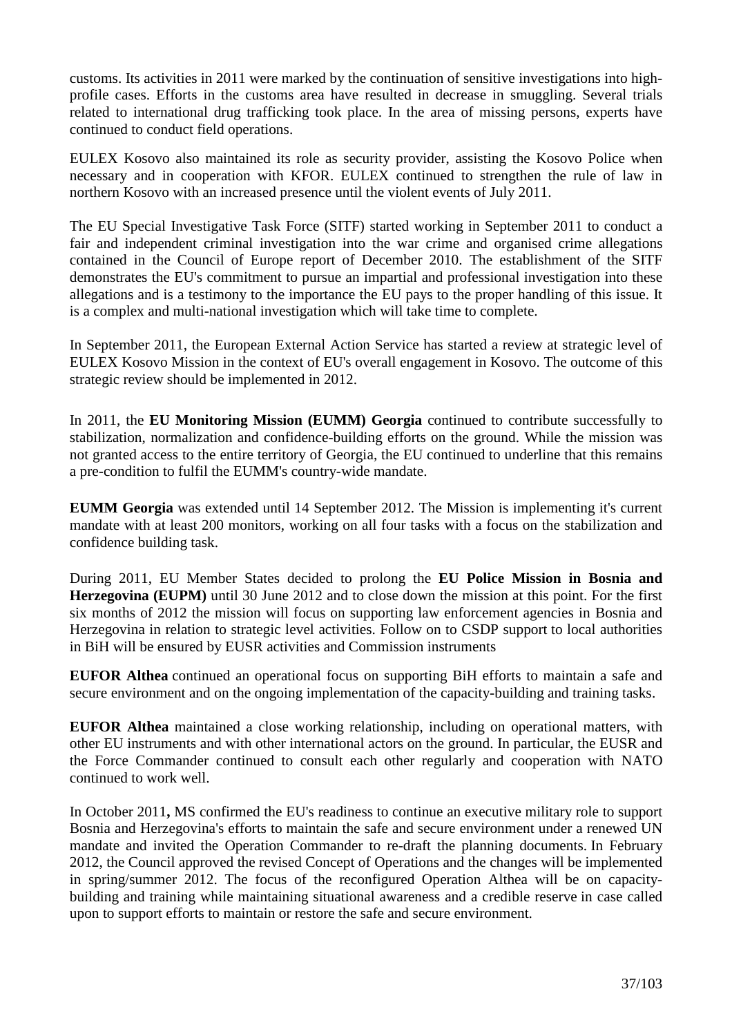customs. Its activities in 2011 were marked by the continuation of sensitive investigations into high-profile cases. Efforts in the customs area have resulted in decrease in smuggling. Several trials related to international drug trafficking took place. In the area of missing persons, experts have continued to conduct field operations.

EULEX Kosovo also maintained its role as security provider, assisting the Kosovo Police when necessary and in cooperation with KFOR. EULEX continued to strengthen the rule of law in northern Kosovo with an increased presence until the violent events of July 2011.

The EU Special Investigative Task Force (SITF) started working in September 2011 to conduct a fair and independent criminal investigation into the war crime and organised crime allegations contained in the Council of Europe report of December 2010. The establishment of the SITF demonstrates the EU's commitment to pursue an impartial and professional investigation into these allegations and is a testimony to the importance the EU pays to the proper handling of this issue. It is a complex and multi-national investigation which will take time to complete.

In September 2011, the European External Action Service has started a review at strategic level of EULEX Kosovo Mission in the context of EU's overall engagement in Kosovo. The outcome of this strategic review should be implemented in 2012.

In 2011, the **EU Monitoring Mission (EUMM) Georgia** continued to contribute successfully to stabilization, normalization and confidence-building efforts on the ground. While the mission was not granted access to the entire territory of Georgia, the EU continued to underline that this remains a pre-condition to fulfil the EUMM's country-wide mandate.

**EUMM Georgia** was extended until 14 September 2012. The Mission is implementing it's current mandate with at least 200 monitors, working on all four tasks with a focus on the stabilization and confidence building task.

During 2011, EU Member States decided to prolong the **EU Police Mission in Bosnia and Herzegovina (EUPM)** until 30 June 2012 and to close down the mission at this point. For the first six months of 2012 the mission will focus on supporting law enforcement agencies in Bosnia and Herzegovina in relation to strategic level activities. Follow on to CSDP support to local authorities in BiH will be ensured by EUSR activities and Commission instruments

**EUFOR Althea** continued an operational focus on supporting BiH efforts to maintain a safe and secure environment and on the ongoing implementation of the capacity-building and training tasks.

**EUFOR Althea** maintained a close working relationship, including on operational matters, with other EU instruments and with other international actors on the ground. In particular, the EUSR and the Force Commander continued to consult each other regularly and cooperation with NATO continued to work well.

In October 2011**,** MS confirmed the EU's readiness to continue an executive military role to support Bosnia and Herzegovina's efforts to maintain the safe and secure environment under a renewed UN mandate and invited the Operation Commander to re-draft the planning documents. In February 2012, the Council approved the revised Concept of Operations and the changes will be implemented in spring/summer 2012. The focus of the reconfigured Operation Althea will be on capacity-building and training while maintaining situational awareness and a credible reserve in case called upon to support efforts to maintain or restore the safe and secure environment.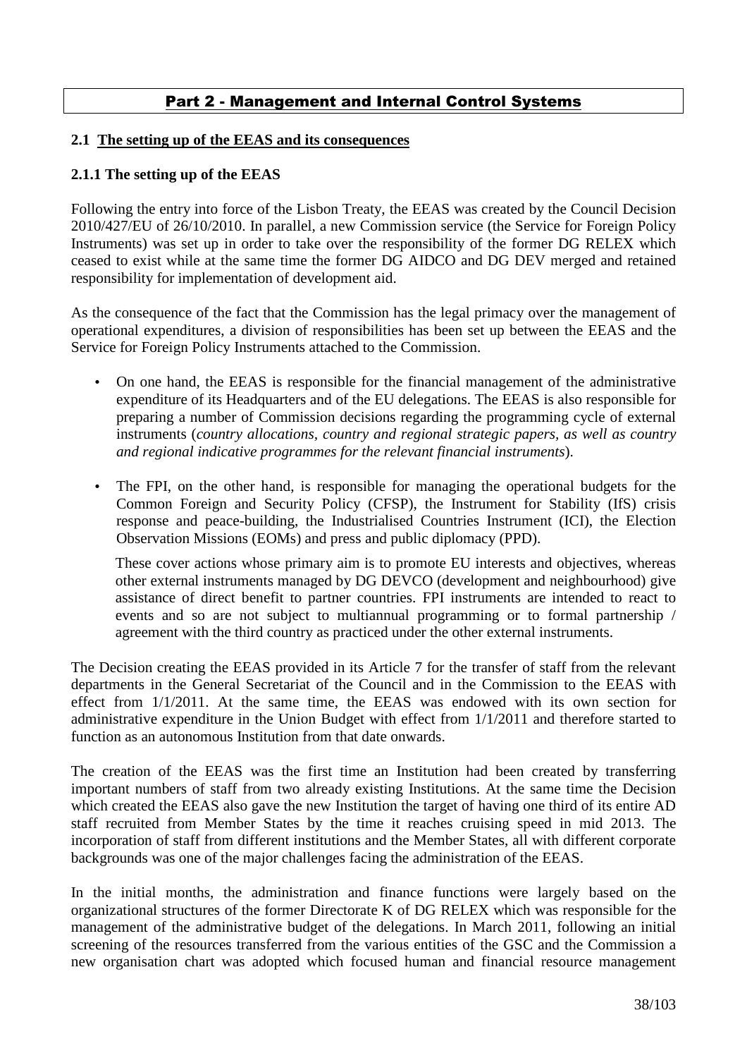# Part 2 - Management and Internal Control Systems

## 2.1 The setting up of the EEAS and its consequences

### 2.1.1 The setting up of the EEAS

Following the entry into force of the Lisbon Treaty, the EEAS was created by the Council Decision 2010/427/EU of 26/10/2010. In parallel, a new Commission service (the Service for Foreign Policy Instruments) was set up in order to take over the responsibility of the former DG RELEX which ceased to exist while at the same time the former DG AIDCO and DG DEV merged and retained responsibility for implementation of development aid.

As the consequence of the fact that the Commission has the legal primacy over the management of operational expenditures, a division of responsibilities has been set up between the EEAS and the Service for Foreign Policy Instruments attached to the Commission.

- On one hand, the EEAS is responsible for the financial management of the administrative expenditure of its Headquarters and of the EU delegations. The EEAS is also responsible for preparing a number of Commission decisions regarding the programming cycle of external instruments (*country allocations, country and regional strategic papers, as well as country and regional indicative programmes for the relevant financial instruments*).
- The FPI, on the other hand, is responsible for managing the operational budgets for the Common Foreign and Security Policy (CFSP), the Instrument for Stability (IfS) crisis response and peace-building, the Industrialised Countries Instrument (ICI), the Election Observation Missions (EOMs) and press and public diplomacy (PPD).

  These cover actions whose primary aim is to promote EU interests and objectives, whereas other external instruments managed by DG DEVCO (development and neighbourhood) give assistance of direct benefit to partner countries. FPI instruments are intended to react to events and so are not subject to multiannual programming or to formal partnership / agreement with the third country as practiced under the other external instruments.

The Decision creating the EEAS provided in its Article 7 for the transfer of staff from the relevant departments in the General Secretariat of the Council and in the Commission to the EEAS with effect from 1/1/2011. At the same time, the EEAS was endowed with its own section for administrative expenditure in the Union Budget with effect from 1/1/2011 and therefore started to function as an autonomous Institution from that date onwards.

The creation of the EEAS was the first time an Institution had been created by transferring important numbers of staff from two already existing Institutions. At the same time the Decision which created the EEAS also gave the new Institution the target of having one third of its entire AD staff recruited from Member States by the time it reaches cruising speed in mid 2013. The incorporation of staff from different institutions and the Member States, all with different corporate backgrounds was one of the major challenges facing the administration of the EEAS.

In the initial months, the administration and finance functions were largely based on the organizational structures of the former Directorate K of DG RELEX which was responsible for the management of the administrative budget of the delegations. In March 2011, following an initial screening of the resources transferred from the various entities of the GSC and the Commission a new organisation chart was adopted which focused human and financial resource management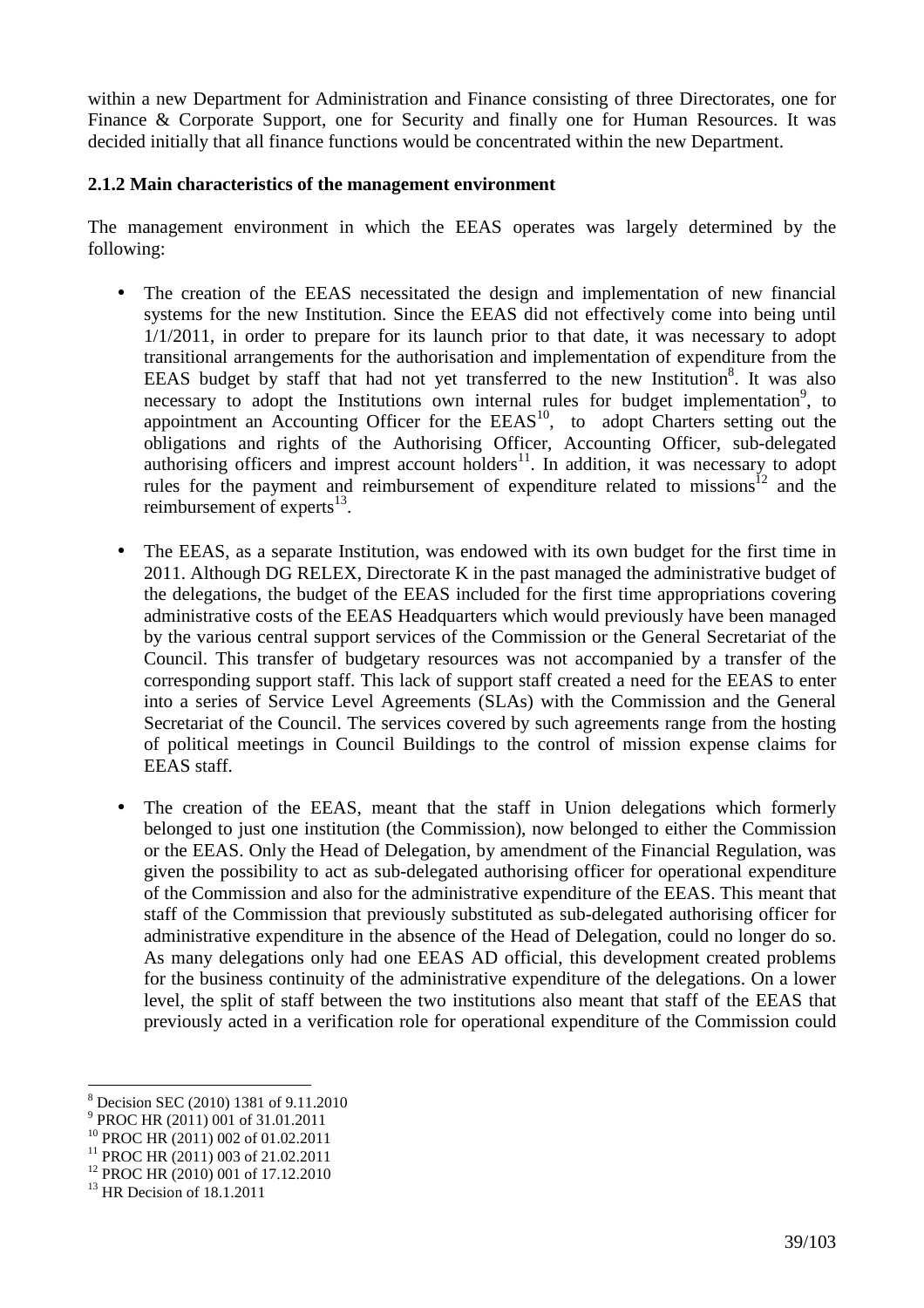within a new Department for Administration and Finance consisting of three Directorates, one for Finance & Corporate Support, one for Security and finally one for Human Resources. It was decided initially that all finance functions would be concentrated within the new Department.

### 2.1.2 Main characteristics of the management environment

The management environment in which the EEAS operates was largely determined by the following:

- The creation of the EEAS necessitated the design and implementation of new financial systems for the new Institution. Since the EEAS did not effectively come into being until 1/1/2011, in order to prepare for its launch prior to that date, it was necessary to adopt transitional arrangements for the authorisation and implementation of expenditure from the EEAS budget by staff that had not yet transferred to the new Institution[8]. It was also necessary to adopt the Institutions own internal rules for budget implementation[9], to appointment an Accounting Officer for the EEAS[10], to adopt Charters setting out the obligations and rights of the Authorising Officer, Accounting Officer, sub-delegated authorising officers and imprest account holders[11]. In addition, it was necessary to adopt rules for the payment and reimbursement of expenditure related to missions[12] and the reimbursement of experts[13].

- The EEAS, as a separate Institution, was endowed with its own budget for the first time in 2011. Although DG RELEX, Directorate K in the past managed the administrative budget of the delegations, the budget of the EEAS included for the first time appropriations covering administrative costs of the EEAS Headquarters which would previously have been managed by the various central support services of the Commission or the General Secretariat of the Council. This transfer of budgetary resources was not accompanied by a transfer of the corresponding support staff. This lack of support staff created a need for the EEAS to enter into a series of Service Level Agreements (SLAs) with the Commission and the General Secretariat of the Council. The services covered by such agreements range from the hosting of political meetings in Council Buildings to the control of mission expense claims for EEAS staff.

- The creation of the EEAS, meant that the staff in Union delegations which formerly belonged to just one institution (the Commission), now belonged to either the Commission or the EEAS. Only the Head of Delegation, by amendment of the Financial Regulation, was given the possibility to act as sub-delegated authorising officer for operational expenditure of the Commission and also for the administrative expenditure of the EEAS. This meant that staff of the Commission that previously substituted as sub-delegated authorising officer for administrative expenditure in the absence of the Head of Delegation, could no longer do so. As many delegations only had one EEAS AD official, this development created problems for the business continuity of the administrative expenditure of the delegations. On a lower level, the split of staff between the two institutions also meant that staff of the EEAS that previously acted in a verification role for operational expenditure of the Commission could

---

[8] Decision SEC (2010) 1381 of 9.11.2010

[9] PROC HR (2011) 001 of 31.01.2011

[10] PROC HR (2011) 002 of 01.02.2011

[11] PROC HR (2011) 003 of 21.02.2011

[12] PROC HR (2010) 001 of 17.12.2010

[13] HR Decision of 18.1.2011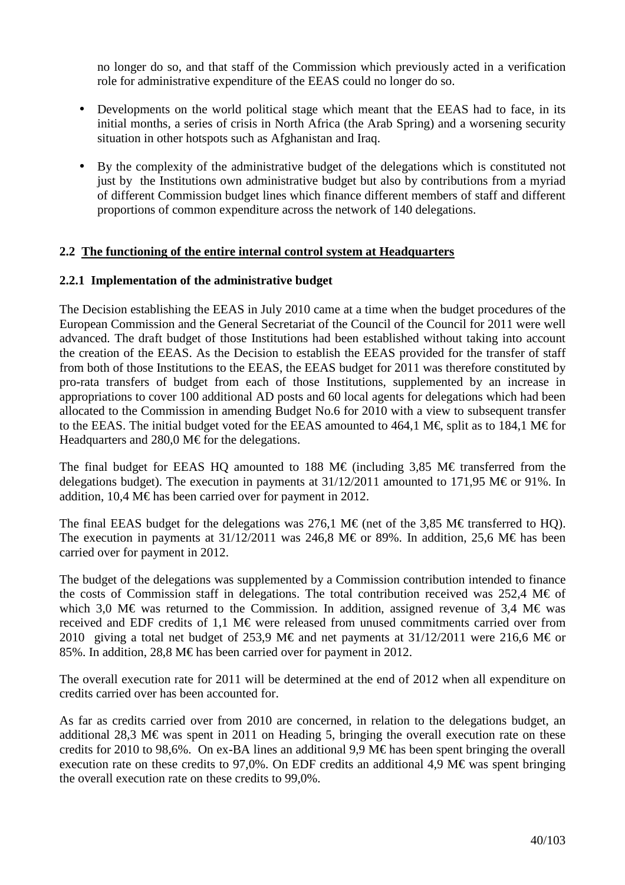no longer do so, and that staff of the Commission which previously acted in a verification role for administrative expenditure of the EEAS could no longer do so.

- Developments on the world political stage which meant that the EEAS had to face, in its initial months, a series of crisis in North Africa (the Arab Spring) and a worsening security situation in other hotspots such as Afghanistan and Iraq.

- By the complexity of the administrative budget of the delegations which is constituted not just by the Institutions own administrative budget but also by contributions from a myriad of different Commission budget lines which finance different members of staff and different proportions of common expenditure across the network of 140 delegations.

## 2.2 The functioning of the entire internal control system at Headquarters

### 2.2.1 Implementation of the administrative budget

The Decision establishing the EEAS in July 2010 came at a time when the budget procedures of the European Commission and the General Secretariat of the Council of the Council for 2011 were well advanced. The draft budget of those Institutions had been established without taking into account the creation of the EEAS. As the Decision to establish the EEAS provided for the transfer of staff from both of those Institutions to the EEAS, the EEAS budget for 2011 was therefore constituted by pro-rata transfers of budget from each of those Institutions, supplemented by an increase in appropriations to cover 100 additional AD posts and 60 local agents for delegations which had been allocated to the Commission in amending Budget No.6 for 2010 with a view to subsequent transfer to the EEAS. The initial budget voted for the EEAS amounted to 464,1 M€, split as to 184,1 M€ for Headquarters and 280,0 M€ for the delegations.

The final budget for EEAS HQ amounted to 188 M€ (including 3,85 M€ transferred from the delegations budget). The execution in payments at 31/12/2011 amounted to 171,95 M€ or 91%. In addition, 10,4 M€ has been carried over for payment in 2012.

The final EEAS budget for the delegations was 276,1 M€ (net of the 3,85 M€ transferred to HQ). The execution in payments at 31/12/2011 was 246,8 M€ or 89%. In addition, 25,6 M€ has been carried over for payment in 2012.

The budget of the delegations was supplemented by a Commission contribution intended to finance the costs of Commission staff in delegations. The total contribution received was 252,4 M€ of which 3,0 M€ was returned to the Commission. In addition, assigned revenue of 3,4 M€ was received and EDF credits of 1,1 M€ were released from unused commitments carried over from 2010 giving a total net budget of 253,9 M€ and net payments at 31/12/2011 were 216,6 M€ or 85%. In addition, 28,8 M€ has been carried over for payment in 2012.

The overall execution rate for 2011 will be determined at the end of 2012 when all expenditure on credits carried over has been accounted for.

As far as credits carried over from 2010 are concerned, in relation to the delegations budget, an additional 28,3 M€ was spent in 2011 on Heading 5, bringing the overall execution rate on these credits for 2010 to 98,6%. On ex-BA lines an additional 9,9 M€ has been spent bringing the overall execution rate on these credits to 97,0%. On EDF credits an additional 4,9 M€ was spent bringing the overall execution rate on these credits to 99,0%.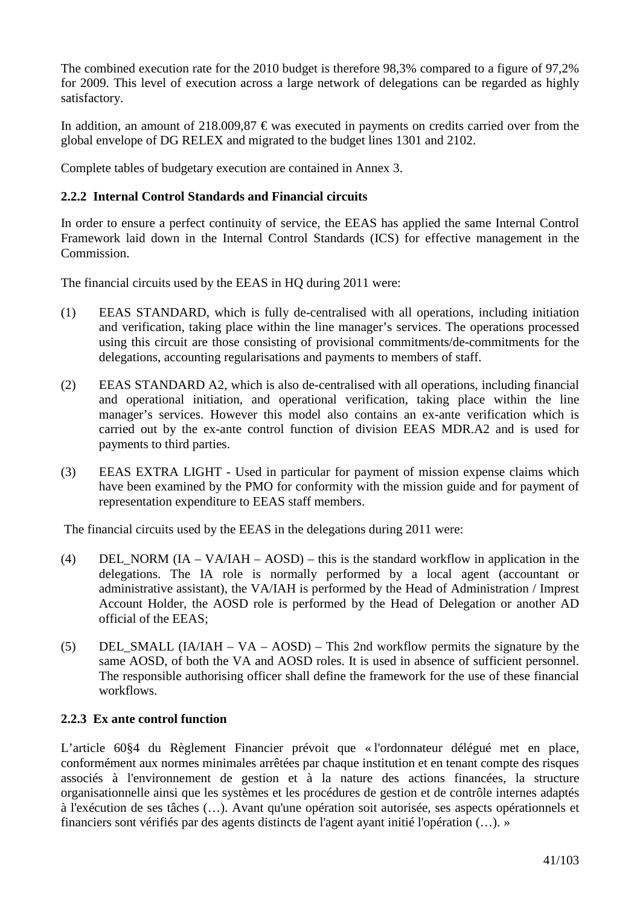The combined execution rate for the 2010 budget is therefore 98,3% compared to a figure of 97,2% for 2009. This level of execution across a large network of delegations can be regarded as highly satisfactory.

In addition, an amount of 218.009,87 € was executed in payments on credits carried over from the global envelope of DG RELEX and migrated to the budget lines 1301 and 2102.

Complete tables of budgetary execution are contained in Annex 3.

### 2.2.2 Internal Control Standards and Financial circuits

In order to ensure a perfect continuity of service, the EEAS has applied the same Internal Control Framework laid down in the Internal Control Standards (ICS) for effective management in the Commission.

The financial circuits used by the EEAS in HQ during 2011 were:

(1) EEAS STANDARD, which is fully de-centralised with all operations, including initiation and verification, taking place within the line manager's services. The operations processed using this circuit are those consisting of provisional commitments/de-commitments for the delegations, accounting regularisations and payments to members of staff.

(2) EEAS STANDARD A2, which is also de-centralised with all operations, including financial and operational initiation, and operational verification, taking place within the line manager's services. However this model also contains an ex-ante verification which is carried out by the ex-ante control function of division EEAS MDR.A2 and is used for payments to third parties.

(3) EEAS EXTRA LIGHT - Used in particular for payment of mission expense claims which have been examined by the PMO for conformity with the mission guide and for payment of representation expenditure to EEAS staff members.

The financial circuits used by the EEAS in the delegations during 2011 were:

(4) DEL_NORM (IA – VA/IAH – AOSD) – this is the standard workflow in application in the delegations. The IA role is normally performed by a local agent (accountant or administrative assistant), the VA/IAH is performed by the Head of Administration / Imprest Account Holder, the AOSD role is performed by the Head of Delegation or another AD official of the EEAS;

(5) DEL_SMALL (IA/IAH – VA – AOSD) – This 2nd workflow permits the signature by the same AOSD, of both the VA and AOSD roles. It is used in absence of sufficient personnel. The responsible authorising officer shall define the framework for the use of these financial workflows.

### 2.2.3 Ex ante control function

L'article 60§4 du Règlement Financier prévoit que « l'ordonnateur délégué met en place, conformément aux normes minimales arrêtées par chaque institution et en tenant compte des risques associés à l'environnement de gestion et à la nature des actions financées, la structure organisationnelle ainsi que les systèmes et les procédures de gestion et de contrôle internes adaptés à l'exécution de ses tâches (…). Avant qu'une opération soit autorisée, ses aspects opérationnels et financiers sont vérifiés par des agents distincts de l'agent ayant initié l'opération (…). »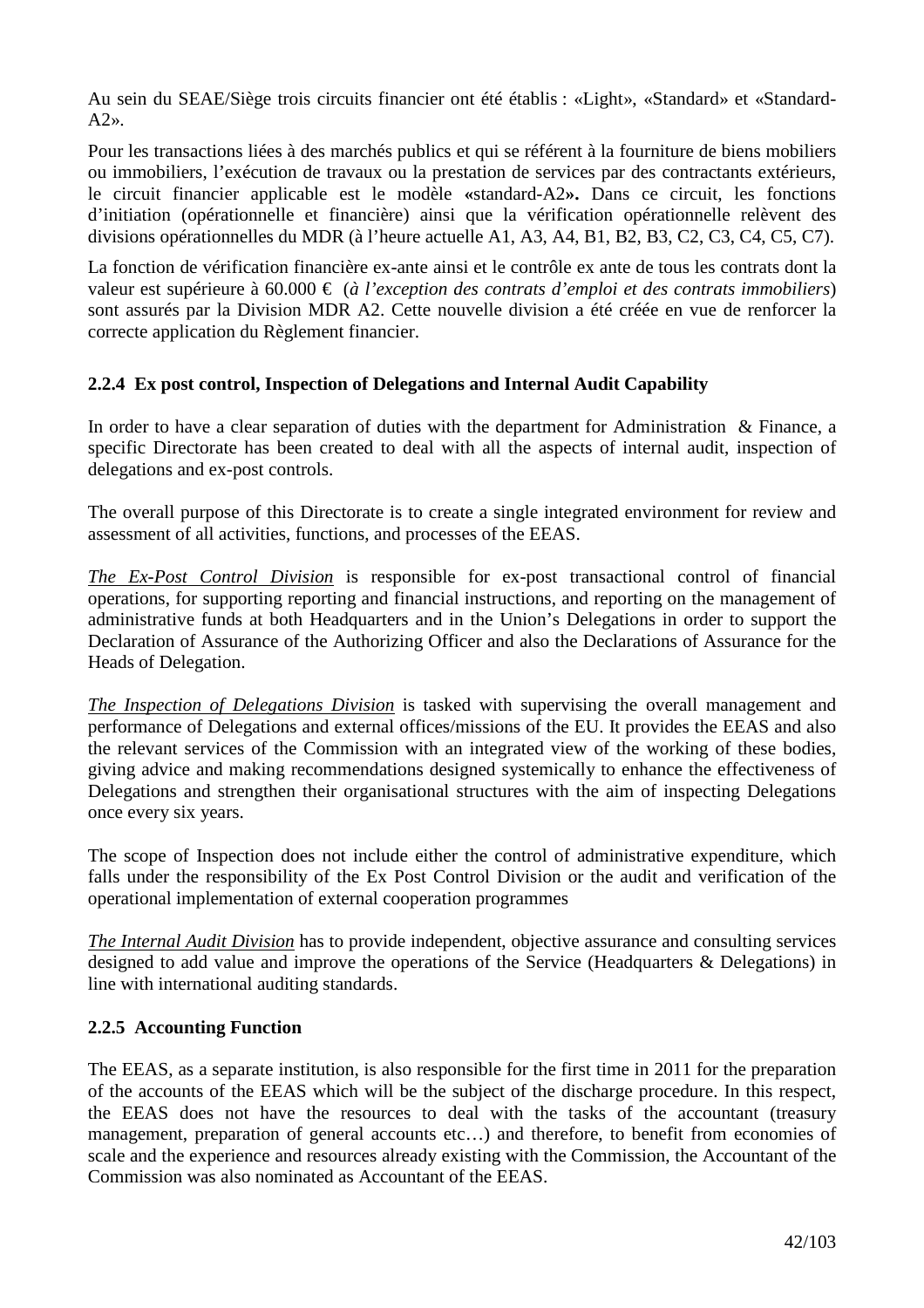Au sein du SEAE/Siège trois circuits financier ont été établis : «Light», «Standard» et «Standard-A2».

Pour les transactions liées à des marchés publics et qui se réfèrent à la fourniture de biens mobiliers ou immobiliers, l'exécution de travaux ou la prestation de services par des contractants extérieurs, le circuit financier applicable est le modèle **«**standard-A2**».** Dans ce circuit, les fonctions d'initiation (opérationnelle et financière) ainsi que la vérification opérationnelle relèvent des divisions opérationnelles du MDR (à l'heure actuelle A1, A3, A4, B1, B2, B3, C2, C3, C4, C5, C7).

La fonction de vérification financière ex-ante ainsi et le contrôle ex ante de tous les contrats dont la valeur est supérieure à 60.000 € (*à l'exception des contrats d'emploi et des contrats immobiliers*) sont assurés par la Division MDR A2. Cette nouvelle division a été créée en vue de renforcer la correcte application du Règlement financier.

### 2.2.4 Ex post control, Inspection of Delegations and Internal Audit Capability

In order to have a clear separation of duties with the department for Administration & Finance, a specific Directorate has been created to deal with all the aspects of internal audit, inspection of delegations and ex-post controls.

The overall purpose of this Directorate is to create a single integrated environment for review and assessment of all activities, functions, and processes of the EEAS.

*The Ex-Post Control Division* is responsible for ex-post transactional control of financial operations, for supporting reporting and financial instructions, and reporting on the management of administrative funds at both Headquarters and in the Union's Delegations in order to support the Declaration of Assurance of the Authorizing Officer and also the Declarations of Assurance for the Heads of Delegation.

*The Inspection of Delegations Division* is tasked with supervising the overall management and performance of Delegations and external offices/missions of the EU. It provides the EEAS and also the relevant services of the Commission with an integrated view of the working of these bodies, giving advice and making recommendations designed systemically to enhance the effectiveness of Delegations and strengthen their organisational structures with the aim of inspecting Delegations once every six years.

The scope of Inspection does not include either the control of administrative expenditure, which falls under the responsibility of the Ex Post Control Division or the audit and verification of the operational implementation of external cooperation programmes

*The Internal Audit Division* has to provide independent, objective assurance and consulting services designed to add value and improve the operations of the Service (Headquarters & Delegations) in line with international auditing standards.

### 2.2.5 Accounting Function

The EEAS, as a separate institution, is also responsible for the first time in 2011 for the preparation of the accounts of the EEAS which will be the subject of the discharge procedure. In this respect, the EEAS does not have the resources to deal with the tasks of the accountant (treasury management, preparation of general accounts etc…) and therefore, to benefit from economies of scale and the experience and resources already existing with the Commission, the Accountant of the Commission was also nominated as Accountant of the EEAS.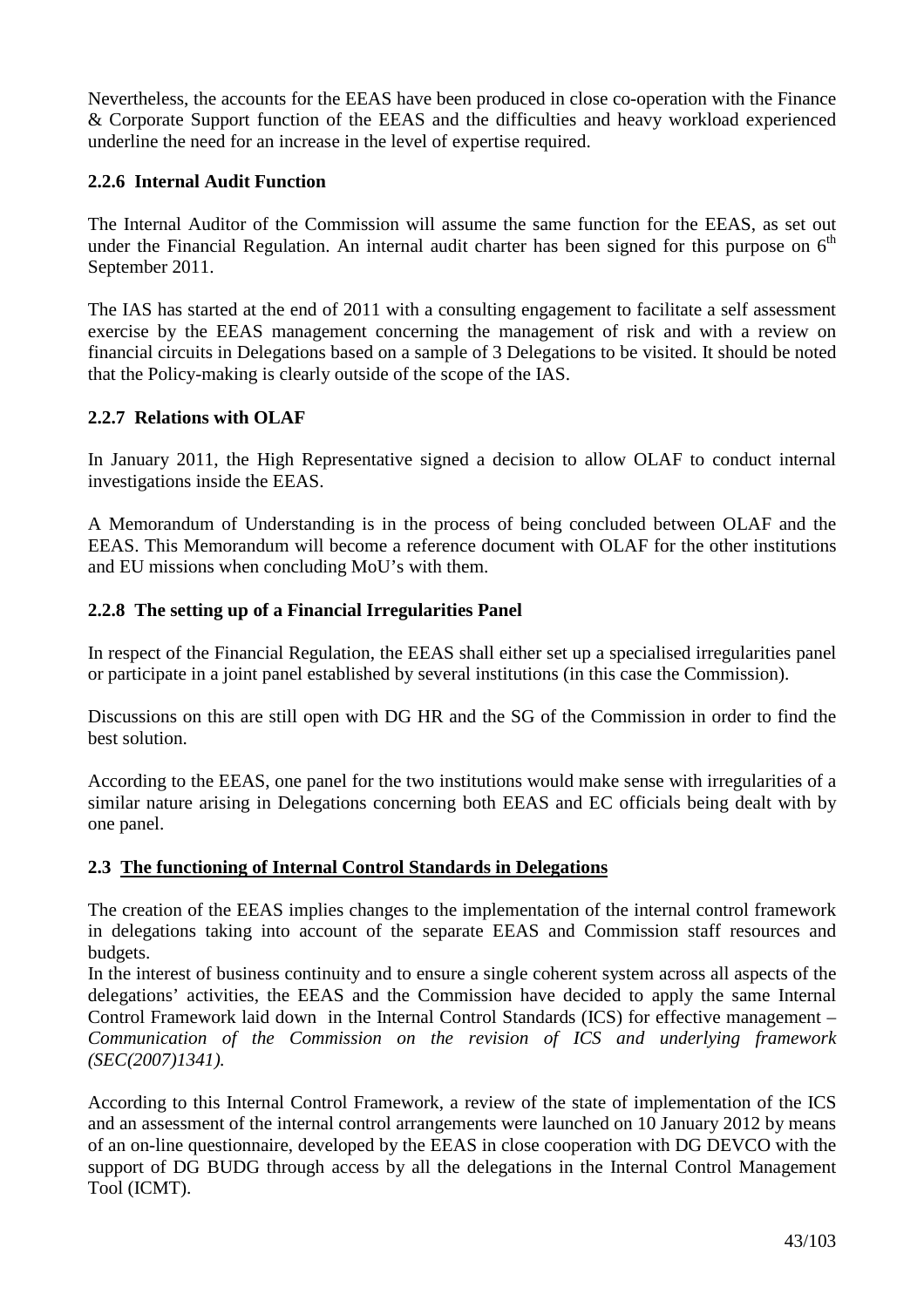Nevertheless, the accounts for the EEAS have been produced in close co-operation with the Finance & Corporate Support function of the EEAS and the difficulties and heavy workload experienced underline the need for an increase in the level of expertise required.

### 2.2.6 Internal Audit Function

The Internal Auditor of the Commission will assume the same function for the EEAS, as set out under the Financial Regulation. An internal audit charter has been signed for this purpose on 6th September 2011.

The IAS has started at the end of 2011 with a consulting engagement to facilitate a self assessment exercise by the EEAS management concerning the management of risk and with a review on financial circuits in Delegations based on a sample of 3 Delegations to be visited. It should be noted that the Policy-making is clearly outside of the scope of the IAS.

### 2.2.7 Relations with OLAF

In January 2011, the High Representative signed a decision to allow OLAF to conduct internal investigations inside the EEAS.

A Memorandum of Understanding is in the process of being concluded between OLAF and the EEAS. This Memorandum will become a reference document with OLAF for the other institutions and EU missions when concluding MoU's with them.

### 2.2.8 The setting up of a Financial Irregularities Panel

In respect of the Financial Regulation, the EEAS shall either set up a specialised irregularities panel or participate in a joint panel established by several institutions (in this case the Commission).

Discussions on this are still open with DG HR and the SG of the Commission in order to find the best solution.

According to the EEAS, one panel for the two institutions would make sense with irregularities of a similar nature arising in Delegations concerning both EEAS and EC officials being dealt with by one panel.

## 2.3 The functioning of Internal Control Standards in Delegations

The creation of the EEAS implies changes to the implementation of the internal control framework in delegations taking into account of the separate EEAS and Commission staff resources and budgets.

In the interest of business continuity and to ensure a single coherent system across all aspects of the delegations' activities, the EEAS and the Commission have decided to apply the same Internal Control Framework laid down in the Internal Control Standards (ICS) for effective management – *Communication of the Commission on the revision of ICS and underlying framework (SEC(2007)1341).*

According to this Internal Control Framework, a review of the state of implementation of the ICS and an assessment of the internal control arrangements were launched on 10 January 2012 by means of an on-line questionnaire, developed by the EEAS in close cooperation with DG DEVCO with the support of DG BUDG through access by all the delegations in the Internal Control Management Tool (ICMT).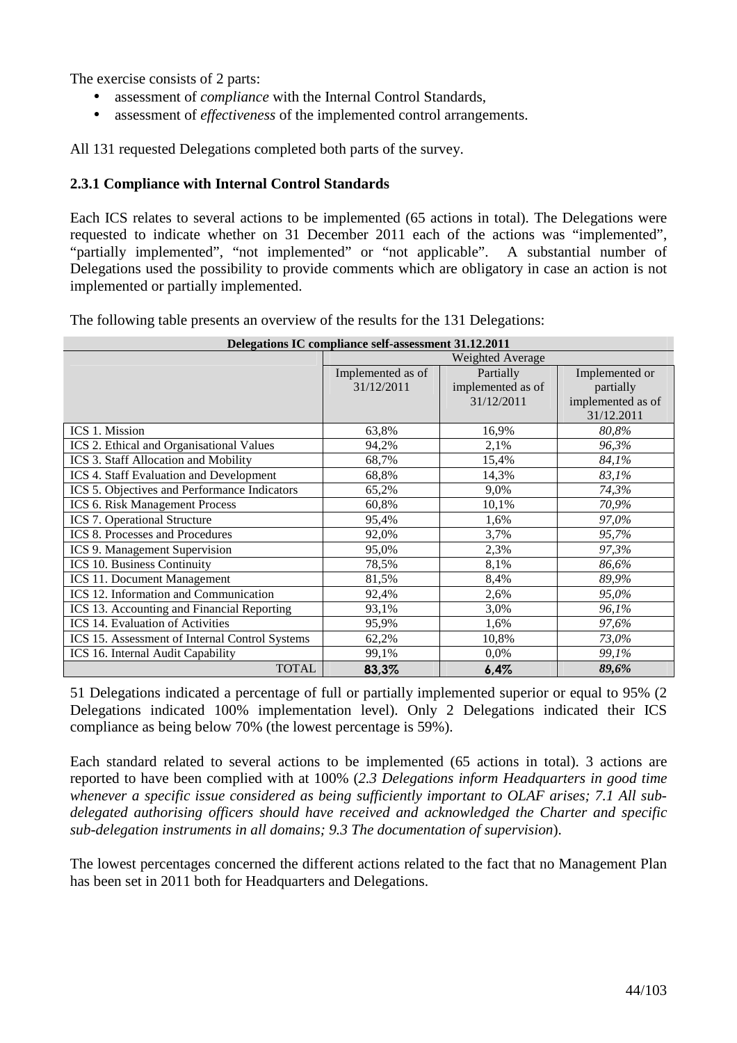The exercise consists of 2 parts:

- assessment of *compliance* with the Internal Control Standards,
- assessment of *effectiveness* of the implemented control arrangements.

All 131 requested Delegations completed both parts of the survey.

### 2.3.1 Compliance with Internal Control Standards

Each ICS relates to several actions to be implemented (65 actions in total). The Delegations were requested to indicate whether on 31 December 2011 each of the actions was "implemented", "partially implemented", "not implemented" or "not applicable". A substantial number of Delegations used the possibility to provide comments which are obligatory in case an action is not implemented or partially implemented.

The following table presents an overview of the results for the 131 Delegations:

| Delegations IC compliance self-assessment 31.12.2011 | | | |
|---|---|---|---|
| | Weighted Average | | |
| | Implemented as of 31/12/2011 | Partially implemented as of 31/12/2011 | Implemented or partially implemented as of 31/12.2011 |
| ICS 1. Mission | 63,8% | 16,9% | *80,8%* |
| ICS 2. Ethical and Organisational Values | 94,2% | 2,1% | *96,3%* |
| ICS 3. Staff Allocation and Mobility | 68,7% | 15,4% | *84,1%* |
| ICS 4. Staff Evaluation and Development | 68,8% | 14,3% | *83,1%* |
| ICS 5. Objectives and Performance Indicators | 65,2% | 9,0% | *74,3%* |
| ICS 6. Risk Management Process | 60,8% | 10,1% | *70,9%* |
| ICS 7. Operational Structure | 95,4% | 1,6% | *97,0%* |
| ICS 8. Processes and Procedures | 92,0% | 3,7% | *95,7%* |
| ICS 9. Management Supervision | 95,0% | 2,3% | *97,3%* |
| ICS 10. Business Continuity | 78,5% | 8,1% | *86,6%* |
| ICS 11. Document Management | 81,5% | 8,4% | *89,9%* |
| ICS 12. Information and Communication | 92,4% | 2,6% | *95,0%* |
| ICS 13. Accounting and Financial Reporting | 93,1% | 3,0% | *96,1%* |
| ICS 14. Evaluation of Activities | 95,9% | 1,6% | *97,6%* |
| ICS 15. Assessment of Internal Control Systems | 62,2% | 10,8% | *73,0%* |
| ICS 16. Internal Audit Capability | 99,1% | 0,0% | *99,1%* |
| TOTAL | **83,3%** | **6,4%** | ***89,6%*** |

51 Delegations indicated a percentage of full or partially implemented superior or equal to 95% (2 Delegations indicated 100% implementation level). Only 2 Delegations indicated their ICS compliance as being below 70% (the lowest percentage is 59%).

Each standard related to several actions to be implemented (65 actions in total). 3 actions are reported to have been complied with at 100% (*2.3 Delegations inform Headquarters in good time whenever a specific issue considered as being sufficiently important to OLAF arises; 7.1 All sub-delegated authorising officers should have received and acknowledged the Charter and specific sub-delegation instruments in all domains; 9.3 The documentation of supervision*).

The lowest percentages concerned the different actions related to the fact that no Management Plan has been set in 2011 both for Headquarters and Delegations.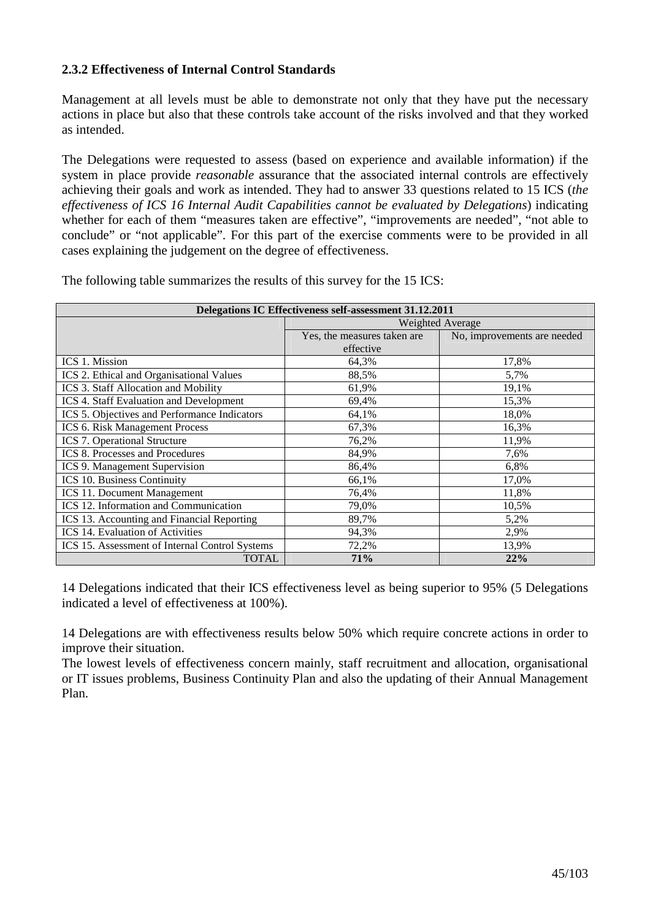### 2.3.2 Effectiveness of Internal Control Standards

Management at all levels must be able to demonstrate not only that they have put the necessary actions in place but also that these controls take account of the risks involved and that they worked as intended.

The Delegations were requested to assess (based on experience and available information) if the system in place provide *reasonable* assurance that the associated internal controls are effectively achieving their goals and work as intended. They had to answer 33 questions related to 15 ICS (*the effectiveness of ICS 16 Internal Audit Capabilities cannot be evaluated by Delegations*) indicating whether for each of them "measures taken are effective", "improvements are needed", "not able to conclude" or "not applicable". For this part of the exercise comments were to be provided in all cases explaining the judgement on the degree of effectiveness.

The following table summarizes the results of this survey for the 15 ICS:

| **Delegations IC Effectiveness self-assessment 31.12.2011** | | |
|---|---|---|
| | Weighted Average | |
| | Yes, the measures taken are effective | No, improvements are needed |
| ICS 1. Mission | 64,3% | 17,8% |
| ICS 2. Ethical and Organisational Values | 88,5% | 5,7% |
| ICS 3. Staff Allocation and Mobility | 61,9% | 19,1% |
| ICS 4. Staff Evaluation and Development | 69,4% | 15,3% |
| ICS 5. Objectives and Performance Indicators | 64,1% | 18,0% |
| ICS 6. Risk Management Process | 67,3% | 16,3% |
| ICS 7. Operational Structure | 76,2% | 11,9% |
| ICS 8. Processes and Procedures | 84,9% | 7,6% |
| ICS 9. Management Supervision | 86,4% | 6,8% |
| ICS 10. Business Continuity | 66,1% | 17,0% |
| ICS 11. Document Management | 76,4% | 11,8% |
| ICS 12. Information and Communication | 79,0% | 10,5% |
| ICS 13. Accounting and Financial Reporting | 89,7% | 5,2% |
| ICS 14. Evaluation of Activities | 94,3% | 2,9% |
| ICS 15. Assessment of Internal Control Systems | 72,2% | 13,9% |
| TOTAL | **71%** | **22%** |

14 Delegations indicated that their ICS effectiveness level as being superior to 95% (5 Delegations indicated a level of effectiveness at 100%).

14 Delegations are with effectiveness results below 50% which require concrete actions in order to improve their situation.

The lowest levels of effectiveness concern mainly, staff recruitment and allocation, organisational or IT issues problems, Business Continuity Plan and also the updating of their Annual Management Plan.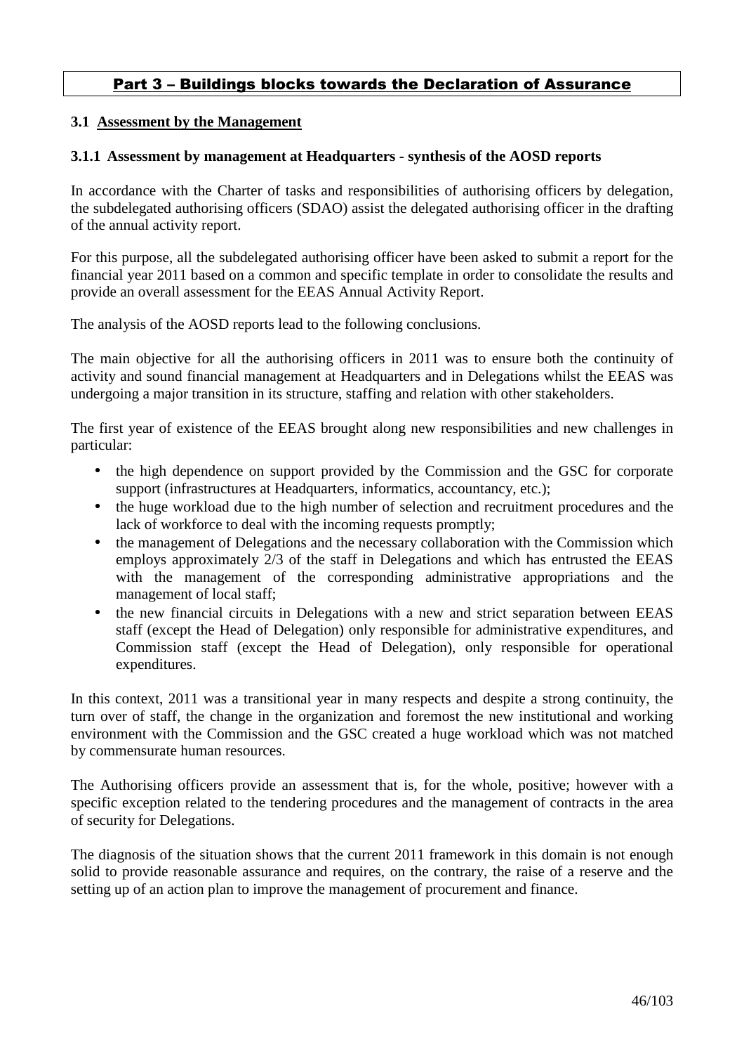# Part 3 – Buildings blocks towards the Declaration of Assurance

## 3.1 Assessment by the Management

### 3.1.1 Assessment by management at Headquarters - synthesis of the AOSD reports

In accordance with the Charter of tasks and responsibilities of authorising officers by delegation, the subdelegated authorising officers (SDAO) assist the delegated authorising officer in the drafting of the annual activity report.

For this purpose, all the subdelegated authorising officer have been asked to submit a report for the financial year 2011 based on a common and specific template in order to consolidate the results and provide an overall assessment for the EEAS Annual Activity Report.

The analysis of the AOSD reports lead to the following conclusions.

The main objective for all the authorising officers in 2011 was to ensure both the continuity of activity and sound financial management at Headquarters and in Delegations whilst the EEAS was undergoing a major transition in its structure, staffing and relation with other stakeholders.

The first year of existence of the EEAS brought along new responsibilities and new challenges in particular:

- the high dependence on support provided by the Commission and the GSC for corporate support (infrastructures at Headquarters, informatics, accountancy, etc.);
- the huge workload due to the high number of selection and recruitment procedures and the lack of workforce to deal with the incoming requests promptly;
- the management of Delegations and the necessary collaboration with the Commission which employs approximately 2/3 of the staff in Delegations and which has entrusted the EEAS with the management of the corresponding administrative appropriations and the management of local staff;
- the new financial circuits in Delegations with a new and strict separation between EEAS staff (except the Head of Delegation) only responsible for administrative expenditures, and Commission staff (except the Head of Delegation), only responsible for operational expenditures.

In this context, 2011 was a transitional year in many respects and despite a strong continuity, the turn over of staff, the change in the organization and foremost the new institutional and working environment with the Commission and the GSC created a huge workload which was not matched by commensurate human resources.

The Authorising officers provide an assessment that is, for the whole, positive; however with a specific exception related to the tendering procedures and the management of contracts in the area of security for Delegations.

The diagnosis of the situation shows that the current 2011 framework in this domain is not enough solid to provide reasonable assurance and requires, on the contrary, the raise of a reserve and the setting up of an action plan to improve the management of procurement and finance.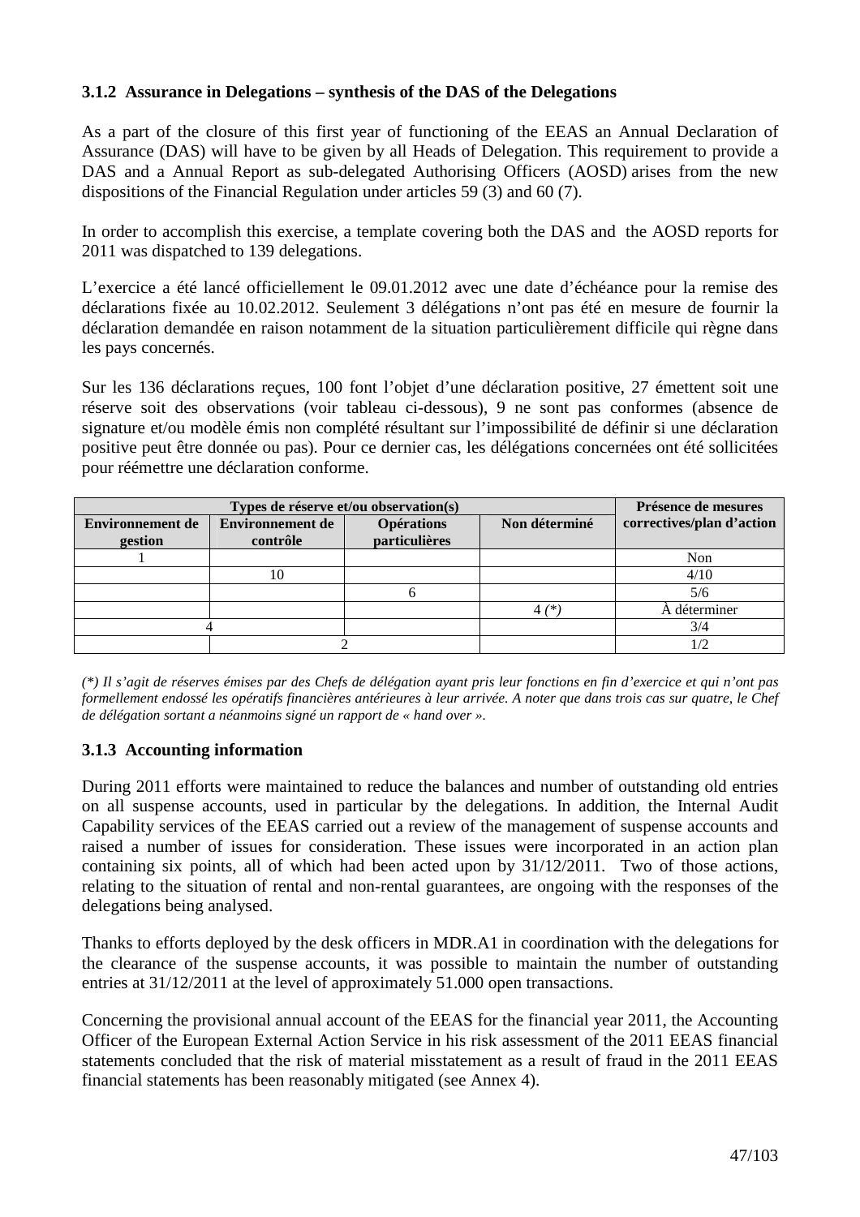### 3.1.2 Assurance in Delegations – synthesis of the DAS of the Delegations

As a part of the closure of this first year of functioning of the EEAS an Annual Declaration of Assurance (DAS) will have to be given by all Heads of Delegation. This requirement to provide a DAS and a Annual Report as sub-delegated Authorising Officers (AOSD) arises from the new dispositions of the Financial Regulation under articles 59 (3) and 60 (7).

In order to accomplish this exercise, a template covering both the DAS and the AOSD reports for 2011 was dispatched to 139 delegations.

L'exercice a été lancé officiellement le 09.01.2012 avec une date d'échéance pour la remise des déclarations fixée au 10.02.2012. Seulement 3 délégations n'ont pas été en mesure de fournir la déclaration demandée en raison notamment de la situation particulièrement difficile qui règne dans les pays concernés.

Sur les 136 déclarations reçues, 100 font l'objet d'une déclaration positive, 27 émettent soit une réserve soit des observations (voir tableau ci-dessous), 9 ne sont pas conformes (absence de signature et/ou modèle émis non complété résultant sur l'impossibilité de définir si une déclaration positive peut être donnée ou pas). Pour ce dernier cas, les délégations concernées ont été sollicitées pour réémettre une déclaration conforme.

| Types de réserve et/ou observation(s) | | | | Présence de mesures correctives/plan d'action |
|---|---|---|---|---|
| **Environnement de gestion** | **Environnement de contrôle** | **Opérations particulières** | **Non déterminé** | |
| 1 | | | | Non |
| | 10 | | | 4/10 |
| | | 6 | | 5/6 |
| | | | 4 *(\*)* | À déterminer |
| 4 | | | | 3/4 |
| | 2 | | | 1/2 |

*(\*) Il s'agit de réserves émises par des Chefs de délégation ayant pris leur fonctions en fin d'exercice et qui n'ont pas formellement endossé les opératifs financières antérieures à leur arrivée. A noter que dans trois cas sur quatre, le Chef de délégation sortant a néanmoins signé un rapport de « hand over ».*

### 3.1.3 Accounting information

During 2011 efforts were maintained to reduce the balances and number of outstanding old entries on all suspense accounts, used in particular by the delegations. In addition, the Internal Audit Capability services of the EEAS carried out a review of the management of suspense accounts and raised a number of issues for consideration. These issues were incorporated in an action plan containing six points, all of which had been acted upon by 31/12/2011. Two of those actions, relating to the situation of rental and non-rental guarantees, are ongoing with the responses of the delegations being analysed.

Thanks to efforts deployed by the desk officers in MDR.A1 in coordination with the delegations for the clearance of the suspense accounts, it was possible to maintain the number of outstanding entries at 31/12/2011 at the level of approximately 51.000 open transactions.

Concerning the provisional annual account of the EEAS for the financial year 2011, the Accounting Officer of the European External Action Service in his risk assessment of the 2011 EEAS financial statements concluded that the risk of material misstatement as a result of fraud in the 2011 EEAS financial statements has been reasonably mitigated (see Annex 4).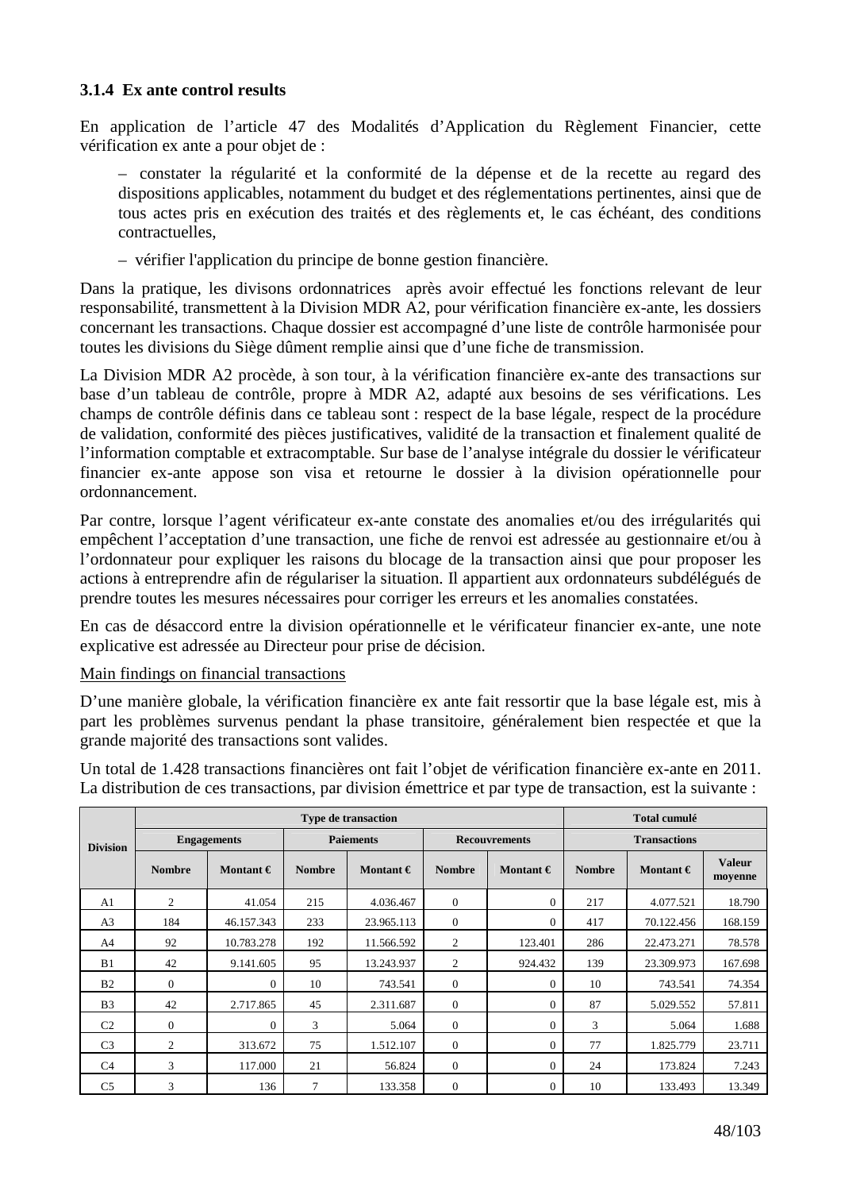### 3.1.4 Ex ante control results

En application de l'article 47 des Modalités d'Application du Règlement Financier, cette vérification ex ante a pour objet de :

– constater la régularité et la conformité de la dépense et de la recette au regard des dispositions applicables, notamment du budget et des réglementations pertinentes, ainsi que de tous actes pris en exécution des traités et des règlements et, le cas échéant, des conditions contractuelles,

– vérifier l'application du principe de bonne gestion financière.

Dans la pratique, les divisons ordonnatrices après avoir effectué les fonctions relevant de leur responsabilité, transmettent à la Division MDR A2, pour vérification financière ex-ante, les dossiers concernant les transactions. Chaque dossier est accompagné d'une liste de contrôle harmonisée pour toutes les divisions du Siège dûment remplie ainsi que d'une fiche de transmission.

La Division MDR A2 procède, à son tour, à la vérification financière ex-ante des transactions sur base d'un tableau de contrôle, propre à MDR A2, adapté aux besoins de ses vérifications. Les champs de contrôle définis dans ce tableau sont : respect de la base légale, respect de la procédure de validation, conformité des pièces justificatives, validité de la transaction et finalement qualité de l'information comptable et extracomptable. Sur base de l'analyse intégrale du dossier le vérificateur financier ex-ante appose son visa et retourne le dossier à la division opérationnelle pour ordonnancement.

Par contre, lorsque l'agent vérificateur ex-ante constate des anomalies et/ou des irrégularités qui empêchent l'acceptation d'une transaction, une fiche de renvoi est adressée au gestionnaire et/ou à l'ordonnateur pour expliquer les raisons du blocage de la transaction ainsi que pour proposer les actions à entreprendre afin de régulariser la situation. Il appartient aux ordonnateurs subdélégués de prendre toutes les mesures nécessaires pour corriger les erreurs et les anomalies constatées.

En cas de désaccord entre la division opérationnelle et le vérificateur financier ex-ante, une note explicative est adressée au Directeur pour prise de décision.

Main findings on financial transactions

D'une manière globale, la vérification financière ex ante fait ressortir que la base légale est, mis à part les problèmes survenus pendant la phase transitoire, généralement bien respectée et que la grande majorité des transactions sont valides.

Un total de 1.428 transactions financières ont fait l'objet de vérification financière ex-ante en 2011. La distribution de ces transactions, par division émettrice et par type de transaction, est la suivante :

| Division | Type de transaction | | | | | | Total cumulé | | |
|---|---|---|---|---|---|---|---|---|---|
| | Engagements | | Paiements | | Recouvrements | | Transactions | | |
| | Nombre | Montant € | Nombre | Montant € | Nombre | Montant € | Nombre | Montant € | Valeur moyenne |
| A1 | 2 | 41.054 | 215 | 4.036.467 | 0 | 0 | 217 | 4.077.521 | 18.790 |
| A3 | 184 | 46.157.343 | 233 | 23.965.113 | 0 | 0 | 417 | 70.122.456 | 168.159 |
| A4 | 92 | 10.783.278 | 192 | 11.566.592 | 2 | 123.401 | 286 | 22.473.271 | 78.578 |
| B1 | 42 | 9.141.605 | 95 | 13.243.937 | 2 | 924.432 | 139 | 23.309.973 | 167.698 |
| B2 | 0 | 0 | 10 | 743.541 | 0 | 0 | 10 | 743.541 | 74.354 |
| B3 | 42 | 2.717.865 | 45 | 2.311.687 | 0 | 0 | 87 | 5.029.552 | 57.811 |
| C2 | 0 | 0 | 3 | 5.064 | 0 | 0 | 3 | 5.064 | 1.688 |
| C3 | 2 | 313.672 | 75 | 1.512.107 | 0 | 0 | 77 | 1.825.779 | 23.711 |
| C4 | 3 | 117.000 | 21 | 56.824 | 0 | 0 | 24 | 173.824 | 7.243 |
| C5 | 3 | 136 | 7 | 133.358 | 0 | 0 | 10 | 133.493 | 13.349 |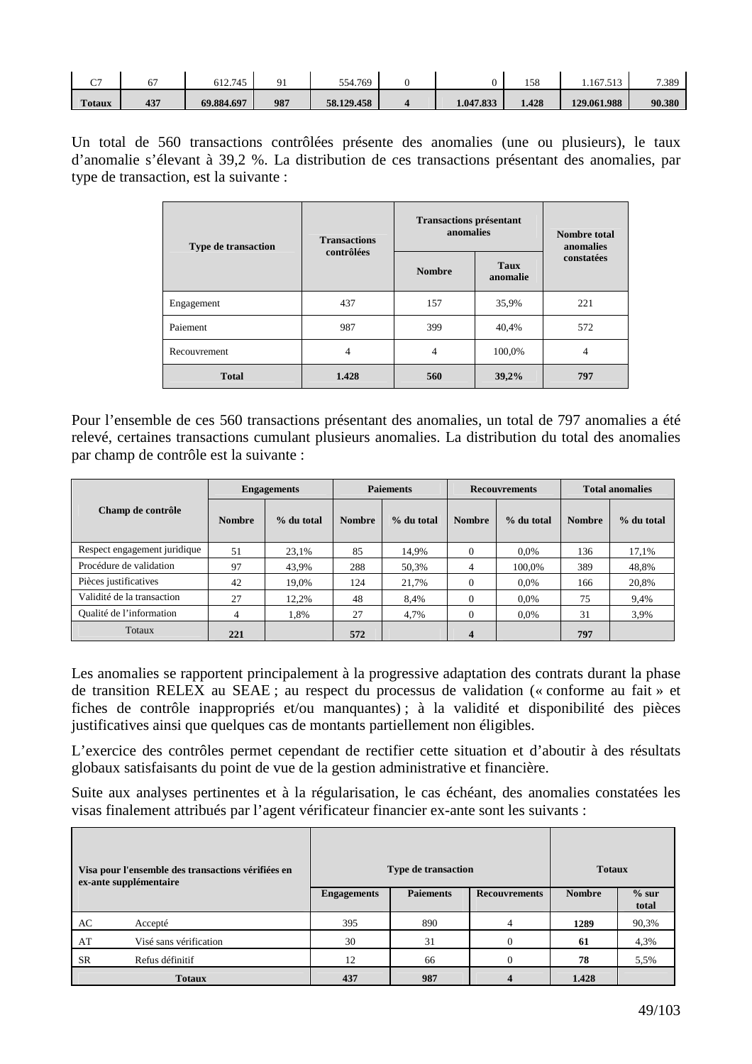| C7 | 67 | 612.745 | 91 | 554.769 | 0 | 0 | 158 | 1.167.513 | 7.389 |
|---|---|---|---|---|---|---|---|---|---|
| **Totaux** | **437** | **69.884.697** | **987** | **58.129.458** | **4** | **1.047.833** | **1.428** | **129.061.988** | **90.380** |

Un total de 560 transactions contrôlées présente des anomalies (une ou plusieurs), le taux d'anomalie s'élevant à 39,2 %. La distribution de ces transactions présentant des anomalies, par type de transaction, est la suivante :

| Type de transaction | Transactions contrôlées | Transactions présentant anomalies | | Nombre total anomalies constatées |
|---|---|---|---|---|
| | | Nombre | Taux anomalie | |
| Engagement | 437 | 157 | 35,9% | 221 |
| Paiement | 987 | 399 | 40,4% | 572 |
| Recouvrement | 4 | 4 | 100,0% | 4 |
| **Total** | **1.428** | **560** | **39,2%** | **797** |

Pour l'ensemble de ces 560 transactions présentant des anomalies, un total de 797 anomalies a été relevé, certaines transactions cumulant plusieurs anomalies. La distribution du total des anomalies par champ de contrôle est la suivante :

| Champ de contrôle | Engagements | | Paiements | | Recouvrements | | Total anomalies | |
|---|---|---|---|---|---|---|---|---|
| | Nombre | % du total | Nombre | % du total | Nombre | % du total | Nombre | % du total |
| Respect engagement juridique | 51 | 23,1% | 85 | 14,9% | 0 | 0,0% | 136 | 17,1% |
| Procédure de validation | 97 | 43,9% | 288 | 50,3% | 4 | 100,0% | 389 | 48,8% |
| Pièces justificatives | 42 | 19,0% | 124 | 21,7% | 0 | 0,0% | 166 | 20,8% |
| Validité de la transaction | 27 | 12,2% | 48 | 8,4% | 0 | 0,0% | 75 | 9,4% |
| Qualité de l'information | 4 | 1,8% | 27 | 4,7% | 0 | 0,0% | 31 | 3,9% |
| Totaux | **221** | | **572** | | **4** | | **797** | |

Les anomalies se rapportent principalement à la progressive adaptation des contrats durant la phase de transition RELEX au SEAE ; au respect du processus de validation (« conforme au fait » et fiches de contrôle inappropriés et/ou manquantes) ; à la validité et disponibilité des pièces justificatives ainsi que quelques cas de montants partiellement non éligibles.

L'exercice des contrôles permet cependant de rectifier cette situation et d'aboutir à des résultats globaux satisfaisants du point de vue de la gestion administrative et financière.

Suite aux analyses pertinentes et à la régularisation, le cas échéant, des anomalies constatées les visas finalement attribués par l'agent vérificateur financier ex-ante sont les suivants :

| Visa pour l'ensemble des transactions vérifiées en ex-ante supplémentaire | | Type de transaction | | | Totaux | |
|---|---|---|---|---|---|---|
| | | Engagements | Paiements | Recouvrements | Nombre | % sur total |
| AC | Accepté | 395 | 890 | 4 | **1289** | 90,3% |
| AT | Visé sans vérification | 30 | 31 | 0 | **61** | 4,3% |
| SR | Refus définitif | 12 | 66 | 0 | **78** | 5,5% |
| **Totaux** | | **437** | **987** | **4** | **1.428** | |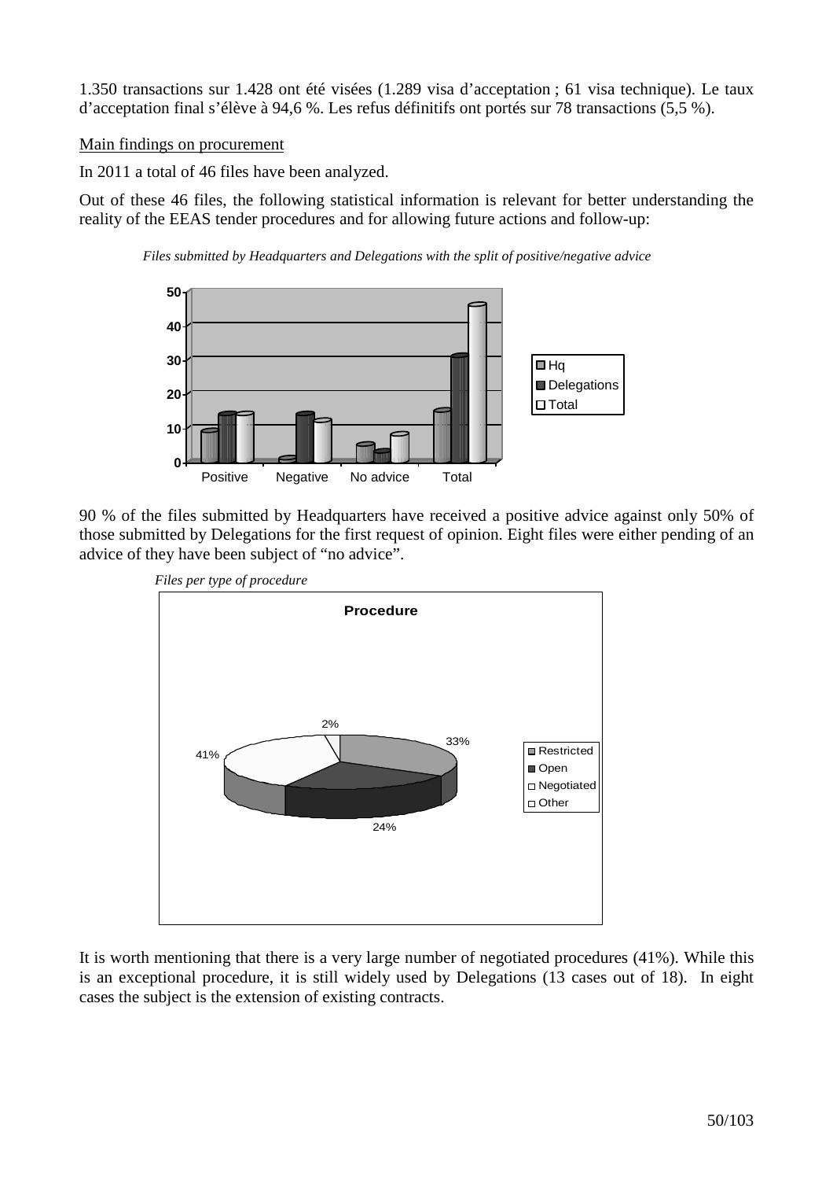1.350 transactions sur 1.428 ont été visées (1.289 visa d'acceptation ; 61 visa technique). Le taux d'acceptation final s'élève à 94,6 %. Les refus définitifs ont portés sur 78 transactions (5,5 %).

Main findings on procurement

In 2011 a total of 46 files have been analyzed.

Out of these 46 files, the following statistical information is relevant for better understanding the reality of the EEAS tender procedures and for allowing future actions and follow-up:

*Files submitted by Headquarters and Delegations with the split of positive/negative advice*

90 % of the files submitted by Headquarters have received a positive advice against only 50% of those submitted by Delegations for the first request of opinion. Eight files were either pending of an advice of they have been subject of "no advice".

*Files per type of procedure*

It is worth mentioning that there is a very large number of negotiated procedures (41%). While this is an exceptional procedure, it is still widely used by Delegations (13 cases out of 18). In eight cases the subject is the extension of existing contracts.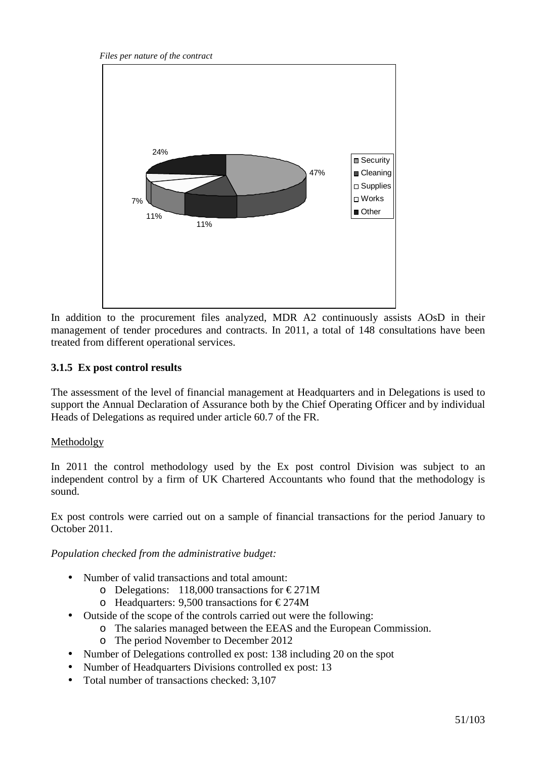*Files per nature of the contract*

In addition to the procurement files analyzed, MDR A2 continuously assists AOsD in their management of tender procedures and contracts. In 2011, a total of 148 consultations have been treated from different operational services.

### 3.1.5 Ex post control results

The assessment of the level of financial management at Headquarters and in Delegations is used to support the Annual Declaration of Assurance both by the Chief Operating Officer and by individual Heads of Delegations as required under article 60.7 of the FR.

<u>Methodolgy</u>

In 2011 the control methodology used by the Ex post control Division was subject to an independent control by a firm of UK Chartered Accountants who found that the methodology is sound.

Ex post controls were carried out on a sample of financial transactions for the period January to October 2011.

*Population checked from the administrative budget:*

- Number of valid transactions and total amount:
  - Delegations: 118,000 transactions for € 271M
  - Headquarters: 9,500 transactions for € 274M
- Outside of the scope of the controls carried out were the following:
  - The salaries managed between the EEAS and the European Commission.
  - The period November to December 2012
- Number of Delegations controlled ex post: 138 including 20 on the spot
- Number of Headquarters Divisions controlled ex post: 13
- Total number of transactions checked: 3,107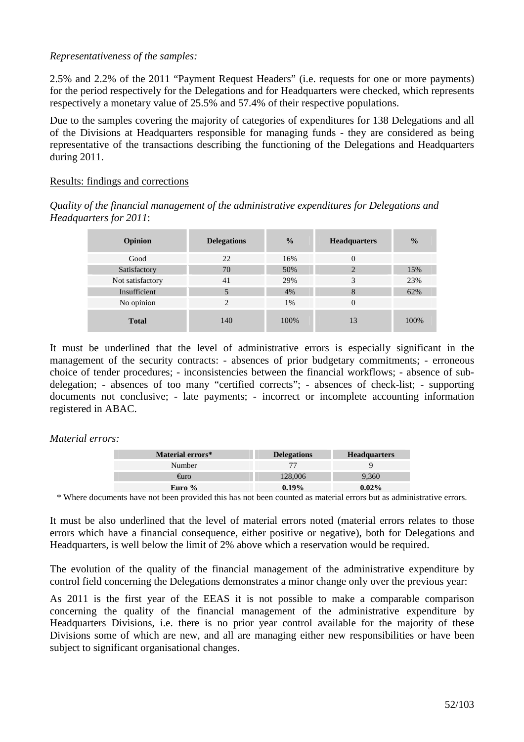*Representativeness of the samples:*

2.5% and 2.2% of the 2011 "Payment Request Headers" (i.e. requests for one or more payments) for the period respectively for the Delegations and for Headquarters were checked, which represents respectively a monetary value of 25.5% and 57.4% of their respective populations.

Due to the samples covering the majority of categories of expenditures for 138 Delegations and all of the Divisions at Headquarters responsible for managing funds - they are considered as being representative of the transactions describing the functioning of the Delegations and Headquarters during 2011.

Results: findings and corrections

*Quality of the financial management of the administrative expenditures for Delegations and Headquarters for 2011*:

| Opinion | Delegations | % | Headquarters | % |
|---|---|---|---|---|
| Good | 22 | 16% | 0 | |
| Satisfactory | 70 | 50% | 2 | 15% |
| Not satisfactory | 41 | 29% | 3 | 23% |
| Insufficient | 5 | 4% | 8 | 62% |
| No opinion | 2 | 1% | 0 | |
| **Total** | 140 | 100% | 13 | 100% |

It must be underlined that the level of administrative errors is especially significant in the management of the security contracts: - absences of prior budgetary commitments; - erroneous choice of tender procedures; - inconsistencies between the financial workflows; - absence of sub-delegation; - absences of too many "certified corrects"; - absences of check-list; - supporting documents not conclusive; - late payments; - incorrect or incomplete accounting information registered in ABAC.

*Material errors:*

| Material errors* | Delegations | Headquarters |
|---|---|---|
| Number | 77 | 9 |
| €uro | 128,006 | 9,360 |
| **Euro %** | **0.19%** | **0.02%** |

\* Where documents have not been provided this has not been counted as material errors but as administrative errors.

It must be also underlined that the level of material errors noted (material errors relates to those errors which have a financial consequence, either positive or negative), both for Delegations and Headquarters, is well below the limit of 2% above which a reservation would be required.

The evolution of the quality of the financial management of the administrative expenditure by control field concerning the Delegations demonstrates a minor change only over the previous year:

As 2011 is the first year of the EEAS it is not possible to make a comparable comparison concerning the quality of the financial management of the administrative expenditure by Headquarters Divisions, i.e. there is no prior year control available for the majority of these Divisions some of which are new, and all are managing either new responsibilities or have been subject to significant organisational changes.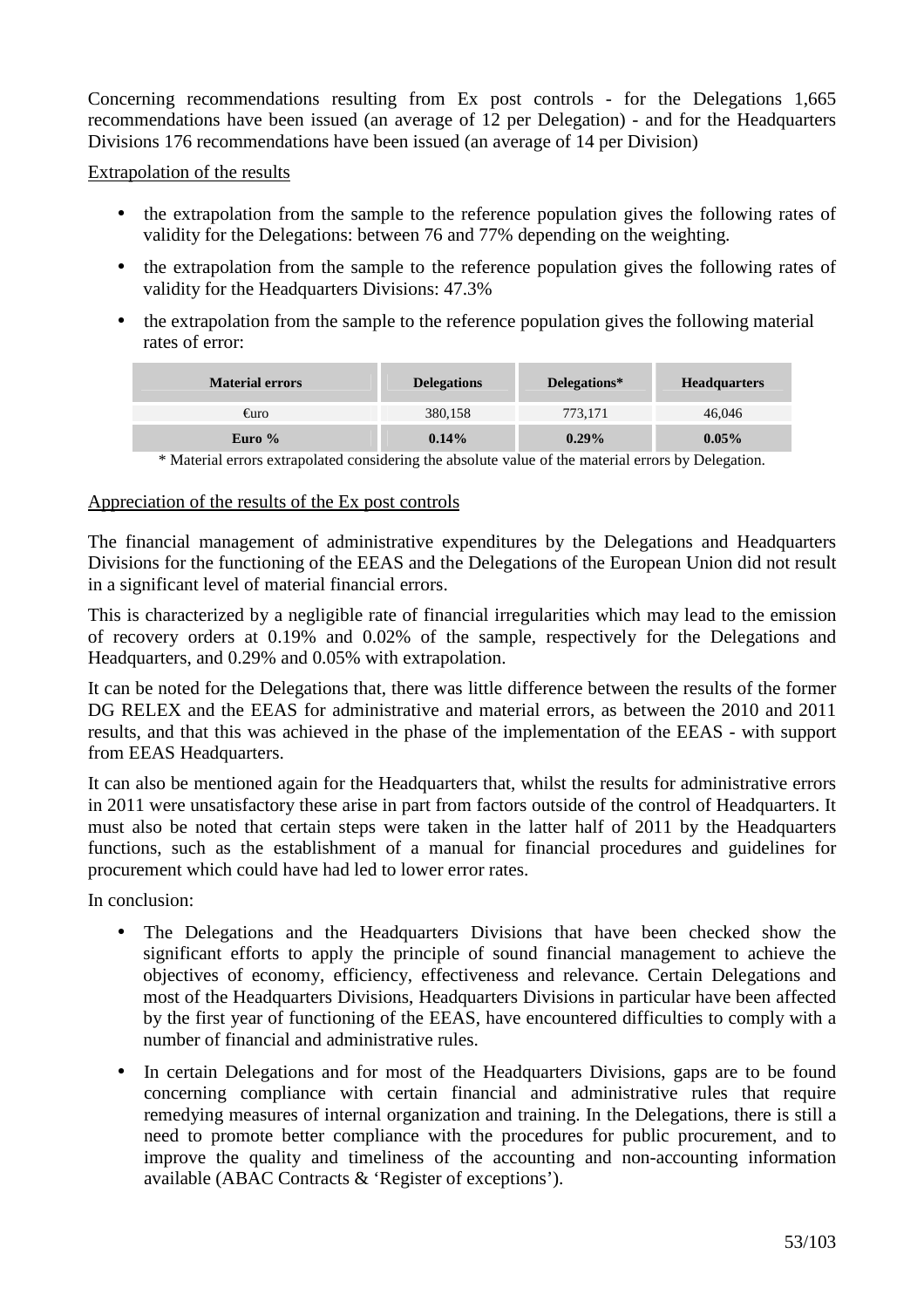Concerning recommendations resulting from Ex post controls - for the Delegations 1,665 recommendations have been issued (an average of 12 per Delegation) - and for the Headquarters Divisions 176 recommendations have been issued (an average of 14 per Division)

Extrapolation of the results

- the extrapolation from the sample to the reference population gives the following rates of validity for the Delegations: between 76 and 77% depending on the weighting.
- the extrapolation from the sample to the reference population gives the following rates of validity for the Headquarters Divisions: 47.3%
- the extrapolation from the sample to the reference population gives the following material rates of error:

| Material errors | Delegations | Delegations* | Headquarters |
|---|---|---|---|
| €uro | 380,158 | 773,171 | 46,046 |
| **Euro %** | **0.14%** | **0.29%** | **0.05%** |

\* Material errors extrapolated considering the absolute value of the material errors by Delegation.

Appreciation of the results of the Ex post controls

The financial management of administrative expenditures by the Delegations and Headquarters Divisions for the functioning of the EEAS and the Delegations of the European Union did not result in a significant level of material financial errors.

This is characterized by a negligible rate of financial irregularities which may lead to the emission of recovery orders at 0.19% and 0.02% of the sample, respectively for the Delegations and Headquarters, and 0.29% and 0.05% with extrapolation.

It can be noted for the Delegations that, there was little difference between the results of the former DG RELEX and the EEAS for administrative and material errors, as between the 2010 and 2011 results, and that this was achieved in the phase of the implementation of the EEAS - with support from EEAS Headquarters.

It can also be mentioned again for the Headquarters that, whilst the results for administrative errors in 2011 were unsatisfactory these arise in part from factors outside of the control of Headquarters. It must also be noted that certain steps were taken in the latter half of 2011 by the Headquarters functions, such as the establishment of a manual for financial procedures and guidelines for procurement which could have had led to lower error rates.

In conclusion:

- The Delegations and the Headquarters Divisions that have been checked show the significant efforts to apply the principle of sound financial management to achieve the objectives of economy, efficiency, effectiveness and relevance. Certain Delegations and most of the Headquarters Divisions, Headquarters Divisions in particular have been affected by the first year of functioning of the EEAS, have encountered difficulties to comply with a number of financial and administrative rules.
- In certain Delegations and for most of the Headquarters Divisions, gaps are to be found concerning compliance with certain financial and administrative rules that require remedying measures of internal organization and training. In the Delegations, there is still a need to promote better compliance with the procedures for public procurement, and to improve the quality and timeliness of the accounting and non-accounting information available (ABAC Contracts & 'Register of exceptions').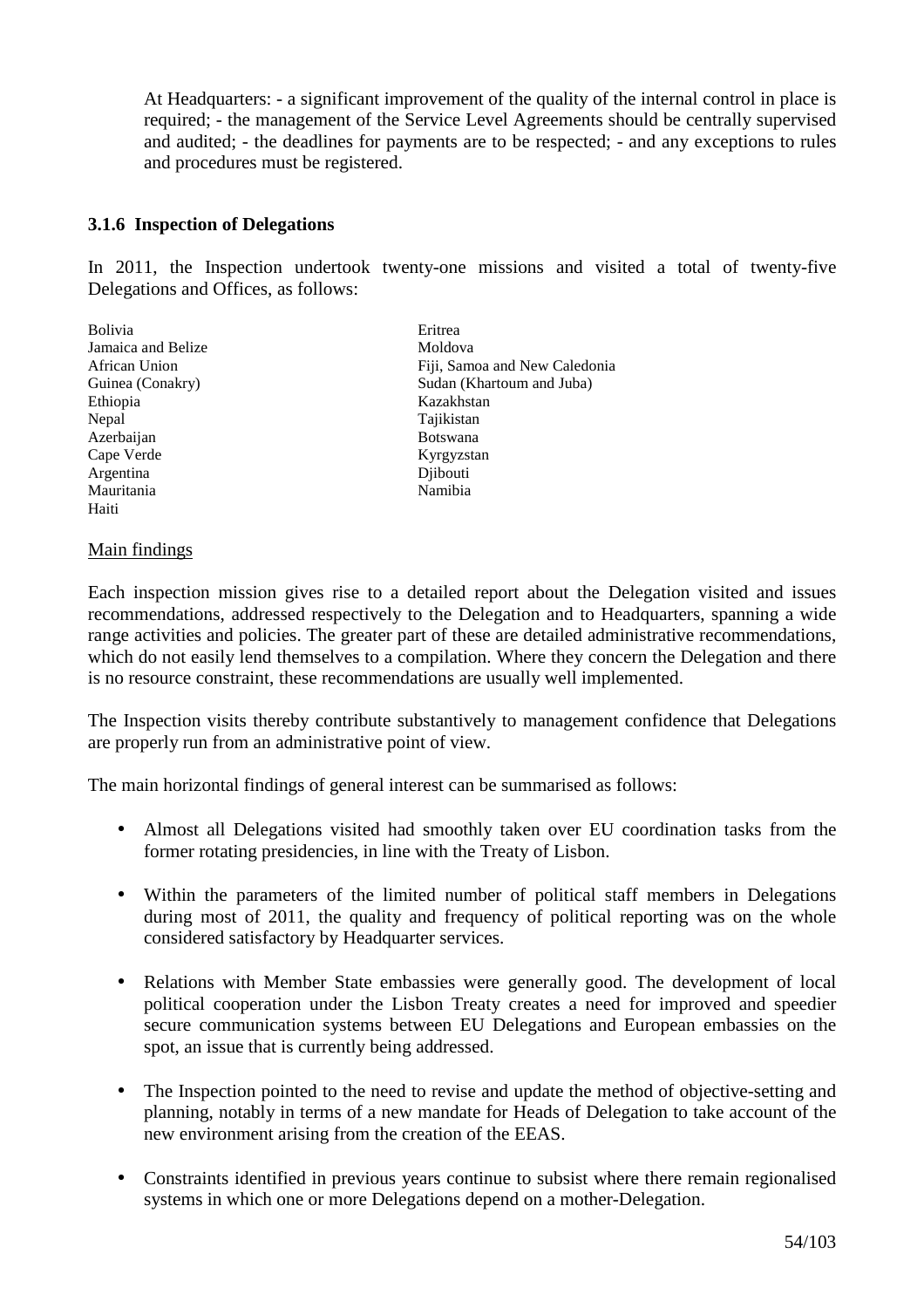At Headquarters: - a significant improvement of the quality of the internal control in place is required; - the management of the Service Level Agreements should be centrally supervised and audited; - the deadlines for payments are to be respected; - and any exceptions to rules and procedures must be registered.

### 3.1.6 Inspection of Delegations

In 2011, the Inspection undertook twenty-one missions and visited a total of twenty-five Delegations and Offices, as follows:

Bolivia
Jamaica and Belize
African Union
Guinea (Conakry)
Ethiopia
Nepal
Azerbaijan
Cape Verde
Argentina
Mauritania
Haiti
Eritrea
Moldova
Fiji, Samoa and New Caledonia
Sudan (Khartoum and Juba)
Kazakhstan
Tajikistan
Botswana
Kyrgyzstan
Djibouti
Namibia

<u>Main findings</u>

Each inspection mission gives rise to a detailed report about the Delegation visited and issues recommendations, addressed respectively to the Delegation and to Headquarters, spanning a wide range activities and policies. The greater part of these are detailed administrative recommendations, which do not easily lend themselves to a compilation. Where they concern the Delegation and there is no resource constraint, these recommendations are usually well implemented.

The Inspection visits thereby contribute substantively to management confidence that Delegations are properly run from an administrative point of view.

The main horizontal findings of general interest can be summarised as follows:

- Almost all Delegations visited had smoothly taken over EU coordination tasks from the former rotating presidencies, in line with the Treaty of Lisbon.
- Within the parameters of the limited number of political staff members in Delegations during most of 2011, the quality and frequency of political reporting was on the whole considered satisfactory by Headquarter services.
- Relations with Member State embassies were generally good. The development of local political cooperation under the Lisbon Treaty creates a need for improved and speedier secure communication systems between EU Delegations and European embassies on the spot, an issue that is currently being addressed.
- The Inspection pointed to the need to revise and update the method of objective-setting and planning, notably in terms of a new mandate for Heads of Delegation to take account of the new environment arising from the creation of the EEAS.
- Constraints identified in previous years continue to subsist where there remain regionalised systems in which one or more Delegations depend on a mother-Delegation.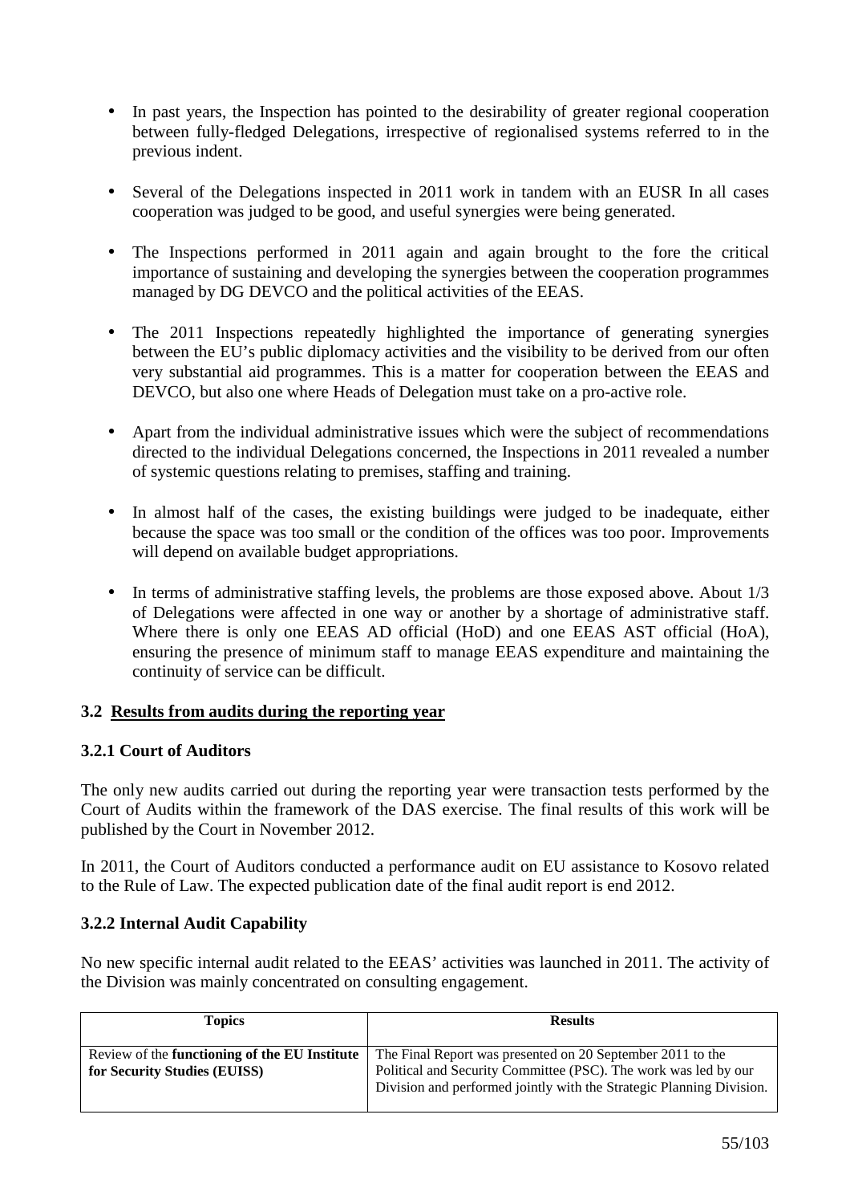- In past years, the Inspection has pointed to the desirability of greater regional cooperation between fully-fledged Delegations, irrespective of regionalised systems referred to in the previous indent.

- Several of the Delegations inspected in 2011 work in tandem with an EUSR In all cases cooperation was judged to be good, and useful synergies were being generated.

- The Inspections performed in 2011 again and again brought to the fore the critical importance of sustaining and developing the synergies between the cooperation programmes managed by DG DEVCO and the political activities of the EEAS.

- The 2011 Inspections repeatedly highlighted the importance of generating synergies between the EU's public diplomacy activities and the visibility to be derived from our often very substantial aid programmes. This is a matter for cooperation between the EEAS and DEVCO, but also one where Heads of Delegation must take on a pro-active role.

- Apart from the individual administrative issues which were the subject of recommendations directed to the individual Delegations concerned, the Inspections in 2011 revealed a number of systemic questions relating to premises, staffing and training.

- In almost half of the cases, the existing buildings were judged to be inadequate, either because the space was too small or the condition of the offices was too poor. Improvements will depend on available budget appropriations.

- In terms of administrative staffing levels, the problems are those exposed above. About 1/3 of Delegations were affected in one way or another by a shortage of administrative staff. Where there is only one EEAS AD official (HoD) and one EEAS AST official (HoA), ensuring the presence of minimum staff to manage EEAS expenditure and maintaining the continuity of service can be difficult.

## 3.2 <u>Results from audits during the reporting year</u>

### 3.2.1 Court of Auditors

The only new audits carried out during the reporting year were transaction tests performed by the Court of Audits within the framework of the DAS exercise. The final results of this work will be published by the Court in November 2012.

In 2011, the Court of Auditors conducted a performance audit on EU assistance to Kosovo related to the Rule of Law. The expected publication date of the final audit report is end 2012.

### 3.2.2 Internal Audit Capability

No new specific internal audit related to the EEAS' activities was launched in 2011. The activity of the Division was mainly concentrated on consulting engagement.

| Topics | Results |
|---|---|
| Review of the **functioning of the EU Institute for Security Studies (EUISS)** | The Final Report was presented on 20 September 2011 to the Political and Security Committee (PSC). The work was led by our Division and performed jointly with the Strategic Planning Division. |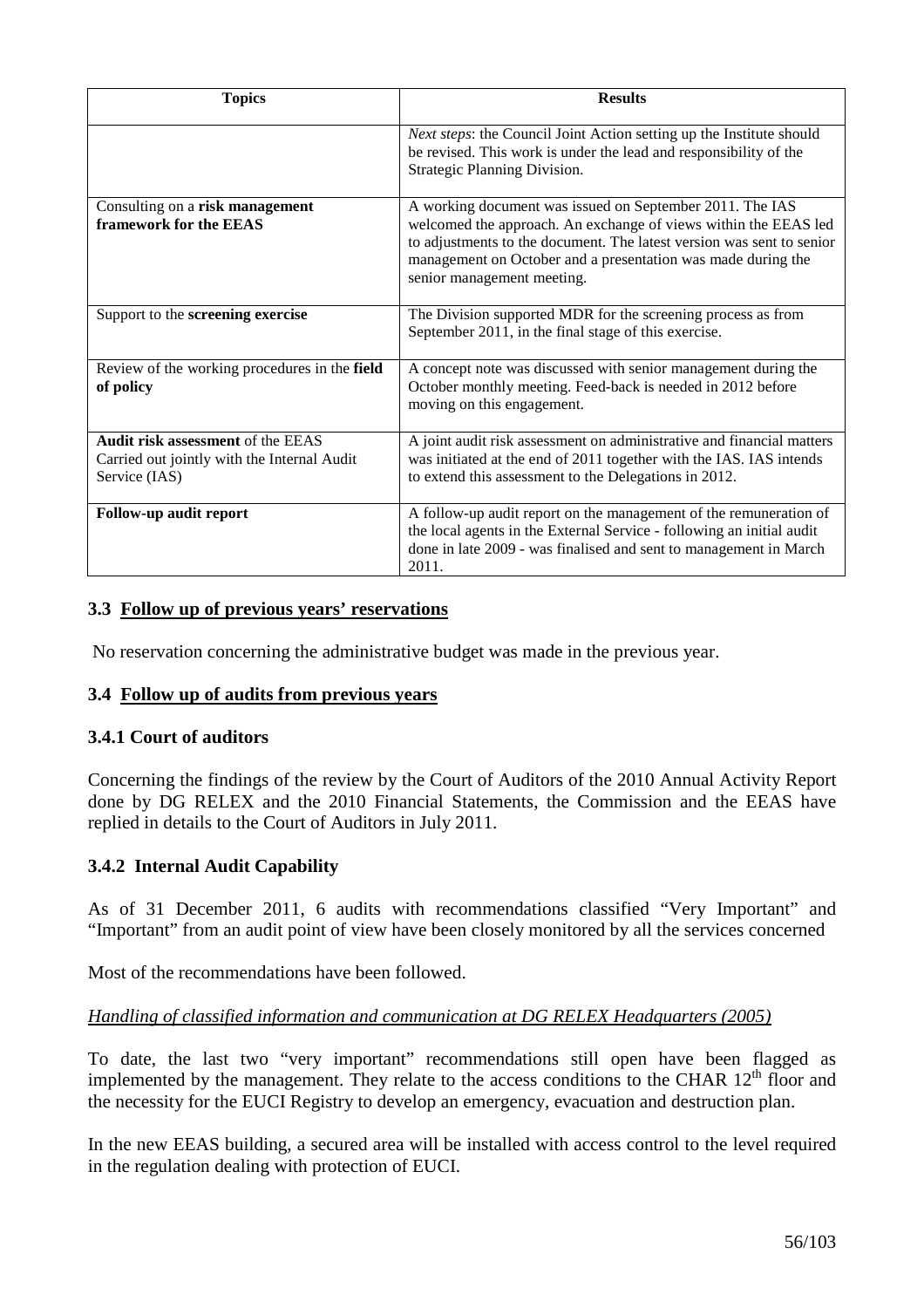| Topics | Results |
| --- | --- |
| | *Next steps*: the Council Joint Action setting up the Institute should be revised. This work is under the lead and responsibility of the Strategic Planning Division. |
| Consulting on a **risk management framework for the EEAS** | A working document was issued on September 2011. The IAS welcomed the approach. An exchange of views within the EEAS led to adjustments to the document. The latest version was sent to senior management on October and a presentation was made during the senior management meeting. |
| Support to the **screening exercise** | The Division supported MDR for the screening process as from September 2011, in the final stage of this exercise. |
| Review of the working procedures in the **field of policy** | A concept note was discussed with senior management during the October monthly meeting. Feed-back is needed in 2012 before moving on this engagement. |
| **Audit risk assessment** of the EEAS Carried out jointly with the Internal Audit Service (IAS) | A joint audit risk assessment on administrative and financial matters was initiated at the end of 2011 together with the IAS. IAS intends to extend this assessment to the Delegations in 2012. |
| **Follow-up audit report** | A follow-up audit report on the management of the remuneration of the local agents in the External Service - following an initial audit done in late 2009 - was finalised and sent to management in March 2011. |

### 3.3 Follow up of previous years' reservations

No reservation concerning the administrative budget was made in the previous year.

### 3.4 Follow up of audits from previous years

#### 3.4.1 Court of auditors

Concerning the findings of the review by the Court of Auditors of the 2010 Annual Activity Report done by DG RELEX and the 2010 Financial Statements, the Commission and the EEAS have replied in details to the Court of Auditors in July 2011.

#### 3.4.2 Internal Audit Capability

As of 31 December 2011, 6 audits with recommendations classified "Very Important" and "Important" from an audit point of view have been closely monitored by all the services concerned

Most of the recommendations have been followed.

*Handling of classified information and communication at DG RELEX Headquarters (2005)*

To date, the last two "very important" recommendations still open have been flagged as implemented by the management. They relate to the access conditions to the CHAR $12^{th}$ floor and the necessity for the EUCI Registry to develop an emergency, evacuation and destruction plan.

In the new EEAS building, a secured area will be installed with access control to the level required in the regulation dealing with protection of EUCI.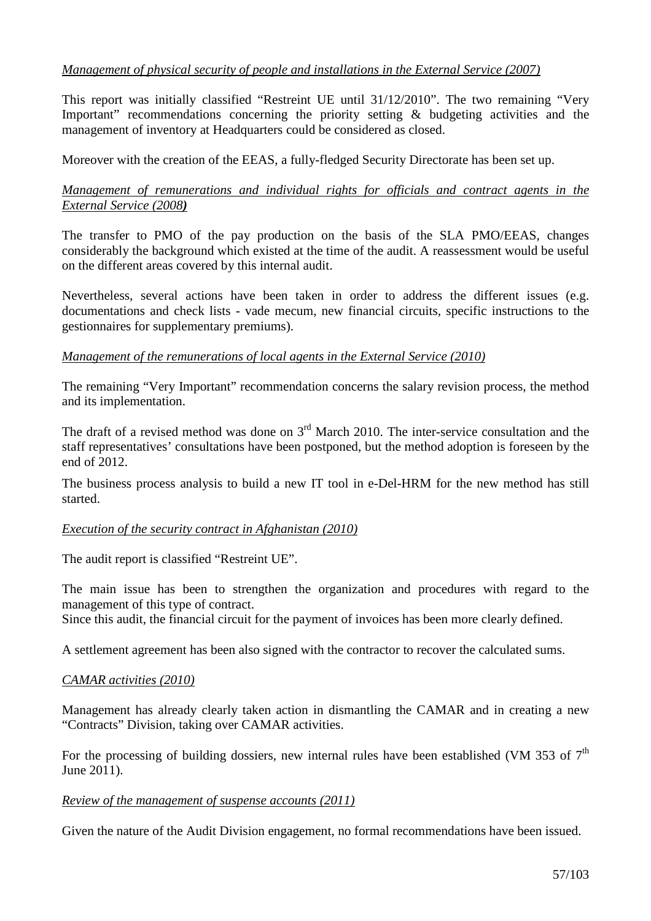*Management of physical security of people and installations in the External Service (2007)*

This report was initially classified "Restreint UE until 31/12/2010". The two remaining "Very Important" recommendations concerning the priority setting & budgeting activities and the management of inventory at Headquarters could be considered as closed.

Moreover with the creation of the EEAS, a fully-fledged Security Directorate has been set up.

*Management of remunerations and individual rights for officials and contract agents in the External Service (2008)*

The transfer to PMO of the pay production on the basis of the SLA PMO/EEAS, changes considerably the background which existed at the time of the audit. A reassessment would be useful on the different areas covered by this internal audit.

Nevertheless, several actions have been taken in order to address the different issues (e.g. documentations and check lists - vade mecum, new financial circuits, specific instructions to the gestionnaires for supplementary premiums).

*Management of the remunerations of local agents in the External Service (2010)*

The remaining "Very Important" recommendation concerns the salary revision process, the method and its implementation.

The draft of a revised method was done on 3rd March 2010. The inter-service consultation and the staff representatives' consultations have been postponed, but the method adoption is foreseen by the end of 2012.

The business process analysis to build a new IT tool in e-Del-HRM for the new method has still started.

*Execution of the security contract in Afghanistan (2010)*

The audit report is classified "Restreint UE".

The main issue has been to strengthen the organization and procedures with regard to the management of this type of contract.

Since this audit, the financial circuit for the payment of invoices has been more clearly defined.

A settlement agreement has been also signed with the contractor to recover the calculated sums.

*CAMAR activities (2010)*

Management has already clearly taken action in dismantling the CAMAR and in creating a new "Contracts" Division, taking over CAMAR activities.

For the processing of building dossiers, new internal rules have been established (VM 353 of 7th June 2011).

*Review of the management of suspense accounts (2011)*

Given the nature of the Audit Division engagement, no formal recommendations have been issued.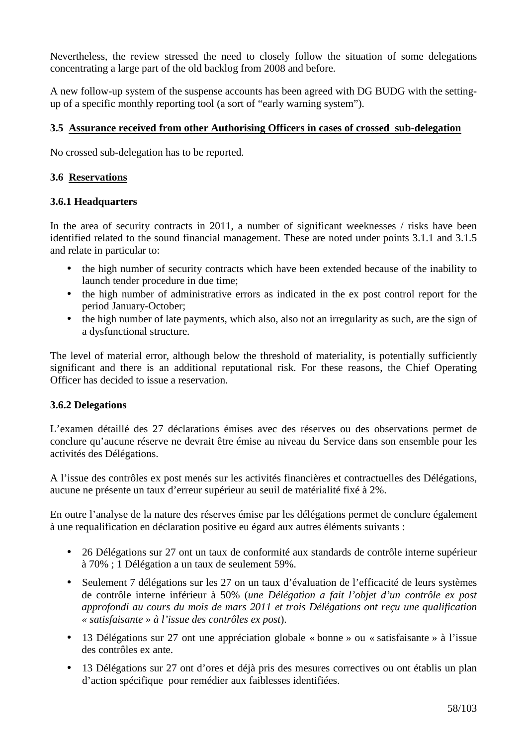Nevertheless, the review stressed the need to closely follow the situation of some delegations concentrating a large part of the old backlog from 2008 and before.

A new follow-up system of the suspense accounts has been agreed with DG BUDG with the setting-up of a specific monthly reporting tool (a sort of “early warning system”).

### 3.5 Assurance received from other Authorising Officers in cases of crossed sub-delegation

No crossed sub-delegation has to be reported.

### 3.6 Reservations

#### 3.6.1 Headquarters

In the area of security contracts in 2011, a number of significant weeknesses / risks have been identified related to the sound financial management. These are noted under points 3.1.1 and 3.1.5 and relate in particular to:

- the high number of security contracts which have been extended because of the inability to launch tender procedure in due time;
- the high number of administrative errors as indicated in the ex post control report for the period January-October;
- the high number of late payments, which also, also not an irregularity as such, are the sign of a dysfunctional structure.

The level of material error, although below the threshold of materiality, is potentially sufficiently significant and there is an additional reputational risk. For these reasons, the Chief Operating Officer has decided to issue a reservation.

#### 3.6.2 Delegations

L’examen détaillé des 27 déclarations émises avec des réserves ou des observations permet de conclure qu’aucune réserve ne devrait être émise au niveau du Service dans son ensemble pour les activités des Délégations.

A l’issue des contrôles ex post menés sur les activités financières et contractuelles des Délégations, aucune ne présente un taux d’erreur supérieur au seuil de matérialité fixé à 2%.

En outre l’analyse de la nature des réserves émise par les délégations permet de conclure également à une requalification en déclaration positive eu égard aux autres éléments suivants :

- 26 Délégations sur 27 ont un taux de conformité aux standards de contrôle interne supérieur à 70% ; 1 Délégation a un taux de seulement 59%.
- Seulement 7 délégations sur les 27 on un taux d’évaluation de l’efficacité de leurs systèmes de contrôle interne inférieur à 50% (*une Délégation a fait l’objet d’un contrôle ex post approfondi au cours du mois de mars 2011 et trois Délégations ont reçu une qualification « satisfaisante » à l’issue des contrôles ex post*).
- 13 Délégations sur 27 ont une appréciation globale « bonne » ou « satisfaisante » à l’issue des contrôles ex ante.
- 13 Délégations sur 27 ont d’ores et déjà pris des mesures correctives ou ont établis un plan d’action spécifique pour remédier aux faiblesses identifiées.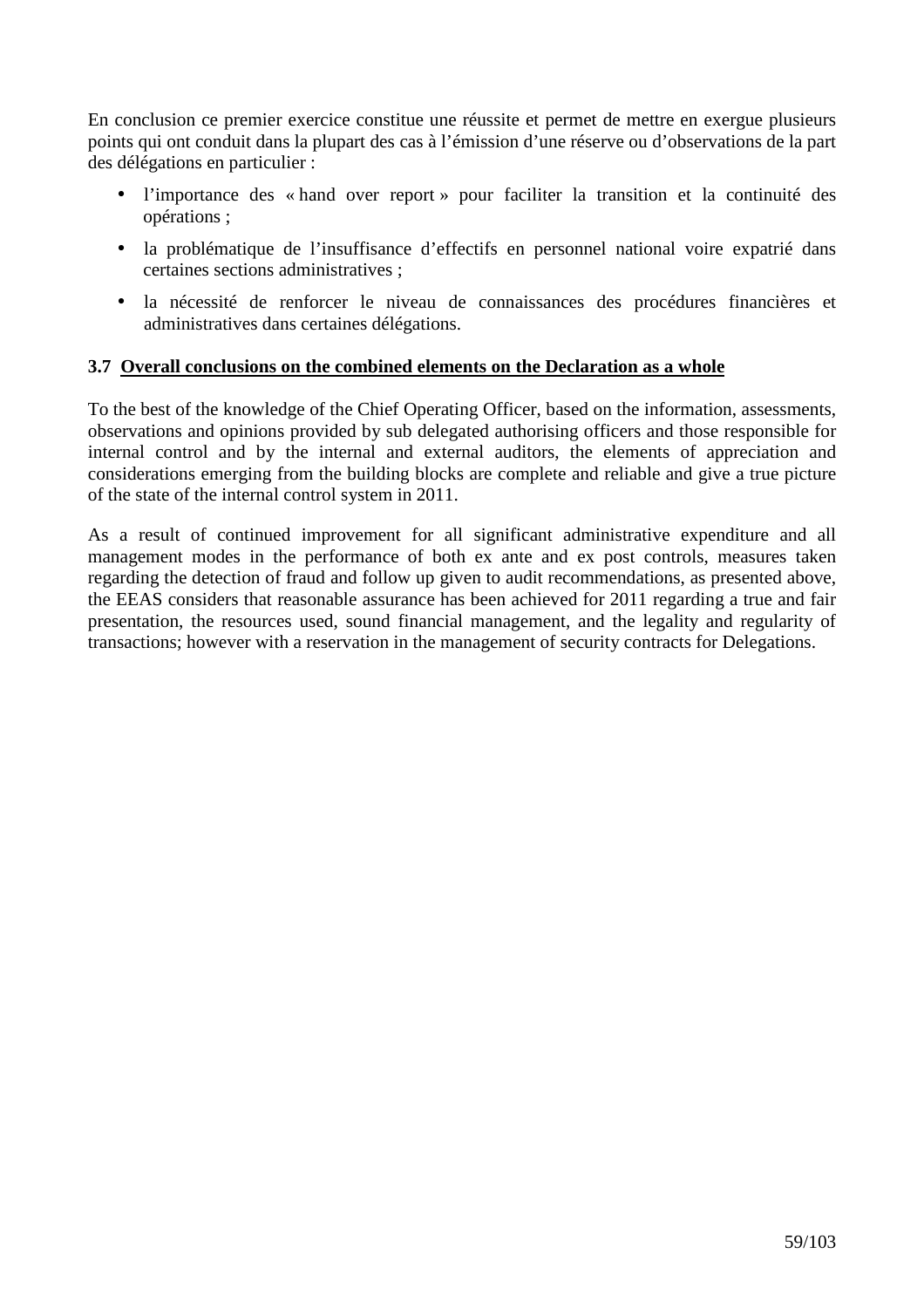En conclusion ce premier exercice constitue une réussite et permet de mettre en exergue plusieurs points qui ont conduit dans la plupart des cas à l'émission d'une réserve ou d'observations de la part des délégations en particulier :

- l'importance des « hand over report » pour faciliter la transition et la continuité des opérations ;
- la problématique de l'insuffisance d'effectifs en personnel national voire expatrié dans certaines sections administratives ;
- la nécessité de renforcer le niveau de connaissances des procédures financières et administratives dans certaines délégations.

### 3.7 Overall conclusions on the combined elements on the Declaration as a whole

To the best of the knowledge of the Chief Operating Officer, based on the information, assessments, observations and opinions provided by sub delegated authorising officers and those responsible for internal control and by the internal and external auditors, the elements of appreciation and considerations emerging from the building blocks are complete and reliable and give a true picture of the state of the internal control system in 2011.

As a result of continued improvement for all significant administrative expenditure and all management modes in the performance of both ex ante and ex post controls, measures taken regarding the detection of fraud and follow up given to audit recommendations, as presented above, the EEAS considers that reasonable assurance has been achieved for 2011 regarding a true and fair presentation, the resources used, sound financial management, and the legality and regularity of transactions; however with a reservation in the management of security contracts for Delegations.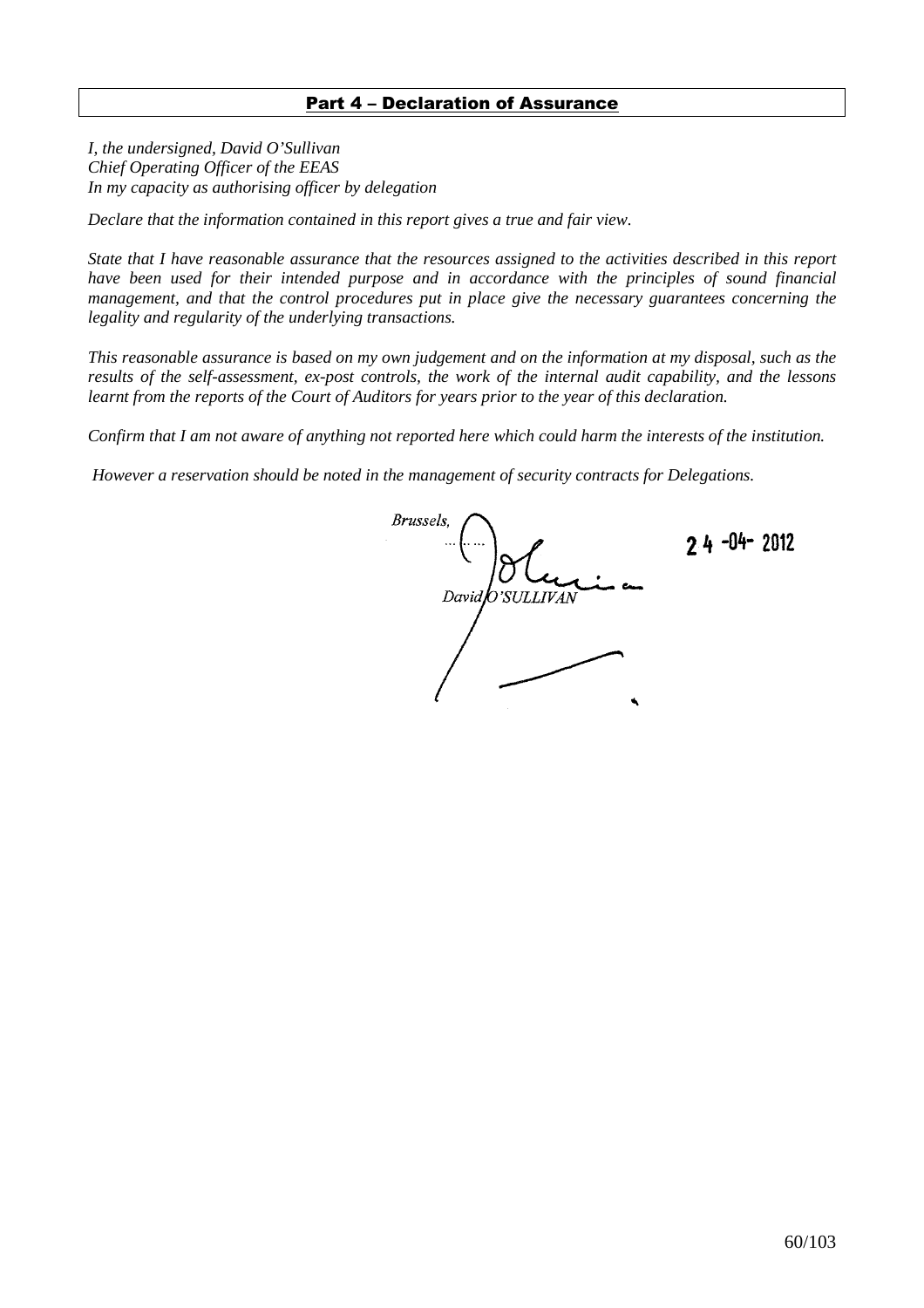## Part 4 – Declaration of Assurance

*I, the undersigned, David O'Sullivan*
*Chief Operating Officer of the EEAS*
*In my capacity as authorising officer by delegation*

*Declare that the information contained in this report gives a true and fair view.*

*State that I have reasonable assurance that the resources assigned to the activities described in this report have been used for their intended purpose and in accordance with the principles of sound financial management, and that the control procedures put in place give the necessary guarantees concerning the legality and regularity of the underlying transactions.*

*This reasonable assurance is based on my own judgement and on the information at my disposal, such as the results of the self-assessment, ex-post controls, the work of the internal audit capability, and the lessons learnt from the reports of the Court of Auditors for years prior to the year of this declaration.*

*Confirm that I am not aware of anything not reported here which could harm the interests of the institution.*

*However a reservation should be noted in the management of security contracts for Delegations.*

*Brussels,* ……… 24-04-2012

*David O'SULLIVAN*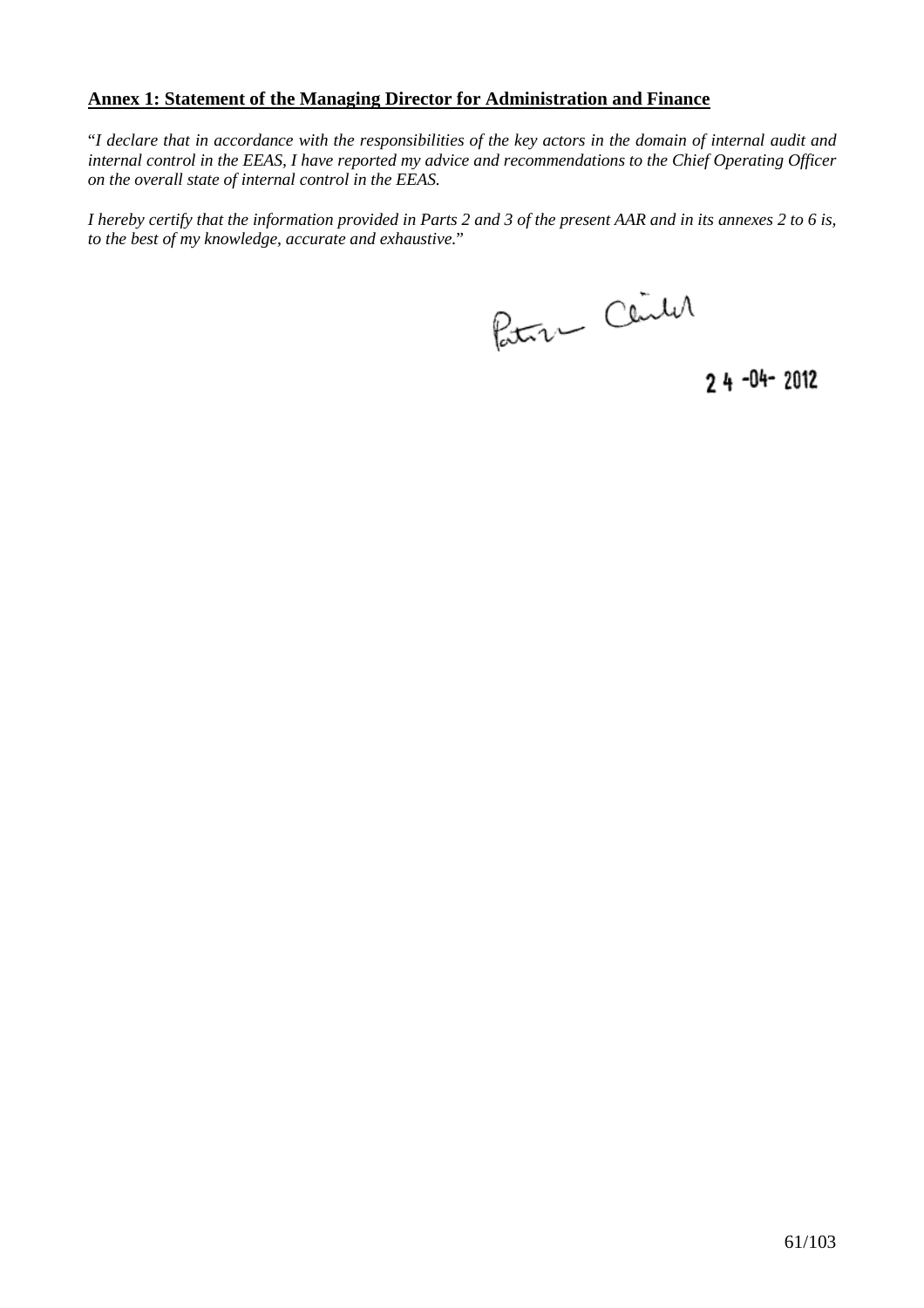**Annex 1: Statement of the Managing Director for Administration and Finance**

"*I declare that in accordance with the responsibilities of the key actors in the domain of internal audit and internal control in the EEAS, I have reported my advice and recommendations to the Chief Operating Officer on the overall state of internal control in the EEAS.*

*I hereby certify that the information provided in Parts 2 and 3 of the present AAR and in its annexes 2 to 6 is, to the best of my knowledge, accurate and exhaustive.*"

24-04-2012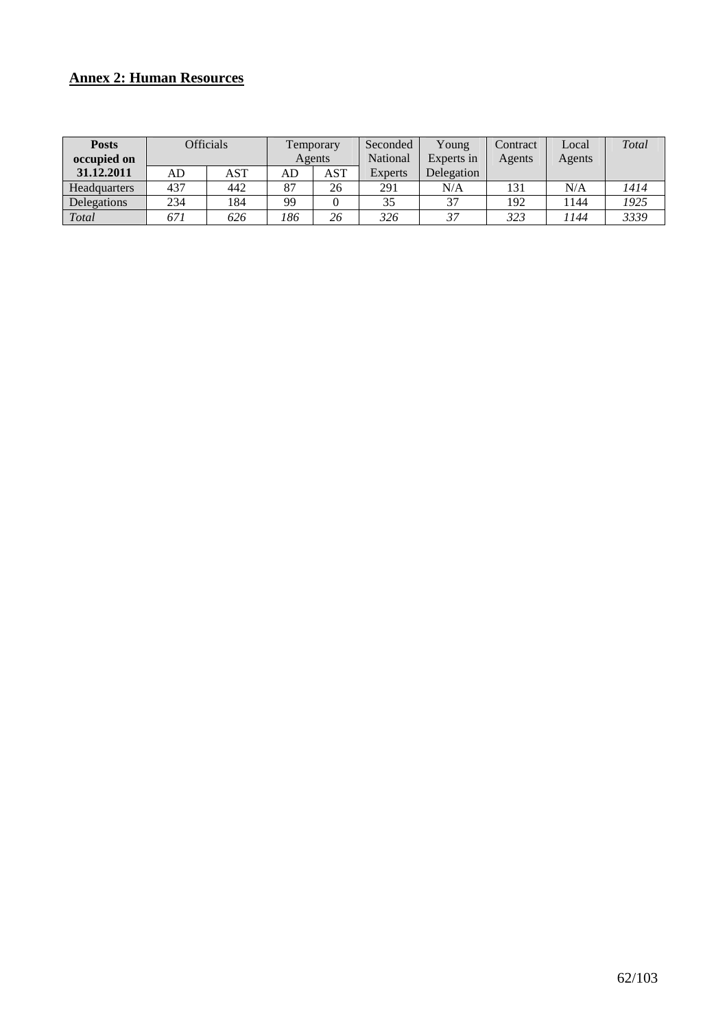## Annex 2: Human Resources

| **Posts occupied on 31.12.2011** | Officials | | Temporary Agents | | Seconded National Experts | Young Experts in Delegation | Contract Agents | Local Agents | *Total* |
|---|---|---|---|---|---|---|---|---|---|
| | AD | AST | AD | AST | | | | | |
| Headquarters | 437 | 442 | 87 | 26 | 291 | N/A | 131 | N/A | *1414* |
| Delegations | 234 | 184 | 99 | 0 | 35 | 37 | 192 | 1144 | *1925* |
| *Total* | *671* | *626* | *186* | *26* | *326* | *37* | *323* | *1144* | *3339* |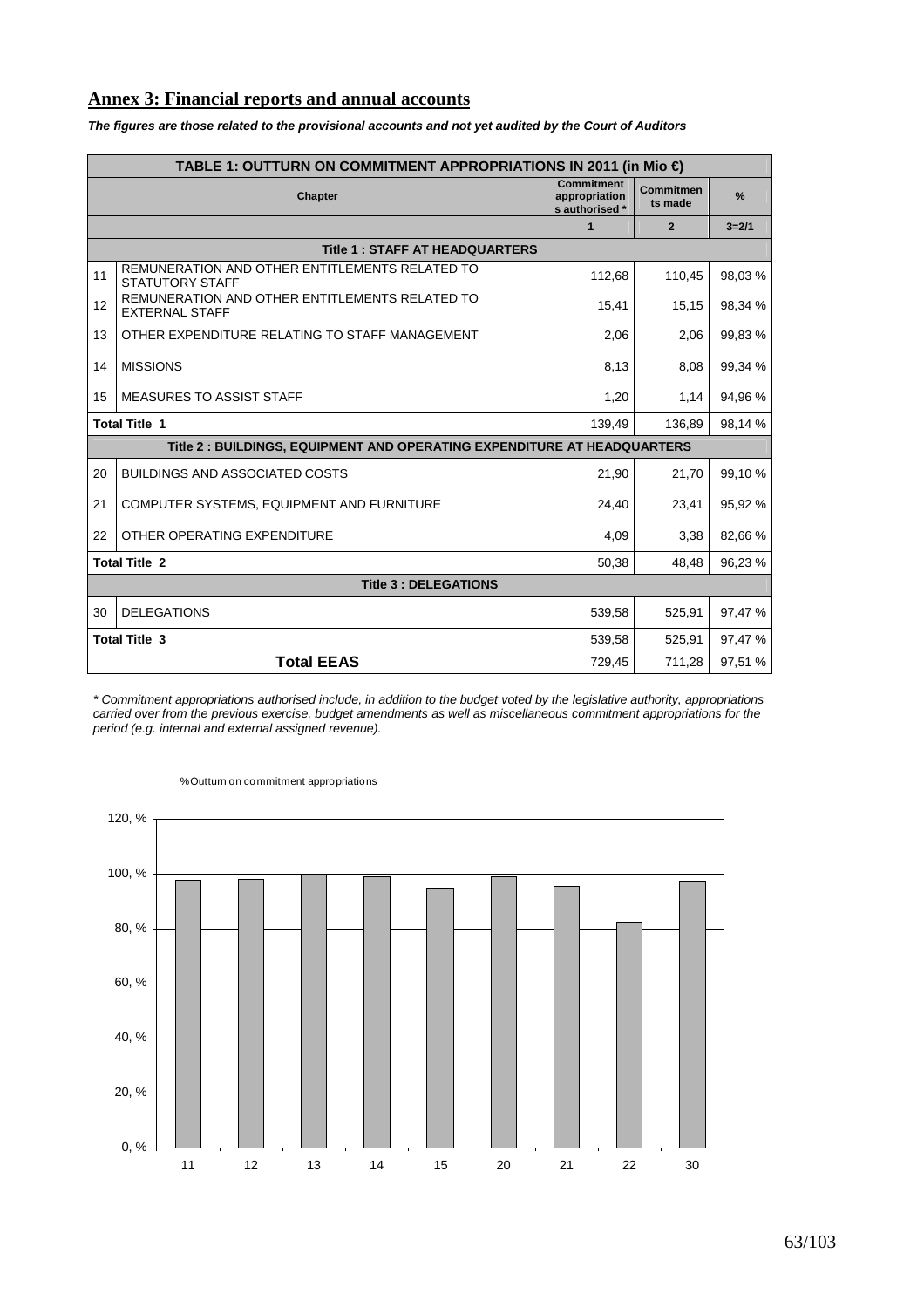## Annex 3: Financial reports and annual accounts

***The figures are those related to the provisional accounts and not yet audited by the Court of Auditors***

| TABLE 1: OUTTURN ON COMMITMENT APPROPRIATIONS IN 2011 (in Mio €) | | | | |
|---|---|---|---|---|
| Chapter | | Commitment appropriations authorised * | Commitments made | % |
| | | 1 | 2 | 3=2/1 |
| **Title 1 : STAFF AT HEADQUARTERS** | | | | |
| 11 | REMUNERATION AND OTHER ENTITLEMENTS RELATED TO STATUTORY STAFF | 112,68 | 110,45 | 98,03 % |
| 12 | REMUNERATION AND OTHER ENTITLEMENTS RELATED TO EXTERNAL STAFF | 15,41 | 15,15 | 98,34 % |
| 13 | OTHER EXPENDITURE RELATING TO STAFF MANAGEMENT | 2,06 | 2,06 | 99,83 % |
| 14 | MISSIONS | 8,13 | 8,08 | 99,34 % |
| 15 | MEASURES TO ASSIST STAFF | 1,20 | 1,14 | 94,96 % |
| **Total Title 1** | | 139,49 | 136,89 | 98,14 % |
| **Title 2 : BUILDINGS, EQUIPMENT AND OPERATING EXPENDITURE AT HEADQUARTERS** | | | | |
| 20 | BUILDINGS AND ASSOCIATED COSTS | 21,90 | 21,70 | 99,10 % |
| 21 | COMPUTER SYSTEMS, EQUIPMENT AND FURNITURE | 24,40 | 23,41 | 95,92 % |
| 22 | OTHER OPERATING EXPENDITURE | 4,09 | 3,38 | 82,66 % |
| **Total Title 2** | | 50,38 | 48,48 | 96,23 % |
| **Title 3 : DELEGATIONS** | | | | |
| 30 | DELEGATIONS | 539,58 | 525,91 | 97,47 % |
| **Total Title 3** | | 539,58 | 525,91 | 97,47 % |
| **Total EEAS** | | 729,45 | 711,28 | 97,51 % |

*\* Commitment appropriations authorised include, in addition to the budget voted by the legislative authority, appropriations carried over from the previous exercise, budget amendments as well as miscellaneous commitment appropriations for the period (e.g. internal and external assigned revenue).*

% Outturn on commitment appropriations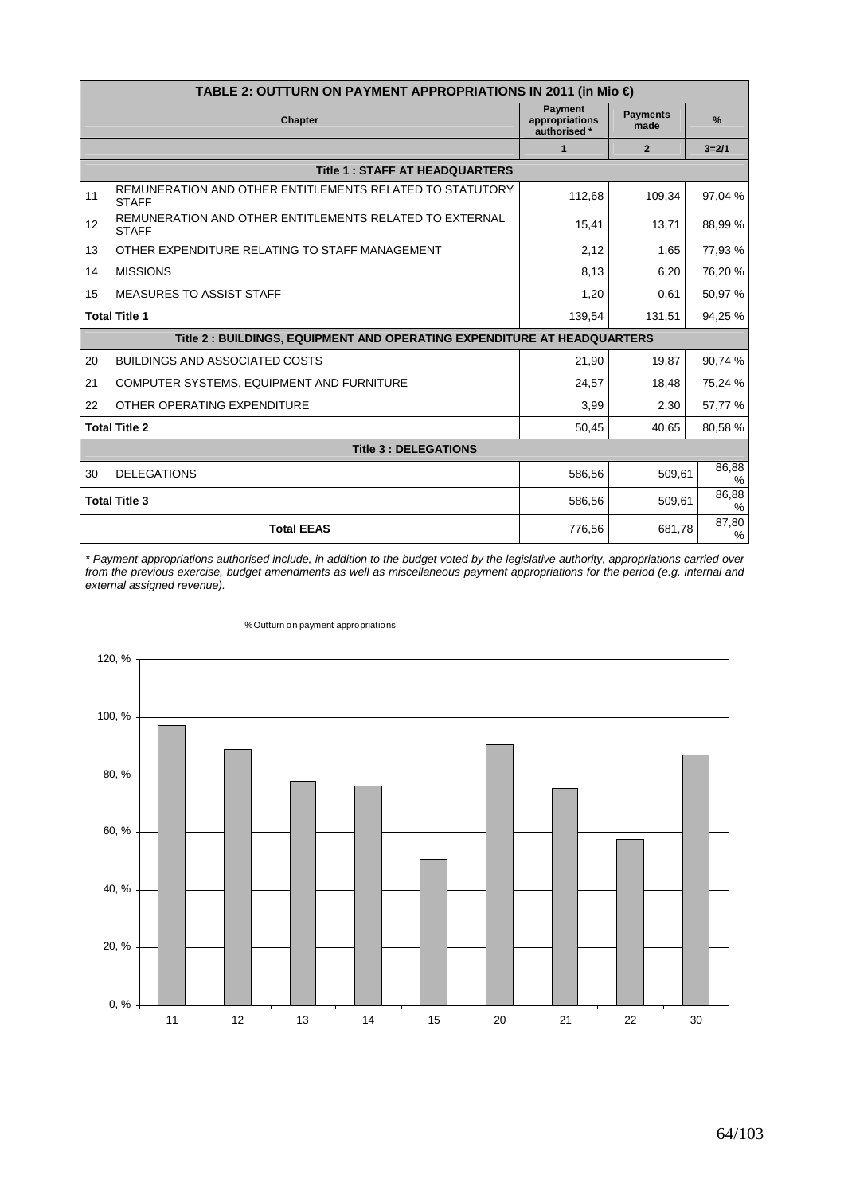| TABLE 2: OUTTURN ON PAYMENT APPROPRIATIONS IN 2011 (in Mio €) | | | | |
|---|---|---|---|---|
| | Chapter | Payment appropriations authorised * | Payments made | % |
| | | 1 | 2 | 3=2/1 |
| **Title 1 : STAFF AT HEADQUARTERS** | | | | |
| 11 | REMUNERATION AND OTHER ENTITLEMENTS RELATED TO STATUTORY STAFF | 112,68 | 109,34 | 97,04 % |
| 12 | REMUNERATION AND OTHER ENTITLEMENTS RELATED TO EXTERNAL STAFF | 15,41 | 13,71 | 88,99 % |
| 13 | OTHER EXPENDITURE RELATING TO STAFF MANAGEMENT | 2,12 | 1,65 | 77,93 % |
| 14 | MISSIONS | 8,13 | 6,20 | 76,20 % |
| 15 | MEASURES TO ASSIST STAFF | 1,20 | 0,61 | 50,97 % |
| **Total Title 1** | | 139,54 | 131,51 | 94,25 % |
| **Title 2 : BUILDINGS, EQUIPMENT AND OPERATING EXPENDITURE AT HEADQUARTERS** | | | | |
| 20 | BUILDINGS AND ASSOCIATED COSTS | 21,90 | 19,87 | 90,74 % |
| 21 | COMPUTER SYSTEMS, EQUIPMENT AND FURNITURE | 24,57 | 18,48 | 75,24 % |
| 22 | OTHER OPERATING EXPENDITURE | 3,99 | 2,30 | 57,77 % |
| **Total Title 2** | | 50,45 | 40,65 | 80,58 % |
| **Title 3 : DELEGATIONS** | | | | |
| 30 | DELEGATIONS | 586,56 | 509,61 | 86,88 % |
| **Total Title 3** | | 586,56 | 509,61 | 86,88 % |
| **Total EEAS** | | 776,56 | 681,78 | 87,80 % |

*\* Payment appropriations authorised include, in addition to the budget voted by the legislative authority, appropriations carried over from the previous exercise, budget amendments as well as miscellaneous payment appropriations for the period (e.g. internal and external assigned revenue).*

% Outturn on payment appropriations

| Chapter | % |
|---|---|
| 11 | 97,04 % |
| 12 | 88,99 % |
| 13 | 77,93 % |
| 14 | 76,20 % |
| 15 | 50,97 % |
| 20 | 90,74 % |
| 21 | 75,24 % |
| 22 | 57,77 % |
| 30 | 86,88 % |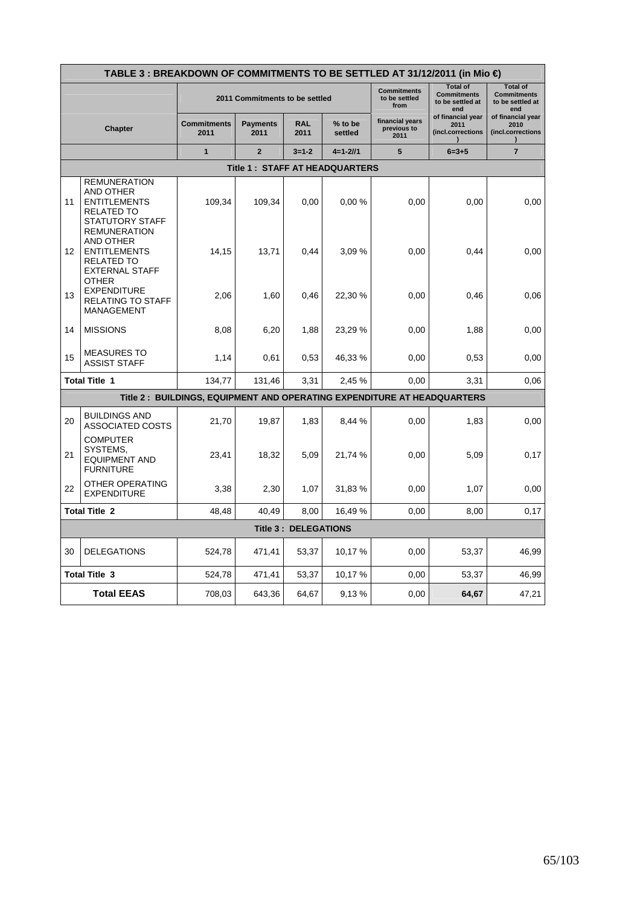| TABLE 3 : BREAKDOWN OF COMMITMENTS TO BE SETTLED AT 31/12/2011 (in Mio €) | | | | | | | | |
|---|---|---|---|---|---|---|---|---|
| | | 2011 Commitments to be settled | | | | Commitments to be settled from | Total of Commitments to be settled at end | Total of Commitments to be settled at end |
| Chapter | | Commitments 2011 | Payments 2011 | RAL 2011 | % to be settled | financial years previous to 2011 | of financial year 2011 (incl.corrections) | of financial year 2010 (incl.corrections) |
| | | 1 | 2 | 3=1-2 | 4=1-2//1 | 5 | 6=3+5 | 7 |
| **Title 1 : STAFF AT HEADQUARTERS** | | | | | | | | |
| 11 | REMUNERATION AND OTHER ENTITLEMENTS RELATED TO STATUTORY STAFF | 109,34 | 109,34 | 0,00 | 0,00 % | 0,00 | 0,00 | 0,00 |
| 12 | REMUNERATION AND OTHER ENTITLEMENTS RELATED TO EXTERNAL STAFF | 14,15 | 13,71 | 0,44 | 3,09 % | 0,00 | 0,44 | 0,00 |
| 13 | OTHER EXPENDITURE RELATING TO STAFF MANAGEMENT | 2,06 | 1,60 | 0,46 | 22,30 % | 0,00 | 0,46 | 0,06 |
| 14 | MISSIONS | 8,08 | 6,20 | 1,88 | 23,29 % | 0,00 | 1,88 | 0,00 |
| 15 | MEASURES TO ASSIST STAFF | 1,14 | 0,61 | 0,53 | 46,33 % | 0,00 | 0,53 | 0,00 |
| **Total Title 1** | | 134,77 | 131,46 | 3,31 | 2,45 % | 0,00 | 3,31 | 0,06 |
| **Title 2 : BUILDINGS, EQUIPMENT AND OPERATING EXPENDITURE AT HEADQUARTERS** | | | | | | | | |
| 20 | BUILDINGS AND ASSOCIATED COSTS | 21,70 | 19,87 | 1,83 | 8,44 % | 0,00 | 1,83 | 0,00 |
| 21 | COMPUTER SYSTEMS, EQUIPMENT AND FURNITURE | 23,41 | 18,32 | 5,09 | 21,74 % | 0,00 | 5,09 | 0,17 |
| 22 | OTHER OPERATING EXPENDITURE | 3,38 | 2,30 | 1,07 | 31,83 % | 0,00 | 1,07 | 0,00 |
| **Total Title 2** | | 48,48 | 40,49 | 8,00 | 16,49 % | 0,00 | 8,00 | 0,17 |
| **Title 3 : DELEGATIONS** | | | | | | | | |
| 30 | DELEGATIONS | 524,78 | 471,41 | 53,37 | 10,17 % | 0,00 | 53,37 | 46,99 |
| **Total Title 3** | | 524,78 | 471,41 | 53,37 | 10,17 % | 0,00 | 53,37 | 46,99 |
| **Total EEAS** | | 708,03 | 643,36 | 64,67 | 9,13 % | 0,00 | **64,67** | 47,21 |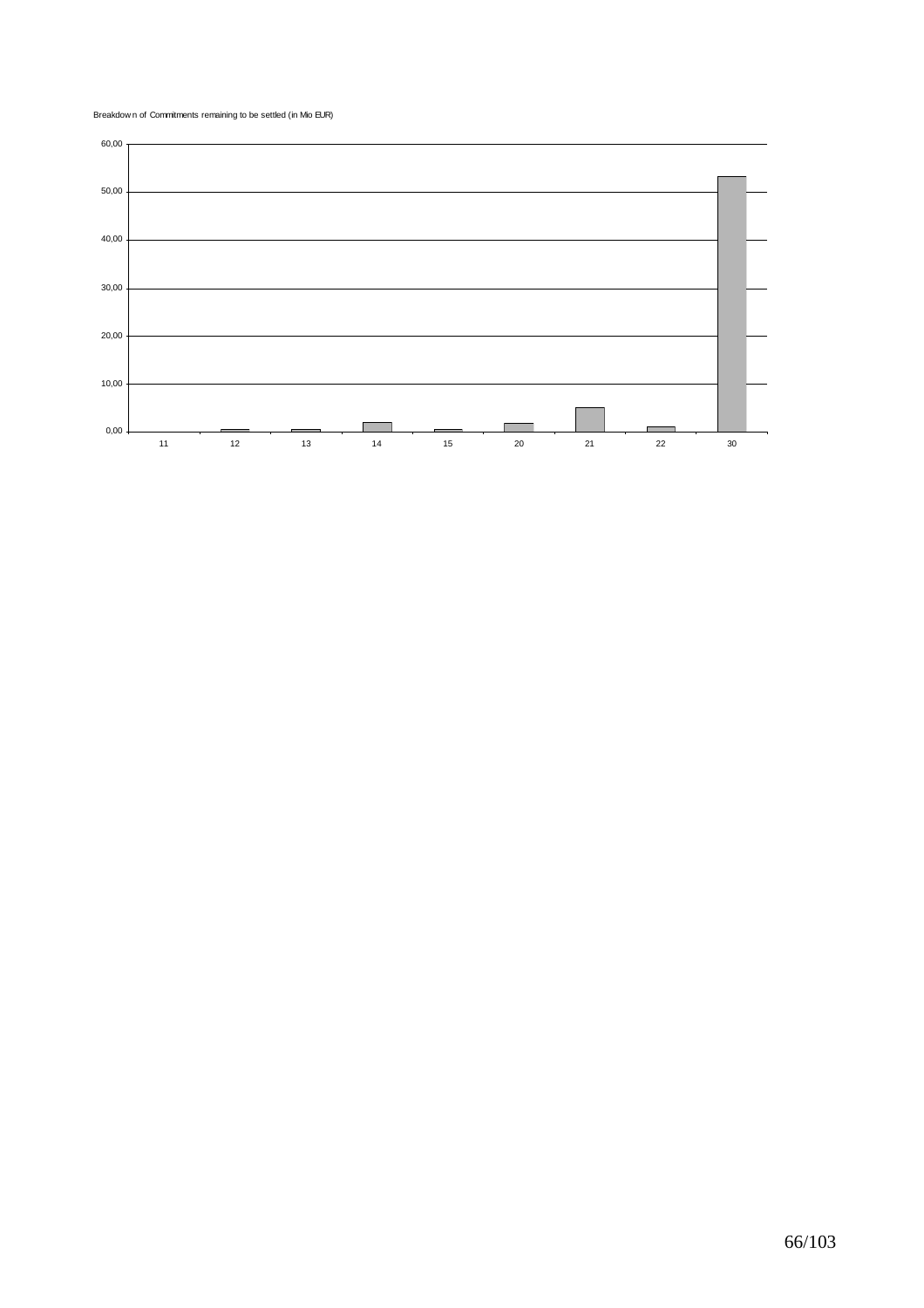Breakdown of Commitments remaining to be settled (in Mio EUR)

| | 11 | 12 | 13 | 14 | 15 | 20 | 21 | 22 | 30 |
|---|---|---|---|---|---|---|---|---|---|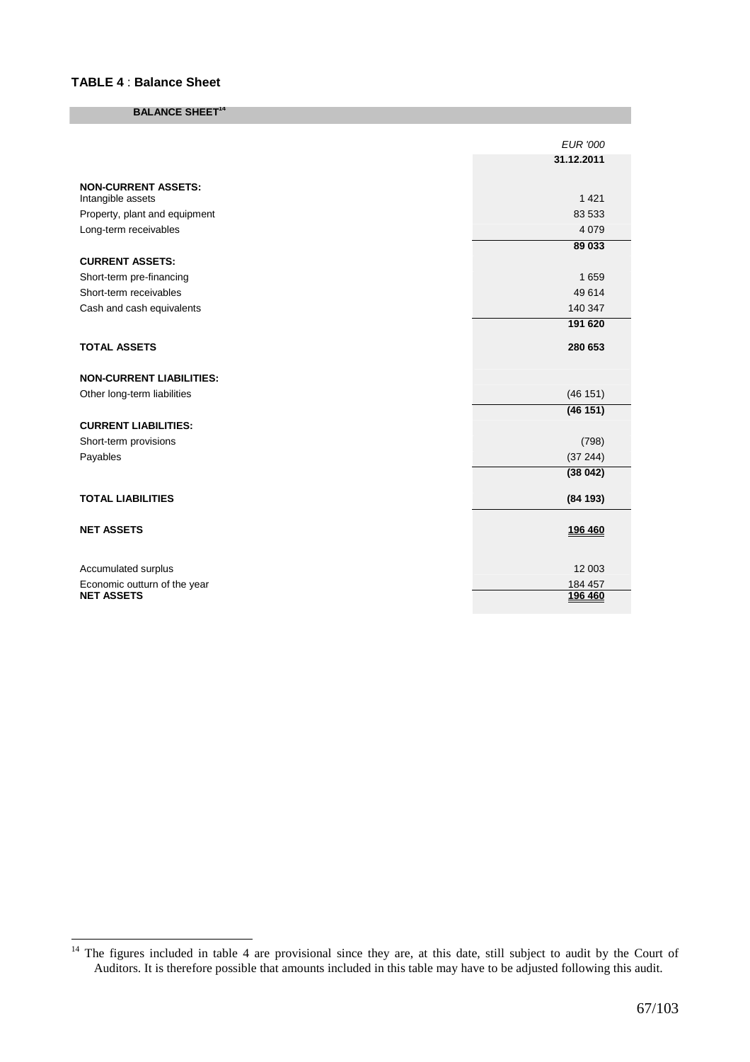**TABLE 4** : **Balance Sheet**

| BALANCE SHEET[14] | |
|---|---|
| | *EUR '000* |
| | **31.12.2011** |
| **NON-CURRENT ASSETS:** | |
| Intangible assets | 1 421 |
| Property, plant and equipment | 83 533 |
| Long-term receivables | 4 079 |
| | **89 033** |
| **CURRENT ASSETS:** | |
| Short-term pre-financing | 1 659 |
| Short-term receivables | 49 614 |
| Cash and cash equivalents | 140 347 |
| | **191 620** |
| **TOTAL ASSETS** | **280 653** |
| **NON-CURRENT LIABILITIES:** | |
| Other long-term liabilities | (46 151) |
| | **(46 151)** |
| **CURRENT LIABILITIES:** | |
| Short-term provisions | (798) |
| Payables | (37 244) |
| | **(38 042)** |
| **TOTAL LIABILITIES** | **(84 193)** |
| **NET ASSETS** | **196 460** |
| Accumulated surplus | 12 003 |
| Economic outturn of the year | 184 457 |
| **NET ASSETS** | **196 460** |

[14] The figures included in table 4 are provisional since they are, at this date, still subject to audit by the Court of Auditors. It is therefore possible that amounts included in this table may have to be adjusted following this audit.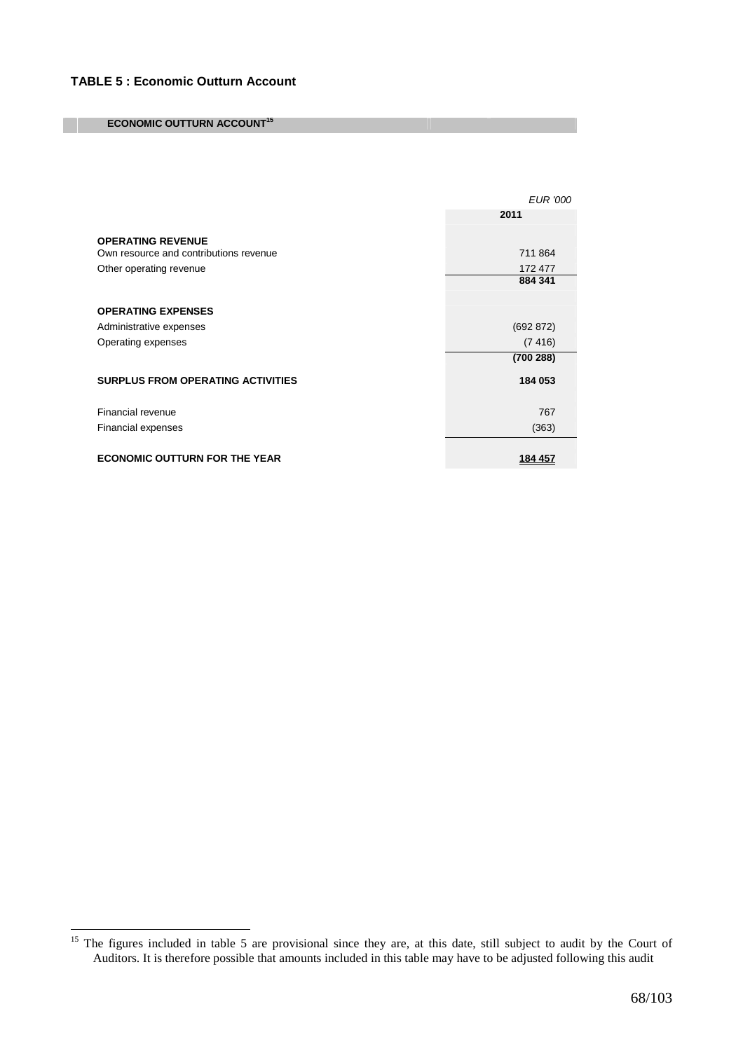**TABLE 5 : Economic Outturn Account**

| ECONOMIC OUTTURN ACCOUNT[15] | |
|---|---|
| | *EUR '000* |
| | **2011** |
| **OPERATING REVENUE** | |
| Own resource and contributions revenue | 711 864 |
| Other operating revenue | 172 477 |
| | **884 341** |
| **OPERATING EXPENSES** | |
| Administrative expenses | (692 872) |
| Operating expenses | (7 416) |
| | **(700 288)** |
| **SURPLUS FROM OPERATING ACTIVITIES** | **184 053** |
| Financial revenue | 767 |
| Financial expenses | (363) |
| **ECONOMIC OUTTURN FOR THE YEAR** | **184 457** |

[15] The figures included in table 5 are provisional since they are, at this date, still subject to audit by the Court of Auditors. It is therefore possible that amounts included in this table may have to be adjusted following this audit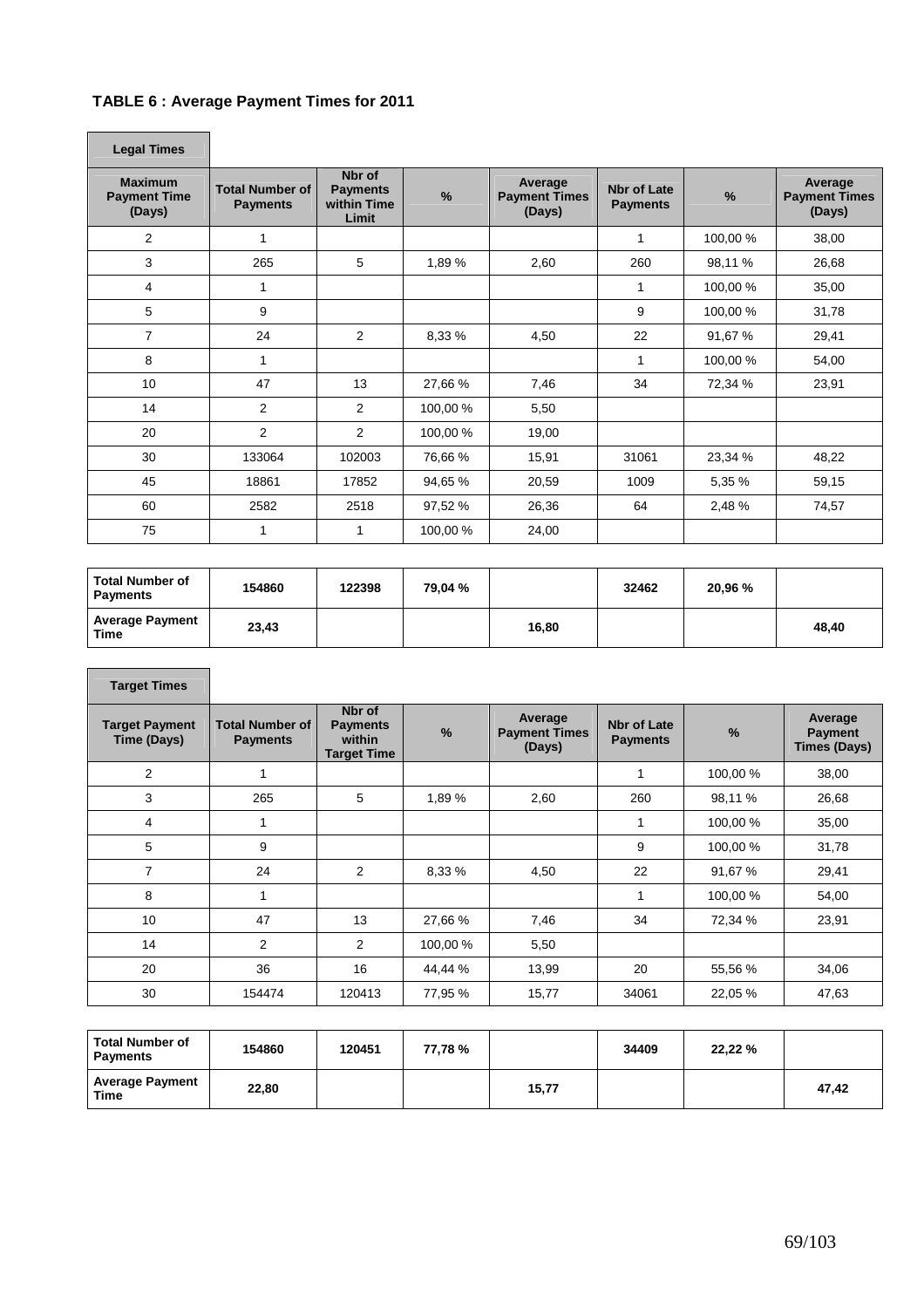### TABLE 6 : Average Payment Times for 2011

**Legal Times**

| Maximum Payment Time (Days) | Total Number of Payments | Nbr of Payments within Time Limit | % | Average Payment Times (Days) | Nbr of Late Payments | % | Average Payment Times (Days) |
|---|---|---|---|---|---|---|---|
| 2 | 1 | | | | 1 | 100,00 % | 38,00 |
| 3 | 265 | 5 | 1,89 % | 2,60 | 260 | 98,11 % | 26,68 |
| 4 | 1 | | | | 1 | 100,00 % | 35,00 |
| 5 | 9 | | | | 9 | 100,00 % | 31,78 |
| 7 | 24 | 2 | 8,33 % | 4,50 | 22 | 91,67 % | 29,41 |
| 8 | 1 | | | | 1 | 100,00 % | 54,00 |
| 10 | 47 | 13 | 27,66 % | 7,46 | 34 | 72,34 % | 23,91 |
| 14 | 2 | 2 | 100,00 % | 5,50 | | | |
| 20 | 2 | 2 | 100,00 % | 19,00 | | | |
| 30 | 133064 | 102003 | 76,66 % | 15,91 | 31061 | 23,34 % | 48,22 |
| 45 | 18861 | 17852 | 94,65 % | 20,59 | 1009 | 5,35 % | 59,15 |
| 60 | 2582 | 2518 | 97,52 % | 26,36 | 64 | 2,48 % | 74,57 |
| 75 | 1 | 1 | 100,00 % | 24,00 | | | |

| | | | | | | | |
|---|---|---|---|---|---|---|---|
| **Total Number of Payments** | **154860** | **122398** | **79,04 %** | | **32462** | **20,96 %** | |
| **Average Payment Time** | **23,43** | | | **16,80** | | | **48,40** |

**Target Times**

| Target Payment Time (Days) | Total Number of Payments | Nbr of Payments within Target Time | % | Average Payment Times (Days) | Nbr of Late Payments | % | Average Payment Times (Days) |
|---|---|---|---|---|---|---|---|
| 2 | 1 | | | | 1 | 100,00 % | 38,00 |
| 3 | 265 | 5 | 1,89 % | 2,60 | 260 | 98,11 % | 26,68 |
| 4 | 1 | | | | 1 | 100,00 % | 35,00 |
| 5 | 9 | | | | 9 | 100,00 % | 31,78 |
| 7 | 24 | 2 | 8,33 % | 4,50 | 22 | 91,67 % | 29,41 |
| 8 | 1 | | | | 1 | 100,00 % | 54,00 |
| 10 | 47 | 13 | 27,66 % | 7,46 | 34 | 72,34 % | 23,91 |
| 14 | 2 | 2 | 100,00 % | 5,50 | | | |
| 20 | 36 | 16 | 44,44 % | 13,99 | 20 | 55,56 % | 34,06 |
| 30 | 154474 | 120413 | 77,95 % | 15,77 | 34061 | 22,05 % | 47,63 |

| | | | | | | | |
|---|---|---|---|---|---|---|---|
| **Total Number of Payments** | **154860** | **120451** | **77,78 %** | | **34409** | **22,22 %** | |
| **Average Payment Time** | **22,80** | | | **15,77** | | | **47,42** |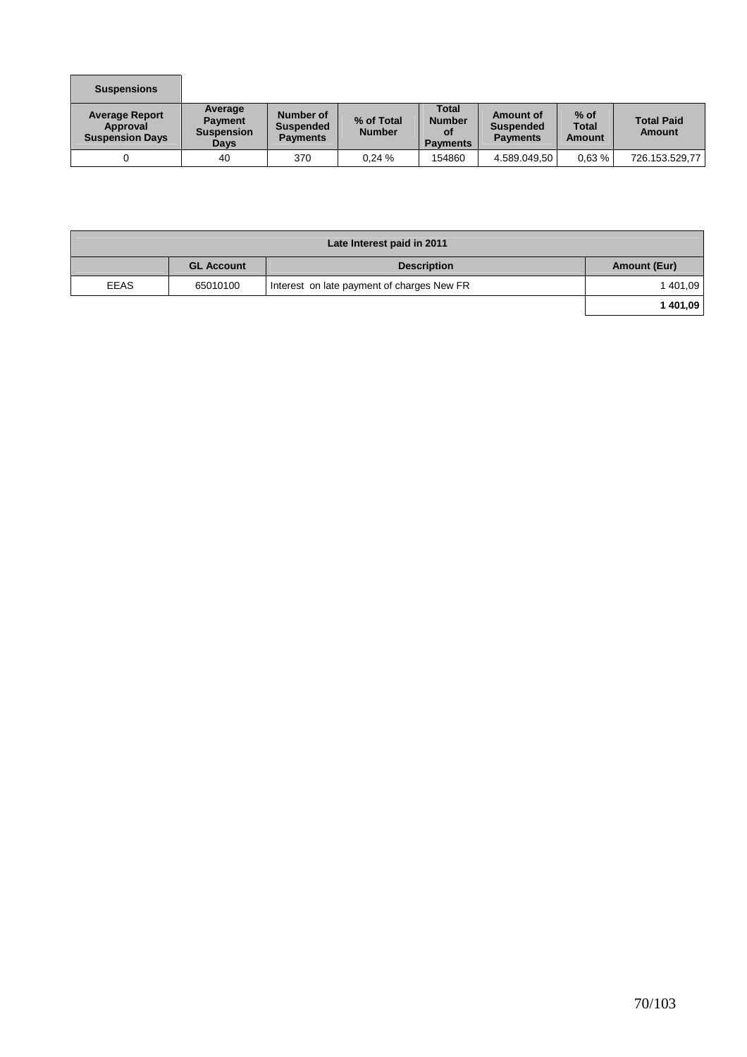| Suspensions | | | | | | | |
|---|---|---|---|---|---|---|---|
| **Average Report Approval Suspension Days** | **Average Payment Suspension Days** | **Number of Suspended Payments** | **% of Total Number** | **Total Number of Payments** | **Amount of Suspended Payments** | **% of Total Amount** | **Total Paid Amount** |
| 0 | 40 | 370 | 0,24 % | 154860 | 4.589.049,50 | 0,63 % | 726.153.529,77 |

| Late Interest paid in 2011 | | | |
|---|---|---|---|
| | **GL Account** | **Description** | **Amount (Eur)** |
| EEAS | 65010100 | Interest on late payment of charges New FR | 1 401,09 |
| | | | **1 401,09** |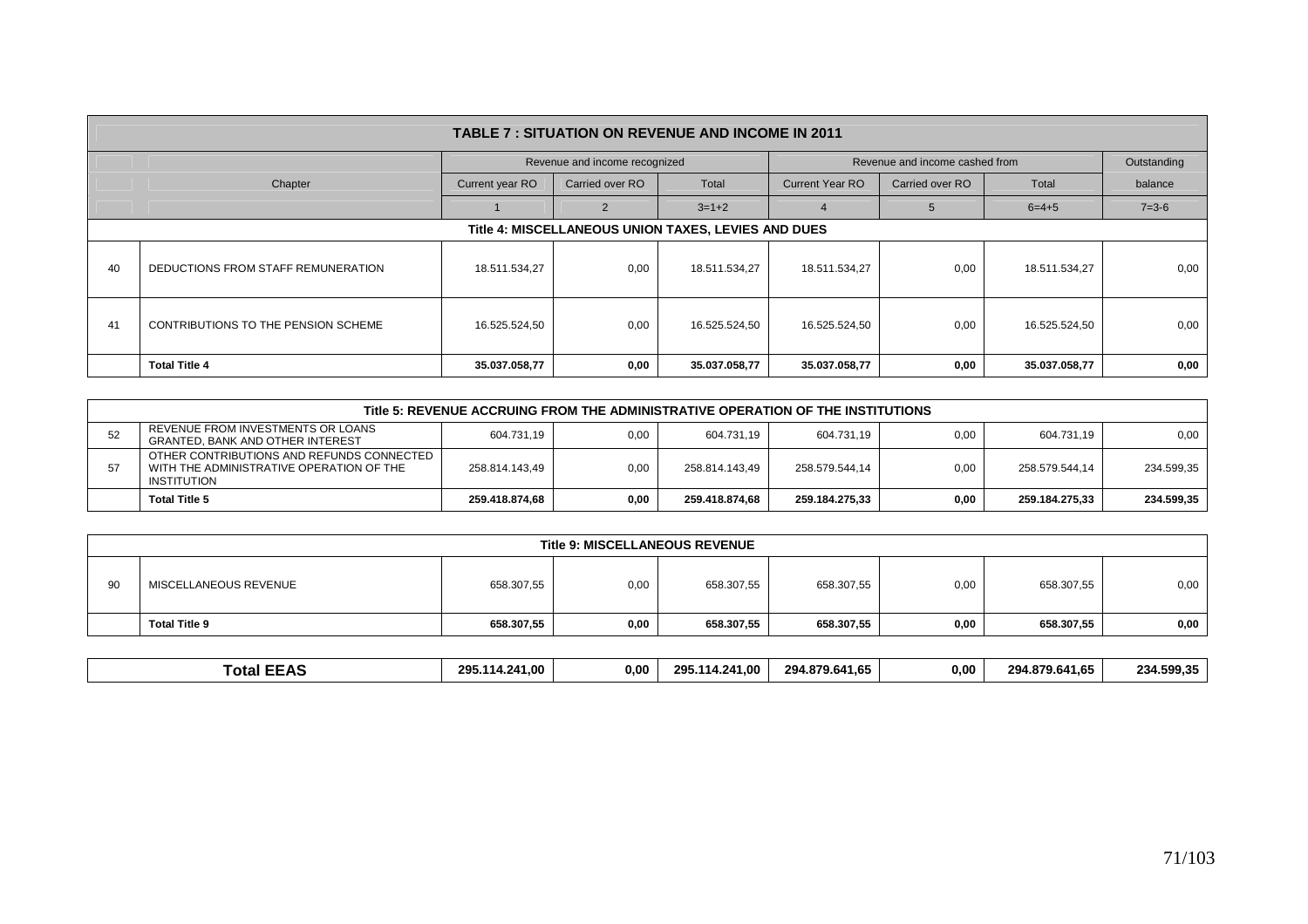# TABLE 7 : SITUATION ON REVENUE AND INCOME IN 2011

| | Chapter | Revenue and income recognized | | | Revenue and income cashed from | | | Outstanding |
|---|---|---|---|---|---|---|---|---|
| | | Current year RO | Carried over RO | Total | Current Year RO | Carried over RO | Total | balance |
| | | 1 | 2 | 3=1+2 | 4 | 5 | 6=4+5 | 7=3-6 |
| | **Title 4: MISCELLANEOUS UNION TAXES, LEVIES AND DUES** | | | | | | | |
| 40 | DEDUCTIONS FROM STAFF REMUNERATION | 18.511.534,27 | 0,00 | 18.511.534,27 | 18.511.534,27 | 0,00 | 18.511.534,27 | 0,00 |
| 41 | CONTRIBUTIONS TO THE PENSION SCHEME | 16.525.524,50 | 0,00 | 16.525.524,50 | 16.525.524,50 | 0,00 | 16.525.524,50 | 0,00 |
| | **Total Title 4** | **35.037.058,77** | **0,00** | **35.037.058,77** | **35.037.058,77** | **0,00** | **35.037.058,77** | **0,00** |
| | **Title 5: REVENUE ACCRUING FROM THE ADMINISTRATIVE OPERATION OF THE INSTITUTIONS** | | | | | | | |
| 52 | REVENUE FROM INVESTMENTS OR LOANS GRANTED, BANK AND OTHER INTEREST | 604.731,19 | 0,00 | 604.731,19 | 604.731,19 | 0,00 | 604.731,19 | 0,00 |
| 57 | OTHER CONTRIBUTIONS AND REFUNDS CONNECTED WITH THE ADMINISTRATIVE OPERATION OF THE INSTITUTION | 258.814.143,49 | 0,00 | 258.814.143,49 | 258.579.544,14 | 0,00 | 258.579.544,14 | 234.599,35 |
| | **Total Title 5** | **259.418.874,68** | **0,00** | **259.418.874,68** | **259.184.275,33** | **0,00** | **259.184.275,33** | **234.599,35** |
| | **Title 9: MISCELLANEOUS REVENUE** | | | | | | | |
| 90 | MISCELLANEOUS REVENUE | 658.307,55 | 0,00 | 658.307,55 | 658.307,55 | 0,00 | 658.307,55 | 0,00 |
| | **Total Title 9** | **658.307,55** | **0,00** | **658.307,55** | **658.307,55** | **0,00** | **658.307,55** | **0,00** |
| | **Total EEAS** | **295.114.241,00** | **0,00** | **295.114.241,00** | **294.879.641,65** | **0,00** | **294.879.641,65** | **234.599,35** |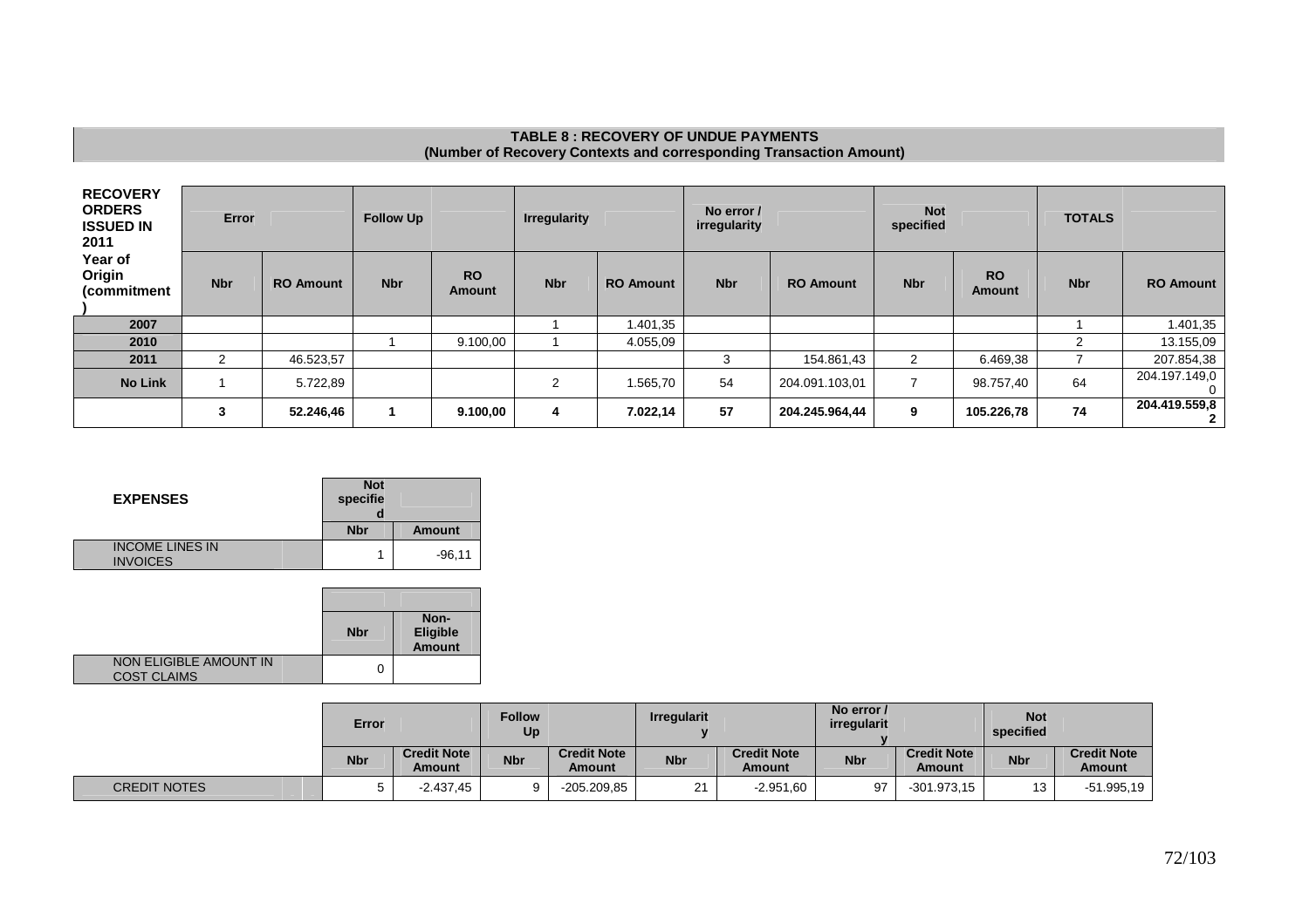## TABLE 8 : RECOVERY OF UNDUE PAYMENTS
### (Number of Recovery Contexts and corresponding Transaction Amount)

| RECOVERY ORDERS ISSUED IN 2011 | Error | | Follow Up | | Irregularity | | No error / irregularity | | Not specified | | TOTALS | |
|---|---|---|---|---|---|---|---|---|---|---|---|---|
| Year of Origin (commitment) | Nbr | RO Amount | Nbr | RO Amount | Nbr | RO Amount | Nbr | RO Amount | Nbr | RO Amount | Nbr | RO Amount |
| 2007 | | | | | 1 | 1.401,35 | | | | | 1 | 1.401,35 |
| 2010 | | | 1 | 9.100,00 | 1 | 4.055,09 | | | | | 2 | 13.155,09 |
| 2011 | 2 | 46.523,57 | | | | | 3 | 154.861,43 | 2 | 6.469,38 | 7 | 207.854,38 |
| No Link | 1 | 5.722,89 | | | 2 | 1.565,70 | 54 | 204.091.103,01 | 7 | 98.757,40 | 64 | 204.197.149,00 |
| | **3** | **52.246,46** | **1** | **9.100,00** | **4** | **7.022,14** | **57** | **204.245.964,44** | **9** | **105.226,78** | **74** | **204.419.559,82** |

| EXPENSES | Not specified | |
|---|---|---|
| | Nbr | Amount |
| INCOME LINES IN INVOICES | 1 | -96,11 |

| | Nbr | Non-Eligible Amount |
|---|---|---|
| NON ELIGIBLE AMOUNT IN COST CLAIMS | 0 | |

| | Error | | Follow Up | | Irregularity | | No error / irregularity | | Not specified | |
|---|---|---|---|---|---|---|---|---|---|---|
| | Nbr | Credit Note Amount | Nbr | Credit Note Amount | Nbr | Credit Note Amount | Nbr | Credit Note Amount | Nbr | Credit Note Amount |
| CREDIT NOTES | 5 | -2.437,45 | 9 | -205.209,85 | 21 | -2.951,60 | 97 | -301.973,15 | 13 | -51.995,19 |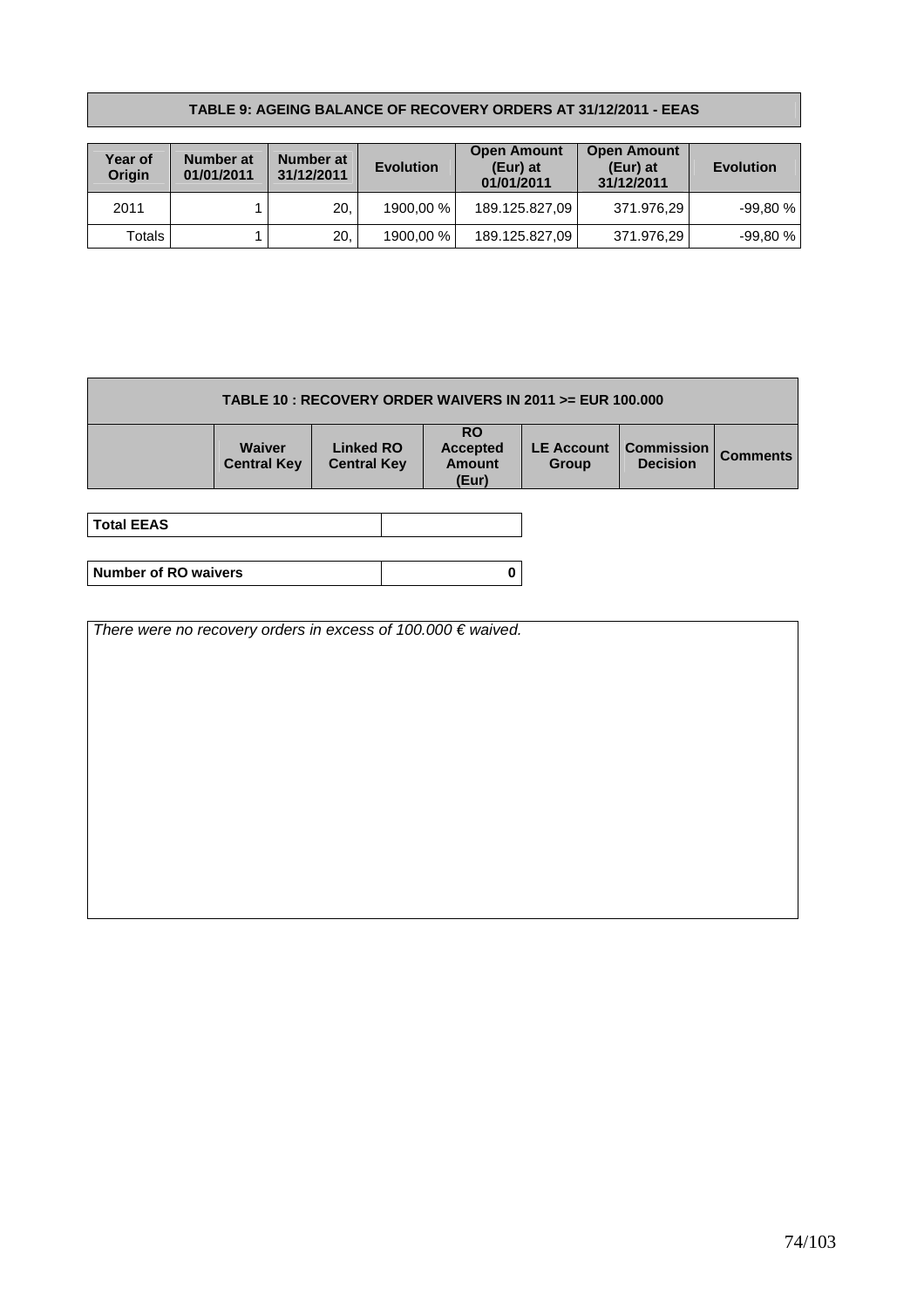**TABLE 9: AGEING BALANCE OF RECOVERY ORDERS AT 31/12/2011 - EEAS**

| Year of Origin | Number at 01/01/2011 | Number at 31/12/2011 | Evolution | Open Amount (Eur) at 01/01/2011 | Open Amount (Eur) at 31/12/2011 | Evolution |
|---|---|---|---|---|---|---|
| 2011 | 1 | 20, | 1900,00 % | 189.125.827,09 | 371.976,29 | -99,80 % |
| Totals | 1 | 20, | 1900,00 % | 189.125.827,09 | 371.976,29 | -99,80 % |

**TABLE 10 : RECOVERY ORDER WAIVERS IN 2011 >= EUR 100.000**

| | Waiver Central Key | Linked RO Central Key | RO Accepted Amount (Eur) | LE Account Group | Commission Decision | Comments |
|---|---|---|---|---|---|---|

| **Total EEAS** | |
|---|---|

| **Number of RO waivers** | **0** |
|---|---|

*There were no recovery orders in excess of 100.000 € waived.*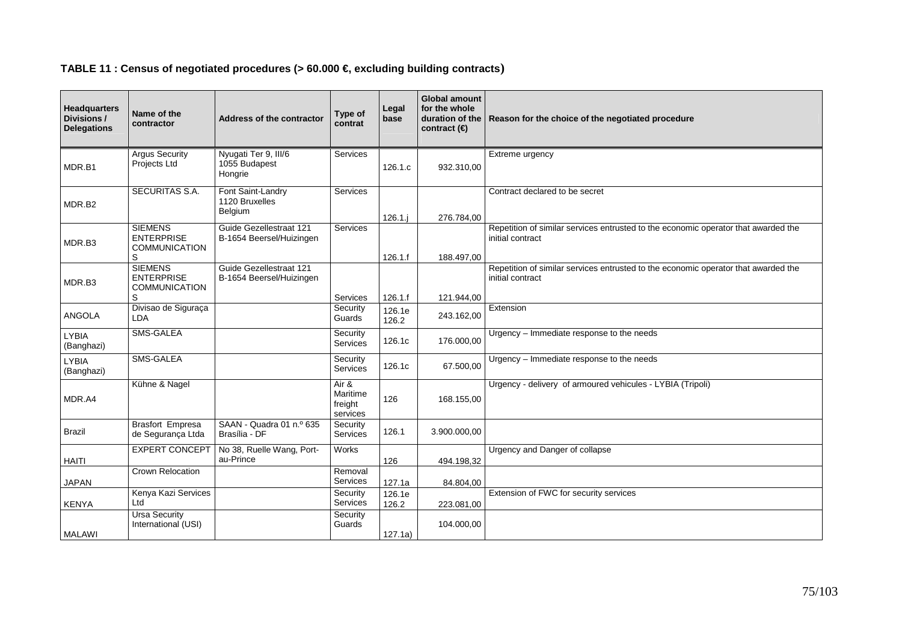**TABLE 11 : Census of negotiated procedures (> 60.000 €, excluding building contracts)**

| Headquarters Divisions / Delegations | Name of the contractor | Address of the contractor | Type of contrat | Legal base | Global amount for the whole duration of the contract (€) | Reason for the choice of the negotiated procedure |
|---|---|---|---|---|---|---|
| MDR.B1 | Argus Security Projects Ltd | Nyugati Ter 9, III/6 1055 Budapest Hongrie | Services | 126.1.c | 932.310,00 | Extreme urgency |
| MDR.B2 | SECURITAS S.A. | Font Saint-Landry 1120 Bruxelles Belgium | Services | 126.1.j | 276.784,00 | Contract declared to be secret |
| MDR.B3 | SIEMENS ENTERPRISE COMMUNICATIONS | Guide Gezellestraat 121 B-1654 Beersel/Huizingen | Services | 126.1.f | 188.497,00 | Repetition of similar services entrusted to the economic operator that awarded the initial contract |
| MDR.B3 | SIEMENS ENTERPRISE COMMUNICATIONS | Guide Gezellestraat 121 B-1654 Beersel/Huizingen | Services | 126.1.f | 121.944,00 | Repetition of similar services entrusted to the economic operator that awarded the initial contract |
| ANGOLA | Divisao de Siguraça LDA | | Security Guards | 126.1e 126.2 | 243.162,00 | Extension |
| LYBIA (Banghazi) | SMS-GALEA | | Security Services | 126.1c | 176.000,00 | Urgency – Immediate response to the needs |
| LYBIA (Banghazi) | SMS-GALEA | | Security Services | 126.1c | 67.500,00 | Urgency – Immediate response to the needs |
| MDR.A4 | Kühne & Nagel | | Air & Maritime freight services | 126 | 168.155,00 | Urgency - delivery of armoured vehicules - LYBIA (Tripoli) |
| Brazil | Brasfort Empresa de Segurança Ltda | SAAN - Quadra 01 n.º 635 Brasília - DF | Security Services | 126.1 | 3.900.000,00 | |
| HAITI | EXPERT CONCEPT | No 38, Ruelle Wang, Port-au-Prince | Works | 126 | 494.198,32 | Urgency and Danger of collapse |
| JAPAN | Crown Relocation | | Removal Services | 127.1a | 84.804,00 | |
| KENYA | Kenya Kazi Services Ltd | | Security Services | 126.1e 126.2 | 223.081,00 | Extension of FWC for security services |
| MALAWI | Ursa Security International (USI) | | Security Guards | 127.1a) | 104.000,00 | |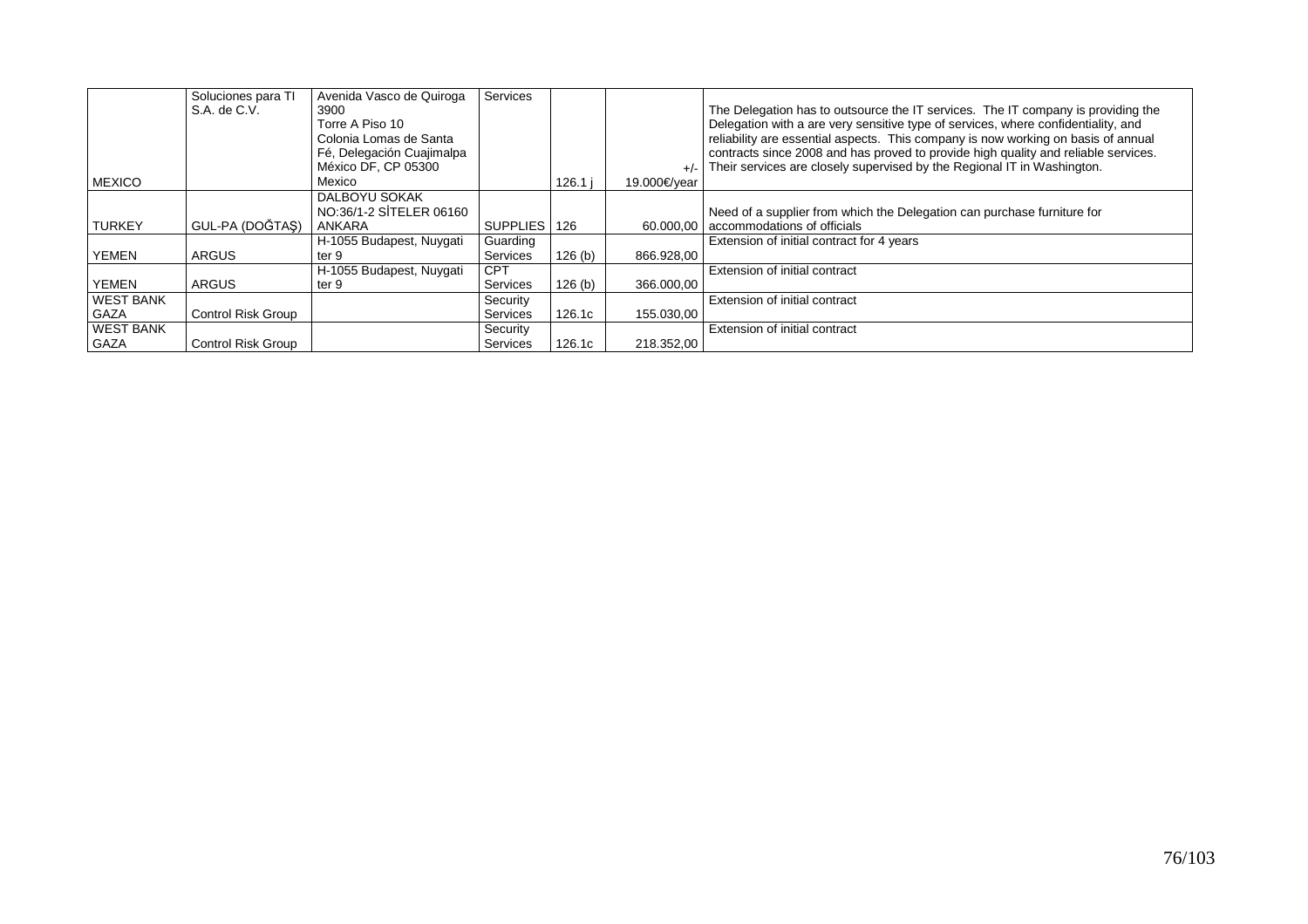| | | | | | | |
|---|---|---|---|---|---|---|
| MEXICO | Soluciones para TI S.A. de C.V. | Avenida Vasco de Quiroga 3900 Torre A Piso 10 Colonia Lomas de Santa Fé, Delegación Cuajimalpa México DF, CP 05300 Mexico | Services | 126.1 j | +/- 19.000€/year | The Delegation has to outsource the IT services. The IT company is providing the Delegation with a are very sensitive type of services, where confidentiality, and reliability are essential aspects. This company is now working on basis of annual contracts since 2008 and has proved to provide high quality and reliable services. Their services are closely supervised by the Regional IT in Washington. |
| TURKEY | GUL-PA (DOĞTAŞ) | DALBOYU SOKAK NO:36/1-2 SİTELER 06160 ANKARA | SUPPLIES | 126 | 60.000,00 | Need of a supplier from which the Delegation can purchase furniture for accommodations of officials |
| YEMEN | ARGUS | H-1055 Budapest, Nuygati ter 9 | Guarding Services | 126 (b) | 866.928,00 | Extension of initial contract for 4 years |
| YEMEN | ARGUS | H-1055 Budapest, Nuygati ter 9 | CPT Services | 126 (b) | 366.000,00 | Extension of initial contract |
| WEST BANK GAZA | Control Risk Group | | Security Services | 126.1c | 155.030,00 | Extension of initial contract |
| WEST BANK GAZA | Control Risk Group | | Security Services | 126.1c | 218.352,00 | Extension of initial contract |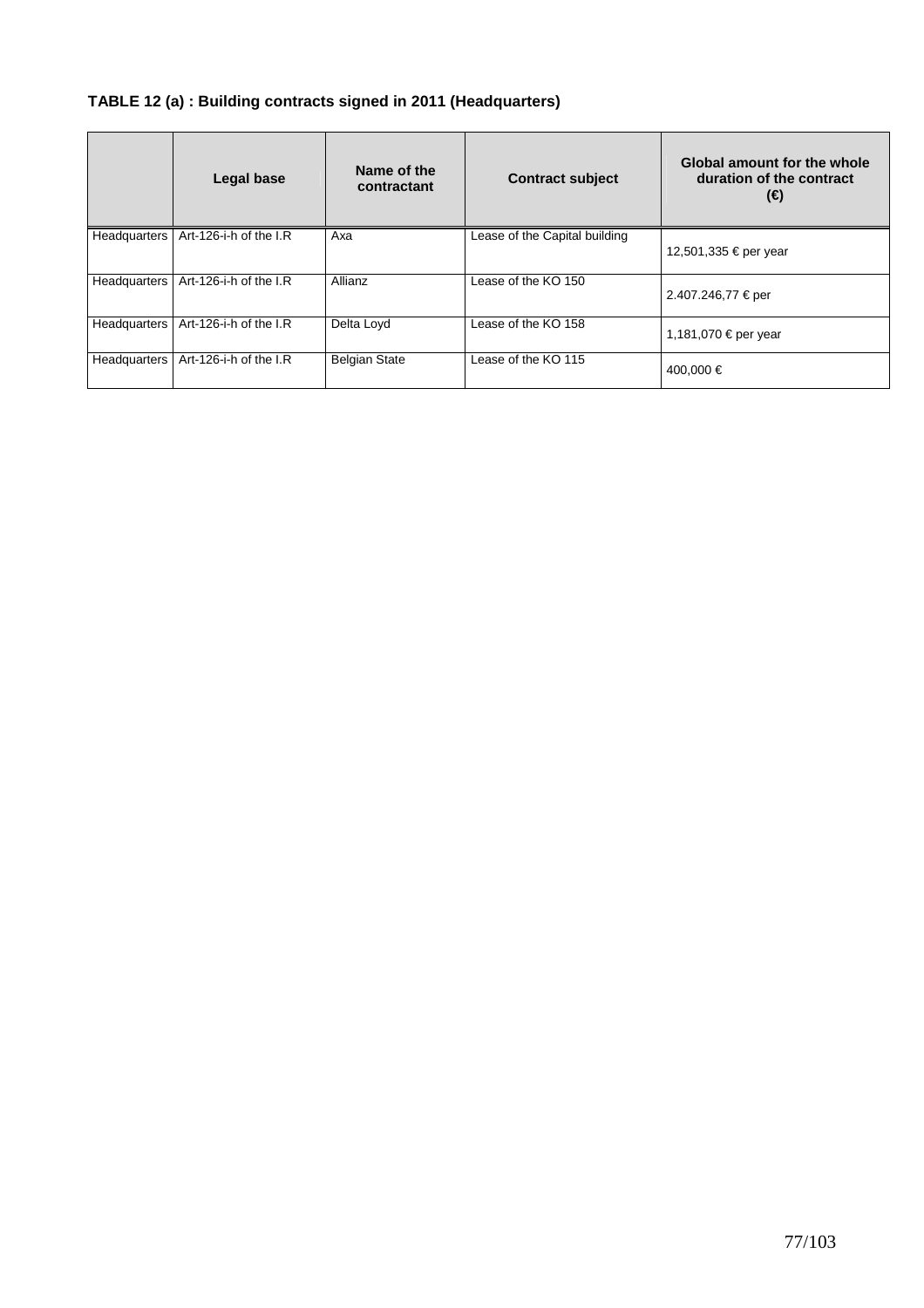**TABLE 12 (a) : Building contracts signed in 2011 (Headquarters)**

| | Legal base | Name of the contractant | Contract subject | Global amount for the whole duration of the contract (€) |
|---|---|---|---|---|
| Headquarters | Art-126-i-h of the I.R | Axa | Lease of the Capital building | 12,501,335 € per year |
| Headquarters | Art-126-i-h of the I.R | Allianz | Lease of the KO 150 | 2.407.246,77 € per |
| Headquarters | Art-126-i-h of the I.R | Delta Loyd | Lease of the KO 158 | 1,181,070 € per year |
| Headquarters | Art-126-i-h of the I.R | Belgian State | Lease of the KO 115 | 400,000 € |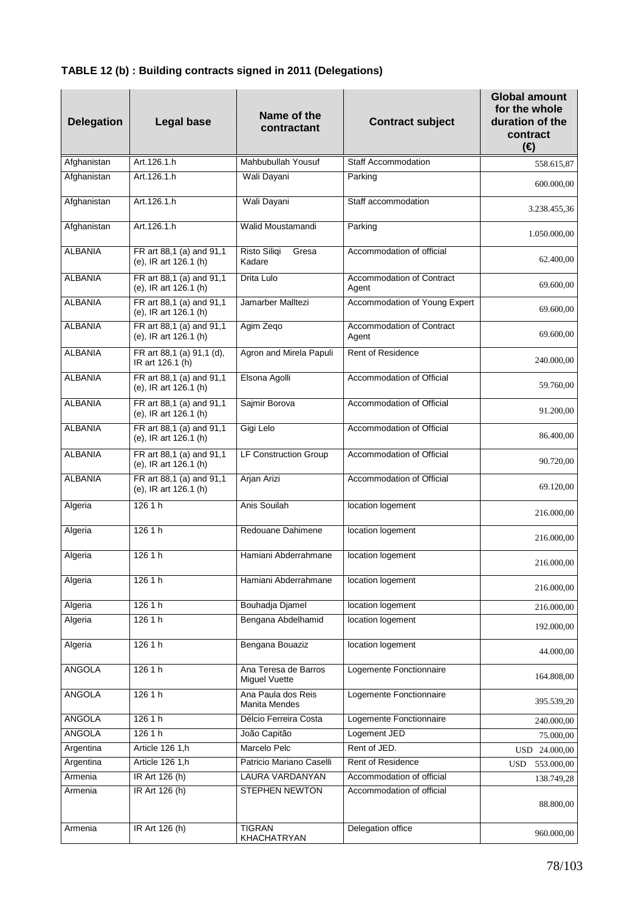**TABLE 12 (b) : Building contracts signed in 2011 (Delegations)**

| Delegation | Legal base | Name of the contractant | Contract subject | Global amount for the whole duration of the contract (€) |
|---|---|---|---|---|
| Afghanistan | Art.126.1.h | Mahbubullah Yousuf | Staff Accommodation | 558.615,87 |
| Afghanistan | Art.126.1.h | Wali Dayani | Parking | 600.000,00 |
| Afghanistan | Art.126.1.h | Wali Dayani | Staff accommodation | 3.238.455,36 |
| Afghanistan | Art.126.1.h | Walid Moustamandi | Parking | 1.050.000,00 |
| ALBANIA | FR art 88,1 (a) and 91,1 (e), IR art 126.1 (h) | Risto Siliqi Gresa Kadare | Accommodation of official | 62.400,00 |
| ALBANIA | FR art 88,1 (a) and 91,1 (e), IR art 126.1 (h) | Drita Lulo | Accommodation of Contract Agent | 69.600,00 |
| ALBANIA | FR art 88,1 (a) and 91,1 (e), IR art 126.1 (h) | Jamarber Malltezi | Accommodation of Young Expert | 69.600,00 |
| ALBANIA | FR art 88,1 (a) and 91,1 (e), IR art 126.1 (h) | Agim Zeqo | Accommodation of Contract Agent | 69.600,00 |
| ALBANIA | FR art 88,1 (a) 91,1 (d), IR art 126.1 (h) | Agron and Mirela Papuli | Rent of Residence | 240.000,00 |
| ALBANIA | FR art 88,1 (a) and 91,1 (e), IR art 126.1 (h) | Elsona Agolli | Accommodation of Official | 59.760,00 |
| ALBANIA | FR art 88,1 (a) and 91,1 (e), IR art 126.1 (h) | Sajmir Borova | Accommodation of Official | 91.200,00 |
| ALBANIA | FR art 88,1 (a) and 91,1 (e), IR art 126.1 (h) | Gigi Lelo | Accommodation of Official | 86.400,00 |
| ALBANIA | FR art 88,1 (a) and 91,1 (e), IR art 126.1 (h) | LF Construction Group | Accommodation of Official | 90.720,00 |
| ALBANIA | FR art 88,1 (a) and 91,1 (e), IR art 126.1 (h) | Arjan Arizi | Accommodation of Official | 69.120,00 |
| Algeria | 126 1 h | Anis Souilah | location logement | 216.000,00 |
| Algeria | 126 1 h | Redouane Dahimene | location logement | 216.000,00 |
| Algeria | 126 1 h | Hamiani Abderrahmane | location logement | 216.000,00 |
| Algeria | 126 1 h | Hamiani Abderrahmane | location logement | 216.000,00 |
| Algeria | 126 1 h | Bouhadja Djamel | location logement | 216.000,00 |
| Algeria | 126 1 h | Bengana Abdelhamid | location logement | 192.000,00 |
| Algeria | 126 1 h | Bengana Bouaziz | location logement | 44.000,00 |
| ANGOLA | 126 1 h | Ana Teresa de Barros Miguel Vuette | Logemente Fonctionnaire | 164.808,00 |
| ANGOLA | 126 1 h | Ana Paula dos Reis Manita Mendes | Logemente Fonctionnaire | 395.539,20 |
| ANGOLA | 126 1 h | Délcio Ferreira Costa | Logemente Fonctionnaire | 240.000,00 |
| ANGOLA | 126 1 h | João Capitão | Logement JED | 75.000,00 |
| Argentina | Article 126 1,h | Marcelo Pelc | Rent of JED. | USD 24.000,00 |
| Argentina | Article 126 1,h | Patricio Mariano Caselli | Rent of Residence | USD 553.000,00 |
| Armenia | IR Art 126 (h) | LAURA VARDANYAN | Accommodation of official | 138.749,28 |
| Armenia | IR Art 126 (h) | STEPHEN NEWTON | Accommodation of official | 88.800,00 |
| Armenia | IR Art 126 (h) | TIGRAN KHACHATRYAN | Delegation office | 960.000,00 |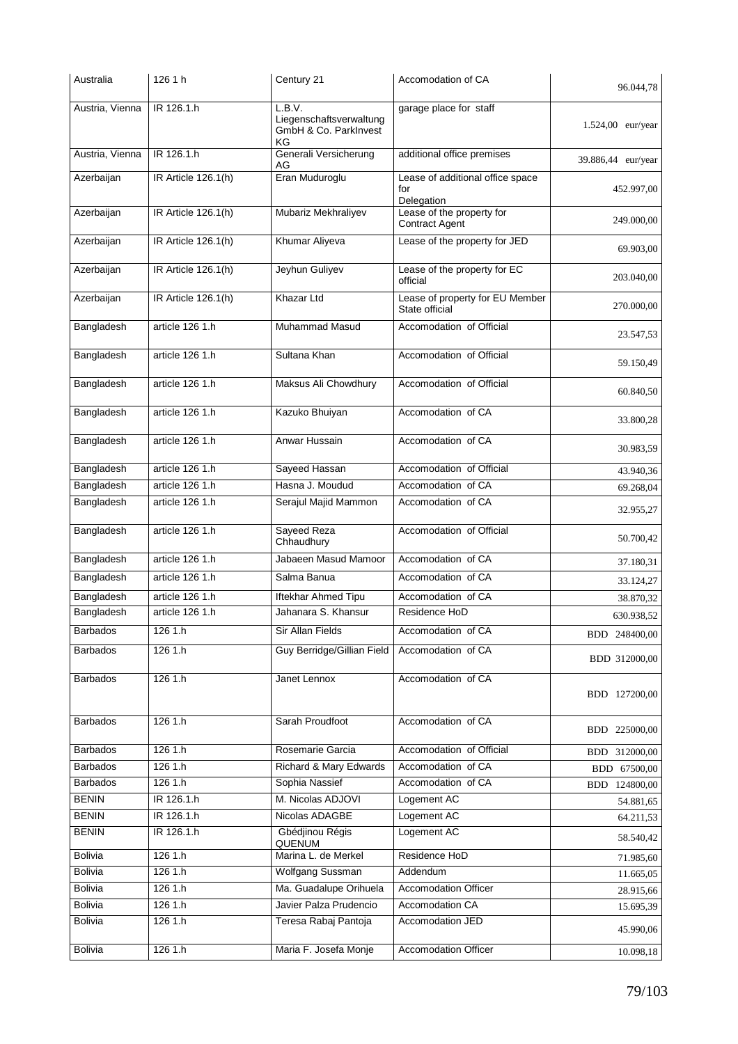| Australia | 126 1 h | Century 21 | Accomodation of CA | 96.044,78 |
|---|---|---|---|---|
| Austria, Vienna | IR 126.1.h | L.B.V. Liegenschaftsverwaltung GmbH & Co. ParkInvest KG | garage place for staff | 1.524,00 eur/year |
| Austria, Vienna | IR 126.1.h | Generali Versicherung AG | additional office premises | 39.886,44 eur/year |
| Azerbaijan | IR Article 126.1(h) | Eran Muduroglu | Lease of additional office space for Delegation | 452.997,00 |
| Azerbaijan | IR Article 126.1(h) | Mubariz Mekhraliyev | Lease of the property for Contract Agent | 249.000,00 |
| Azerbaijan | IR Article 126.1(h) | Khumar Aliyeva | Lease of the property for JED | 69.903,00 |
| Azerbaijan | IR Article 126.1(h) | Jeyhun Guliyev | Lease of the property for EC official | 203.040,00 |
| Azerbaijan | IR Article 126.1(h) | Khazar Ltd | Lease of property for EU Member State official | 270.000,00 |
| Bangladesh | article 126 1.h | Muhammad Masud | Accomodation of Official | 23.547,53 |
| Bangladesh | article 126 1.h | Sultana Khan | Accomodation of Official | 59.150,49 |
| Bangladesh | article 126 1.h | Maksus Ali Chowdhury | Accomodation of Official | 60.840,50 |
| Bangladesh | article 126 1.h | Kazuko Bhuiyan | Accomodation of CA | 33.800,28 |
| Bangladesh | article 126 1.h | Anwar Hussain | Accomodation of CA | 30.983,59 |
| Bangladesh | article 126 1.h | Sayeed Hassan | Accomodation of Official | 43.940,36 |
| Bangladesh | article 126 1.h | Hasna J. Moudud | Accomodation of CA | 69.268,04 |
| Bangladesh | article 126 1.h | Serajul Majid Mammon | Accomodation of CA | 32.955,27 |
| Bangladesh | article 126 1.h | Sayeed Reza Chhaudhury | Accomodation of Official | 50.700,42 |
| Bangladesh | article 126 1.h | Jabaeen Masud Mamoor | Accomodation of CA | 37.180,31 |
| Bangladesh | article 126 1.h | Salma Banua | Accomodation of CA | 33.124,27 |
| Bangladesh | article 126 1.h | Iftekhar Ahmed Tipu | Accomodation of CA | 38.870,32 |
| Bangladesh | article 126 1.h | Jahanara S. Khansur | Residence HoD | 630.938,52 |
| Barbados | 126 1.h | Sir Allan Fields | Accomodation of CA | BDD 248400,00 |
| Barbados | 126 1.h | Guy Berridge/Gillian Field | Accomodation of CA | BDD 312000,00 |
| Barbados | 126 1.h | Janet Lennox | Accomodation of CA | BDD 127200,00 |
| Barbados | 126 1.h | Sarah Proudfoot | Accomodation of CA | BDD 225000,00 |
| Barbados | 126 1.h | Rosemarie Garcia | Accomodation of Official | BDD 312000,00 |
| Barbados | 126 1.h | Richard & Mary Edwards | Accomodation of CA | BDD 67500,00 |
| Barbados | 126 1.h | Sophia Nassief | Accomodation of CA | BDD 124800,00 |
| BENIN | IR 126.1.h | M. Nicolas ADJOVI | Logement AC | 54.881,65 |
| BENIN | IR 126.1.h | Nicolas ADAGBE | Logement AC | 64.211,53 |
| BENIN | IR 126.1.h | Gbédjinou Régis QUENUM | Logement AC | 58.540,42 |
| Bolivia | 126 1.h | Marina L. de Merkel | Residence HoD | 71.985,60 |
| Bolivia | 126 1.h | Wolfgang Sussman | Addendum | 11.665,05 |
| Bolivia | 126 1.h | Ma. Guadalupe Orihuela | Accomodation Officer | 28.915,66 |
| Bolivia | 126 1.h | Javier Palza Prudencio | Accomodation CA | 15.695,39 |
| Bolivia | 126 1.h | Teresa Rabaj Pantoja | Accomodation JED | 45.990,06 |
| Bolivia | 126 1.h | Maria F. Josefa Monje | Accomodation Officer | 10.098,18 |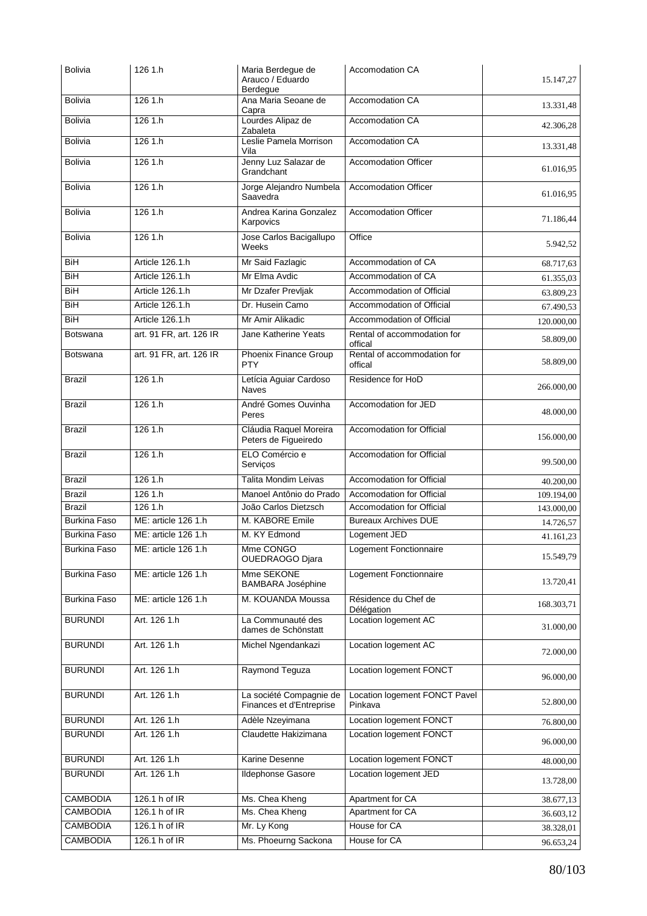| Bolivia | 126 1.h | Maria Berdegue de Arauco / Eduardo Berdegue | Accomodation CA | 15.147,27 |
|---|---|---|---|---|
| Bolivia | 126 1.h | Ana Maria Seoane de Capra | Accomodation CA | 13.331,48 |
| Bolivia | 126 1.h | Lourdes Alipaz de Zabaleta | Accomodation CA | 42.306,28 |
| Bolivia | 126 1.h | Leslie Pamela Morrison Vila | Accomodation CA | 13.331,48 |
| Bolivia | 126 1.h | Jenny Luz Salazar de Grandchant | Accomodation Officer | 61.016,95 |
| Bolivia | 126 1.h | Jorge Alejandro Numbela Saavedra | Accomodation Officer | 61.016,95 |
| Bolivia | 126 1.h | Andrea Karina Gonzalez Karpovics | Accomodation Officer | 71.186,44 |
| Bolivia | 126 1.h | Jose Carlos Bacigallupo Weeks | Office | 5.942,52 |
| BiH | Article 126.1.h | Mr Said Fazlagic | Accommodation of CA | 68.717,63 |
| BiH | Article 126.1.h | Mr Elma Avdic | Accommodation of CA | 61.355,03 |
| BiH | Article 126.1.h | Mr Dzafer Prevljak | Accommodation of Official | 63.809,23 |
| BiH | Article 126.1.h | Dr. Husein Camo | Accommodation of Official | 67.490,53 |
| BiH | Article 126.1.h | Mr Amir Alikadic | Accommodation of Official | 120.000,00 |
| Botswana | art. 91 FR, art. 126 IR | Jane Katherine Yeats | Rental of accommodation for offical | 58.809,00 |
| Botswana | art. 91 FR, art. 126 IR | Phoenix Finance Group PTY | Rental of accommodation for offical | 58.809,00 |
| Brazil | 126 1.h | Letícia Aguiar Cardoso Naves | Residence for HoD | 266.000,00 |
| Brazil | 126 1.h | André Gomes Ouvinha Peres | Accomodation for JED | 48.000,00 |
| Brazil | 126 1.h | Cláudia Raquel Moreira Peters de Figueiredo | Accomodation for Official | 156.000,00 |
| Brazil | 126 1.h | ELO Comércio e Serviços | Accomodation for Official | 99.500,00 |
| Brazil | 126 1.h | Talita Mondim Leivas | Accomodation for Official | 40.200,00 |
| Brazil | 126 1.h | Manoel Antônio do Prado | Accomodation for Official | 109.194,00 |
| Brazil | 126 1.h | João Carlos Dietzsch | Accomodation for Official | 143.000,00 |
| Burkina Faso | ME: article 126 1.h | M. KABORE Emile | Bureaux Archives DUE | 14.726,57 |
| Burkina Faso | ME: article 126 1.h | M. KY Edmond | Logement JED | 41.161,23 |
| Burkina Faso | ME: article 126 1.h | Mme CONGO OUEDRAOGO Djara | Logement Fonctionnaire | 15.549,79 |
| Burkina Faso | ME: article 126 1.h | Mme SEKONE BAMBARA Joséphine | Logement Fonctionnaire | 13.720,41 |
| Burkina Faso | ME: article 126 1.h | M. KOUANDA Moussa | Résidence du Chef de Délégation | 168.303,71 |
| BURUNDI | Art. 126 1.h | La Communauté des dames de Schönstatt | Location logement AC | 31.000,00 |
| BURUNDI | Art. 126 1.h | Michel Ngendankazi | Location logement AC | 72.000,00 |
| BURUNDI | Art. 126 1.h | Raymond Teguza | Location logement FONCT | 96.000,00 |
| BURUNDI | Art. 126 1.h | La société Compagnie de Finances et d'Entreprise | Location logement FONCT Pavel Pinkava | 52.800,00 |
| BURUNDI | Art. 126 1.h | Adèle Nzeyimana | Location logement FONCT | 76.800,00 |
| BURUNDI | Art. 126 1.h | Claudette Hakizimana | Location logement FONCT | 96.000,00 |
| BURUNDI | Art. 126 1.h | Karine Desenne | Location logement FONCT | 48.000,00 |
| BURUNDI | Art. 126 1.h | Ildephonse Gasore | Location logement JED | 13.728,00 |
| CAMBODIA | 126.1 h of IR | Ms. Chea Kheng | Apartment for CA | 38.677,13 |
| CAMBODIA | 126.1 h of IR | Ms. Chea Kheng | Apartment for CA | 36.603,12 |
| CAMBODIA | 126.1 h of IR | Mr. Ly Kong | House for CA | 38.328,01 |
| CAMBODIA | 126.1 h of IR | Ms. Phoeurng Sackona | House for CA | 96.653,24 |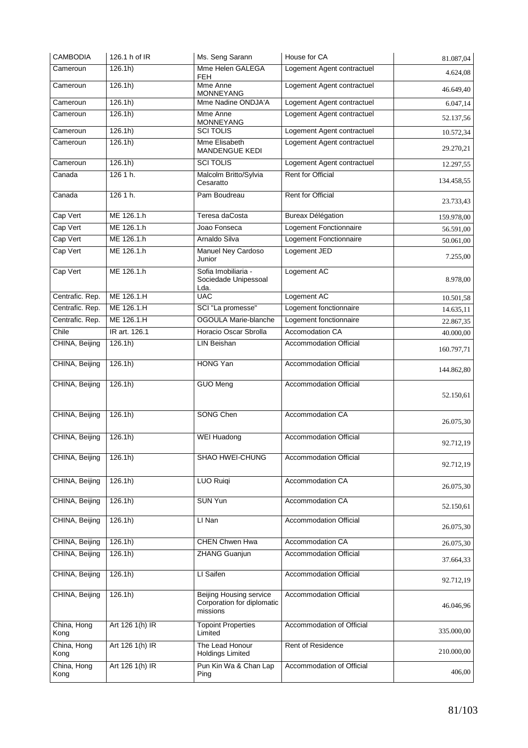| CAMBODIA | 126.1 h of IR | Ms. Seng Sarann | House for CA | 81.087,04 |
|---|---|---|---|---|
| Cameroun | 126.1h) | Mme Helen GALEGA FEH | Logement Agent contractuel | 4.624,08 |
| Cameroun | 126.1h) | Mme Anne MONNEYANG | Logement Agent contractuel | 46.649,40 |
| Cameroun | 126.1h) | Mme Nadine ONDJA'A | Logement Agent contractuel | 6.047,14 |
| Cameroun | 126.1h) | Mme Anne MONNEYANG | Logement Agent contractuel | 52.137,56 |
| Cameroun | 126.1h) | SCI TOLIS | Logement Agent contractuel | 10.572,34 |
| Cameroun | 126.1h) | Mme Elisabeth MANDENGUE KEDI | Logement Agent contractuel | 29.270,21 |
| Cameroun | 126.1h) | SCI TOLIS | Logement Agent contractuel | 12.297,55 |
| Canada | 126 1 h. | Malcolm Britto/Sylvia Cesaratto | Rent for Official | 134.458,55 |
| Canada | 126 1 h. | Pam Boudreau | Rent for Official | 23.733,43 |
| Cap Vert | ME 126.1.h | Teresa daCosta | Bureax Délégation | 159.978,00 |
| Cap Vert | ME 126.1.h | Joao Fonseca | Logement Fonctionnaire | 56.591,00 |
| Cap Vert | ME 126.1.h | Arnaldo Silva | Logement Fonctionnaire | 50.061,00 |
| Cap Vert | ME 126.1.h | Manuel Ney Cardoso Junior | Logement JED | 7.255,00 |
| Cap Vert | ME 126.1.h | Sofia Imobiliaria - Sociedade Unipessoal Lda. | Logement AC | 8.978,00 |
| Centrafic. Rep. | ME 126.1.H | UAC | Logement AC | 10.501,58 |
| Centrafic. Rep. | ME 126.1.H | SCI "La promesse" | Logement fonctionnaire | 14.635,11 |
| Centrafic. Rep. | ME 126.1.H | OGOULA Marie-blanche | Logement fonctionnaire | 22.867,35 |
| Chile | IR art. 126.1 | Horacio Oscar Sbrolla | Accomodation CA | 40.000,00 |
| CHINA, Beijing | 126.1h) | LIN Beishan | Accommodation Official | 160.797,71 |
| CHINA, Beijing | 126.1h) | HONG Yan | Accommodation Official | 144.862,80 |
| CHINA, Beijing | 126.1h) | GUO Meng | Accommodation Official | 52.150,61 |
| CHINA, Beijing | 126.1h) | SONG Chen | Accommodation CA | 26.075,30 |
| CHINA, Beijing | 126.1h) | WEI Huadong | Accommodation Official | 92.712,19 |
| CHINA, Beijing | 126.1h) | SHAO HWEI-CHUNG | Accommodation Official | 92.712,19 |
| CHINA, Beijing | 126.1h) | LUO Ruiqi | Accommodation CA | 26.075,30 |
| CHINA, Beijing | 126.1h) | SUN Yun | Accommodation CA | 52.150,61 |
| CHINA, Beijing | 126.1h) | LI Nan | Accommodation Official | 26.075,30 |
| CHINA, Beijing | 126.1h) | CHEN Chwen Hwa | Accommodation CA | 26.075,30 |
| CHINA, Beijing | 126.1h) | ZHANG Guanjun | Accommodation Official | 37.664,33 |
| CHINA, Beijing | 126.1h) | LI Saifen | Accommodation Official | 92.712,19 |
| CHINA, Beijing | 126.1h) | Beijing Housing service Corporation for diplomatic missions | Accommodation Official | 46.046,96 |
| China, Hong Kong | Art 126 1(h) IR | Topoint Properties Limited | Accommodation of Official | 335.000,00 |
| China, Hong Kong | Art 126 1(h) IR | The Lead Honour Holdings Limited | Rent of Residence | 210.000,00 |
| China, Hong Kong | Art 126 1(h) IR | Pun Kin Wa & Chan Lap Ping | Accommodation of Official | 406,00 |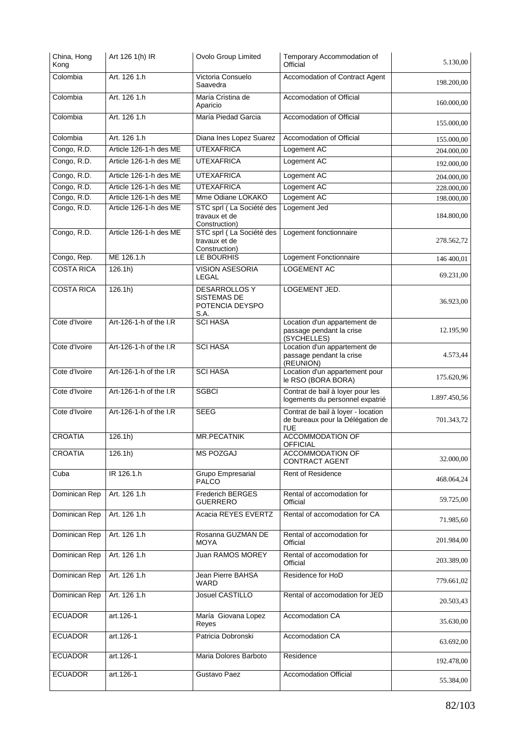| China, Hong Kong | Art 126 1(h) IR | Ovolo Group Limited | Temporary Accommodation of Official | 5.130,00 |
|---|---|---|---|---|
| Colombia | Art. 126 1.h | Victoria Consuelo Saavedra | Accomodation of Contract Agent | 198.200,00 |
| Colombia | Art. 126 1.h | María Cristina de Aparicio | Accomodation of Official | 160.000,00 |
| Colombia | Art. 126 1.h | María Piedad Garcia | Accomodation of Official | 155.000,00 |
| Colombia | Art. 126 1.h | Diana Ines Lopez Suarez | Accomodation of Official | 155.000,00 |
| Congo, R.D. | Article 126-1-h des ME | UTEXAFRICA | Logement AC | 204.000,00 |
| Congo, R.D. | Article 126-1-h des ME | UTEXAFRICA | Logement AC | 192.000,00 |
| Congo, R.D. | Article 126-1-h des ME | UTEXAFRICA | Logement AC | 204.000,00 |
| Congo, R.D. | Article 126-1-h des ME | UTEXAFRICA | Logement AC | 228.000,00 |
| Congo, R.D. | Article 126-1-h des ME | Mme Odiane LOKAKO | Logement AC | 198.000,00 |
| Congo, R.D. | Article 126-1-h des ME | STC sprl ( La Société des travaux et de Construction) | Logement Jed | 184.800,00 |
| Congo, R.D. | Article 126-1-h des ME | STC sprl ( La Société des travaux et de Construction) | Logement fonctionnaire | 278.562,72 |
| Congo, Rep. | ME 126.1.h | LE BOURHIS | Logement Fonctionnaire | 146 400,01 |
| COSTA RICA | 126.1h) | VISION ASESORIA LEGAL | LOGEMENT AC | 69.231,00 |
| COSTA RICA | 126.1h) | DESARROLLOS Y SISTEMAS DE POTENCIA DEYSPO S.A. | LOGEMENT JED. | 36.923,00 |
| Cote d'Ivoire | Art-126-1-h of the I.R | SCI HASA | Location d'un appartement de passage pendant la crise (SYCHELLES) | 12.195,90 |
| Cote d'Ivoire | Art-126-1-h of the I.R | SCI HASA | Location d'un appartement de passage pendant la crise (REUNION) | 4.573,44 |
| Cote d'Ivoire | Art-126-1-h of the I.R | SCI HASA | Location d'un appartement pour le RSO (BORA BORA) | 175.620,96 |
| Cote d'Ivoire | Art-126-1-h of the I.R | SGBCI | Contrat de bail à loyer pour les logements du personnel expatrié | 1.897.450,56 |
| Cote d'Ivoire | Art-126-1-h of the I.R | SEEG | Contrat de bail à loyer - location de bureaux pour la Délégation de l'UE | 701.343,72 |
| CROATIA | 126.1h) | MR.PECATNIK | ACCOMMODATION OF OFFICIAL | |
| CROATIA | 126.1h) | MS POZGAJ | ACCOMMODATION OF CONTRACT AGENT | 32.000,00 |
| Cuba | IR 126.1.h | Grupo Empresarial PALCO | Rent of Residence | 468.064,24 |
| Dominican Rep | Art. 126 1.h | Frederich BERGES GUERRERO | Rental of accomodation for Official | 59.725,00 |
| Dominican Rep | Art. 126 1.h | Acacia REYES EVERTZ | Rental of accomodation for CA | 71.985,60 |
| Dominican Rep | Art. 126 1.h | Rosanna GUZMAN DE MOYA | Rental of accomodation for Official | 201.984,00 |
| Dominican Rep | Art. 126 1.h | Juan RAMOS MOREY | Rental of accomodation for Official | 203.389,00 |
| Dominican Rep | Art. 126 1.h | Jean Pierre BAHSA WARD | Residence for HoD | 779.661,02 |
| Dominican Rep | Art. 126 1.h | Josuel CASTILLO | Rental of accomodation for JED | 20.503,43 |
| ECUADOR | art.126-1 | María Giovana Lopez Reyes | Accomodation CA | 35.630,00 |
| ECUADOR | art.126-1 | Patricia Dobronski | Accomodation CA | 63.692,00 |
| ECUADOR | art.126-1 | Maria Dolores Barboto | Residence | 192.478,00 |
| ECUADOR | art.126-1 | Gustavo Paez | Accomodation Official | 55.384,00 |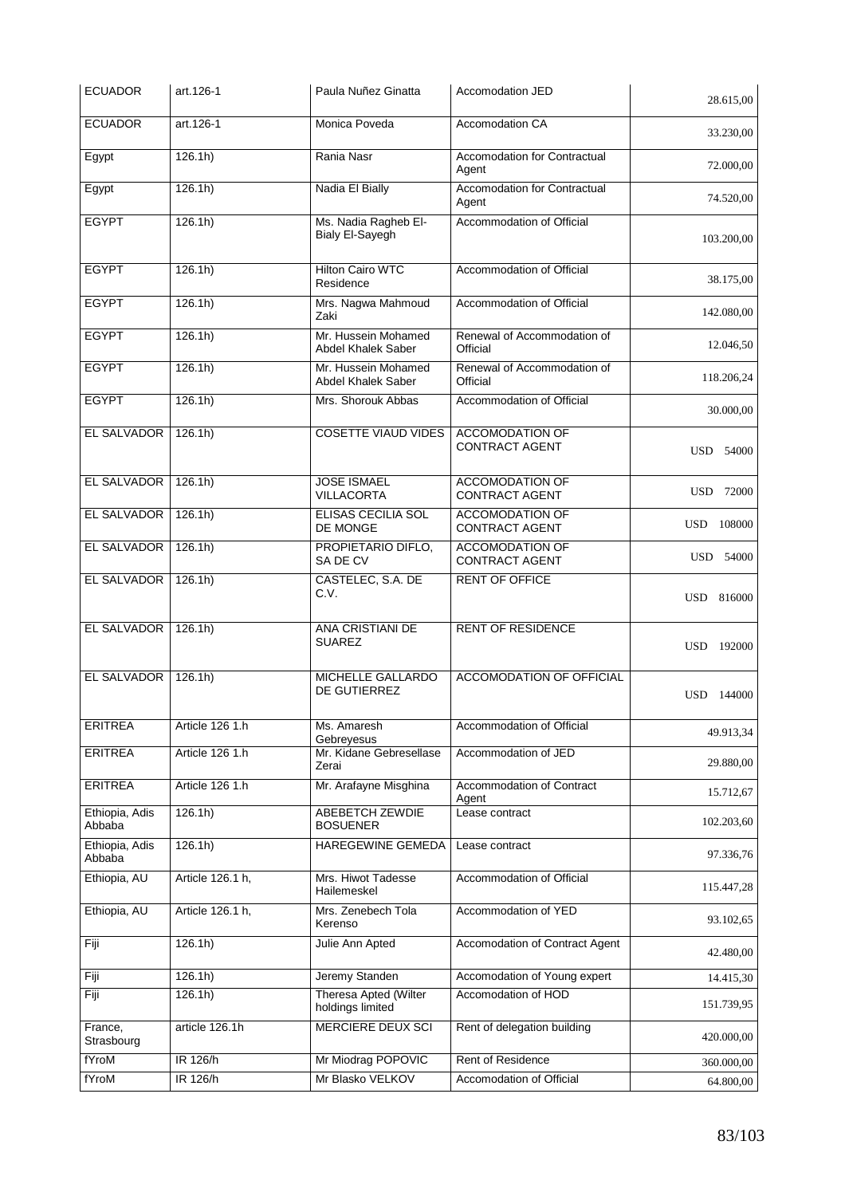| ECUADOR | art.126-1 | Paula Nuñez Ginatta | Accomodation JED | 28.615,00 |
|---|---|---|---|---|
| ECUADOR | art.126-1 | Monica Poveda | Accomodation CA | 33.230,00 |
| Egypt | 126.1h) | Rania Nasr | Accomodation for Contractual Agent | 72.000,00 |
| Egypt | 126.1h) | Nadia El Bially | Accomodation for Contractual Agent | 74.520,00 |
| EGYPT | 126.1h) | Ms. Nadia Ragheb El-Bialy El-Sayegh | Accommodation of Official | 103.200,00 |
| EGYPT | 126.1h) | Hilton Cairo WTC Residence | Accommodation of Official | 38.175,00 |
| EGYPT | 126.1h) | Mrs. Nagwa Mahmoud Zaki | Accommodation of Official | 142.080,00 |
| EGYPT | 126.1h) | Mr. Hussein Mohamed Abdel Khalek Saber | Renewal of Accommodation of Official | 12.046,50 |
| EGYPT | 126.1h) | Mr. Hussein Mohamed Abdel Khalek Saber | Renewal of Accommodation of Official | 118.206,24 |
| EGYPT | 126.1h) | Mrs. Shorouk Abbas | Accommodation of Official | 30.000,00 |
| EL SALVADOR | 126.1h) | COSETTE VIAUD VIDES | ACCOMODATION OF CONTRACT AGENT | USD 54000 |
| EL SALVADOR | 126.1h) | JOSE ISMAEL VILLACORTA | ACCOMODATION OF CONTRACT AGENT | USD 72000 |
| EL SALVADOR | 126.1h) | ELISAS CECILIA SOL DE MONGE | ACCOMODATION OF CONTRACT AGENT | USD 108000 |
| EL SALVADOR | 126.1h) | PROPIETARIO DIFLO, SA DE CV | ACCOMODATION OF CONTRACT AGENT | USD 54000 |
| EL SALVADOR | 126.1h) | CASTELEC, S.A. DE C.V. | RENT OF OFFICE | USD 816000 |
| EL SALVADOR | 126.1h) | ANA CRISTIANI DE SUAREZ | RENT OF RESIDENCE | USD 192000 |
| EL SALVADOR | 126.1h) | MICHELLE GALLARDO DE GUTIERREZ | ACCOMODATION OF OFFICIAL | USD 144000 |
| ERITREA | Article 126 1.h | Ms. Amaresh Gebreyesus | Accommodation of Official | 49.913,34 |
| ERITREA | Article 126 1.h | Mr. Kidane Gebresellase Zerai | Accommodation of JED | 29.880,00 |
| ERITREA | Article 126 1.h | Mr. Arafayne Misghina | Accommodation of Contract Agent | 15.712,67 |
| Ethiopia, Adis Abbaba | 126.1h) | ABEBETCH ZEWDIE BOSUENER | Lease contract | 102.203,60 |
| Ethiopia, Adis Abbaba | 126.1h) | HAREGEWINE GEMEDA | Lease contract | 97.336,76 |
| Ethiopia, AU | Article 126.1 h, | Mrs. Hiwot Tadesse Hailemeskel | Accommodation of Official | 115.447,28 |
| Ethiopia, AU | Article 126.1 h, | Mrs. Zenebech Tola Kerenso | Accommodation of YED | 93.102,65 |
| Fiji | 126.1h) | Julie Ann Apted | Accomodation of Contract Agent | 42.480,00 |
| Fiji | 126.1h) | Jeremy Standen | Accomodation of Young expert | 14.415,30 |
| Fiji | 126.1h) | Theresa Apted (Wilter holdings limited | Accomodation of HOD | 151.739,95 |
| France, Strasbourg | article 126.1h | MERCIERE DEUX SCI | Rent of delegation building | 420.000,00 |
| fYroM | IR 126/h | Mr Miodrag POPOVIC | Rent of Residence | 360.000,00 |
| fYroM | IR 126/h | Mr Blasko VELKOV | Accomodation of Official | 64.800,00 |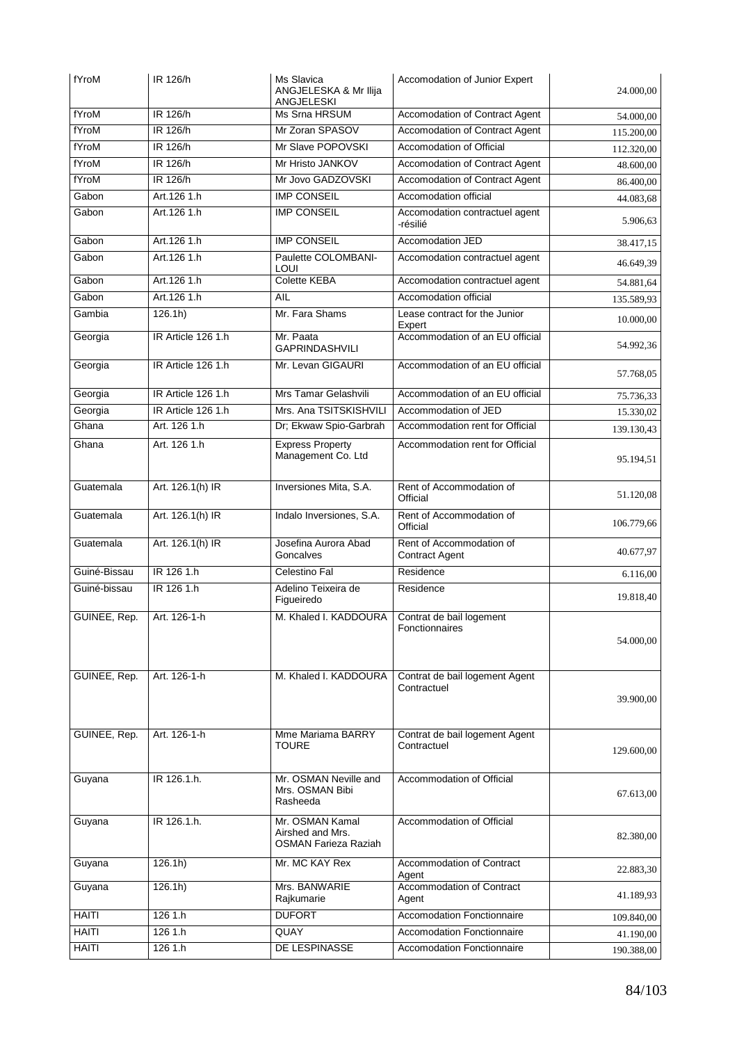| fYroM | IR 126/h | Ms Slavica ANGJELESKA & Mr Ilija ANGJELESKI | Accomodation of Junior Expert | 24.000,00 |
|---|---|---|---|---|
| fYroM | IR 126/h | Ms Srna HRSUM | Accomodation of Contract Agent | 54.000,00 |
| fYroM | IR 126/h | Mr Zoran SPASOV | Accomodation of Contract Agent | 115.200,00 |
| fYroM | IR 126/h | Mr Slave POPOVSKI | Accomodation of Official | 112.320,00 |
| fYroM | IR 126/h | Mr Hristo JANKOV | Accomodation of Contract Agent | 48.600,00 |
| fYroM | IR 126/h | Mr Jovo GADZOVSKI | Accomodation of Contract Agent | 86.400,00 |
| Gabon | Art.126 1.h | IMP CONSEIL | Accomodation official | 44.083,68 |
| Gabon | Art.126 1.h | IMP CONSEIL | Accomodation contractuel agent -résilié | 5.906,63 |
| Gabon | Art.126 1.h | IMP CONSEIL | Accomodation JED | 38.417,15 |
| Gabon | Art.126 1.h | Paulette COLOMBANI-LOUI | Accomodation contractuel agent | 46.649,39 |
| Gabon | Art.126 1.h | Colette KEBA | Accomodation contractuel agent | 54.881,64 |
| Gabon | Art.126 1.h | AIL | Accomodation official | 135.589,93 |
| Gambia | 126.1h) | Mr. Fara Shams | Lease contract for the Junior Expert | 10.000,00 |
| Georgia | IR Article 126 1.h | Mr. Paata GAPRINDASHVILI | Accommodation of an EU official | 54.992,36 |
| Georgia | IR Article 126 1.h | Mr. Levan GIGAURI | Accommodation of an EU official | 57.768,05 |
| Georgia | IR Article 126 1.h | Mrs Tamar Gelashvili | Accommodation of an EU official | 75.736,33 |
| Georgia | IR Article 126 1.h | Mrs. Ana TSITSKISHVILI | Accommodation of JED | 15.330,02 |
| Ghana | Art. 126 1.h | Dr; Ekwaw Spio-Garbrah | Accommodation rent for Official | 139.130,43 |
| Ghana | Art. 126 1.h | Express Property Management Co. Ltd | Accommodation rent for Official | 95.194,51 |
| Guatemala | Art. 126.1(h) IR | Inversiones Mita, S.A. | Rent of Accommodation of Official | 51.120,08 |
| Guatemala | Art. 126.1(h) IR | Indalo Inversiones, S.A. | Rent of Accommodation of Official | 106.779,66 |
| Guatemala | Art. 126.1(h) IR | Josefina Aurora Abad Goncalves | Rent of Accommodation of Contract Agent | 40.677,97 |
| Guiné-Bissau | IR 126 1.h | Celestino Fal | Residence | 6.116,00 |
| Guiné-bissau | IR 126 1.h | Adelino Teixeira de Figueiredo | Residence | 19.818,40 |
| GUINEE, Rep. | Art. 126-1-h | M. Khaled I. KADDOURA | Contrat de bail logement Fonctionnaires | 54.000,00 |
| GUINEE, Rep. | Art. 126-1-h | M. Khaled I. KADDOURA | Contrat de bail logement Agent Contractuel | 39.900,00 |
| GUINEE, Rep. | Art. 126-1-h | Mme Mariama BARRY TOURE | Contrat de bail logement Agent Contractuel | 129.600,00 |
| Guyana | IR 126.1.h. | Mr. OSMAN Neville and Mrs. OSMAN Bibi Rasheeda | Accommodation of Official | 67.613,00 |
| Guyana | IR 126.1.h. | Mr. OSMAN Kamal Airshed and Mrs. OSMAN Farieza Raziah | Accommodation of Official | 82.380,00 |
| Guyana | 126.1h) | Mr. MC KAY Rex | Accommodation of Contract Agent | 22.883,30 |
| Guyana | 126.1h) | Mrs. BANWARIE Rajkumarie | Accommodation of Contract Agent | 41.189,93 |
| HAITI | 126 1.h | DUFORT | Accomodation Fonctionnaire | 109.840,00 |
| HAITI | 126 1.h | QUAY | Accomodation Fonctionnaire | 41.190,00 |
| HAITI | 126 1.h | DE LESPINASSE | Accomodation Fonctionnaire | 190.388,00 |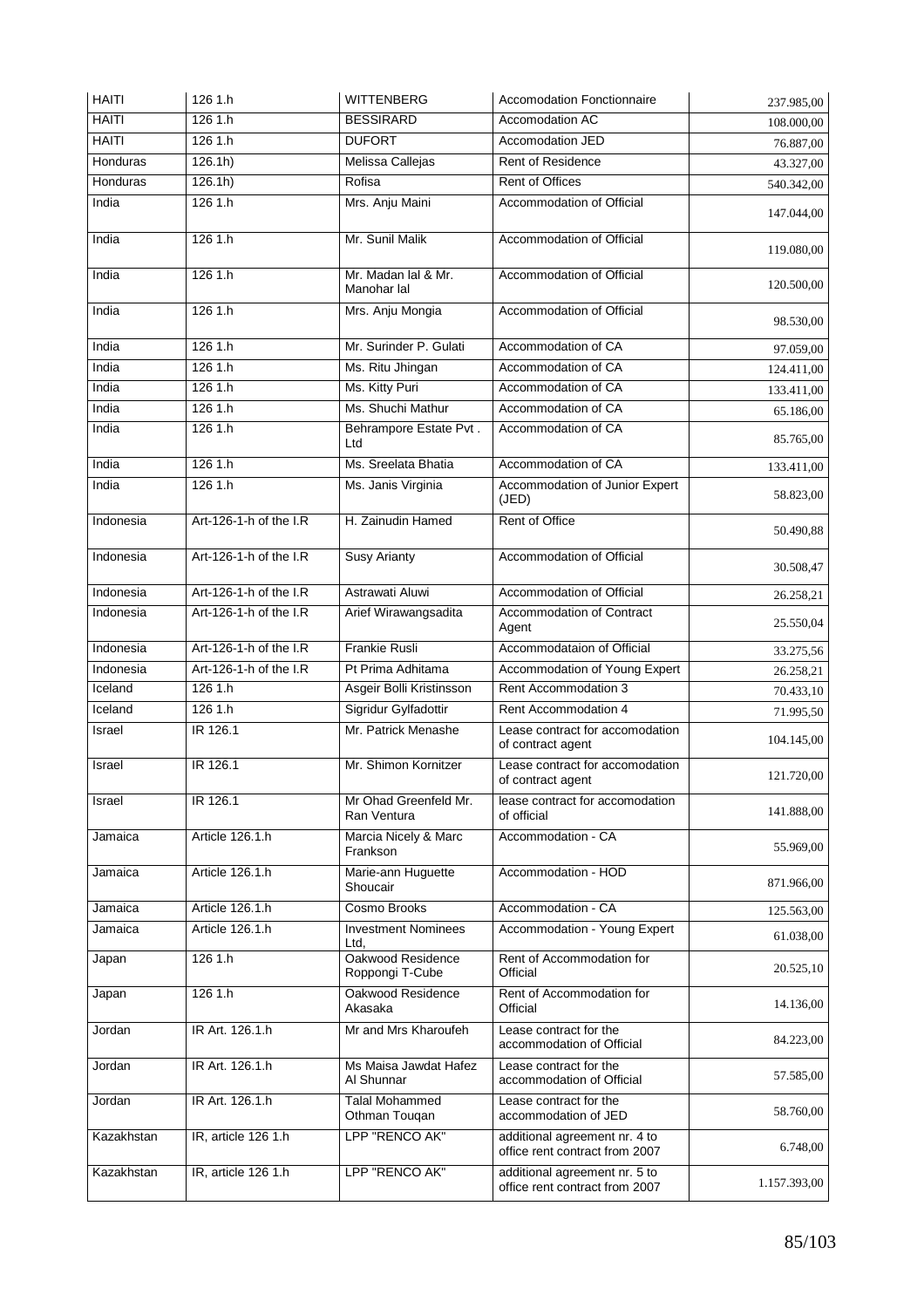| HAITI | 126 1.h | WITTENBERG | Accomodation Fonctionnaire | 237.985,00 |
|---|---|---|---|---|
| HAITI | 126 1.h | BESSIRARD | Accomodation AC | 108.000,00 |
| HAITI | 126 1.h | DUFORT | Accomodation JED | 76.887,00 |
| Honduras | 126.1h) | Melissa Callejas | Rent of Residence | 43.327,00 |
| Honduras | 126.1h) | Rofisa | Rent of Offices | 540.342,00 |
| India | 126 1.h | Mrs. Anju Maini | Accommodation of Official | 147.044,00 |
| India | 126 1.h | Mr. Sunil Malik | Accommodation of Official | 119.080,00 |
| India | 126 1.h | Mr. Madan lal & Mr. Manohar lal | Accommodation of Official | 120.500,00 |
| India | 126 1.h | Mrs. Anju Mongia | Accommodation of Official | 98.530,00 |
| India | 126 1.h | Mr. Surinder P. Gulati | Accommodation of CA | 97.059,00 |
| India | 126 1.h | Ms. Ritu Jhingan | Accommodation of CA | 124.411,00 |
| India | 126 1.h | Ms. Kitty Puri | Accommodation of CA | 133.411,00 |
| India | 126 1.h | Ms. Shuchi Mathur | Accommodation of CA | 65.186,00 |
| India | 126 1.h | Behrampore Estate Pvt . Ltd | Accommodation of CA | 85.765,00 |
| India | 126 1.h | Ms. Sreelata Bhatia | Accommodation of CA | 133.411,00 |
| India | 126 1.h | Ms. Janis Virginia | Accommodation of Junior Expert (JED) | 58.823,00 |
| Indonesia | Art-126-1-h of the I.R | H. Zainudin Hamed | Rent of Office | 50.490,88 |
| Indonesia | Art-126-1-h of the I.R | Susy Arianty | Accommodation of Official | 30.508,47 |
| Indonesia | Art-126-1-h of the I.R | Astrawati Aluwi | Accommodation of Official | 26.258,21 |
| Indonesia | Art-126-1-h of the I.R | Arief Wirawangsadita | Accommodation of Contract Agent | 25.550,04 |
| Indonesia | Art-126-1-h of the I.R | Frankie Rusli | Accommodataion of Official | 33.275,56 |
| Indonesia | Art-126-1-h of the I.R | Pt Prima Adhitama | Accommodation of Young Expert | 26.258,21 |
| Iceland | 126 1.h | Asgeir Bolli Kristinsson | Rent Accommodation 3 | 70.433,10 |
| Iceland | 126 1.h | Sigridur Gylfadottir | Rent Accommodation 4 | 71.995,50 |
| Israel | IR 126.1 | Mr. Patrick Menashe | Lease contract for accomodation of contract agent | 104.145,00 |
| Israel | IR 126.1 | Mr. Shimon Kornitzer | Lease contract for accomodation of contract agent | 121.720,00 |
| Israel | IR 126.1 | Mr Ohad Greenfeld Mr. Ran Ventura | lease contract for accomodation of official | 141.888,00 |
| Jamaica | Article 126.1.h | Marcia Nicely & Marc Frankson | Accommodation - CA | 55.969,00 |
| Jamaica | Article 126.1.h | Marie-ann Huguette Shoucair | Accommodation - HOD | 871.966,00 |
| Jamaica | Article 126.1.h | Cosmo Brooks | Accommodation - CA | 125.563,00 |
| Jamaica | Article 126.1.h | Investment Nominees Ltd, | Accommodation - Young Expert | 61.038,00 |
| Japan | 126 1.h | Oakwood Residence Roppongi T-Cube | Rent of Accommodation for Official | 20.525,10 |
| Japan | 126 1.h | Oakwood Residence Akasaka | Rent of Accommodation for Official | 14.136,00 |
| Jordan | IR Art. 126.1.h | Mr and Mrs Kharoufeh | Lease contract for the accommodation of Official | 84.223,00 |
| Jordan | IR Art. 126.1.h | Ms Maisa Jawdat Hafez Al Shunnar | Lease contract for the accommodation of Official | 57.585,00 |
| Jordan | IR Art. 126.1.h | Talal Mohammed Othman Touqan | Lease contract for the accommodation of JED | 58.760,00 |
| Kazakhstan | IR, article 126 1.h | LPP "RENCO AK" | additional agreement nr. 4 to office rent contract from 2007 | 6.748,00 |
| Kazakhstan | IR, article 126 1.h | LPP "RENCO AK" | additional agreement nr. 5 to office rent contract from 2007 | 1.157.393,00 |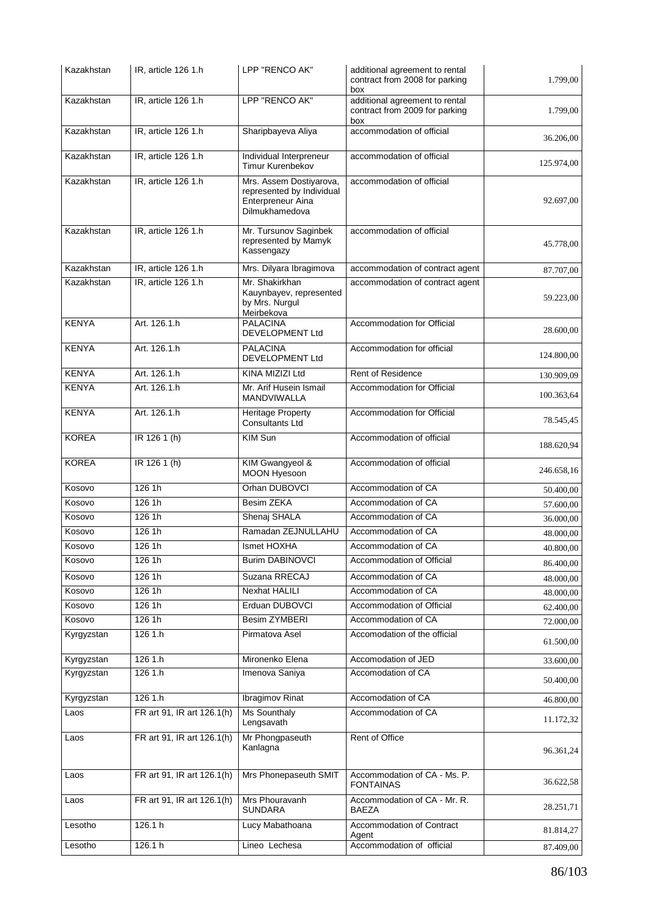| Kazakhstan | IR, article 126 1.h | LPP "RENCO AK" | additional agreement to rental contract from 2008 for parking box | 1.799,00 |
|---|---|---|---|---|
| Kazakhstan | IR, article 126 1.h | LPP "RENCO AK" | additional agreement to rental contract from 2009 for parking box | 1.799,00 |
| Kazakhstan | IR, article 126 1.h | Sharipbayeva Aliya | accommodation of official | 36.206,00 |
| Kazakhstan | IR, article 126 1.h | Individual Interpreneur Timur Kurenbekov | accommodation of official | 125.974,00 |
| Kazakhstan | IR, article 126 1.h | Mrs. Assem Dostiyarova, represented by Individual Enterpreneur Aina Dilmukhamedova | accommodation of official | 92.697,00 |
| Kazakhstan | IR, article 126 1.h | Mr. Tursunov Saginbek represented by Mamyk Kassengazy | accommodation of official | 45.778,00 |
| Kazakhstan | IR, article 126 1.h | Mrs. Dilyara Ibragimova | accommodation of contract agent | 87.707,00 |
| Kazakhstan | IR, article 126 1.h | Mr. Shakirkhan Kauynbayev, represented by Mrs. Nurgul Meirbekova | accommodation of contract agent | 59.223,00 |
| KENYA | Art. 126.1.h | PALACINA DEVELOPMENT Ltd | Accommodation for Official | 28.600,00 |
| KENYA | Art. 126.1.h | PALACINA DEVELOPMENT Ltd | Accommodation for official | 124.800,00 |
| KENYA | Art. 126.1.h | KINA MIZIZI Ltd | Rent of Residence | 130.909,09 |
| KENYA | Art. 126.1.h | Mr. Arif Husein Ismail MANDVIWALLA | Accommodation for Official | 100.363,64 |
| KENYA | Art. 126.1.h | Heritage Property Consultants Ltd | Accommodation for Official | 78.545,45 |
| KOREA | IR 126 1 (h) | KIM Sun | Accommodation of official | 188.620,94 |
| KOREA | IR 126 1 (h) | KIM Gwangyeol & MOON Hyesoon | Accommodation of official | 246.658,16 |
| Kosovo | 126 1h | Orhan DUBOVCI | Accommodation of CA | 50.400,00 |
| Kosovo | 126 1h | Besim ZEKA | Accommodation of CA | 57.600,00 |
| Kosovo | 126 1h | Shenaj SHALA | Accommodation of CA | 36.000,00 |
| Kosovo | 126 1h | Ramadan ZEJNULLAHU | Accommodation of CA | 48.000,00 |
| Kosovo | 126 1h | Ismet HOXHA | Accommodation of CA | 40.800,00 |
| Kosovo | 126 1h | Burim DABINOVCI | Accommodation of Official | 86.400,00 |
| Kosovo | 126 1h | Suzana RRECAJ | Accommodation of CA | 48.000,00 |
| Kosovo | 126 1h | Nexhat HALILI | Accommodation of CA | 48.000,00 |
| Kosovo | 126 1h | Erduan DUBOVCI | Accommodation of Official | 62.400,00 |
| Kosovo | 126 1h | Besim ZYMBERI | Accommodation of CA | 72.000,00 |
| Kyrgyzstan | 126 1.h | Pirmatova Asel | Accomodation of the official | 61.500,00 |
| Kyrgyzstan | 126 1.h | Mironenko Elena | Accomodation of JED | 33.600,00 |
| Kyrgyzstan | 126 1.h | Imenova Saniya | Accomodation of CA | 50.400,00 |
| Kyrgyzstan | 126 1.h | Ibragimov Rinat | Accomodation of CA | 46.800,00 |
| Laos | FR art 91, IR art 126.1(h) | Ms Sounthaly Lengsavath | Accommodation of CA | 11.172,32 |
| Laos | FR art 91, IR art 126.1(h) | Mr Phongpaseuth Kanlagna | Rent of Office | 96.361,24 |
| Laos | FR art 91, IR art 126.1(h) | Mrs Phonepaseuth SMIT | Accommodation of CA - Ms. P. FONTAINAS | 36.622,58 |
| Laos | FR art 91, IR art 126.1(h) | Mrs Phouravanh SUNDARA | Accommodation of CA - Mr. R. BAEZA | 28.251,71 |
| Lesotho | 126.1 h | Lucy Mabathoana | Accommodation of Contract Agent | 81.814,27 |
| Lesotho | 126.1 h | Lineo Lechesa | Accommodation of official | 87.409,00 |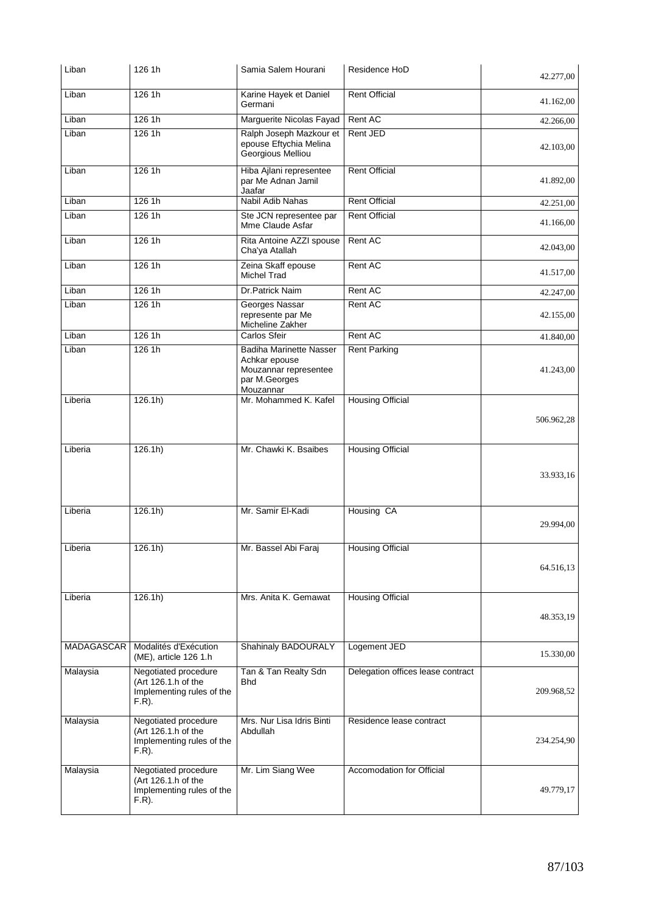| Liban | 126 1h | Samia Salem Hourani | Residence HoD | 42.277,00 |
|---|---|---|---|---|
| Liban | 126 1h | Karine Hayek et Daniel Germani | Rent Official | 41.162,00 |
| Liban | 126 1h | Marguerite Nicolas Fayad | Rent AC | 42.266,00 |
| Liban | 126 1h | Ralph Joseph Mazkour et epouse Eftychia Melina Georgious Melliou | Rent JED | 42.103,00 |
| Liban | 126 1h | Hiba Ajlani representee par Me Adnan Jamil Jaafar | Rent Official | 41.892,00 |
| Liban | 126 1h | Nabil Adib Nahas | Rent Official | 42.251,00 |
| Liban | 126 1h | Ste JCN representee par Mme Claude Asfar | Rent Official | 41.166,00 |
| Liban | 126 1h | Rita Antoine AZZI spouse Cha'ya Atallah | Rent AC | 42.043,00 |
| Liban | 126 1h | Zeina Skaff epouse Michel Trad | Rent AC | 41.517,00 |
| Liban | 126 1h | Dr.Patrick Naim | Rent AC | 42.247,00 |
| Liban | 126 1h | Georges Nassar represente par Me Micheline Zakher | Rent AC | 42.155,00 |
| Liban | 126 1h | Carlos Sfeir | Rent AC | 41.840,00 |
| Liban | 126 1h | Badiha Marinette Nasser Achkar epouse Mouzannar representee par M.Georges Mouzannar | Rent Parking | 41.243,00 |
| Liberia | 126.1h) | Mr. Mohammed K. Kafel | Housing Official | 506.962,28 |
| Liberia | 126.1h) | Mr. Chawki K. Bsaibes | Housing Official | 33.933,16 |
| Liberia | 126.1h) | Mr. Samir El-Kadi | Housing CA | 29.994,00 |
| Liberia | 126.1h) | Mr. Bassel Abi Faraj | Housing Official | 64.516,13 |
| Liberia | 126.1h) | Mrs. Anita K. Gemawat | Housing Official | 48.353,19 |
| MADAGASCAR | Modalités d'Exécution (ME), article 126 1.h | Shahinaly BADOURALY | Logement JED | 15.330,00 |
| Malaysia | Negotiated procedure (Art 126.1.h of the Implementing rules of the F.R). | Tan & Tan Realty Sdn Bhd | Delegation offices lease contract | 209.968,52 |
| Malaysia | Negotiated procedure (Art 126.1.h of the Implementing rules of the F.R). | Mrs. Nur Lisa Idris Binti Abdullah | Residence lease contract | 234.254,90 |
| Malaysia | Negotiated procedure (Art 126.1.h of the Implementing rules of the F.R). | Mr. Lim Siang Wee | Accomodation for Official | 49.779,17 |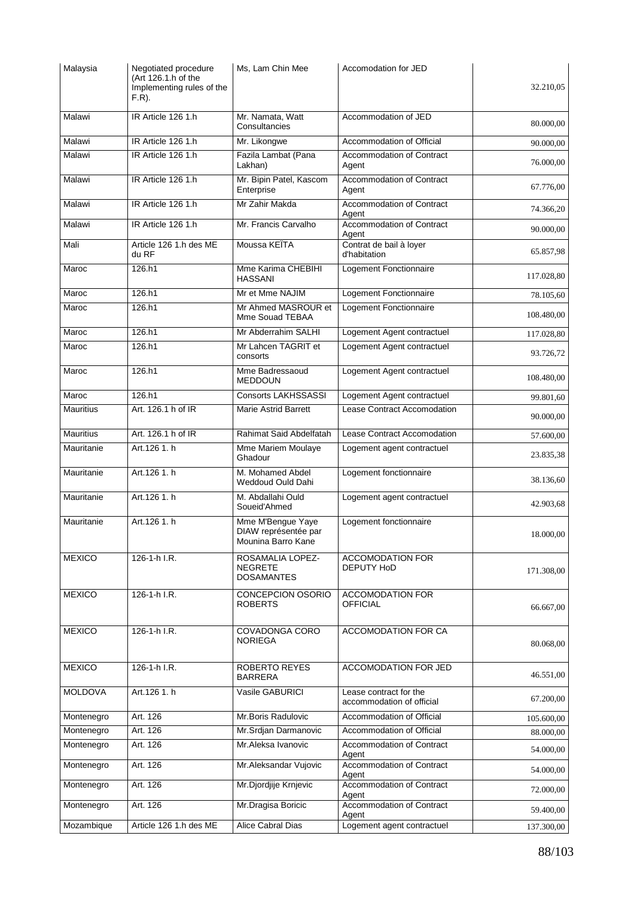| | | | | |
|---|---|---|---|---|
| Malaysia | Negotiated procedure (Art 126.1.h of the Implementing rules of the F.R). | Ms, Lam Chin Mee | Accomodation for JED | 32.210,05 |
| Malawi | IR Article 126 1.h | Mr. Namata, Watt Consultancies | Accommodation of JED | 80.000,00 |
| Malawi | IR Article 126 1.h | Mr. Likongwe | Accommodation of Official | 90.000,00 |
| Malawi | IR Article 126 1.h | Fazila Lambat (Pana Lakhan) | Accommodation of Contract Agent | 76.000,00 |
| Malawi | IR Article 126 1.h | Mr. Bipin Patel, Kascom Enterprise | Accommodation of Contract Agent | 67.776,00 |
| Malawi | IR Article 126 1.h | Mr Zahir Makda | Accommodation of Contract Agent | 74.366,20 |
| Malawi | IR Article 126 1.h | Mr. Francis Carvalho | Accommodation of Contract Agent | 90.000,00 |
| Mali | Article 126 1.h des ME du RF | Moussa KEÏTA | Contrat de bail à loyer d'habitation | 65.857,98 |
| Maroc | 126.h1 | Mme Karima CHEBIHI HASSANI | Logement Fonctionnaire | 117.028,80 |
| Maroc | 126.h1 | Mr et Mme NAJIM | Logement Fonctionnaire | 78.105,60 |
| Maroc | 126.h1 | Mr Ahmed MASROUR et Mme Souad TEBAA | Logement Fonctionnaire | 108.480,00 |
| Maroc | 126.h1 | Mr Abderrahim SALHI | Logement Agent contractuel | 117.028,80 |
| Maroc | 126.h1 | Mr Lahcen TAGRIT et consorts | Logement Agent contractuel | 93.726,72 |
| Maroc | 126.h1 | Mme Badressaoud MEDDOUN | Logement Agent contractuel | 108.480,00 |
| Maroc | 126.h1 | Consorts LAKHSSASSI | Logement Agent contractuel | 99.801,60 |
| Mauritius | Art. 126.1 h of IR | Marie Astrid Barrett | Lease Contract Accomodation | 90.000,00 |
| Mauritius | Art. 126.1 h of IR | Rahimat Said Abdelfatah | Lease Contract Accomodation | 57.600,00 |
| Mauritanie | Art.126 1. h | Mme Mariem Moulaye Ghadour | Logement agent contractuel | 23.835,38 |
| Mauritanie | Art.126 1. h | M. Mohamed Abdel Weddoud Ould Dahi | Logement fonctionnaire | 38.136,60 |
| Mauritanie | Art.126 1. h | M. Abdallahi Ould Soueid'Ahmed | Logement agent contractuel | 42.903,68 |
| Mauritanie | Art.126 1. h | Mme M'Bengue Yaye DIAW représentée par Mounina Barro Kane | Logement fonctionnaire | 18.000,00 |
| MEXICO | 126-1-h I.R. | ROSAMALIA LOPEZ-NEGRETE DOSAMANTES | ACCOMODATION FOR DEPUTY HoD | 171.308,00 |
| MEXICO | 126-1-h I.R. | CONCEPCION OSORIO ROBERTS | ACCOMODATION FOR OFFICIAL | 66.667,00 |
| MEXICO | 126-1-h I.R. | COVADONGA CORO NORIEGA | ACCOMODATION FOR CA | 80.068,00 |
| MEXICO | 126-1-h I.R. | ROBERTO REYES BARRERA | ACCOMODATION FOR JED | 46.551,00 |
| MOLDOVA | Art.126 1. h | Vasile GABURICI | Lease contract for the accommodation of official | 67.200,00 |
| Montenegro | Art. 126 | Mr.Boris Radulovic | Accommodation of Official | 105.600,00 |
| Montenegro | Art. 126 | Mr.Srdjan Darmanovic | Accommodation of Official | 88.000,00 |
| Montenegro | Art. 126 | Mr.Aleksa Ivanovic | Accommodation of Contract Agent | 54.000,00 |
| Montenegro | Art. 126 | Mr.Aleksandar Vujovic | Accommodation of Contract Agent | 54.000,00 |
| Montenegro | Art. 126 | Mr.Djordjije Krnjevic | Accommodation of Contract Agent | 72.000,00 |
| Montenegro | Art. 126 | Mr.Dragisa Boricic | Accommodation of Contract Agent | 59.400,00 |
| Mozambique | Article 126 1.h des ME | Alice Cabral Dias | Logement agent contractuel | 137.300,00 |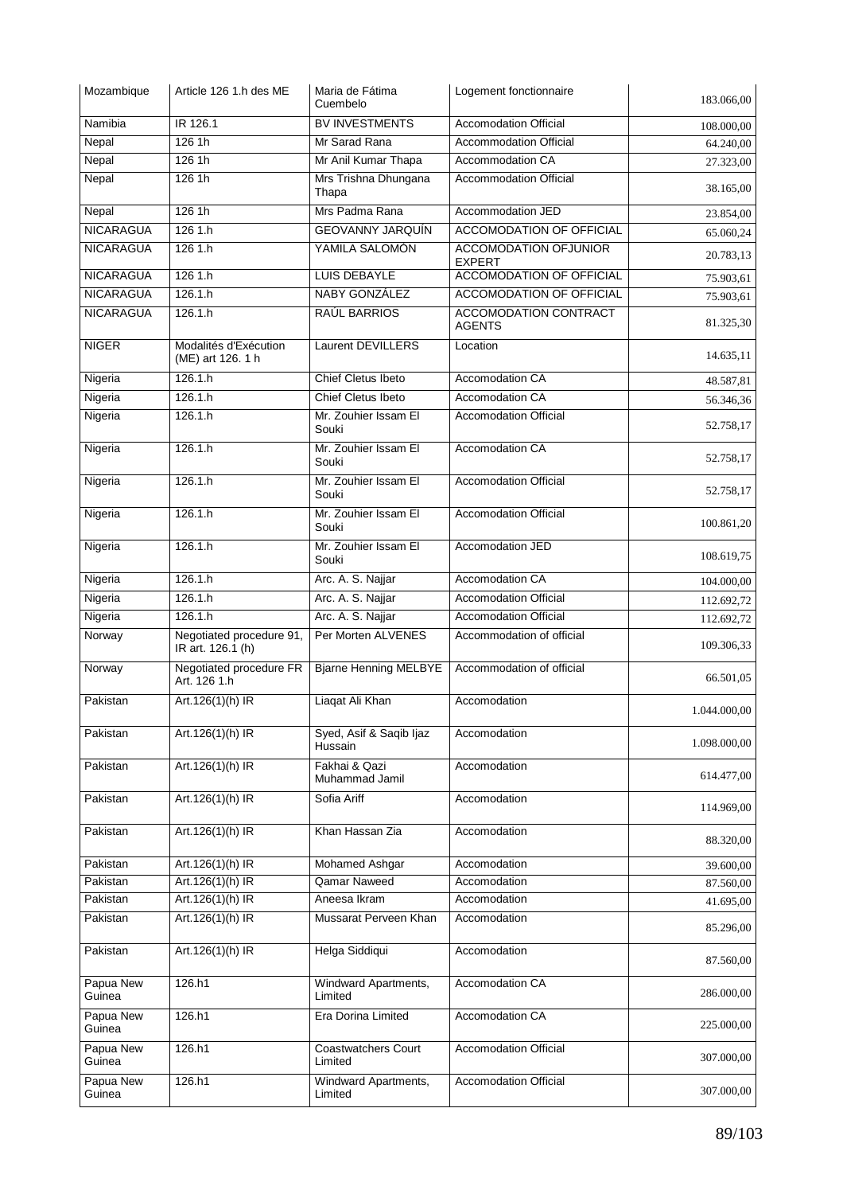| Mozambique | Article 126 1.h des ME | Maria de Fátima Cuembelo | Logement fonctionnaire | 183.066,00 |
|---|---|---|---|---|
| Namibia | IR 126.1 | BV INVESTMENTS | Accomodation Official | 108.000,00 |
| Nepal | 126 1h | Mr Sarad Rana | Accommodation Official | 64.240,00 |
| Nepal | 126 1h | Mr Anil Kumar Thapa | Accommodation CA | 27.323,00 |
| Nepal | 126 1h | Mrs Trishna Dhungana Thapa | Accommodation Official | 38.165,00 |
| Nepal | 126 1h | Mrs Padma Rana | Accommodation JED | 23.854,00 |
| NICARAGUA | 126 1.h | GEOVANNY JARQUÍN | ACCOMODATION OF OFFICIAL | 65.060,24 |
| NICARAGUA | 126 1.h | YAMILA SALOMÓN | ACCOMODATION OFJUNIOR EXPERT | 20.783,13 |
| NICARAGUA | 126 1.h | LUIS DEBAYLE | ACCOMODATION OF OFFICIAL | 75.903,61 |
| NICARAGUA | 126.1.h | NABY GONZÁLEZ | ACCOMODATION OF OFFICIAL | 75.903,61 |
| NICARAGUA | 126.1.h | RAÚL BARRIOS | ACCOMODATION CONTRACT AGENTS | 81.325,30 |
| NIGER | Modalités d'Exécution (ME) art 126. 1 h | Laurent DEVILLERS | Location | 14.635,11 |
| Nigeria | 126.1.h | Chief Cletus Ibeto | Accomodation CA | 48.587,81 |
| Nigeria | 126.1.h | Chief Cletus Ibeto | Accomodation CA | 56.346,36 |
| Nigeria | 126.1.h | Mr. Zouhier Issam El Souki | Accomodation Official | 52.758,17 |
| Nigeria | 126.1.h | Mr. Zouhier Issam El Souki | Accomodation CA | 52.758,17 |
| Nigeria | 126.1.h | Mr. Zouhier Issam El Souki | Accomodation Official | 52.758,17 |
| Nigeria | 126.1.h | Mr. Zouhier Issam El Souki | Accomodation Official | 100.861,20 |
| Nigeria | 126.1.h | Mr. Zouhier Issam El Souki | Accomodation JED | 108.619,75 |
| Nigeria | 126.1.h | Arc. A. S. Najjar | Accomodation CA | 104.000,00 |
| Nigeria | 126.1.h | Arc. A. S. Najjar | Accomodation Official | 112.692,72 |
| Nigeria | 126.1.h | Arc. A. S. Najjar | Accomodation Official | 112.692,72 |
| Norway | Negotiated procedure 91, IR art. 126.1 (h) | Per Morten ALVENES | Accommodation of official | 109.306,33 |
| Norway | Negotiated procedure FR Art. 126 1.h | Bjarne Henning MELBYE | Accommodation of official | 66.501,05 |
| Pakistan | Art.126(1)(h) IR | Liaqat Ali Khan | Accomodation | 1.044.000,00 |
| Pakistan | Art.126(1)(h) IR | Syed, Asif & Saqib Ijaz Hussain | Accomodation | 1.098.000,00 |
| Pakistan | Art.126(1)(h) IR | Fakhai & Qazi Muhammad Jamil | Accomodation | 614.477,00 |
| Pakistan | Art.126(1)(h) IR | Sofia Ariff | Accomodation | 114.969,00 |
| Pakistan | Art.126(1)(h) IR | Khan Hassan Zia | Accomodation | 88.320,00 |
| Pakistan | Art.126(1)(h) IR | Mohamed Ashgar | Accomodation | 39.600,00 |
| Pakistan | Art.126(1)(h) IR | Qamar Naweed | Accomodation | 87.560,00 |
| Pakistan | Art.126(1)(h) IR | Aneesa Ikram | Accomodation | 41.695,00 |
| Pakistan | Art.126(1)(h) IR | Mussarat Perveen Khan | Accomodation | 85.296,00 |
| Pakistan | Art.126(1)(h) IR | Helga Siddiqui | Accomodation | 87.560,00 |
| Papua New Guinea | 126.h1 | Windward Apartments, Limited | Accomodation CA | 286.000,00 |
| Papua New Guinea | 126.h1 | Era Dorina Limited | Accomodation CA | 225.000,00 |
| Papua New Guinea | 126.h1 | Coastwatchers Court Limited | Accomodation Official | 307.000,00 |
| Papua New Guinea | 126.h1 | Windward Apartments, Limited | Accomodation Official | 307.000,00 |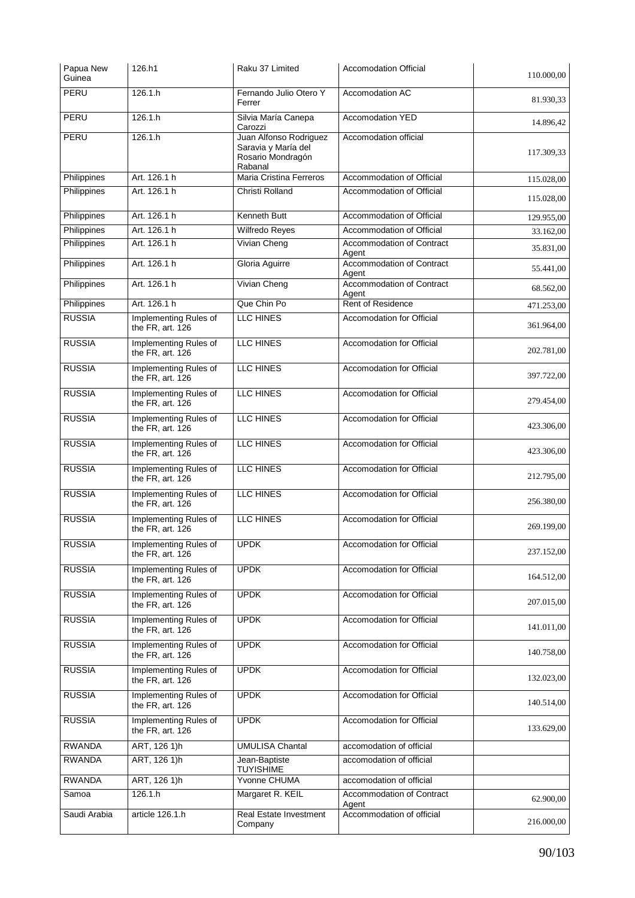| Papua New Guinea | 126.h1 | Raku 37 Limited | Accomodation Official | 110.000,00 |
|---|---|---|---|---|
| PERU | 126.1.h | Fernando Julio Otero Y Ferrer | Accomodation AC | 81.930,33 |
| PERU | 126.1.h | Silvia María Canepa Carozzi | Accomodation YED | 14.896,42 |
| PERU | 126.1.h | Juan Alfonso Rodriguez Saravia y María del Rosario Mondragón Rabanal | Accomodation official | 117.309,33 |
| Philippines | Art. 126.1 h | Maria Cristina Ferreros | Accommodation of Official | 115.028,00 |
| Philippines | Art. 126.1 h | Christi Rolland | Accommodation of Official | 115.028,00 |
| Philippines | Art. 126.1 h | Kenneth Butt | Accommodation of Official | 129.955,00 |
| Philippines | Art. 126.1 h | Wilfredo Reyes | Accommodation of Official | 33.162,00 |
| Philippines | Art. 126.1 h | Vivian Cheng | Accommodation of Contract Agent | 35.831,00 |
| Philippines | Art. 126.1 h | Gloria Aguirre | Accommodation of Contract Agent | 55.441,00 |
| Philippines | Art. 126.1 h | Vivian Cheng | Accommodation of Contract Agent | 68.562,00 |
| Philippines | Art. 126.1 h | Que Chin Po | Rent of Residence | 471.253,00 |
| RUSSIA | Implementing Rules of the FR, art. 126 | LLC HINES | Accomodation for Official | 361.964,00 |
| RUSSIA | Implementing Rules of the FR, art. 126 | LLC HINES | Accomodation for Official | 202.781,00 |
| RUSSIA | Implementing Rules of the FR, art. 126 | LLC HINES | Accomodation for Official | 397.722,00 |
| RUSSIA | Implementing Rules of the FR, art. 126 | LLC HINES | Accomodation for Official | 279.454,00 |
| RUSSIA | Implementing Rules of the FR, art. 126 | LLC HINES | Accomodation for Official | 423.306,00 |
| RUSSIA | Implementing Rules of the FR, art. 126 | LLC HINES | Accomodation for Official | 423.306,00 |
| RUSSIA | Implementing Rules of the FR, art. 126 | LLC HINES | Accomodation for Official | 212.795,00 |
| RUSSIA | Implementing Rules of the FR, art. 126 | LLC HINES | Accomodation for Official | 256.380,00 |
| RUSSIA | Implementing Rules of the FR, art. 126 | LLC HINES | Accomodation for Official | 269.199,00 |
| RUSSIA | Implementing Rules of the FR, art. 126 | UPDK | Accomodation for Official | 237.152,00 |
| RUSSIA | Implementing Rules of the FR, art. 126 | UPDK | Accomodation for Official | 164.512,00 |
| RUSSIA | Implementing Rules of the FR, art. 126 | UPDK | Accomodation for Official | 207.015,00 |
| RUSSIA | Implementing Rules of the FR, art. 126 | UPDK | Accomodation for Official | 141.011,00 |
| RUSSIA | Implementing Rules of the FR, art. 126 | UPDK | Accomodation for Official | 140.758,00 |
| RUSSIA | Implementing Rules of the FR, art. 126 | UPDK | Accomodation for Official | 132.023,00 |
| RUSSIA | Implementing Rules of the FR, art. 126 | UPDK | Accomodation for Official | 140.514,00 |
| RUSSIA | Implementing Rules of the FR, art. 126 | UPDK | Accomodation for Official | 133.629,00 |
| RWANDA | ART, 126 1)h | UMULISA Chantal | accomodation of official | |
| RWANDA | ART, 126 1)h | Jean-Baptiste TUYISHIME | accomodation of official | |
| RWANDA | ART, 126 1)h | Yvonne CHUMA | accomodation of official | |
| Samoa | 126.1.h | Margaret R. KEIL | Accommodation of Contract Agent | 62.900,00 |
| Saudi Arabia | article 126.1.h | Real Estate Investment Company | Accommodation of official | 216.000,00 |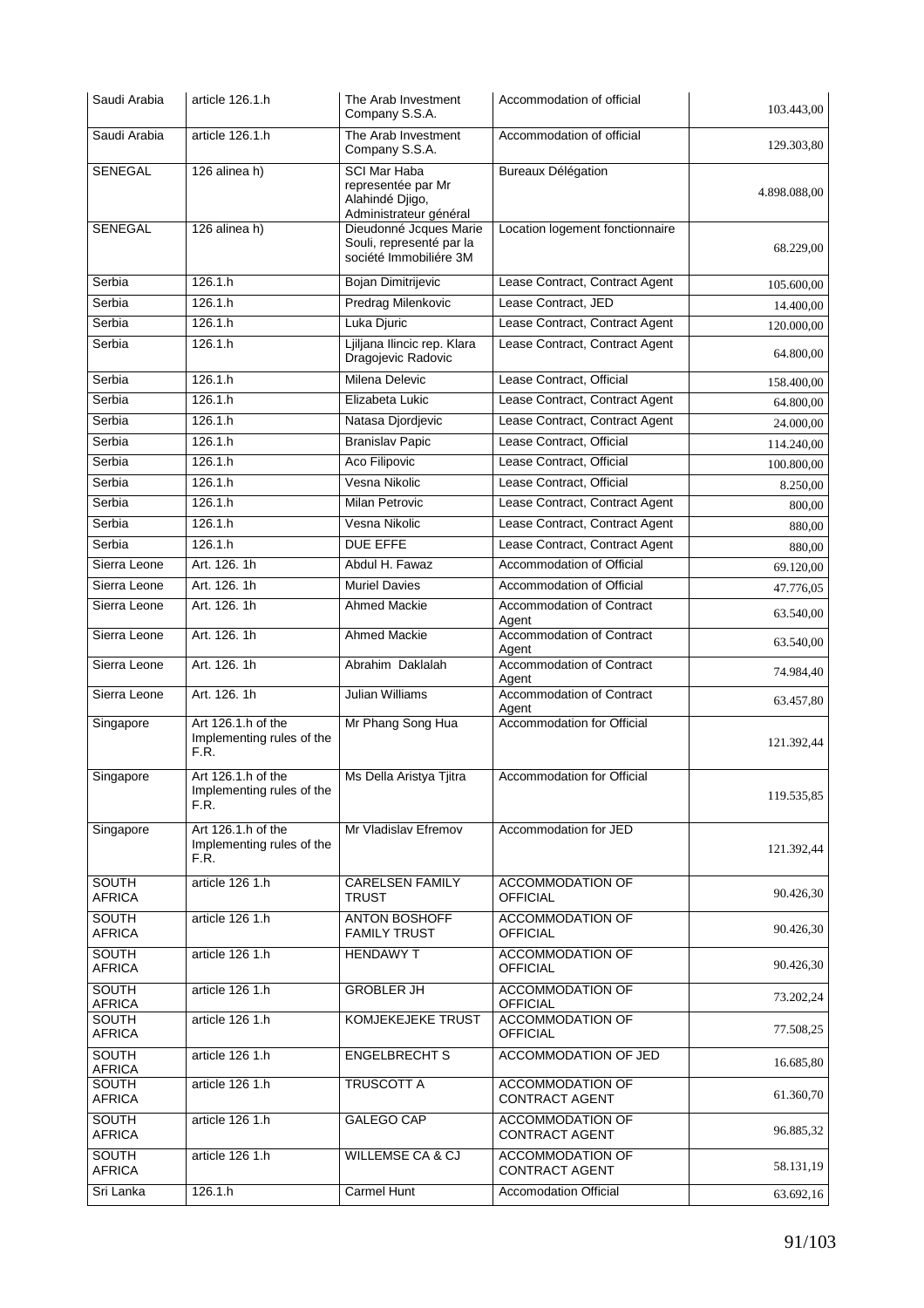| Saudi Arabia | article 126.1.h | The Arab Investment Company S.S.A. | Accommodation of official | 103.443,00 |
|---|---|---|---|---|
| Saudi Arabia | article 126.1.h | The Arab Investment Company S.S.A. | Accommodation of official | 129.303,80 |
| SENEGAL | 126 alinea h) | SCI Mar Haba representée par Mr Alahindé Djigo, Administrateur général | Bureaux Délégation | 4.898.088,00 |
| SENEGAL | 126 alinea h) | Dieudonné Jcques Marie Souli, representé par la société Immobiliére 3M | Location logement fonctionnaire | 68.229,00 |
| Serbia | 126.1.h | Bojan Dimitrijevic | Lease Contract, Contract Agent | 105.600,00 |
| Serbia | 126.1.h | Predrag Milenkovic | Lease Contract, JED | 14.400,00 |
| Serbia | 126.1.h | Luka Djuric | Lease Contract, Contract Agent | 120.000,00 |
| Serbia | 126.1.h | Ljiljana Ilincic rep. Klara Dragojevic Radovic | Lease Contract, Contract Agent | 64.800,00 |
| Serbia | 126.1.h | Milena Delevic | Lease Contract, Official | 158.400,00 |
| Serbia | 126.1.h | Elizabeta Lukic | Lease Contract, Contract Agent | 64.800,00 |
| Serbia | 126.1.h | Natasa Djordjevic | Lease Contract, Contract Agent | 24.000,00 |
| Serbia | 126.1.h | Branislav Papic | Lease Contract, Official | 114.240,00 |
| Serbia | 126.1.h | Aco Filipovic | Lease Contract, Official | 100.800,00 |
| Serbia | 126.1.h | Vesna Nikolic | Lease Contract, Official | 8.250,00 |
| Serbia | 126.1.h | Milan Petrovic | Lease Contract, Contract Agent | 800,00 |
| Serbia | 126.1.h | Vesna Nikolic | Lease Contract, Contract Agent | 880,00 |
| Serbia | 126.1.h | DUE EFFE | Lease Contract, Contract Agent | 880,00 |
| Sierra Leone | Art. 126. 1h | Abdul H. Fawaz | Accommodation of Official | 69.120,00 |
| Sierra Leone | Art. 126. 1h | Muriel Davies | Accommodation of Official | 47.776,05 |
| Sierra Leone | Art. 126. 1h | Ahmed Mackie | Accommodation of Contract Agent | 63.540,00 |
| Sierra Leone | Art. 126. 1h | Ahmed Mackie | Accommodation of Contract Agent | 63.540,00 |
| Sierra Leone | Art. 126. 1h | Abrahim Daklalah | Accommodation of Contract Agent | 74.984,40 |
| Sierra Leone | Art. 126. 1h | Julian Williams | Accommodation of Contract Agent | 63.457,80 |
| Singapore | Art 126.1.h of the Implementing rules of the F.R. | Mr Phang Song Hua | Accommodation for Official | 121.392,44 |
| Singapore | Art 126.1.h of the Implementing rules of the F.R. | Ms Della Aristya Tjitra | Accommodation for Official | 119.535,85 |
| Singapore | Art 126.1.h of the Implementing rules of the F.R. | Mr Vladislav Efremov | Accommodation for JED | 121.392,44 |
| SOUTH AFRICA | article 126 1.h | CARELSEN FAMILY TRUST | ACCOMMODATION OF OFFICIAL | 90.426,30 |
| SOUTH AFRICA | article 126 1.h | ANTON BOSHOFF FAMILY TRUST | ACCOMMODATION OF OFFICIAL | 90.426,30 |
| SOUTH AFRICA | article 126 1.h | HENDAWY T | ACCOMMODATION OF OFFICIAL | 90.426,30 |
| SOUTH AFRICA | article 126 1.h | GROBLER JH | ACCOMMODATION OF OFFICIAL | 73.202,24 |
| SOUTH AFRICA | article 126 1.h | KOMJEKEJEKE TRUST | ACCOMMODATION OF OFFICIAL | 77.508,25 |
| SOUTH AFRICA | article 126 1.h | ENGELBRECHT S | ACCOMMODATION OF JED | 16.685,80 |
| SOUTH AFRICA | article 126 1.h | TRUSCOTT A | ACCOMMODATION OF CONTRACT AGENT | 61.360,70 |
| SOUTH AFRICA | article 126 1.h | GALEGO CAP | ACCOMMODATION OF CONTRACT AGENT | 96.885,32 |
| SOUTH AFRICA | article 126 1.h | WILLEMSE CA & CJ | ACCOMMODATION OF CONTRACT AGENT | 58.131,19 |
| Sri Lanka | 126.1.h | Carmel Hunt | Accomodation Official | 63.692,16 |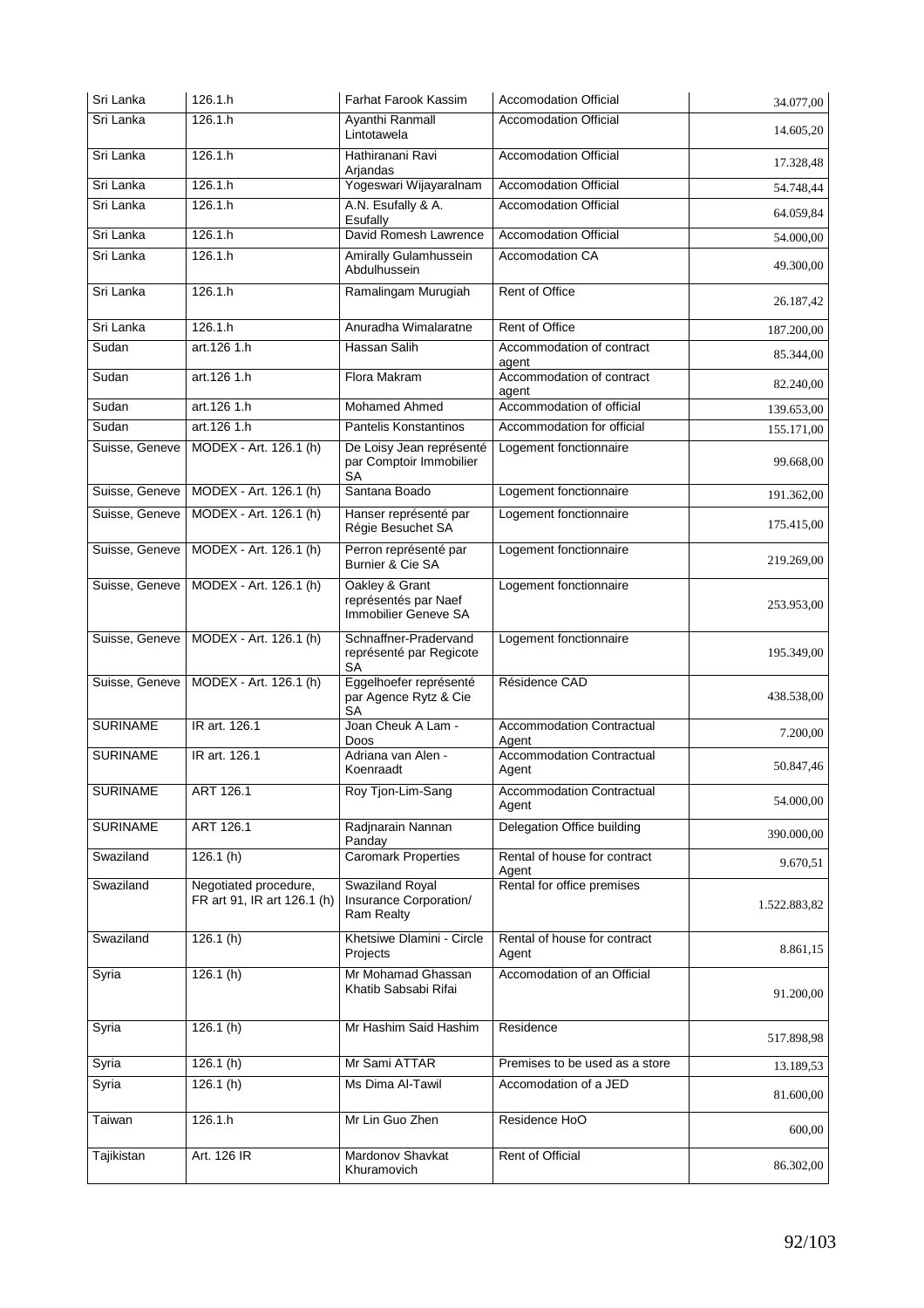| | | | | |
|---|---|---|---|---|
| Sri Lanka | 126.1.h | Farhat Farook Kassim | Accomodation Official | 34.077,00 |
| Sri Lanka | 126.1.h | Ayanthi Ranmall Lintotawela | Accomodation Official | 14.605,20 |
| Sri Lanka | 126.1.h | Hathiranani Ravi Arjandas | Accomodation Official | 17.328,48 |
| Sri Lanka | 126.1.h | Yogeswari Wijayaralnam | Accomodation Official | 54.748,44 |
| Sri Lanka | 126.1.h | A.N. Esufally & A. Esufally | Accomodation Official | 64.059,84 |
| Sri Lanka | 126.1.h | David Romesh Lawrence | Accomodation Official | 54.000,00 |
| Sri Lanka | 126.1.h | Amirally Gulamhussein Abdulhussein | Accomodation CA | 49.300,00 |
| Sri Lanka | 126.1.h | Ramalingam Murugiah | Rent of Office | 26.187,42 |
| Sri Lanka | 126.1.h | Anuradha Wimalaratne | Rent of Office | 187.200,00 |
| Sudan | art.126 1.h | Hassan Salih | Accommodation of contract agent | 85.344,00 |
| Sudan | art.126 1.h | Flora Makram | Accommodation of contract agent | 82.240,00 |
| Sudan | art.126 1.h | Mohamed Ahmed | Accommodation of official | 139.653,00 |
| Sudan | art.126 1.h | Pantelis Konstantinos | Accommodation for official | 155.171,00 |
| Suisse, Geneve | MODEX - Art. 126.1 (h) | De Loisy Jean représenté par Comptoir Immobilier SA | Logement fonctionnaire | 99.668,00 |
| Suisse, Geneve | MODEX - Art. 126.1 (h) | Santana Boado | Logement fonctionnaire | 191.362,00 |
| Suisse, Geneve | MODEX - Art. 126.1 (h) | Hanser représenté par Régie Besuchet SA | Logement fonctionnaire | 175.415,00 |
| Suisse, Geneve | MODEX - Art. 126.1 (h) | Perron représenté par Burnier & Cie SA | Logement fonctionnaire | 219.269,00 |
| Suisse, Geneve | MODEX - Art. 126.1 (h) | Oakley & Grant représentés par Naef Immobilier Geneve SA | Logement fonctionnaire | 253.953,00 |
| Suisse, Geneve | MODEX - Art. 126.1 (h) | Schnaffner-Pradervand représenté par Regicote SA | Logement fonctionnaire | 195.349,00 |
| Suisse, Geneve | MODEX - Art. 126.1 (h) | Eggelhoefer représenté par Agence Rytz & Cie SA | Résidence CAD | 438.538,00 |
| SURINAME | IR art. 126.1 | Joan Cheuk A Lam - Doos | Accommodation Contractual Agent | 7.200,00 |
| SURINAME | IR art. 126.1 | Adriana van Alen - Koenraadt | Accommodation Contractual Agent | 50.847,46 |
| SURINAME | ART 126.1 | Roy Tjon-Lim-Sang | Accommodation Contractual Agent | 54.000,00 |
| SURINAME | ART 126.1 | Radjnarain Nannan Panday | Delegation Office building | 390.000,00 |
| Swaziland | 126.1 (h) | Caromark Properties | Rental of house for contract Agent | 9.670,51 |
| Swaziland | Negotiated procedure, FR art 91, IR art 126.1 (h) | Swaziland Royal Insurance Corporation/ Ram Realty | Rental for office premises | 1.522.883,82 |
| Swaziland | 126.1 (h) | Khetsiwe Dlamini - Circle Projects | Rental of house for contract Agent | 8.861,15 |
| Syria | 126.1 (h) | Mr Mohamad Ghassan Khatib Sabsabi Rifai | Accomodation of an Official | 91.200,00 |
| Syria | 126.1 (h) | Mr Hashim Said Hashim | Residence | 517.898,98 |
| Syria | 126.1 (h) | Mr Sami ATTAR | Premises to be used as a store | 13.189,53 |
| Syria | 126.1 (h) | Ms Dima Al-Tawil | Accomodation of a JED | 81.600,00 |
| Taiwan | 126.1.h | Mr Lin Guo Zhen | Residence HoO | 600,00 |
| Tajikistan | Art. 126 IR | Mardonov Shavkat Khuramovich | Rent of Official | 86.302,00 |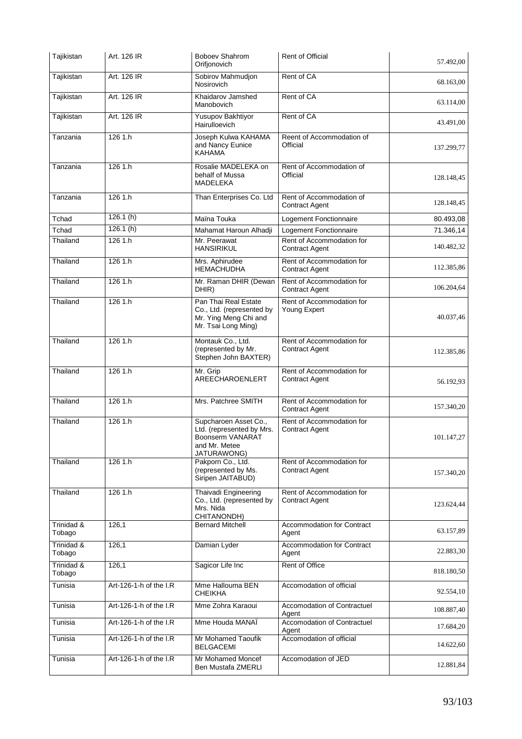| Tajikistan | Art. 126 IR | Boboev Shahrom Orifjonovich | Rent of Official | 57.492,00 |
|---|---|---|---|---|
| Tajikistan | Art. 126 IR | Sobirov Mahmudjon Nosirovich | Rent of CA | 68.163,00 |
| Tajikistan | Art. 126 IR | Khaidarov Jamshed Manobovich | Rent of CA | 63.114,00 |
| Tajikistan | Art. 126 IR | Yusupov Bakhtiyor Hairulloevich | Rent of CA | 43.491,00 |
| Tanzania | 126 1.h | Joseph Kulwa KAHAMA and Nancy Eunice KAHAMA | Reent of Accommodation of Official | 137.299,77 |
| Tanzania | 126 1.h | Rosalie MADELEKA on behalf of Mussa MADELEKA | Rent of Accommodation of Official | 128.148,45 |
| Tanzania | 126 1.h | Than Enterprises Co. Ltd | Rent of Accommodation of Contract Agent | 128.148,45 |
| Tchad | 126.1 (h) | Maïna Touka | Logement Fonctionnaire | 80.493,08 |
| Tchad | 126.1 (h) | Mahamat Haroun Alhadji | Logement Fonctionnaire | 71.346,14 |
| Thailand | 126 1.h | Mr. Peerawat HANSIRIKUL | Rent of Accommodation for Contract Agent | 140.482,32 |
| Thailand | 126 1.h | Mrs. Aphirudee HEMACHUDHA | Rent of Accommodation for Contract Agent | 112.385,86 |
| Thailand | 126 1.h | Mr. Raman DHIR (Dewan DHIR) | Rent of Accommodation for Contract Agent | 106.204,64 |
| Thailand | 126 1.h | Pan Thai Real Estate Co., Ltd. (represented by Mr. Ying Meng Chi and Mr. Tsai Long Ming) | Rent of Accommodation for Young Expert | 40.037,46 |
| Thailand | 126 1.h | Montauk Co., Ltd. (represented by Mr. Stephen John BAXTER) | Rent of Accommodation for Contract Agent | 112.385,86 |
| Thailand | 126 1.h | Mr. Grip AREECHAROENLERT | Rent of Accommodation for Contract Agent | 56.192,93 |
| Thailand | 126 1.h | Mrs. Patchree SMITH | Rent of Accommodation for Contract Agent | 157.340,20 |
| Thailand | 126 1.h | Supcharoen Asset Co., Ltd. (represented by Mrs. Boonserm VANARAT and Mr. Metee JATURAWONG) | Rent of Accommodation for Contract Agent | 101.147,27 |
| Thailand | 126 1.h | Pakporn Co., Ltd. (represented by Ms. Siripen JAITABUD) | Rent of Accommodation for Contract Agent | 157.340,20 |
| Thailand | 126 1.h | Thaivadi Engineering Co., Ltd. (represented by Mrs. Nida CHITANONDH) | Rent of Accommodation for Contract Agent | 123.624,44 |
| Trinidad & Tobago | 126,1 | Bernard Mitchell | Accommodation for Contract Agent | 63.157,89 |
| Trinidad & Tobago | 126,1 | Damian Lyder | Accommodation for Contract Agent | 22.883,30 |
| Trinidad & Tobago | 126,1 | Sagicor Life Inc | Rent of Office | 818.180,50 |
| Tunisia | Art-126-1-h of the I.R | Mme Hallouma BEN CHEIKHA | Accomodation of official | 92.554,10 |
| Tunisia | Art-126-1-h of the I.R | Mme Zohra Karaoui | Accomodation of Contractuel Agent | 108.887,40 |
| Tunisia | Art-126-1-h of the I.R | Mme Houda MANAÏ | Accomodation of Contractuel Agent | 17.684,20 |
| Tunisia | Art-126-1-h of the I.R | Mr Mohamed Taoufik BELGACEMI | Accomodation of official | 14.622,60 |
| Tunisia | Art-126-1-h of the I.R | Mr Mohamed Moncef Ben Mustafa ZMERLI | Accomodation of JED | 12.881,84 |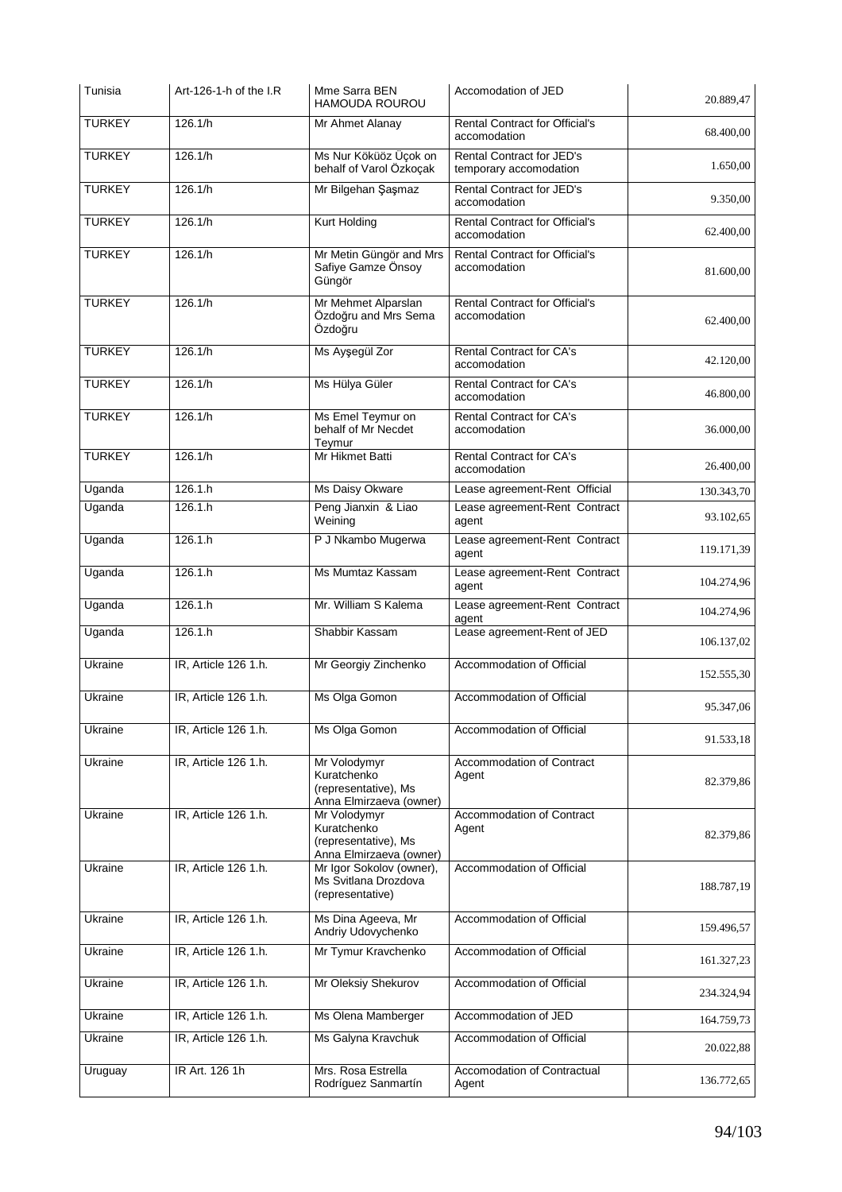| Tunisia | Art-126-1-h of the I.R | Mme Sarra BEN HAMOUDA ROUROU | Accomodation of JED | 20.889,47 |
|---|---|---|---|---|
| TURKEY | 126.1/h | Mr Ahmet Alanay | Rental Contract for Official's accomodation | 68.400,00 |
| TURKEY | 126.1/h | Ms Nur Köküöz Üçok on behalf of Varol Özkoçak | Rental Contract for JED's temporary accomodation | 1.650,00 |
| TURKEY | 126.1/h | Mr Bilgehan Şaşmaz | Rental Contract for JED's accomodation | 9.350,00 |
| TURKEY | 126.1/h | Kurt Holding | Rental Contract for Official's accomodation | 62.400,00 |
| TURKEY | 126.1/h | Mr Metin Güngör and Mrs Safiye Gamze Önsoy Güngör | Rental Contract for Official's accomodation | 81.600,00 |
| TURKEY | 126.1/h | Mr Mehmet Alparslan Özdoğru and Mrs Sema Özdoğru | Rental Contract for Official's accomodation | 62.400,00 |
| TURKEY | 126.1/h | Ms Ayşegül Zor | Rental Contract for CA's accomodation | 42.120,00 |
| TURKEY | 126.1/h | Ms Hülya Güler | Rental Contract for CA's accomodation | 46.800,00 |
| TURKEY | 126.1/h | Ms Emel Teymur on behalf of Mr Necdet Teymur | Rental Contract for CA's accomodation | 36.000,00 |
| TURKEY | 126.1/h | Mr Hikmet Batti | Rental Contract for CA's accomodation | 26.400,00 |
| Uganda | 126.1.h | Ms Daisy Okware | Lease agreement-Rent Official | 130.343,70 |
| Uganda | 126.1.h | Peng Jianxin & Liao Weining | Lease agreement-Rent Contract agent | 93.102,65 |
| Uganda | 126.1.h | P J Nkambo Mugerwa | Lease agreement-Rent Contract agent | 119.171,39 |
| Uganda | 126.1.h | Ms Mumtaz Kassam | Lease agreement-Rent Contract agent | 104.274,96 |
| Uganda | 126.1.h | Mr. William S Kalema | Lease agreement-Rent Contract agent | 104.274,96 |
| Uganda | 126.1.h | Shabbir Kassam | Lease agreement-Rent of JED | 106.137,02 |
| Ukraine | IR, Article 126 1.h. | Mr Georgiy Zinchenko | Accommodation of Official | 152.555,30 |
| Ukraine | IR, Article 126 1.h. | Ms Olga Gomon | Accommodation of Official | 95.347,06 |
| Ukraine | IR, Article 126 1.h. | Ms Olga Gomon | Accommodation of Official | 91.533,18 |
| Ukraine | IR, Article 126 1.h. | Mr Volodymyr Kuratchenko (representative), Ms Anna Elmirzaeva (owner) | Accommodation of Contract Agent | 82.379,86 |
| Ukraine | IR, Article 126 1.h. | Mr Volodymyr Kuratchenko (representative), Ms Anna Elmirzaeva (owner) | Accommodation of Contract Agent | 82.379,86 |
| Ukraine | IR, Article 126 1.h. | Mr Igor Sokolov (owner), Ms Svitlana Drozdova (representative) | Accommodation of Official | 188.787,19 |
| Ukraine | IR, Article 126 1.h. | Ms Dina Ageeva, Mr Andriy Udovychenko | Accommodation of Official | 159.496,57 |
| Ukraine | IR, Article 126 1.h. | Mr Tymur Kravchenko | Accommodation of Official | 161.327,23 |
| Ukraine | IR, Article 126 1.h. | Mr Oleksiy Shekurov | Accommodation of Official | 234.324,94 |
| Ukraine | IR, Article 126 1.h. | Ms Olena Mamberger | Accommodation of JED | 164.759,73 |
| Ukraine | IR, Article 126 1.h. | Ms Galyna Kravchuk | Accommodation of Official | 20.022,88 |
| Uruguay | IR Art. 126 1h | Mrs. Rosa Estrella Rodríguez Sanmartín | Accomodation of Contractual Agent | 136.772,65 |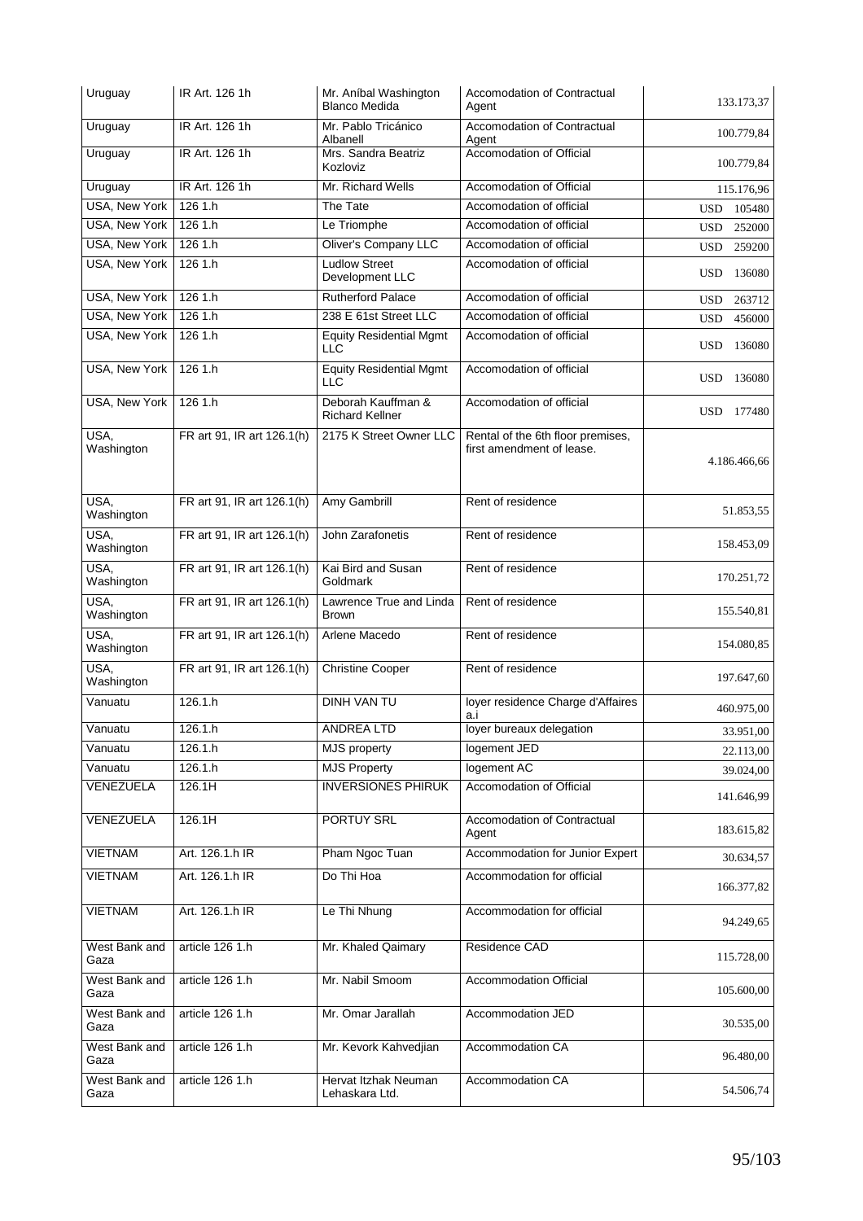| Uruguay | IR Art. 126 1h | Mr. Aníbal Washington Blanco Medida | Accomodation of Contractual Agent | 133.173,37 |
|---|---|---|---|---|
| Uruguay | IR Art. 126 1h | Mr. Pablo Tricánico Albanell | Accomodation of Contractual Agent | 100.779,84 |
| Uruguay | IR Art. 126 1h | Mrs. Sandra Beatriz Kozloviz | Accomodation of Official | 100.779,84 |
| Uruguay | IR Art. 126 1h | Mr. Richard Wells | Accomodation of Official | 115.176,96 |
| USA, New York | 126 1.h | The Tate | Accomodation of official | USD 105480 |
| USA, New York | 126 1.h | Le Triomphe | Accomodation of official | USD 252000 |
| USA, New York | 126 1.h | Oliver's Company LLC | Accomodation of official | USD 259200 |
| USA, New York | 126 1.h | Ludlow Street Development LLC | Accomodation of official | USD 136080 |
| USA, New York | 126 1.h | Rutherford Palace | Accomodation of official | USD 263712 |
| USA, New York | 126 1.h | 238 E 61st Street LLC | Accomodation of official | USD 456000 |
| USA, New York | 126 1.h | Equity Residential Mgmt LLC | Accomodation of official | USD 136080 |
| USA, New York | 126 1.h | Equity Residential Mgmt LLC | Accomodation of official | USD 136080 |
| USA, New York | 126 1.h | Deborah Kauffman & Richard Kellner | Accomodation of official | USD 177480 |
| USA, Washington | FR art 91, IR art 126.1(h) | 2175 K Street Owner LLC | Rental of the 6th floor premises, first amendment of lease. | 4.186.466,66 |
| USA, Washington | FR art 91, IR art 126.1(h) | Amy Gambrill | Rent of residence | 51.853,55 |
| USA, Washington | FR art 91, IR art 126.1(h) | John Zarafonetis | Rent of residence | 158.453,09 |
| USA, Washington | FR art 91, IR art 126.1(h) | Kai Bird and Susan Goldmark | Rent of residence | 170.251,72 |
| USA, Washington | FR art 91, IR art 126.1(h) | Lawrence True and Linda Brown | Rent of residence | 155.540,81 |
| USA, Washington | FR art 91, IR art 126.1(h) | Arlene Macedo | Rent of residence | 154.080,85 |
| USA, Washington | FR art 91, IR art 126.1(h) | Christine Cooper | Rent of residence | 197.647,60 |
| Vanuatu | 126.1.h | DINH VAN TU | loyer residence Charge d'Affaires a.i | 460.975,00 |
| Vanuatu | 126.1.h | ANDREA LTD | loyer bureaux delegation | 33.951,00 |
| Vanuatu | 126.1.h | MJS property | logement JED | 22.113,00 |
| Vanuatu | 126.1.h | MJS Property | logement AC | 39.024,00 |
| VENEZUELA | 126.1H | INVERSIONES PHIRUK | Accomodation of Official | 141.646,99 |
| VENEZUELA | 126.1H | PORTUY SRL | Accomodation of Contractual Agent | 183.615,82 |
| VIETNAM | Art. 126.1.h IR | Pham Ngoc Tuan | Accommodation for Junior Expert | 30.634,57 |
| VIETNAM | Art. 126.1.h IR | Do Thi Hoa | Accommodation for official | 166.377,82 |
| VIETNAM | Art. 126.1.h IR | Le Thi Nhung | Accommodation for official | 94.249,65 |
| West Bank and Gaza | article 126 1.h | Mr. Khaled Qaimary | Residence CAD | 115.728,00 |
| West Bank and Gaza | article 126 1.h | Mr. Nabil Smoom | Accommodation Official | 105.600,00 |
| West Bank and Gaza | article 126 1.h | Mr. Omar Jarallah | Accommodation JED | 30.535,00 |
| West Bank and Gaza | article 126 1.h | Mr. Kevork Kahvedjian | Accommodation CA | 96.480,00 |
| West Bank and Gaza | article 126 1.h | Hervat Itzhak Neuman Lehaskara Ltd. | Accommodation CA | 54.506,74 |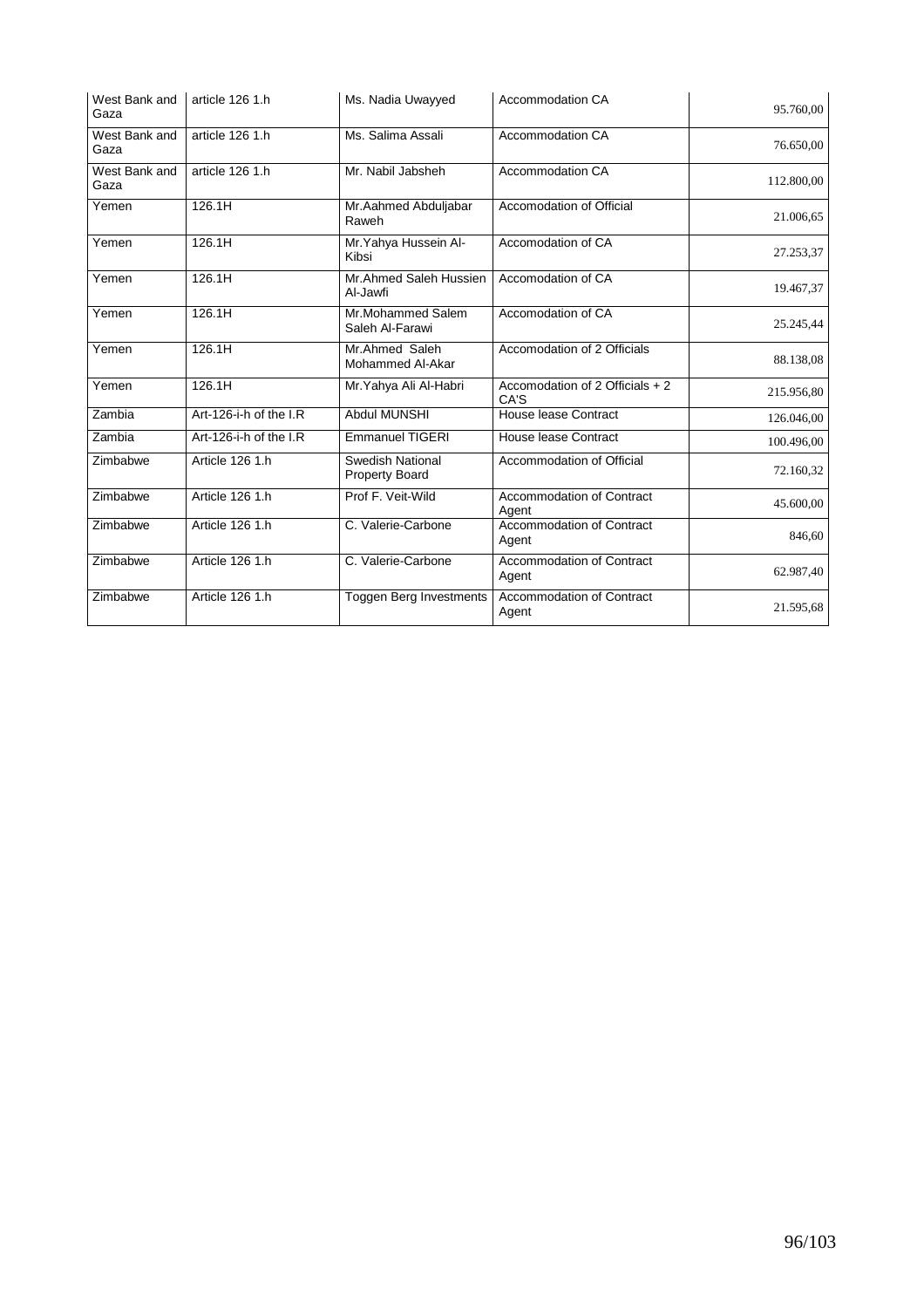| West Bank and Gaza | article 126 1.h | Ms. Nadia Uwayyed | Accommodation CA | 95.760,00 |
|---|---|---|---|---|
| West Bank and Gaza | article 126 1.h | Ms. Salima Assali | Accommodation CA | 76.650,00 |
| West Bank and Gaza | article 126 1.h | Mr. Nabil Jabsheh | Accommodation CA | 112.800,00 |
| Yemen | 126.1H | Mr.Aahmed Abduljabar Raweh | Accomodation of Official | 21.006,65 |
| Yemen | 126.1H | Mr.Yahya Hussein Al-Kibsi | Accomodation of CA | 27.253,37 |
| Yemen | 126.1H | Mr.Ahmed Saleh Hussien Al-Jawfi | Accomodation of CA | 19.467,37 |
| Yemen | 126.1H | Mr.Mohammed Salem Saleh Al-Farawi | Accomodation of CA | 25.245,44 |
| Yemen | 126.1H | Mr.Ahmed Saleh Mohammed Al-Akar | Accomodation of 2 Officials | 88.138,08 |
| Yemen | 126.1H | Mr.Yahya Ali Al-Habri | Accomodation of 2 Officials + 2 CA'S | 215.956,80 |
| Zambia | Art-126-i-h of the I.R | Abdul MUNSHI | House lease Contract | 126.046,00 |
| Zambia | Art-126-i-h of the I.R | Emmanuel TIGERI | House lease Contract | 100.496,00 |
| Zimbabwe | Article 126 1.h | Swedish National Property Board | Accommodation of Official | 72.160,32 |
| Zimbabwe | Article 126 1.h | Prof F. Veit-Wild | Accommodation of Contract Agent | 45.600,00 |
| Zimbabwe | Article 126 1.h | C. Valerie-Carbone | Accommodation of Contract Agent | 846,60 |
| Zimbabwe | Article 126 1.h | C. Valerie-Carbone | Accommodation of Contract Agent | 62.987,40 |
| Zimbabwe | Article 126 1.h | Toggen Berg Investments | Accommodation of Contract Agent | 21.595,68 |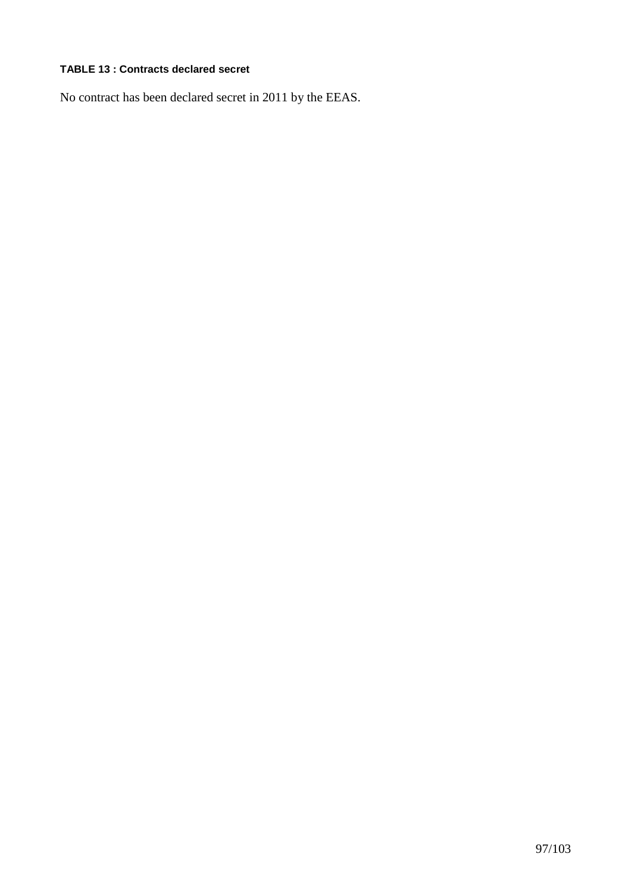**TABLE 13 : Contracts declared secret**

No contract has been declared secret in 2011 by the EEAS.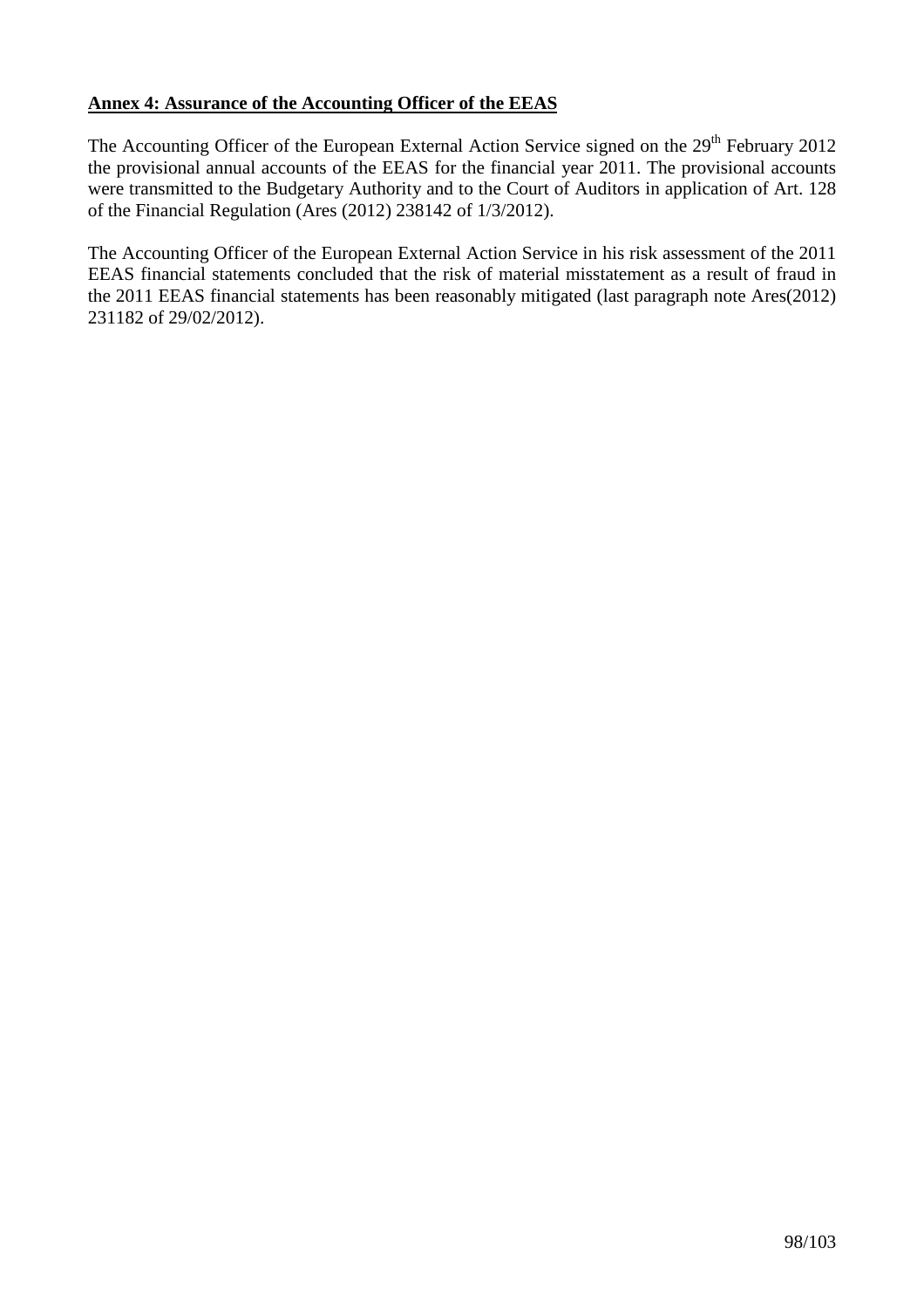**Annex 4: Assurance of the Accounting Officer of the EEAS**

The Accounting Officer of the European External Action Service signed on the 29th February 2012 the provisional annual accounts of the EEAS for the financial year 2011. The provisional accounts were transmitted to the Budgetary Authority and to the Court of Auditors in application of Art. 128 of the Financial Regulation (Ares (2012) 238142 of 1/3/2012).

The Accounting Officer of the European External Action Service in his risk assessment of the 2011 EEAS financial statements concluded that the risk of material misstatement as a result of fraud in the 2011 EEAS financial statements has been reasonably mitigated (last paragraph note Ares(2012) 231182 of 29/02/2012).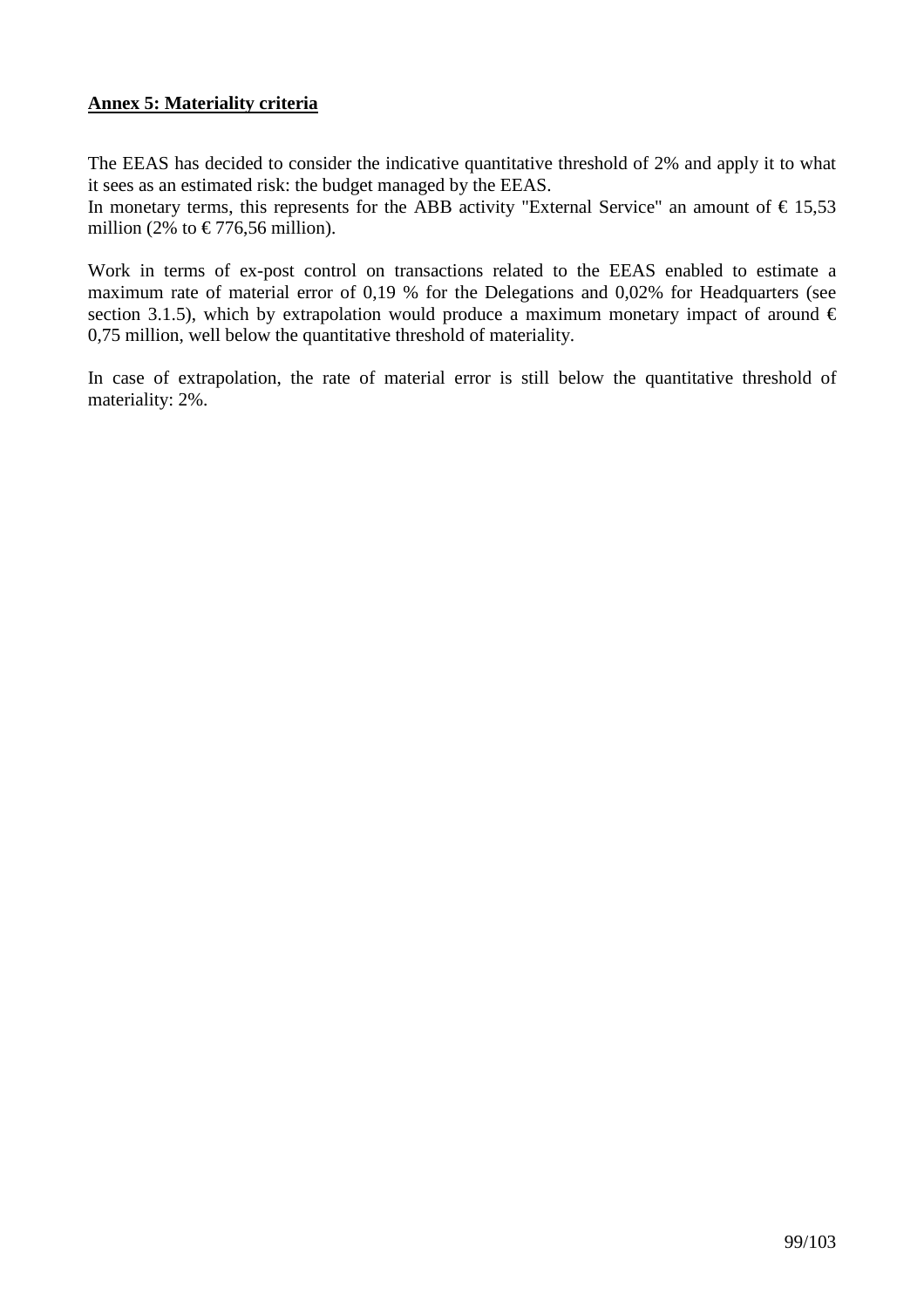**Annex 5: Materiality criteria**

The EEAS has decided to consider the indicative quantitative threshold of 2% and apply it to what it sees as an estimated risk: the budget managed by the EEAS.
In monetary terms, this represents for the ABB activity "External Service" an amount of € 15,53 million (2% to € 776,56 million).

Work in terms of ex-post control on transactions related to the EEAS enabled to estimate a maximum rate of material error of 0,19 % for the Delegations and 0,02% for Headquarters (see section 3.1.5), which by extrapolation would produce a maximum monetary impact of around € 0,75 million, well below the quantitative threshold of materiality.

In case of extrapolation, the rate of material error is still below the quantitative threshold of materiality: 2%.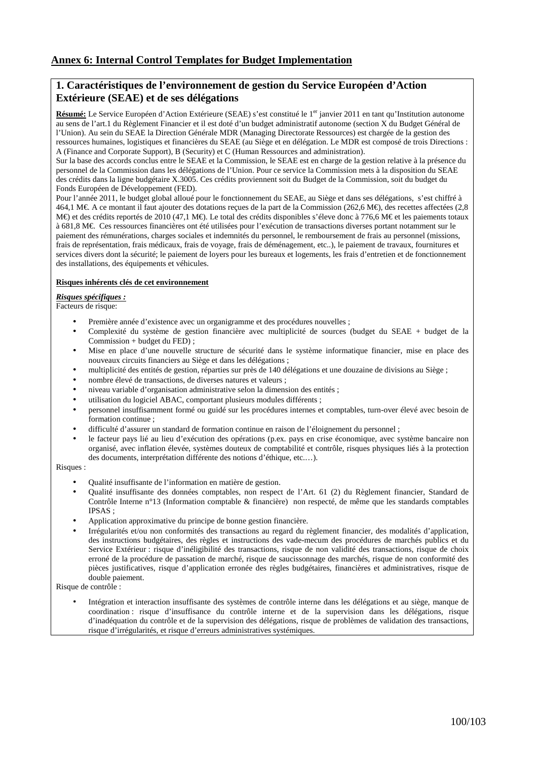## Annex 6: Internal Control Templates for Budget Implementation

### 1. Caractéristiques de l'environnement de gestion du Service Européen d'Action Extérieure (SEAE) et de ses délégations

**Résumé:** Le Service Européen d'Action Extérieure (SEAE) s'est constitué le 1er janvier 2011 en tant qu'Institution autonome au sens de l'art.1 du Règlement Financier et il est doté d'un budget administratif autonome (section X du Budget Général de l'Union). Au sein du SEAE la Direction Générale MDR (Managing Directorate Ressources) est chargée de la gestion des ressources humaines, logistiques et financières du SEAE (au Siège et en délégation. Le MDR est composé de trois Directions : A (Finance and Corporate Support), B (Security) et C (Human Ressources and administration).

Sur la base des accords conclus entre le SEAE et la Commission, le SEAE est en charge de la gestion relative à la présence du personnel de la Commission dans les délégations de l'Union. Pour ce service la Commission mets à la disposition du SEAE des crédits dans la ligne budgétaire X.3005. Ces crédits proviennent soit du Budget de la Commission, soit du budget du Fonds Européen de Développement (FED).

Pour l'année 2011, le budget global alloué pour le fonctionnement du SEAE, au Siège et dans ses délégations, s'est chiffré à 464,1 M€. A ce montant il faut ajouter des dotations reçues de la part de la Commission (262,6 M€), des recettes affectées (2,8 M€) et des crédits reportés de 2010 (47,1 M€). Le total des crédits disponibles s'éleve donc à 776,6 M€ et les paiements totaux à 681,8 M€. Ces ressources financières ont été utilisées pour l'exécution de transactions diverses portant notamment sur le paiement des rémunérations, charges sociales et indemnités du personnel, le remboursement de frais au personnel (missions, frais de représentation, frais médicaux, frais de voyage, frais de déménagement, etc..), le paiement de travaux, fournitures et services divers dont la sécurité; le paiement de loyers pour les bureaux et logements, les frais d'entretien et de fonctionnement des installations, des équipements et véhicules.

**Risques inhérents clés de cet environnement**

***Risques spécifiques :***

Facteurs de risque:

- Première année d'existence avec un organigramme et des procédures nouvelles ;
- Complexité du système de gestion financière avec multiplicité de sources (budget du SEAE + budget de la Commission + budget du FED) ;
- Mise en place d'une nouvelle structure de sécurité dans le système informatique financier, mise en place des nouveaux circuits financiers au Siège et dans les délégations ;
- multiplicité des entités de gestion, réparties sur près de 140 délégations et une douzaine de divisions au Siège ;
- nombre élevé de transactions, de diverses natures et valeurs ;
- niveau variable d'organisation administrative selon la dimension des entités ;
- utilisation du logiciel ABAC, comportant plusieurs modules différents ;
- personnel insuffisamment formé ou guidé sur les procédures internes et comptables, turn-over élevé avec besoin de formation continue ;
- difficulté d'assurer un standard de formation continue en raison de l'éloignement du personnel ;
- le facteur pays lié au lieu d'exécution des opérations (p.ex. pays en crise économique, avec système bancaire non organisé, avec inflation élevée, systèmes douteux de comptabilité et contrôle, risques physiques liés à la protection des documents, interprétation différente des notions d'éthique, etc.…).

Risques :

- Qualité insuffisante de l'information en matière de gestion.
- Qualité insuffisante des données comptables, non respect de l'Art. 61 (2) du Règlement financier, Standard de Contrôle Interne n°13 (Information comptable & financière) non respecté, de même que les standards comptables IPSAS ;
- Application approximative du principe de bonne gestion financière.
- Irrégularités et/ou non conformités des transactions au regard du règlement financier, des modalités d'application, des instructions budgétaires, des règles et instructions des vade-mecum des procédures de marchés publics et du Service Extérieur : risque d'inéligibilité des transactions, risque de non validité des transactions, risque de choix erroné de la procédure de passation de marché, risque de saucissonnage des marchés, risque de non conformité des pièces justificatives, risque d'application erronée des règles budgétaires, financières et administratives, risque de double paiement.

Risque de contrôle :

- Intégration et interaction insuffisante des systèmes de contrôle interne dans les délégations et au siège, manque de coordination : risque d'insuffisance du contrôle interne et de la supervision dans les délégations, risque d'inadéquation du contrôle et de la supervision des délégations, risque de problèmes de validation des transactions, risque d'irrégularités, et risque d'erreurs administratives systémiques.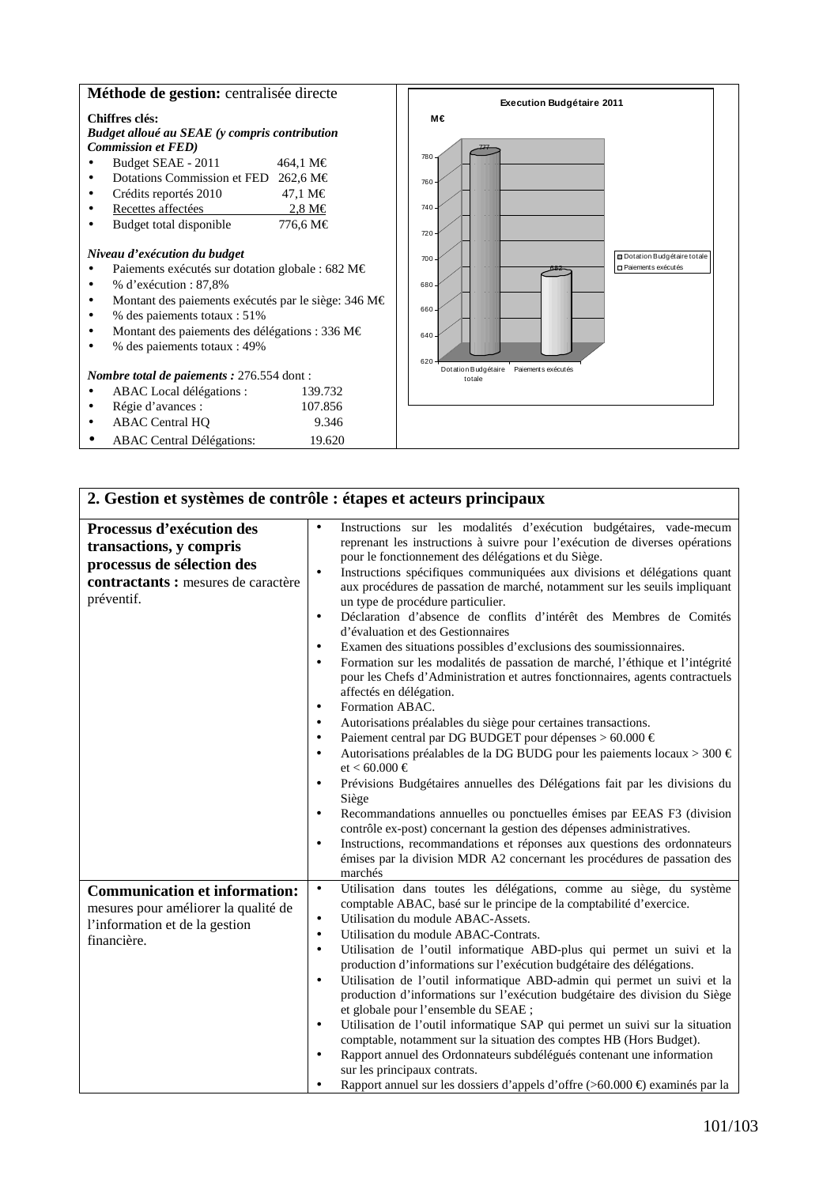**Méthode de gestion:** centralisée directe

**Chiffres clés:**

***Budget alloué au SEAE (y compris contribution Commission et FED)***

- Budget SEAE - 2011 464,1 M€
- Dotations Commission et FED 262,6 M€
- Crédits reportés 2010 47,1 M€
- Recettes affectées 2,8 M€
- Budget total disponible 776,6 M€

***Niveau d'exécution du budget***

- Paiements exécutés sur dotation globale : 682 M€
- % d'exécution : 87,8%
- Montant des paiements exécutés par le siège: 346 M€
- % des paiements totaux : 51%
- Montant des paiements des délégations : 336 M€
- % des paiements totaux : 49%

***Nombre total de paiements :*** 276.554 dont :

- ABAC Local délégations : 139.732
- Régie d'avances : 107.856
- ABAC Central HQ 9.346
- ABAC Central Délégations: 19.620

**Execution Budgétaire 2011**

M€

| | Dotation Budgétaire totale | Paiements exécutés |
|---|---|---|
| M€ | 777 | 682 |

## 2. Gestion et systèmes de contrôle : étapes et acteurs principaux

| | |
|---|---|
| **Processus d'exécution des transactions, y compris processus de sélection des contractants :** mesures de caractère préventif. | • Instructions sur les modalités d'exécution budgétaires, vade-mecum reprenant les instructions à suivre pour l'exécution de diverses opérations pour le fonctionnement des délégations et du Siège.<br>• Instructions spécifiques communiquées aux divisions et délégations quant aux procédures de passation de marché, notamment sur les seuils impliquant un type de procédure particulier.<br>• Déclaration d'absence de conflits d'intérêt des Membres de Comités d'évaluation et des Gestionnaires<br>• Examen des situations possibles d'exclusions des soumissionnaires.<br>• Formation sur les modalités de passation de marché, l'éthique et l'intégrité pour les Chefs d'Administration et autres fonctionnaires, agents contractuels affectés en délégation.<br>• Formation ABAC.<br>• Autorisations préalables du siège pour certaines transactions.<br>• Paiement central par DG BUDGET pour dépenses > 60.000 €<br>• Autorisations préalables de la DG BUDG pour les paiements locaux > 300 € et < 60.000 €<br>• Prévisions Budgétaires annuelles des Délégations fait par les divisions du Siège<br>• Recommandations annuelles ou ponctuelles émises par EEAS F3 (division contrôle ex-post) concernant la gestion des dépenses administratives.<br>• Instructions, recommandations et réponses aux questions des ordonnateurs émises par la division MDR A2 concernant les procédures de passation des marchés |
| **Communication et information:** mesures pour améliorer la qualité de l'information et de la gestion financière. | • Utilisation dans toutes les délégations, comme au siège, du système comptable ABAC, basé sur le principe de la comptabilité d'exercice.<br>• Utilisation du module ABAC-Assets.<br>• Utilisation du module ABAC-Contrats.<br>• Utilisation de l'outil informatique ABD-plus qui permet un suivi et la production d'informations sur l'exécution budgétaire des délégations.<br>• Utilisation de l'outil informatique ABD-admin qui permet un suivi et la production d'informations sur l'exécution budgétaire des division du Siège et globale pour l'ensemble du SEAE ;<br>• Utilisation de l'outil informatique SAP qui permet un suivi sur la situation comptable, notamment sur la situation des comptes HB (Hors Budget).<br>• Rapport annuel des Ordonnateurs subdélégués contenant une information sur les principaux contrats.<br>• Rapport annuel sur les dossiers d'appels d'offre (>60.000 €) examinés par la |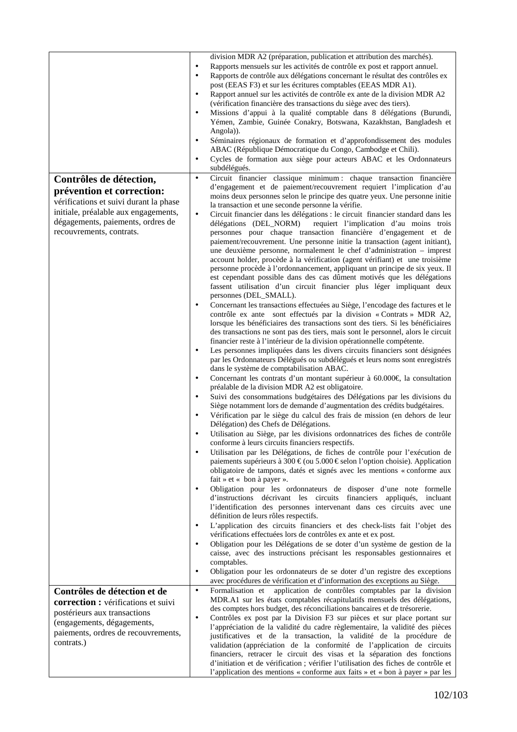| | |
|---|---|
| | division MDR A2 (préparation, publication et attribution des marchés).<br>• Rapports mensuels sur les activités de contrôle ex post et rapport annuel.<br>• Rapports de contrôle aux délégations concernant le résultat des contrôles ex post (EEAS F3) et sur les écritures comptables (EEAS MDR A1).<br>• Rapport annuel sur les activités de contrôle ex ante de la division MDR A2 (vérification financière des transactions du siège avec des tiers).<br>• Missions d'appui à la qualité comptable dans 8 délégations (Burundi, Yémen, Zambie, Guinée Conakry, Botswana, Kazakhstan, Bangladesh et Angola)).<br>• Séminaires régionaux de formation et d'approfondissement des modules ABAC (République Démocratique du Congo, Cambodge et Chili).<br>• Cycles de formation aux siège pour acteurs ABAC et les Ordonnateurs subdélégués. |
| **Contrôles de détection, prévention et correction:** vérifications et suivi durant la phase initiale, préalable aux engagements, dégagements, paiements, ordres de recouvrements, contrats. | • Circuit financier classique minimum : chaque transaction financière d'engagement et de paiement/recouvrement requiert l'implication d'au moins deux personnes selon le principe des quatre yeux. Une personne initie la transaction et une seconde personne la vérifie.<br>• Circuit financier dans les délégations : le circuit financier standard dans les délégations (DEL_NORM) requiert l'implication d'au moins trois personnes pour chaque transaction financière d'engagement et de paiement/recouvrement. Une personne initie la transaction (agent initiant), une deuxième personne, normalement le chef d'administration – imprest account holder, procède à la vérification (agent vérifiant) et une troisième personne procède à l'ordonnancement, appliquant un principe de six yeux. Il est cependant possible dans des cas dûment motivés que les délégations fassent utilisation d'un circuit financier plus léger impliquant deux personnes (DEL_SMALL).<br>• Concernant les transactions effectuées au Siège, l'encodage des factures et le contrôle ex ante sont effectués par la division « Contrats » MDR A2, lorsque les bénéficiaires des transactions sont des tiers. Si les bénéficiaires des transactions ne sont pas des tiers, mais sont le personnel, alors le circuit financier reste à l'intérieur de la division opérationnelle compétente.<br>• Les personnes impliquées dans les divers circuits financiers sont désignées par les Ordonnateurs Délégués ou subdélégués et leurs noms sont enregistrés dans le système de comptabilisation ABAC.<br>• Concernant les contrats d'un montant supérieur à 60.000€, la consultation préalable de la division MDR A2 est obligatoire.<br>• Suivi des consommations budgétaires des Délégations par les divisions du Siège notamment lors de demande d'augmentation des crédits budgétaires.<br>• Vérification par le siège du calcul des frais de mission (en dehors de leur Délégation) des Chefs de Délégations.<br>• Utilisation au Siège, par les divisions ordonnatrices des fiches de contrôle conforme à leurs circuits financiers respectifs.<br>• Utilisation par les Délégations, de fiches de contrôle pour l'exécution de paiements supérieurs à 300 € (ou 5.000 € selon l'option choisie). Application obligatoire de tampons, datés et signés avec les mentions « conforme aux fait » et « bon à payer ».<br>• Obligation pour les ordonnateurs de disposer d'une note formelle d'instructions décrivant les circuits financiers appliqués, incluant l'identification des personnes intervenant dans ces circuits avec une définition de leurs rôles respectifs.<br>• L'application des circuits financiers et des check-lists fait l'objet des vérifications effectuées lors de contrôles ex ante et ex post.<br>• Obligation pour les Délégations de se doter d'un système de gestion de la caisse, avec des instructions précisant les responsables gestionnaires et comptables.<br>• Obligation pour les ordonnateurs de se doter d'un registre des exceptions avec procédures de vérification et d'information des exceptions au Siège. |
| **Contrôles de détection et de correction :** vérifications et suivi postérieurs aux transactions (engagements, dégagements, paiements, ordres de recouvrements, contrats.) | • Formalisation et application de contrôles comptables par la division MDR.A1 sur les états comptables récapitulatifs mensuels des délégations, des comptes hors budget, des réconciliations bancaires et de trésorerie.<br>• Contrôles ex post par la Division F3 sur pièces et sur place portant sur l'appréciation de la validité du cadre règlementaire, la validité des pièces justificatives et de la transaction, la validité de la procédure de validation (appréciation de la conformité de l'application de circuits financiers, retracer le circuit des visas et la séparation des fonctions d'initiation et de vérification ; vérifier l'utilisation des fiches de contrôle et l'application des mentions « conforme aux faits » et « bon à payer » par les |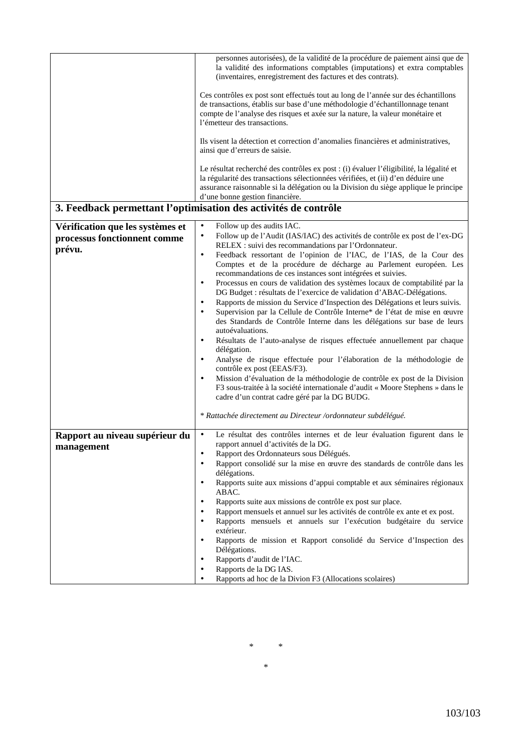| | |
|---|---|
| | personnes autorisées), de la validité de la procédure de paiement ainsi que de la validité des informations comptables (imputations) et extra comptables (inventaires, enregistrement des factures et des contrats).<br><br>Ces contrôles ex post sont effectués tout au long de l'année sur des échantillons de transactions, établis sur base d'une méthodologie d'échantillonnage tenant compte de l'analyse des risques et axée sur la nature, la valeur monétaire et l'émetteur des transactions.<br><br>Ils visent la détection et correction d'anomalies financières et administratives, ainsi que d'erreurs de saisie.<br><br>Le résultat recherché des contrôles ex post : (i) évaluer l'éligibilité, la légalité et la régularité des transactions sélectionnées vérifiées, et (ii) d'en déduire une assurance raisonnable si la délégation ou la Division du siège applique le principe d'une bonne gestion financière. |
| **3. Feedback permettant l'optimisation des activités de contrôle** | |
| **Vérification que les systèmes et processus fonctionnent comme prévu.** | • Follow up des audits IAC.<br>• Follow up de l'Audit (IAS/IAC) des activités de contrôle ex post de l'ex-DG RELEX : suivi des recommandations par l'Ordonnateur.<br>• Feedback ressortant de l'opinion de l'IAC, de l'IAS, de la Cour des Comptes et de la procédure de décharge au Parlement européen. Les recommandations de ces instances sont intégrées et suivies.<br>• Processus en cours de validation des systèmes locaux de comptabilité par la DG Budget : résultats de l'exercice de validation d'ABAC-Délégations.<br>• Rapports de mission du Service d'Inspection des Délégations et leurs suivis.<br>• Supervision par la Cellule de Contrôle Interne* de l'état de mise en œuvre des Standards de Contrôle Interne dans les délégations sur base de leurs autoévaluations.<br>• Résultats de l'auto-analyse de risques effectuée annuellement par chaque délégation.<br>• Analyse de risque effectuée pour l'élaboration de la méthodologie de contrôle ex post (EEAS/F3).<br>• Mission d'évaluation de la méthodologie de contrôle ex post de la Division F3 sous-traitée à la société internationale d'audit « Moore Stephens » dans le cadre d'un contrat cadre géré par la DG BUDG.<br><br>*\* Rattachée directement au Directeur /ordonnateur subdélégué.* |
| **Rapport au niveau supérieur du management** | • Le résultat des contrôles internes et de leur évaluation figurent dans le rapport annuel d'activités de la DG.<br>• Rapport des Ordonnateurs sous Délégués.<br>• Rapport consolidé sur la mise en œuvre des standards de contrôle dans les délégations.<br>• Rapports suite aux missions d'appui comptable et aux séminaires régionaux ABAC.<br>• Rapports suite aux missions de contrôle ex post sur place.<br>• Rapport mensuels et annuel sur les activités de contrôle ex ante et ex post.<br>• Rapports mensuels et annuels sur l'exécution budgétaire du service extérieur.<br>• Rapports de mission et Rapport consolidé du Service d'Inspection des Délégations.<br>• Rapports d'audit de l'IAC.<br>• Rapports de la DG IAS.<br>• Rapports ad hoc de la Divion F3 (Allocations scolaires) |

\*     \*

\*